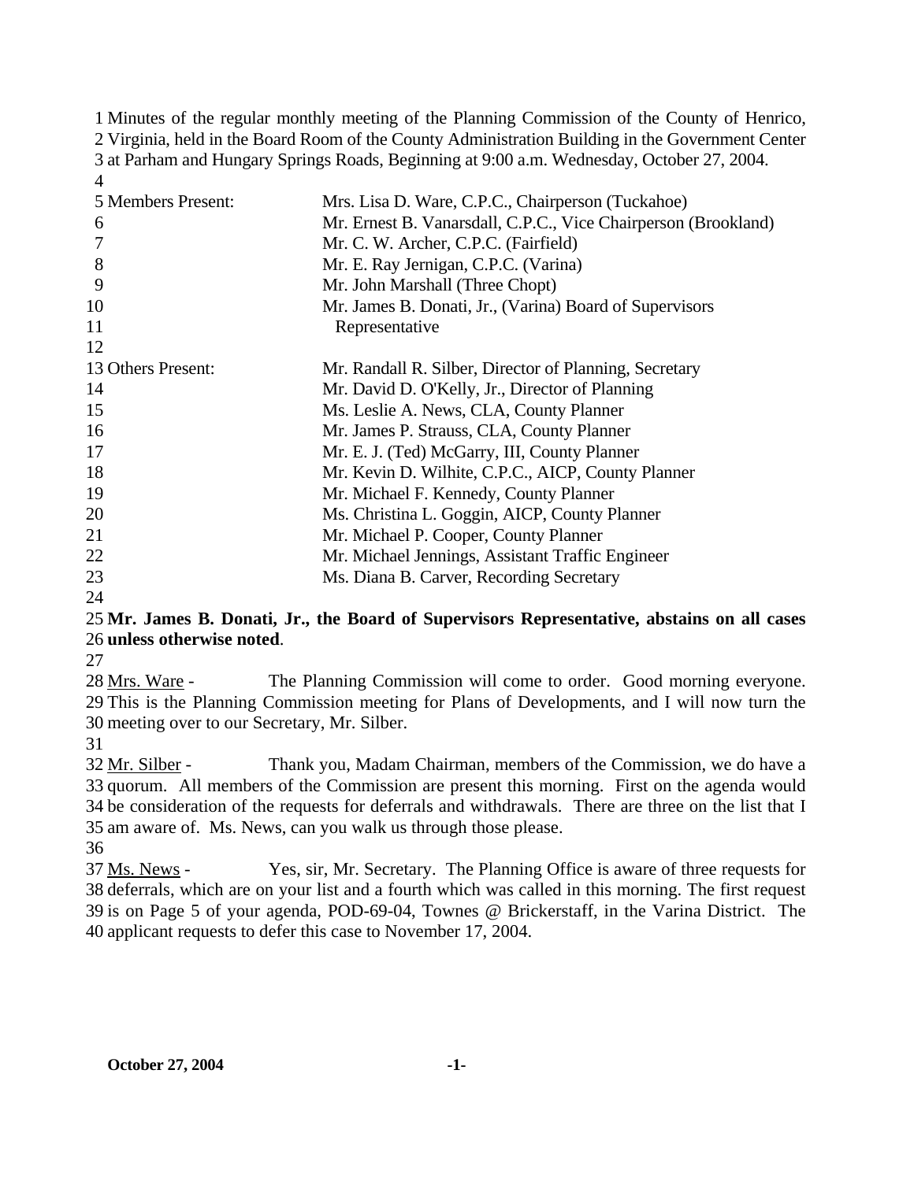Minutes of the regular monthly meeting of the Planning Commission of the County of Henrico, Virginia, held in the Board Room of the County Administration Building in the Government Center at Parham and Hungary Springs Roads, Beginning at 9:00 a.m. Wednesday, October 27, 2004.

| | |
|---|---|
| Members Present: | Mrs. Lisa D. Ware, C.P.C., Chairperson (Tuckahoe) |
| | Mr. Ernest B. Vanarsdall, C.P.C., Vice Chairperson (Brookland) |
| | Mr. C. W. Archer, C.P.C. (Fairfield) |
| | Mr. E. Ray Jernigan, C.P.C. (Varina) |
| | Mr. John Marshall (Three Chopt) |
| | Mr. James B. Donati, Jr., (Varina) Board of Supervisors Representative |
| Others Present: | Mr. Randall R. Silber, Director of Planning, Secretary |
| | Mr. David D. O'Kelly, Jr., Director of Planning |
| | Ms. Leslie A. News, CLA, County Planner |
| | Mr. James P. Strauss, CLA, County Planner |
| | Mr. E. J. (Ted) McGarry, III, County Planner |
| | Mr. Kevin D. Wilhite, C.P.C., AICP, County Planner |
| | Mr. Michael F. Kennedy, County Planner |
| | Ms. Christina L. Goggin, AICP, County Planner |
| | Mr. Michael P. Cooper, County Planner |
| | Mr. Michael Jennings, Assistant Traffic Engineer |
| | Ms. Diana B. Carver, Recording Secretary |

**Mr. James B. Donati, Jr., the Board of Supervisors Representative, abstains on all cases unless otherwise noted**.

Mrs. Ware - The Planning Commission will come to order. Good morning everyone. This is the Planning Commission meeting for Plans of Developments, and I will now turn the meeting over to our Secretary, Mr. Silber.

Mr. Silber - Thank you, Madam Chairman, members of the Commission, we do have a quorum. All members of the Commission are present this morning. First on the agenda would be consideration of the requests for deferrals and withdrawals. There are three on the list that I am aware of. Ms. News, can you walk us through those please.

Ms. News - Yes, sir, Mr. Secretary. The Planning Office is aware of three requests for deferrals, which are on your list and a fourth which was called in this morning. The first request is on Page 5 of your agenda, POD-69-04, Townes @ Brickerstaff, in the Varina District. The applicant requests to defer this case to November 17, 2004.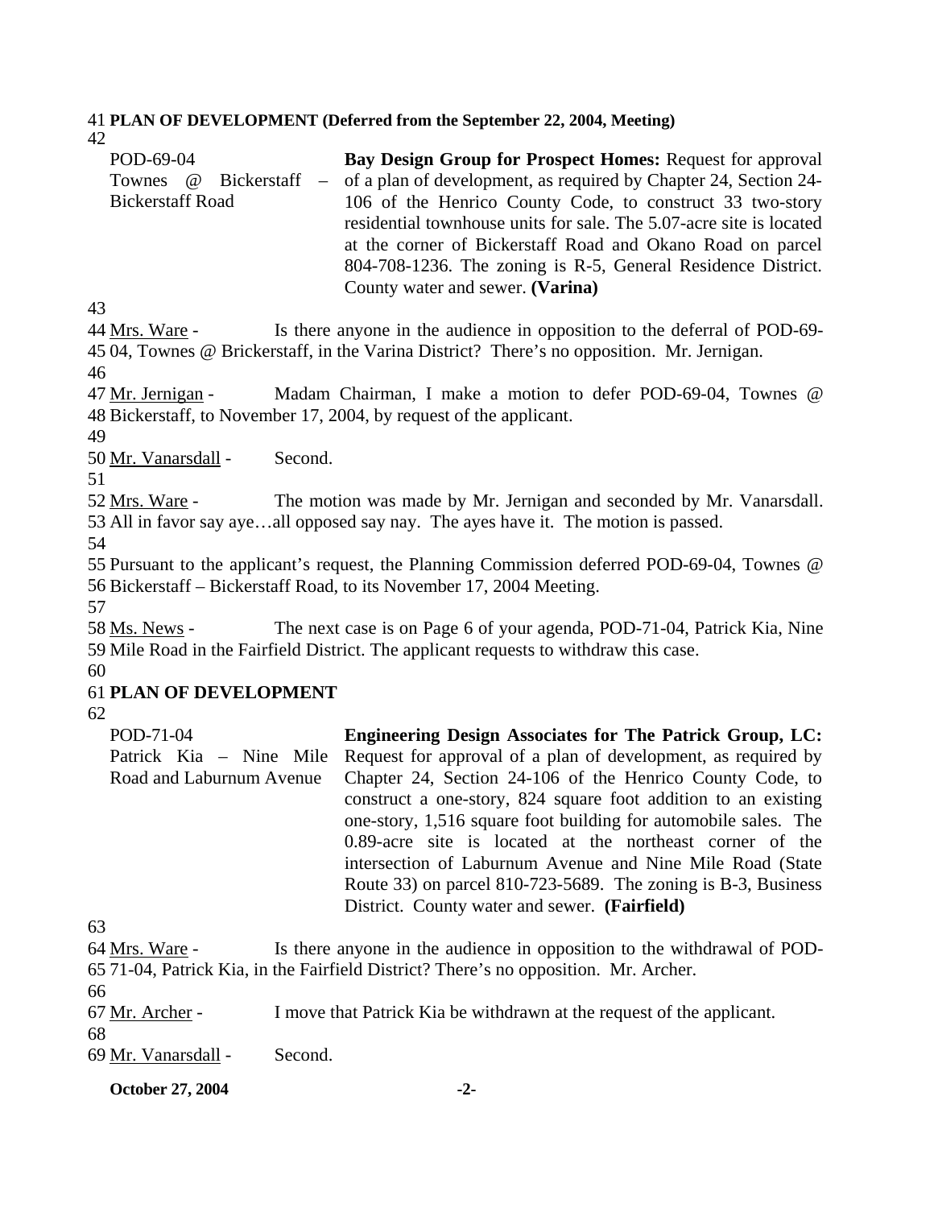**PLAN OF DEVELOPMENT (Deferred from the September 22, 2004, Meeting)**

| | |
|---|---|
| POD-69-04<br>Townes @ Bickerstaff – Bickerstaff Road | **Bay Design Group for Prospect Homes:** Request for approval of a plan of development, as required by Chapter 24, Section 24-106 of the Henrico County Code, to construct 33 two-story residential townhouse units for sale. The 5.07-acre site is located at the corner of Bickerstaff Road and Okano Road on parcel 804-708-1236. The zoning is R-5, General Residence District. County water and sewer. **(Varina)** |

Mrs. Ware - Is there anyone in the audience in opposition to the deferral of POD-69-04, Townes @ Brickerstaff, in the Varina District? There's no opposition. Mr. Jernigan.

Mr. Jernigan - Madam Chairman, I make a motion to defer POD-69-04, Townes @ Bickerstaff, to November 17, 2004, by request of the applicant.

Mr. Vanarsdall - Second.

Mrs. Ware - The motion was made by Mr. Jernigan and seconded by Mr. Vanarsdall. All in favor say aye…all opposed say nay. The ayes have it. The motion is passed.

Pursuant to the applicant's request, the Planning Commission deferred POD-69-04, Townes @ Bickerstaff – Bickerstaff Road, to its November 17, 2004 Meeting.

Ms. News - The next case is on Page 6 of your agenda, POD-71-04, Patrick Kia, Nine Mile Road in the Fairfield District. The applicant requests to withdraw this case.

**PLAN OF DEVELOPMENT**

| | |
|---|---|
| POD-71-04<br>Patrick Kia – Nine Mile Road and Laburnum Avenue | **Engineering Design Associates for The Patrick Group, LC:** Request for approval of a plan of development, as required by Chapter 24, Section 24-106 of the Henrico County Code, to construct a one-story, 824 square foot addition to an existing one-story, 1,516 square foot building for automobile sales. The 0.89-acre site is located at the northeast corner of the intersection of Laburnum Avenue and Nine Mile Road (State Route 33) on parcel 810-723-5689. The zoning is B-3, Business District. County water and sewer. **(Fairfield)** |

Mrs. Ware - Is there anyone in the audience in opposition to the withdrawal of POD-71-04, Patrick Kia, in the Fairfield District? There's no opposition. Mr. Archer.

Mr. Archer - I move that Patrick Kia be withdrawn at the request of the applicant.

Mr. Vanarsdall - Second.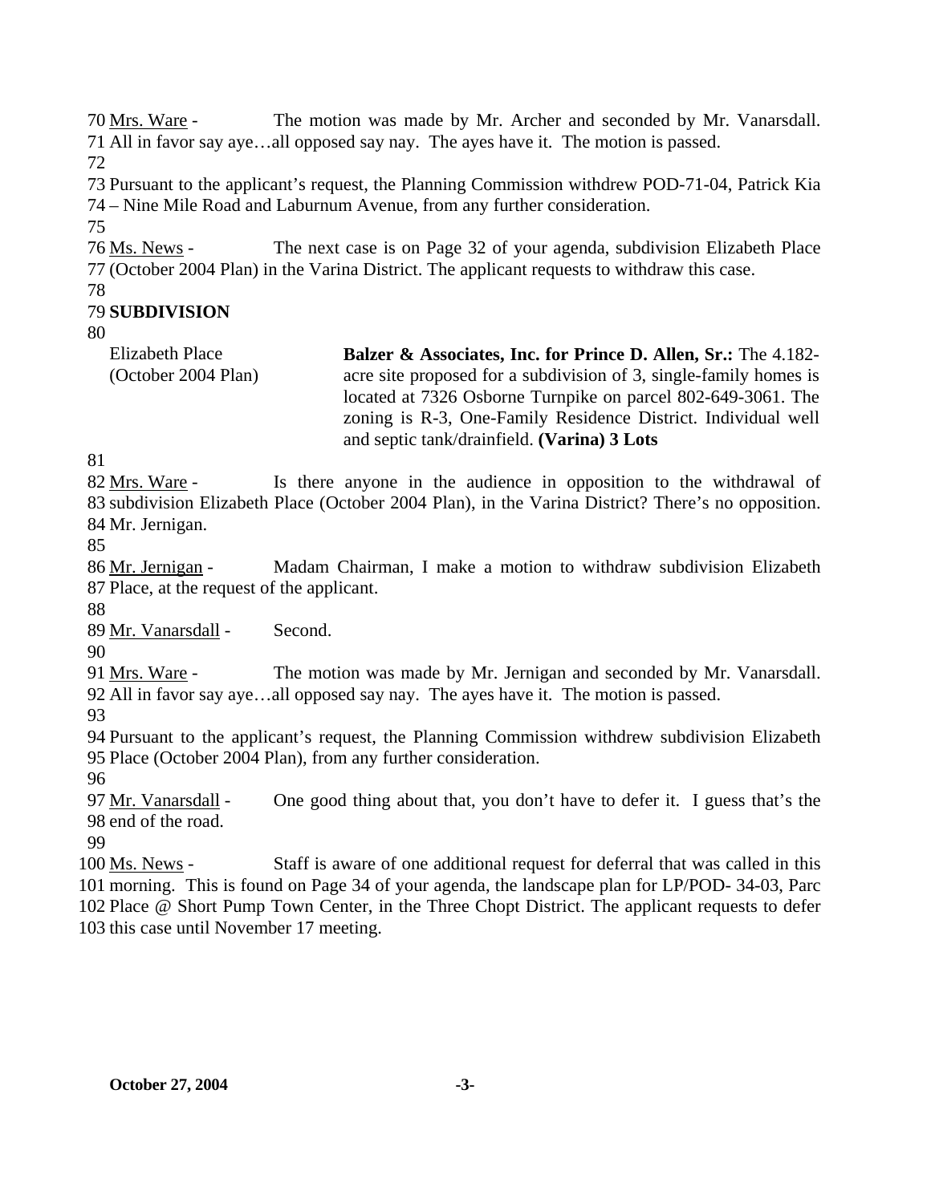70 Mrs. Ware - The motion was made by Mr. Archer and seconded by Mr. Vanarsdall.
71 All in favor say aye…all opposed say nay. The ayes have it. The motion is passed.
72
73 Pursuant to the applicant's request, the Planning Commission withdrew POD-71-04, Patrick Kia
74 – Nine Mile Road and Laburnum Avenue, from any further consideration.
75
76 Ms. News - The next case is on Page 32 of your agenda, subdivision Elizabeth Place
77 (October 2004 Plan) in the Varina District. The applicant requests to withdraw this case.
78
79 **SUBDIVISION**
80

| | |
|---|---|
| Elizabeth Place (October 2004 Plan) | **Balzer & Associates, Inc. for Prince D. Allen, Sr.:** The 4.182-acre site proposed for a subdivision of 3, single-family homes is located at 7326 Osborne Turnpike on parcel 802-649-3061. The zoning is R-3, One-Family Residence District. Individual well and septic tank/drainfield. **(Varina) 3 Lots** |

81
82 Mrs. Ware - Is there anyone in the audience in opposition to the withdrawal of
83 subdivision Elizabeth Place (October 2004 Plan), in the Varina District? There's no opposition.
84 Mr. Jernigan.
85
86 Mr. Jernigan - Madam Chairman, I make a motion to withdraw subdivision Elizabeth
87 Place, at the request of the applicant.
88
89 Mr. Vanarsdall - Second.
90
91 Mrs. Ware - The motion was made by Mr. Jernigan and seconded by Mr. Vanarsdall.
92 All in favor say aye…all opposed say nay. The ayes have it. The motion is passed.
93
94 Pursuant to the applicant's request, the Planning Commission withdrew subdivision Elizabeth
95 Place (October 2004 Plan), from any further consideration.
96
97 Mr. Vanarsdall - One good thing about that, you don't have to defer it. I guess that's the
98 end of the road.
99
100 Ms. News - Staff is aware of one additional request for deferral that was called in this
101 morning. This is found on Page 34 of your agenda, the landscape plan for LP/POD- 34-03, Parc
102 Place @ Short Pump Town Center, in the Three Chopt District. The applicant requests to defer
103 this case until November 17 meeting.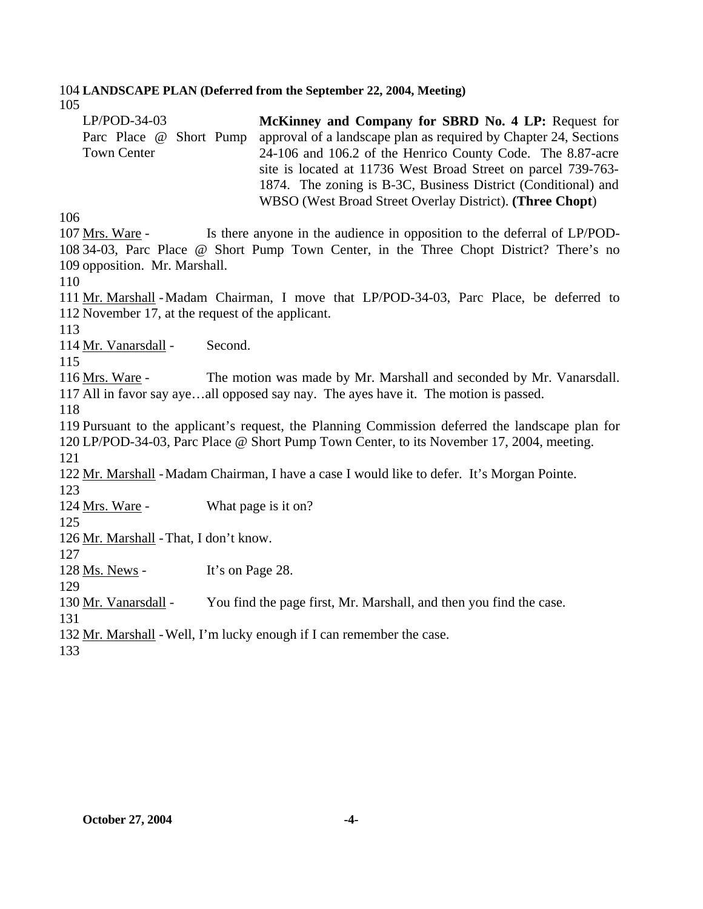**LANDSCAPE PLAN (Deferred from the September 22, 2004, Meeting)**

| | |
|---|---|
| LP/POD-34-03<br>Parc Place @ Short Pump Town Center | **McKinney and Company for SBRD No. 4 LP:** Request for approval of a landscape plan as required by Chapter 24, Sections 24-106 and 106.2 of the Henrico County Code. The 8.87-acre site is located at 11736 West Broad Street on parcel 739-763-1874. The zoning is B-3C, Business District (Conditional) and WBSO (West Broad Street Overlay District). **(Three Chopt)** |

Mrs. Ware - Is there anyone in the audience in opposition to the deferral of LP/POD-34-03, Parc Place @ Short Pump Town Center, in the Three Chopt District? There's no opposition. Mr. Marshall.

Mr. Marshall - Madam Chairman, I move that LP/POD-34-03, Parc Place, be deferred to November 17, at the request of the applicant.

Mr. Vanarsdall - Second.

Mrs. Ware - The motion was made by Mr. Marshall and seconded by Mr. Vanarsdall. All in favor say aye…all opposed say nay. The ayes have it. The motion is passed.

Pursuant to the applicant's request, the Planning Commission deferred the landscape plan for LP/POD-34-03, Parc Place @ Short Pump Town Center, to its November 17, 2004, meeting.

Mr. Marshall - Madam Chairman, I have a case I would like to defer. It's Morgan Pointe.

Mrs. Ware - What page is it on?

Mr. Marshall - That, I don't know.

Ms. News - It's on Page 28.

Mr. Vanarsdall - You find the page first, Mr. Marshall, and then you find the case.

Mr. Marshall - Well, I'm lucky enough if I can remember the case.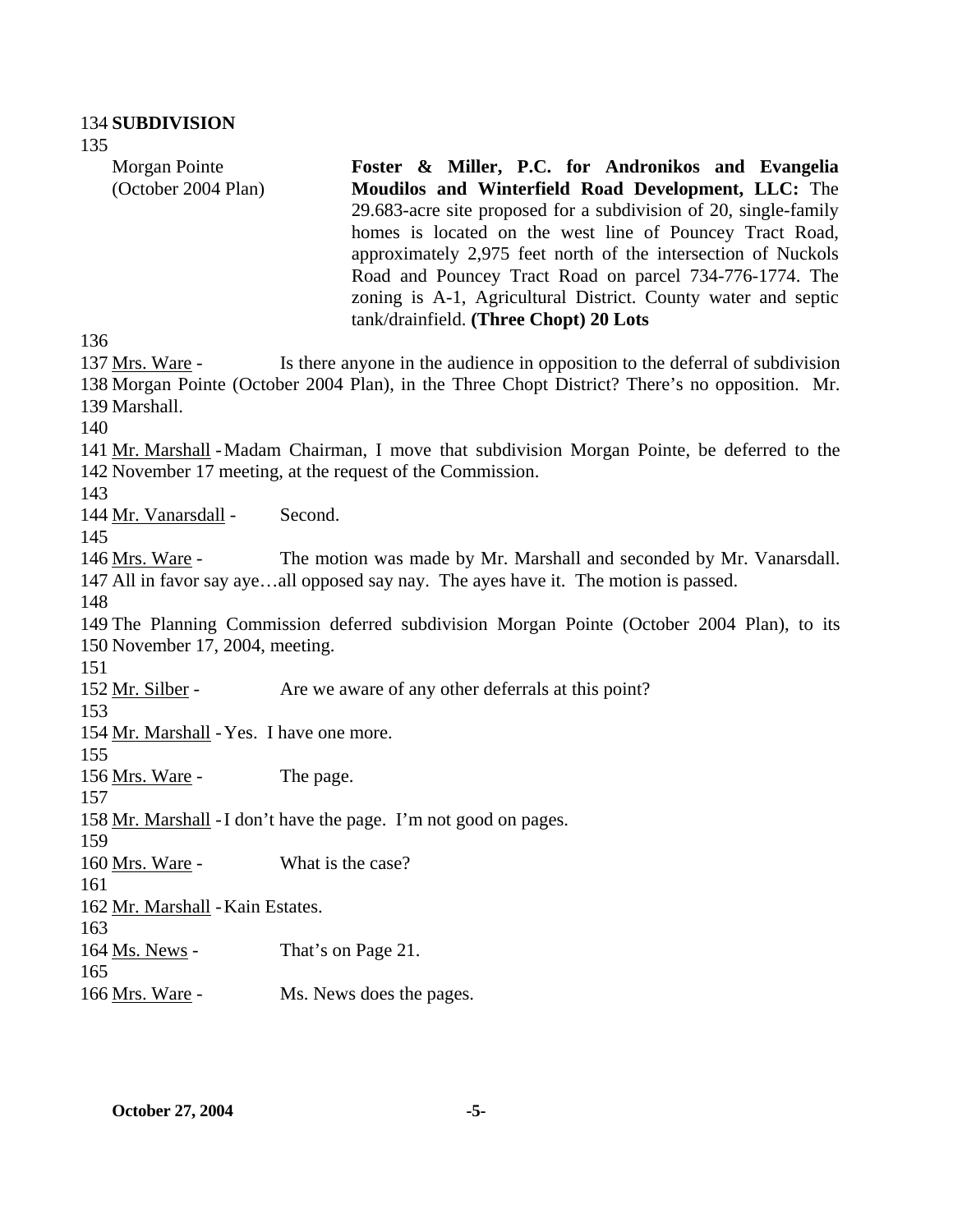134 **SUBDIVISION**

135

Morgan Pointe (October 2004 Plan)

**Foster & Miller, P.C. for Andronikos and Evangelia Moudilos and Winterfield Road Development, LLC:** The 29.683-acre site proposed for a subdivision of 20, single-family homes is located on the west line of Pouncey Tract Road, approximately 2,975 feet north of the intersection of Nuckols Road and Pouncey Tract Road on parcel 734-776-1774. The zoning is A-1, Agricultural District. County water and septic tank/drainfield. **(Three Chopt) 20 Lots**

136

137 Mrs. Ware - Is there anyone in the audience in opposition to the deferral of subdivision
138 Morgan Pointe (October 2004 Plan), in the Three Chopt District? There's no opposition. Mr.
139 Marshall.

140

141 Mr. Marshall - Madam Chairman, I move that subdivision Morgan Pointe, be deferred to the
142 November 17 meeting, at the request of the Commission.

143

144 Mr. Vanarsdall - Second.

145

146 Mrs. Ware - The motion was made by Mr. Marshall and seconded by Mr. Vanarsdall.
147 All in favor say aye…all opposed say nay. The ayes have it. The motion is passed.

148

149 The Planning Commission deferred subdivision Morgan Pointe (October 2004 Plan), to its
150 November 17, 2004, meeting.

151

152 Mr. Silber - Are we aware of any other deferrals at this point?

153

154 Mr. Marshall - Yes. I have one more.

155

156 Mrs. Ware - The page.

157

158 Mr. Marshall - I don't have the page. I'm not good on pages.

159

160 Mrs. Ware - What is the case?

161

162 Mr. Marshall - Kain Estates.

163

164 Ms. News - That's on Page 21.

165

166 Mrs. Ware - Ms. News does the pages.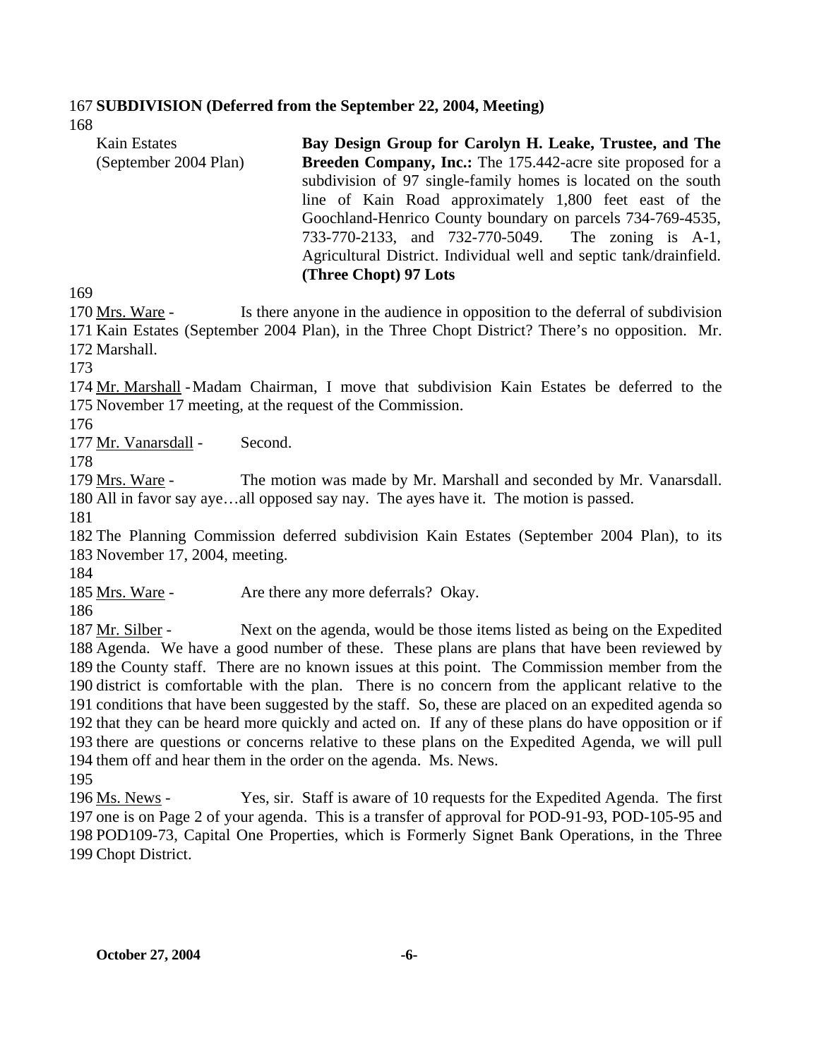**SUBDIVISION (Deferred from the September 22, 2004, Meeting)**

| | |
|---|---|
| Kain Estates (September 2004 Plan) | **Bay Design Group for Carolyn H. Leake, Trustee, and The Breeden Company, Inc.:** The 175.442-acre site proposed for a subdivision of 97 single-family homes is located on the south line of Kain Road approximately 1,800 feet east of the Goochland-Henrico County boundary on parcels 734-769-4535, 733-770-2133, and 732-770-5049. The zoning is A-1, Agricultural District. Individual well and septic tank/drainfield. **(Three Chopt) 97 Lots** |

Mrs. Ware - Is there anyone in the audience in opposition to the deferral of subdivision Kain Estates (September 2004 Plan), in the Three Chopt District? There's no opposition. Mr. Marshall.

Mr. Marshall - Madam Chairman, I move that subdivision Kain Estates be deferred to the November 17 meeting, at the request of the Commission.

Mr. Vanarsdall - Second.

Mrs. Ware - The motion was made by Mr. Marshall and seconded by Mr. Vanarsdall. All in favor say aye…all opposed say nay. The ayes have it. The motion is passed.

The Planning Commission deferred subdivision Kain Estates (September 2004 Plan), to its November 17, 2004, meeting.

Mrs. Ware - Are there any more deferrals? Okay.

Mr. Silber - Next on the agenda, would be those items listed as being on the Expedited Agenda. We have a good number of these. These plans are plans that have been reviewed by the County staff. There are no known issues at this point. The Commission member from the district is comfortable with the plan. There is no concern from the applicant relative to the conditions that have been suggested by the staff. So, these are placed on an expedited agenda so that they can be heard more quickly and acted on. If any of these plans do have opposition or if there are questions or concerns relative to these plans on the Expedited Agenda, we will pull them off and hear them in the order on the agenda. Ms. News.

Ms. News - Yes, sir. Staff is aware of 10 requests for the Expedited Agenda. The first one is on Page 2 of your agenda. This is a transfer of approval for POD-91-93, POD-105-95 and POD109-73, Capital One Properties, which is Formerly Signet Bank Operations, in the Three Chopt District.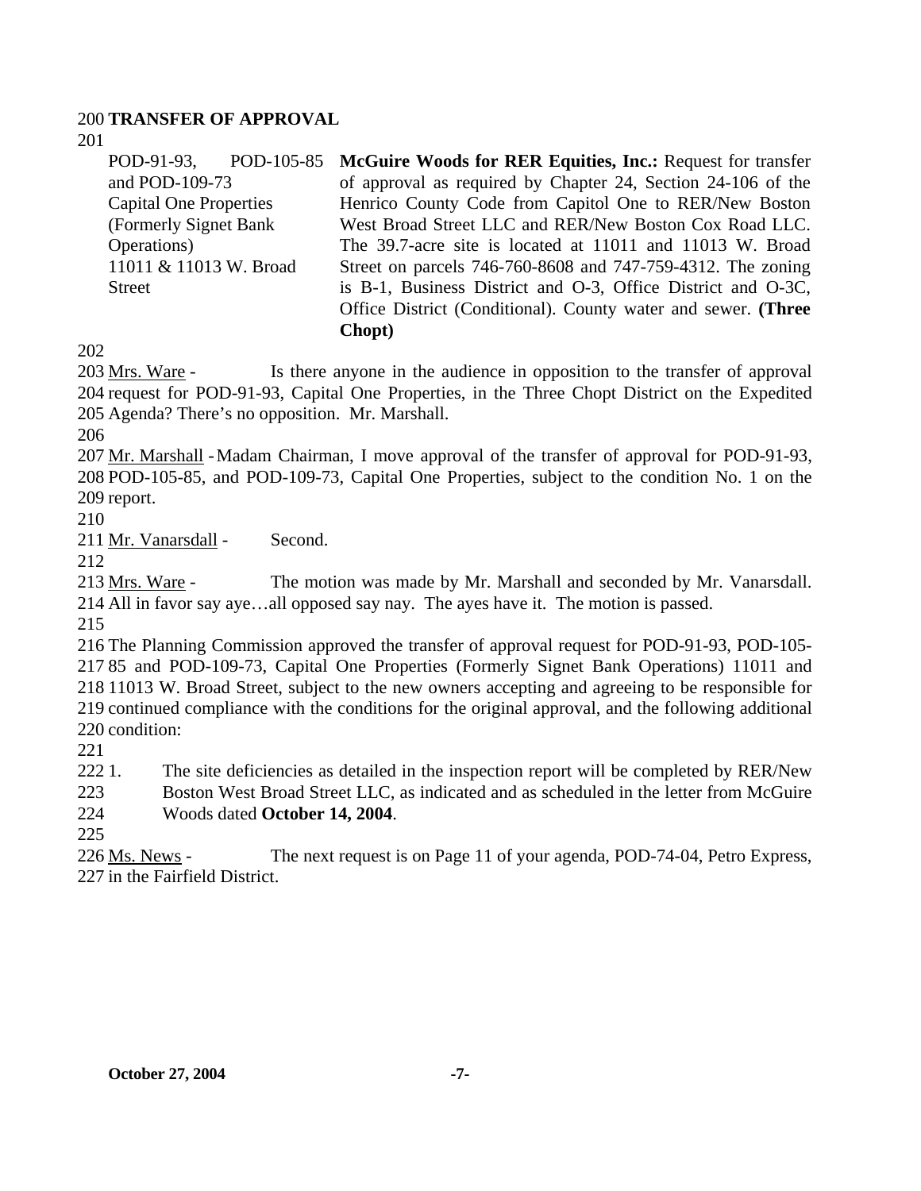**TRANSFER OF APPROVAL**

| | |
|---|---|
| POD-91-93, POD-105-85 and POD-109-73<br>Capital One Properties<br>(Formerly Signet Bank Operations)<br>11011 & 11013 W. Broad Street | **McGuire Woods for RER Equities, Inc.:** Request for transfer of approval as required by Chapter 24, Section 24-106 of the Henrico County Code from Capitol One to RER/New Boston West Broad Street LLC and RER/New Boston Cox Road LLC. The 39.7-acre site is located at 11011 and 11013 W. Broad Street on parcels 746-760-8608 and 747-759-4312. The zoning is B-1, Business District and O-3, Office District and O-3C, Office District (Conditional). County water and sewer. **(Three Chopt)** |

Mrs. Ware - Is there anyone in the audience in opposition to the transfer of approval request for POD-91-93, Capital One Properties, in the Three Chopt District on the Expedited Agenda? There's no opposition. Mr. Marshall.

Mr. Marshall - Madam Chairman, I move approval of the transfer of approval for POD-91-93, POD-105-85, and POD-109-73, Capital One Properties, subject to the condition No. 1 on the report.

Mr. Vanarsdall - Second.

Mrs. Ware - The motion was made by Mr. Marshall and seconded by Mr. Vanarsdall. All in favor say aye…all opposed say nay. The ayes have it. The motion is passed.

The Planning Commission approved the transfer of approval request for POD-91-93, POD-105-85 and POD-109-73, Capital One Properties (Formerly Signet Bank Operations) 11011 and 11013 W. Broad Street, subject to the new owners accepting and agreeing to be responsible for continued compliance with the conditions for the original approval, and the following additional condition:

1. The site deficiencies as detailed in the inspection report will be completed by RER/New Boston West Broad Street LLC, as indicated and as scheduled in the letter from McGuire Woods dated **October 14, 2004**.

Ms. News - The next request is on Page 11 of your agenda, POD-74-04, Petro Express, in the Fairfield District.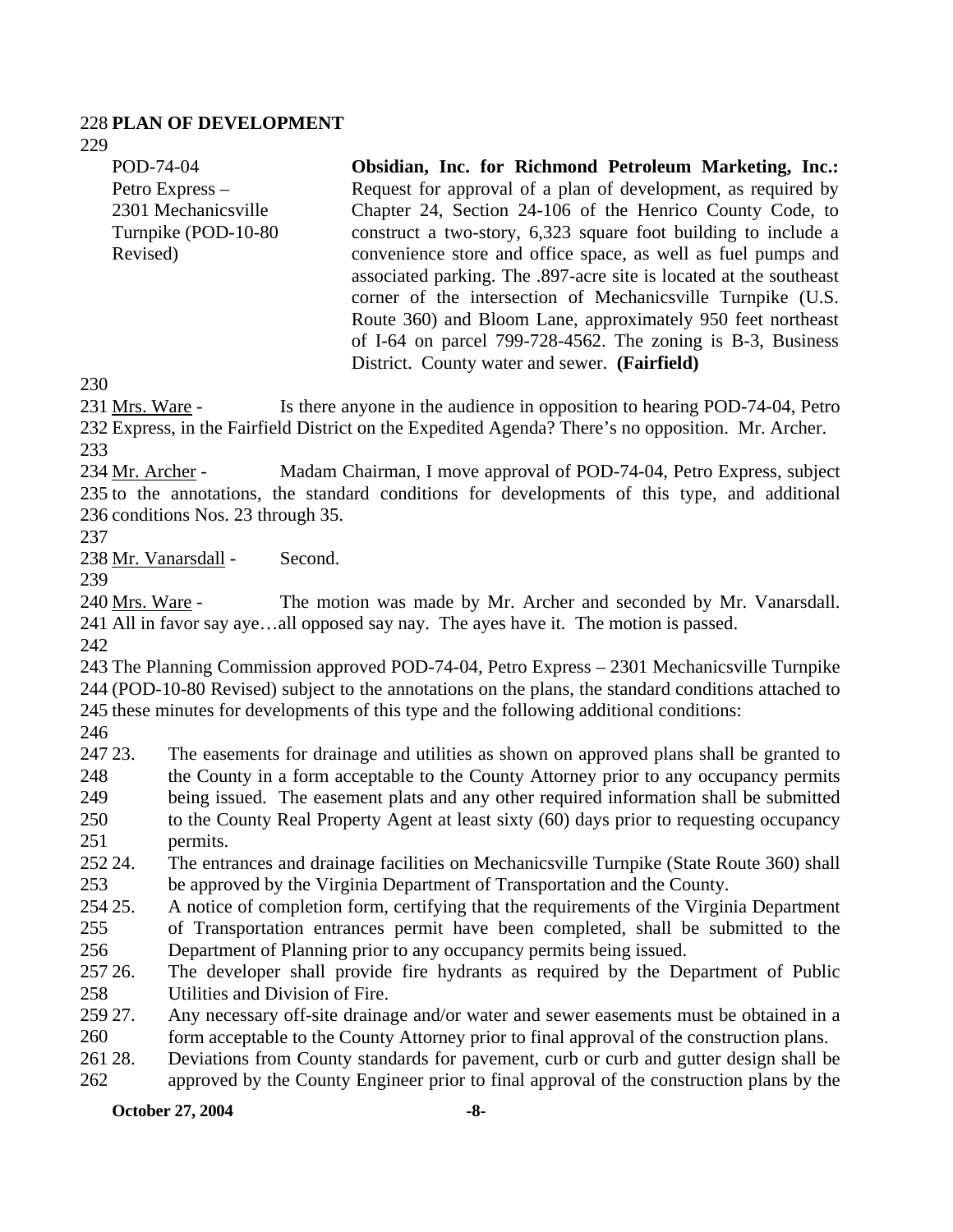228 **PLAN OF DEVELOPMENT**

229

| | |
|---|---|
| POD-74-04<br>Petro Express –<br>2301 Mechanicsville<br>Turnpike (POD-10-80<br>Revised) | **Obsidian, Inc. for Richmond Petroleum Marketing, Inc.:** Request for approval of a plan of development, as required by Chapter 24, Section 24-106 of the Henrico County Code, to construct a two-story, 6,323 square foot building to include a convenience store and office space, as well as fuel pumps and associated parking. The .897-acre site is located at the southeast corner of the intersection of Mechanicsville Turnpike (U.S. Route 360) and Bloom Lane, approximately 950 feet northeast of I-64 on parcel 799-728-4562. The zoning is B-3, Business District. County water and sewer. **(Fairfield)** |

230

231 Mrs. Ware - Is there anyone in the audience in opposition to hearing POD-74-04, Petro
232 Express, in the Fairfield District on the Expedited Agenda? There's no opposition. Mr. Archer.

233

234 Mr. Archer - Madam Chairman, I move approval of POD-74-04, Petro Express, subject
235 to the annotations, the standard conditions for developments of this type, and additional
236 conditions Nos. 23 through 35.

237

238 Mr. Vanarsdall - Second.

239

240 Mrs. Ware - The motion was made by Mr. Archer and seconded by Mr. Vanarsdall.
241 All in favor say aye…all opposed say nay. The ayes have it. The motion is passed.

242

243 The Planning Commission approved POD-74-04, Petro Express – 2301 Mechanicsville Turnpike
244 (POD-10-80 Revised) subject to the annotations on the plans, the standard conditions attached to
245 these minutes for developments of this type and the following additional conditions:

246

247 23. The easements for drainage and utilities as shown on approved plans shall be granted to
248 the County in a form acceptable to the County Attorney prior to any occupancy permits
249 being issued. The easement plats and any other required information shall be submitted
250 to the County Real Property Agent at least sixty (60) days prior to requesting occupancy
251 permits.

252 24. The entrances and drainage facilities on Mechanicsville Turnpike (State Route 360) shall
253 be approved by the Virginia Department of Transportation and the County.

254 25. A notice of completion form, certifying that the requirements of the Virginia Department
255 of Transportation entrances permit have been completed, shall be submitted to the
256 Department of Planning prior to any occupancy permits being issued.

257 26. The developer shall provide fire hydrants as required by the Department of Public
258 Utilities and Division of Fire.

259 27. Any necessary off-site drainage and/or water and sewer easements must be obtained in a
260 form acceptable to the County Attorney prior to final approval of the construction plans.

261 28. Deviations from County standards for pavement, curb or curb and gutter design shall be
262 approved by the County Engineer prior to final approval of the construction plans by the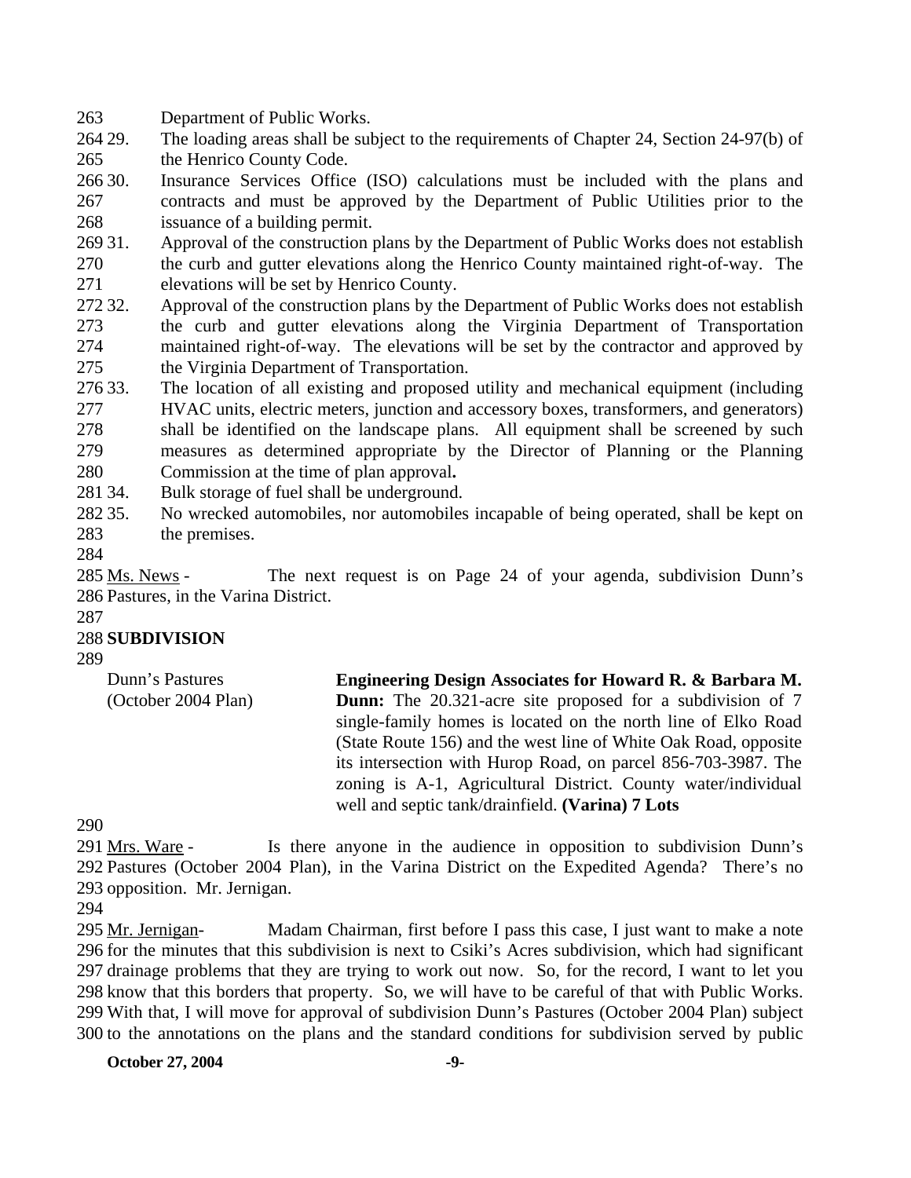Department of Public Works.

29. The loading areas shall be subject to the requirements of Chapter 24, Section 24-97(b) of the Henrico County Code.
30. Insurance Services Office (ISO) calculations must be included with the plans and contracts and must be approved by the Department of Public Utilities prior to the issuance of a building permit.
31. Approval of the construction plans by the Department of Public Works does not establish the curb and gutter elevations along the Henrico County maintained right-of-way. The elevations will be set by Henrico County.
32. Approval of the construction plans by the Department of Public Works does not establish the curb and gutter elevations along the Virginia Department of Transportation maintained right-of-way. The elevations will be set by the contractor and approved by the Virginia Department of Transportation.
33. The location of all existing and proposed utility and mechanical equipment (including HVAC units, electric meters, junction and accessory boxes, transformers, and generators) shall be identified on the landscape plans. All equipment shall be screened by such measures as determined appropriate by the Director of Planning or the Planning Commission at the time of plan approval**.**
34. Bulk storage of fuel shall be underground.
35. No wrecked automobiles, nor automobiles incapable of being operated, shall be kept on the premises.

Ms. News - The next request is on Page 24 of your agenda, subdivision Dunn's Pastures, in the Varina District.

**SUBDIVISION**

Dunn's Pastures (October 2004 Plan)

**Engineering Design Associates for Howard R. & Barbara M. Dunn:** The 20.321-acre site proposed for a subdivision of 7 single-family homes is located on the north line of Elko Road (State Route 156) and the west line of White Oak Road, opposite its intersection with Hurop Road, on parcel 856-703-3987. The zoning is A-1, Agricultural District. County water/individual well and septic tank/drainfield. **(Varina) 7 Lots**

Mrs. Ware - Is there anyone in the audience in opposition to subdivision Dunn's Pastures (October 2004 Plan), in the Varina District on the Expedited Agenda? There's no opposition. Mr. Jernigan.

Mr. Jernigan- Madam Chairman, first before I pass this case, I just want to make a note for the minutes that this subdivision is next to Csiki's Acres subdivision, which had significant drainage problems that they are trying to work out now. So, for the record, I want to let you know that this borders that property. So, we will have to be careful of that with Public Works. With that, I will move for approval of subdivision Dunn's Pastures (October 2004 Plan) subject to the annotations on the plans and the standard conditions for subdivision served by public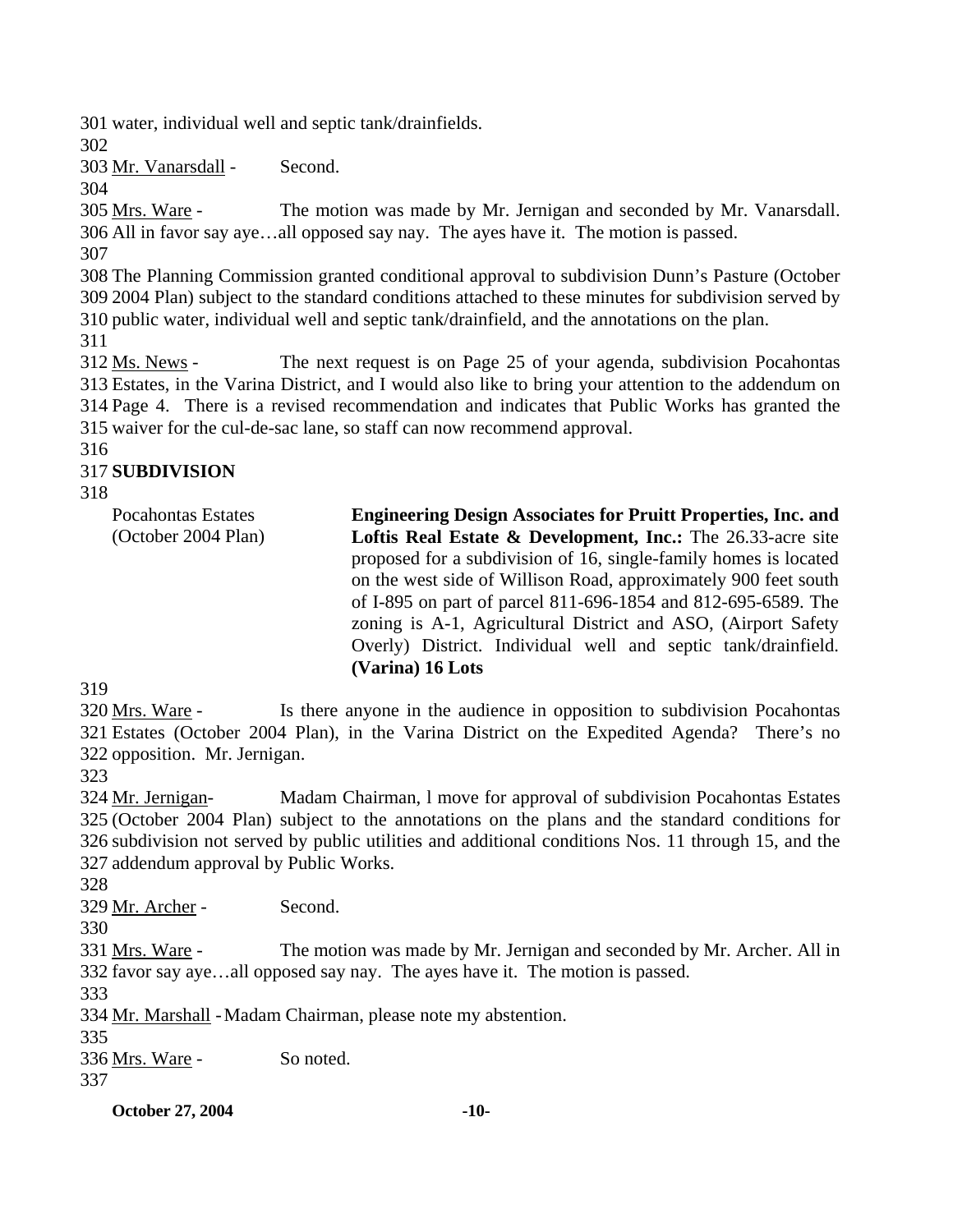301 water, individual well and septic tank/drainfields.

302

303 Mr. Vanarsdall - Second.

304

305 Mrs. Ware - The motion was made by Mr. Jernigan and seconded by Mr. Vanarsdall.
306 All in favor say aye…all opposed say nay. The ayes have it. The motion is passed.

307

308 The Planning Commission granted conditional approval to subdivision Dunn's Pasture (October
309 2004 Plan) subject to the standard conditions attached to these minutes for subdivision served by
310 public water, individual well and septic tank/drainfield, and the annotations on the plan.

311

312 Ms. News - The next request is on Page 25 of your agenda, subdivision Pocahontas
313 Estates, in the Varina District, and I would also like to bring your attention to the addendum on
314 Page 4. There is a revised recommendation and indicates that Public Works has granted the
315 waiver for the cul-de-sac lane, so staff can now recommend approval.

316

317 **SUBDIVISION**

318

Pocahontas Estates (October 2004 Plan)

**Engineering Design Associates for Pruitt Properties, Inc. and Loftis Real Estate & Development, Inc.:** The 26.33-acre site proposed for a subdivision of 16, single-family homes is located on the west side of Willison Road, approximately 900 feet south of I-895 on part of parcel 811-696-1854 and 812-695-6589. The zoning is A-1, Agricultural District and ASO, (Airport Safety Overly) District. Individual well and septic tank/drainfield. **(Varina) 16 Lots**

319

320 Mrs. Ware - Is there anyone in the audience in opposition to subdivision Pocahontas
321 Estates (October 2004 Plan), in the Varina District on the Expedited Agenda? There's no
322 opposition. Mr. Jernigan.

323

324 Mr. Jernigan- Madam Chairman, l move for approval of subdivision Pocahontas Estates
325 (October 2004 Plan) subject to the annotations on the plans and the standard conditions for
326 subdivision not served by public utilities and additional conditions Nos. 11 through 15, and the
327 addendum approval by Public Works.

328

329 Mr. Archer - Second.

330

331 Mrs. Ware - The motion was made by Mr. Jernigan and seconded by Mr. Archer. All in
332 favor say aye…all opposed say nay. The ayes have it. The motion is passed.

333

334 Mr. Marshall - Madam Chairman, please note my abstention.

335

336 Mrs. Ware - So noted.

337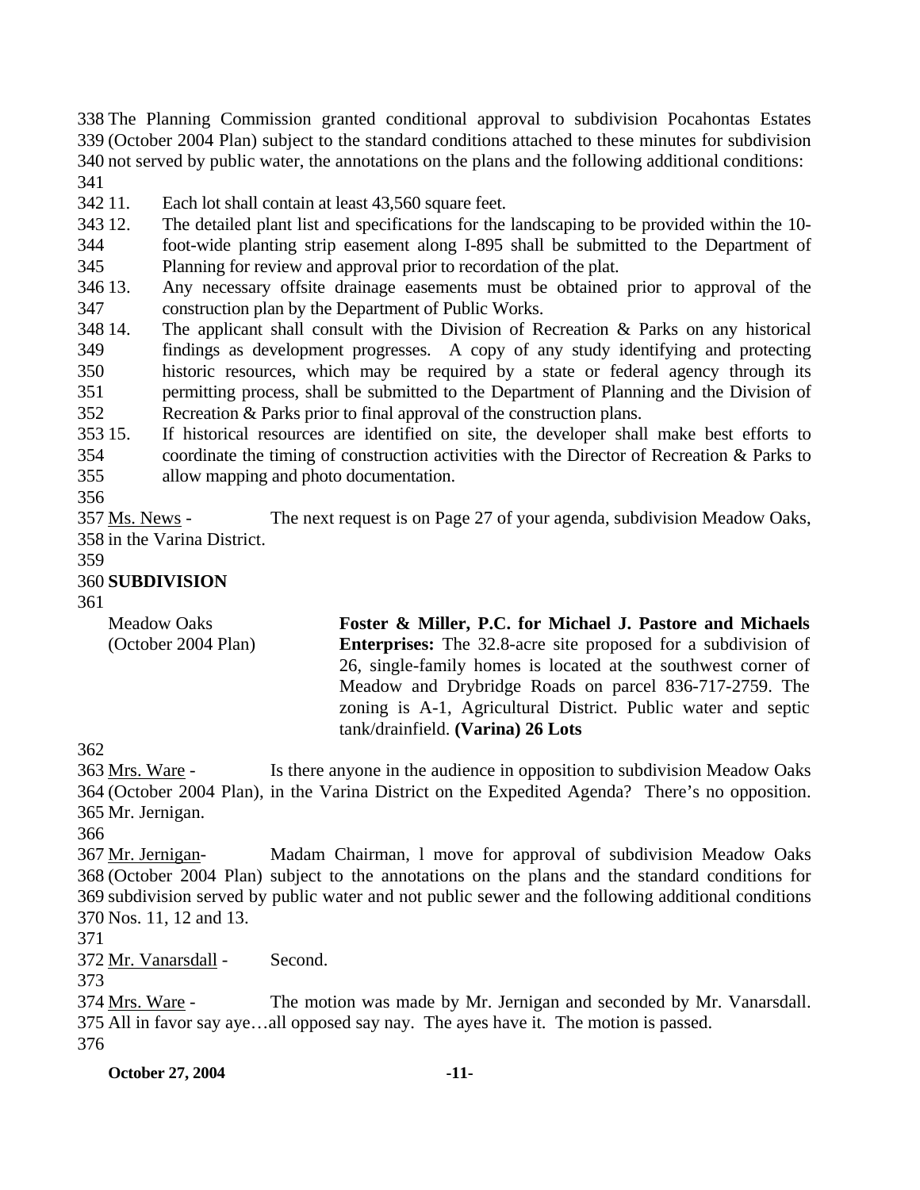The Planning Commission granted conditional approval to subdivision Pocahontas Estates (October 2004 Plan) subject to the standard conditions attached to these minutes for subdivision not served by public water, the annotations on the plans and the following additional conditions:

11. Each lot shall contain at least 43,560 square feet.
12. The detailed plant list and specifications for the landscaping to be provided within the 10-foot-wide planting strip easement along I-895 shall be submitted to the Department of Planning for review and approval prior to recordation of the plat.
13. Any necessary offsite drainage easements must be obtained prior to approval of the construction plan by the Department of Public Works.
14. The applicant shall consult with the Division of Recreation & Parks on any historical findings as development progresses. A copy of any study identifying and protecting historic resources, which may be required by a state or federal agency through its permitting process, shall be submitted to the Department of Planning and the Division of Recreation & Parks prior to final approval of the construction plans.
15. If historical resources are identified on site, the developer shall make best efforts to coordinate the timing of construction activities with the Director of Recreation & Parks to allow mapping and photo documentation.

Ms. News - The next request is on Page 27 of your agenda, subdivision Meadow Oaks, in the Varina District.

**SUBDIVISION**

Meadow Oaks (October 2004 Plan)

**Foster & Miller, P.C. for Michael J. Pastore and Michaels Enterprises:** The 32.8-acre site proposed for a subdivision of 26, single-family homes is located at the southwest corner of Meadow and Drybridge Roads on parcel 836-717-2759. The zoning is A-1, Agricultural District. Public water and septic tank/drainfield. **(Varina) 26 Lots**

Mrs. Ware - Is there anyone in the audience in opposition to subdivision Meadow Oaks (October 2004 Plan), in the Varina District on the Expedited Agenda? There's no opposition. Mr. Jernigan.

Mr. Jernigan- Madam Chairman, l move for approval of subdivision Meadow Oaks (October 2004 Plan) subject to the annotations on the plans and the standard conditions for subdivision served by public water and not public sewer and the following additional conditions Nos. 11, 12 and 13.

Mr. Vanarsdall - Second.

Mrs. Ware - The motion was made by Mr. Jernigan and seconded by Mr. Vanarsdall. All in favor say aye…all opposed say nay. The ayes have it. The motion is passed.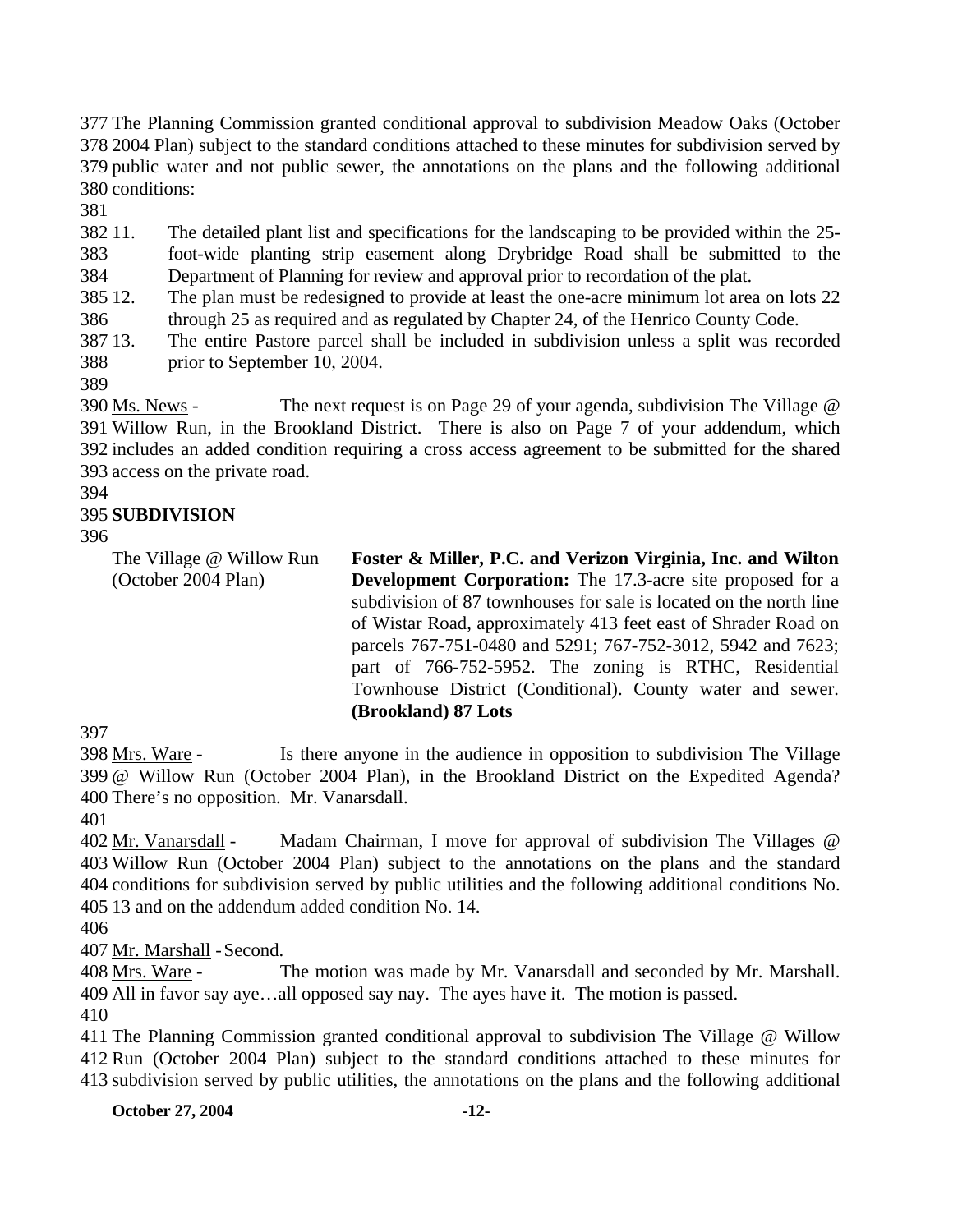The Planning Commission granted conditional approval to subdivision Meadow Oaks (October 2004 Plan) subject to the standard conditions attached to these minutes for subdivision served by public water and not public sewer, the annotations on the plans and the following additional conditions:

11. The detailed plant list and specifications for the landscaping to be provided within the 25-foot-wide planting strip easement along Drybridge Road shall be submitted to the Department of Planning for review and approval prior to recordation of the plat.
12. The plan must be redesigned to provide at least the one-acre minimum lot area on lots 22 through 25 as required and as regulated by Chapter 24, of the Henrico County Code.
13. The entire Pastore parcel shall be included in subdivision unless a split was recorded prior to September 10, 2004.

Ms. News - The next request is on Page 29 of your agenda, subdivision The Village @ Willow Run, in the Brookland District. There is also on Page 7 of your addendum, which includes an added condition requiring a cross access agreement to be submitted for the shared access on the private road.

**SUBDIVISION**

| | |
|---|---|
| The Village @ Willow Run (October 2004 Plan) | **Foster & Miller, P.C. and Verizon Virginia, Inc. and Wilton Development Corporation:** The 17.3-acre site proposed for a subdivision of 87 townhouses for sale is located on the north line of Wistar Road, approximately 413 feet east of Shrader Road on parcels 767-751-0480 and 5291; 767-752-3012, 5942 and 7623; part of 766-752-5952. The zoning is RTHC, Residential Townhouse District (Conditional). County water and sewer. **(Brookland) 87 Lots** |

Mrs. Ware - Is there anyone in the audience in opposition to subdivision The Village @ Willow Run (October 2004 Plan), in the Brookland District on the Expedited Agenda? There's no opposition. Mr. Vanarsdall.

Mr. Vanarsdall - Madam Chairman, I move for approval of subdivision The Villages @ Willow Run (October 2004 Plan) subject to the annotations on the plans and the standard conditions for subdivision served by public utilities and the following additional conditions No. 13 and on the addendum added condition No. 14.

Mr. Marshall - Second.

Mrs. Ware - The motion was made by Mr. Vanarsdall and seconded by Mr. Marshall. All in favor say aye…all opposed say nay. The ayes have it. The motion is passed.

The Planning Commission granted conditional approval to subdivision The Village @ Willow Run (October 2004 Plan) subject to the standard conditions attached to these minutes for subdivision served by public utilities, the annotations on the plans and the following additional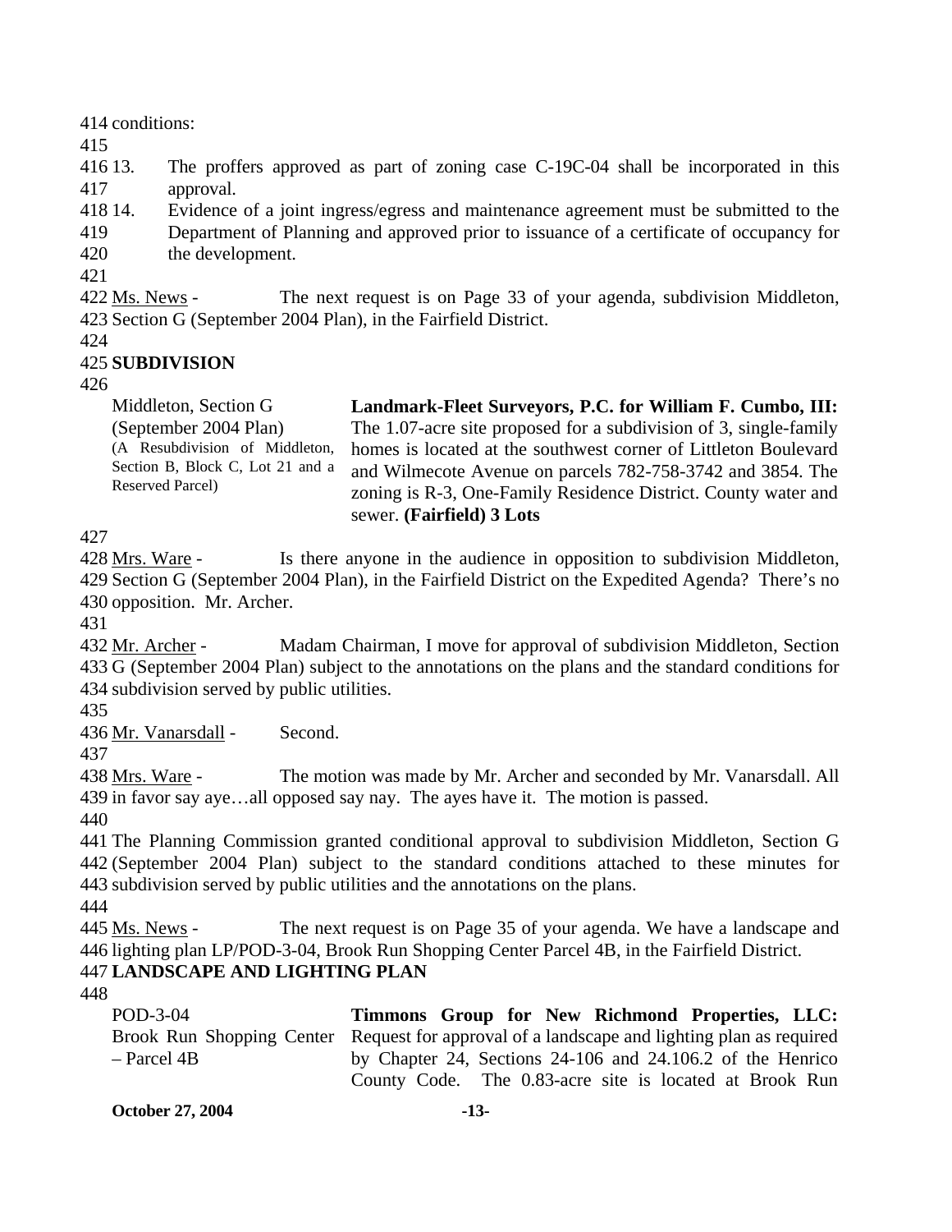414 conditions:

415

416 13. The proffers approved as part of zoning case C-19C-04 shall be incorporated in this
417 approval.

418 14. Evidence of a joint ingress/egress and maintenance agreement must be submitted to the
419 Department of Planning and approved prior to issuance of a certificate of occupancy for
420 the development.

421

422 Ms. News - The next request is on Page 33 of your agenda, subdivision Middleton,
423 Section G (September 2004 Plan), in the Fairfield District.

424

425 **SUBDIVISION**

426

| | |
|---|---|
| Middleton, Section G (September 2004 Plan) (A Resubdivision of Middleton, Section B, Block C, Lot 21 and a Reserved Parcel) | **Landmark-Fleet Surveyors, P.C. for William F. Cumbo, III:** The 1.07-acre site proposed for a subdivision of 3, single-family homes is located at the southwest corner of Littleton Boulevard and Wilmecote Avenue on parcels 782-758-3742 and 3854. The zoning is R-3, One-Family Residence District. County water and sewer. **(Fairfield) 3 Lots** |

427

428 Mrs. Ware - Is there anyone in the audience in opposition to subdivision Middleton,
429 Section G (September 2004 Plan), in the Fairfield District on the Expedited Agenda? There's no
430 opposition. Mr. Archer.

431

432 Mr. Archer - Madam Chairman, I move for approval of subdivision Middleton, Section
433 G (September 2004 Plan) subject to the annotations on the plans and the standard conditions for
434 subdivision served by public utilities.

435

436 Mr. Vanarsdall - Second.

437

438 Mrs. Ware - The motion was made by Mr. Archer and seconded by Mr. Vanarsdall. All
439 in favor say aye…all opposed say nay. The ayes have it. The motion is passed.

440

441 The Planning Commission granted conditional approval to subdivision Middleton, Section G
442 (September 2004 Plan) subject to the standard conditions attached to these minutes for
443 subdivision served by public utilities and the annotations on the plans.

444

445 Ms. News - The next request is on Page 35 of your agenda. We have a landscape and
446 lighting plan LP/POD-3-04, Brook Run Shopping Center Parcel 4B, in the Fairfield District.

447 **LANDSCAPE AND LIGHTING PLAN**

448

| | |
|---|---|
| POD-3-04 Brook Run Shopping Center – Parcel 4B | **Timmons Group for New Richmond Properties, LLC:** Request for approval of a landscape and lighting plan as required by Chapter 24, Sections 24-106 and 24.106.2 of the Henrico County Code. The 0.83-acre site is located at Brook Run |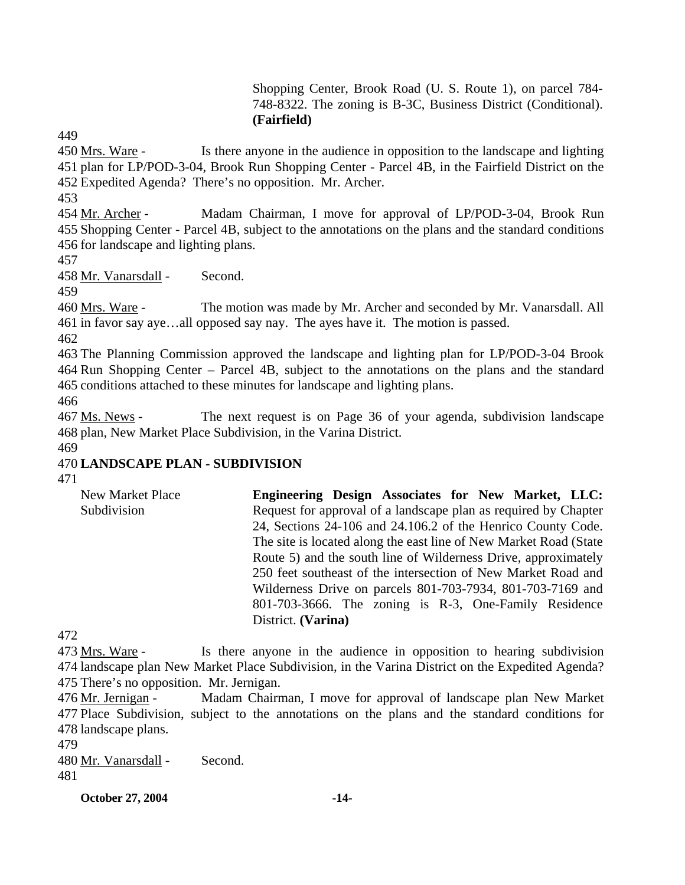Shopping Center, Brook Road (U. S. Route 1), on parcel 784-748-8322. The zoning is B-3C, Business District (Conditional). **(Fairfield)**

449

450 Mrs. Ware - Is there anyone in the audience in opposition to the landscape and lighting
451 plan for LP/POD-3-04, Brook Run Shopping Center - Parcel 4B, in the Fairfield District on the
452 Expedited Agenda? There's no opposition. Mr. Archer.

453

454 Mr. Archer - Madam Chairman, I move for approval of LP/POD-3-04, Brook Run
455 Shopping Center - Parcel 4B, subject to the annotations on the plans and the standard conditions
456 for landscape and lighting plans.

457

458 Mr. Vanarsdall - Second.

459

460 Mrs. Ware - The motion was made by Mr. Archer and seconded by Mr. Vanarsdall. All
461 in favor say aye…all opposed say nay. The ayes have it. The motion is passed.

462

463 The Planning Commission approved the landscape and lighting plan for LP/POD-3-04 Brook
464 Run Shopping Center – Parcel 4B, subject to the annotations on the plans and the standard
465 conditions attached to these minutes for landscape and lighting plans.

466

467 Ms. News - The next request is on Page 36 of your agenda, subdivision landscape
468 plan, New Market Place Subdivision, in the Varina District.

469

470 **LANDSCAPE PLAN - SUBDIVISION**

471

New Market Place Subdivision

**Engineering Design Associates for New Market, LLC:** Request for approval of a landscape plan as required by Chapter 24, Sections 24-106 and 24.106.2 of the Henrico County Code. The site is located along the east line of New Market Road (State Route 5) and the south line of Wilderness Drive, approximately 250 feet southeast of the intersection of New Market Road and Wilderness Drive on parcels 801-703-7934, 801-703-7169 and 801-703-3666. The zoning is R-3, One-Family Residence District. **(Varina)**

472

473 Mrs. Ware - Is there anyone in the audience in opposition to hearing subdivision
474 landscape plan New Market Place Subdivision, in the Varina District on the Expedited Agenda?
475 There's no opposition. Mr. Jernigan.

476 Mr. Jernigan - Madam Chairman, I move for approval of landscape plan New Market
477 Place Subdivision, subject to the annotations on the plans and the standard conditions for
478 landscape plans.

479

480 Mr. Vanarsdall - Second.

481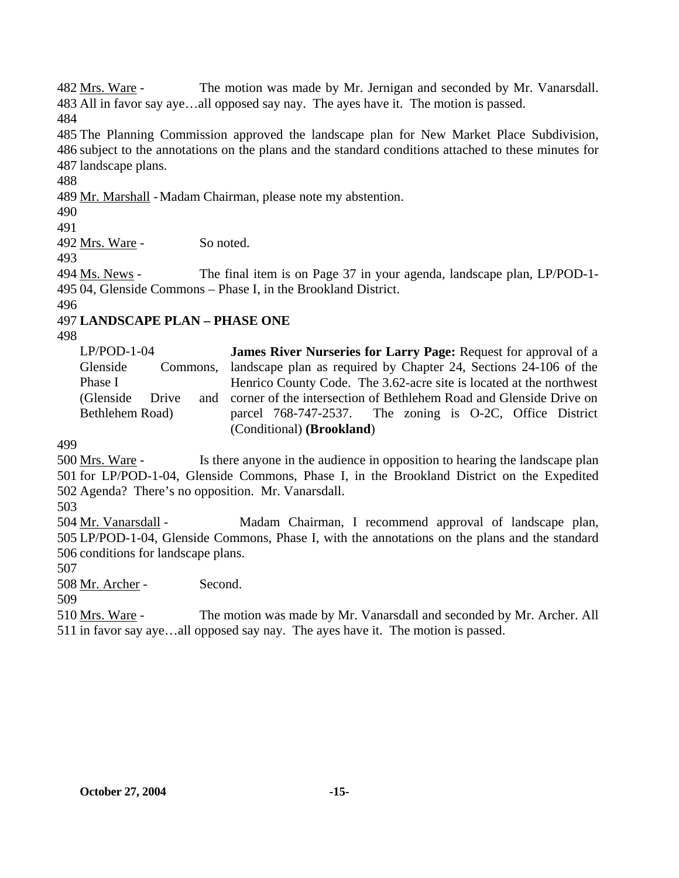482 Mrs. Ware - The motion was made by Mr. Jernigan and seconded by Mr. Vanarsdall. 483 All in favor say aye…all opposed say nay. The ayes have it. The motion is passed.

484

485 The Planning Commission approved the landscape plan for New Market Place Subdivision, 486 subject to the annotations on the plans and the standard conditions attached to these minutes for 487 landscape plans.

488

489 Mr. Marshall - Madam Chairman, please note my abstention.

490

491

492 Mrs. Ware - So noted.

493

494 Ms. News - The final item is on Page 37 in your agenda, landscape plan, LP/POD-1-495 04, Glenside Commons – Phase I, in the Brookland District.

496

497 **LANDSCAPE PLAN – PHASE ONE**

498

| | |
|---|---|
| LP/POD-1-04 Glenside Commons, Phase I (Glenside Drive and Bethlehem Road) | **James River Nurseries for Larry Page:** Request for approval of a landscape plan as required by Chapter 24, Sections 24-106 of the Henrico County Code. The 3.62-acre site is located at the northwest corner of the intersection of Bethlehem Road and Glenside Drive on parcel 768-747-2537. The zoning is O-2C, Office District (Conditional) **(Brookland)** |

499

500 Mrs. Ware - Is there anyone in the audience in opposition to hearing the landscape plan 501 for LP/POD-1-04, Glenside Commons, Phase I, in the Brookland District on the Expedited 502 Agenda? There's no opposition. Mr. Vanarsdall.

503

504 Mr. Vanarsdall - Madam Chairman, I recommend approval of landscape plan, 505 LP/POD-1-04, Glenside Commons, Phase I, with the annotations on the plans and the standard 506 conditions for landscape plans.

507

508 Mr. Archer - Second.

509

510 Mrs. Ware - The motion was made by Mr. Vanarsdall and seconded by Mr. Archer. All 511 in favor say aye…all opposed say nay. The ayes have it. The motion is passed.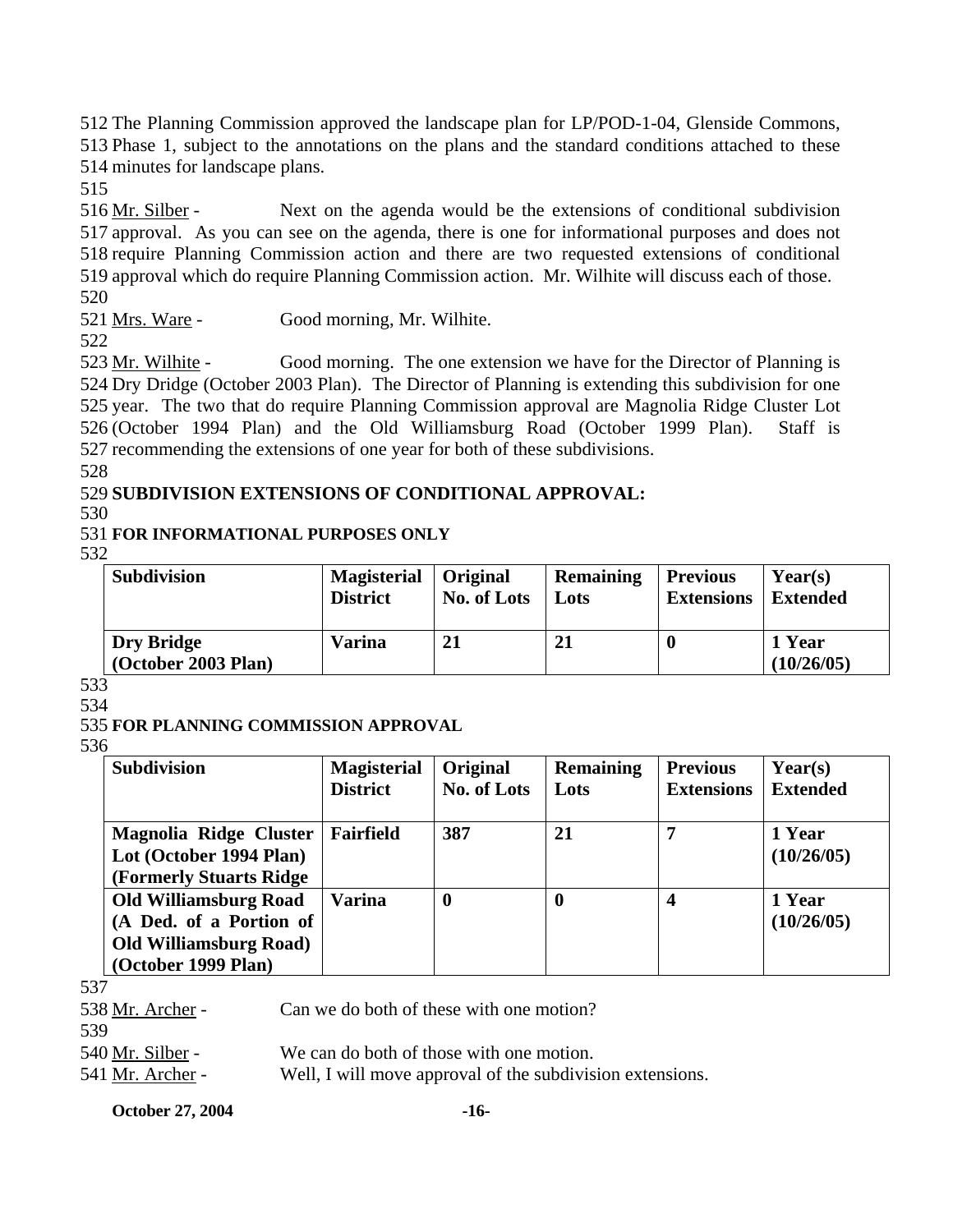512 The Planning Commission approved the landscape plan for LP/POD-1-04, Glenside Commons, 513 Phase 1, subject to the annotations on the plans and the standard conditions attached to these 514 minutes for landscape plans.

515

516 Mr. Silber - Next on the agenda would be the extensions of conditional subdivision 517 approval. As you can see on the agenda, there is one for informational purposes and does not 518 require Planning Commission action and there are two requested extensions of conditional 519 approval which do require Planning Commission action. Mr. Wilhite will discuss each of those.

520

521 Mrs. Ware - Good morning, Mr. Wilhite.

522

523 Mr. Wilhite - Good morning. The one extension we have for the Director of Planning is 524 Dry Dridge (October 2003 Plan). The Director of Planning is extending this subdivision for one 525 year. The two that do require Planning Commission approval are Magnolia Ridge Cluster Lot 526 (October 1994 Plan) and the Old Williamsburg Road (October 1999 Plan). Staff is 527 recommending the extensions of one year for both of these subdivisions.

528

529 **SUBDIVISION EXTENSIONS OF CONDITIONAL APPROVAL:**

530

531 **FOR INFORMATIONAL PURPOSES ONLY**

532

| Subdivision | Magisterial District | Original No. of Lots | Remaining Lots | Previous Extensions | Year(s) Extended |
|---|---|---|---|---|---|
| **Dry Bridge (October 2003 Plan)** | **Varina** | **21** | **21** | **0** | **1 Year (10/26/05)** |

533

534

535 **FOR PLANNING COMMISSION APPROVAL**

536

| Subdivision | Magisterial District | Original No. of Lots | Remaining Lots | Previous Extensions | Year(s) Extended |
|---|---|---|---|---|---|
| **Magnolia Ridge Cluster Lot (October 1994 Plan) (Formerly Stuarts Ridge** | **Fairfield** | **387** | **21** | **7** | **1 Year (10/26/05)** |
| **Old Williamsburg Road (A Ded. of a Portion of Old Williamsburg Road) (October 1999 Plan)** | **Varina** | **0** | **0** | **4** | **1 Year (10/26/05)** |

537

538 Mr. Archer - Can we do both of these with one motion?

539

540 Mr. Silber - We can do both of those with one motion.

541 Mr. Archer - Well, I will move approval of the subdivision extensions.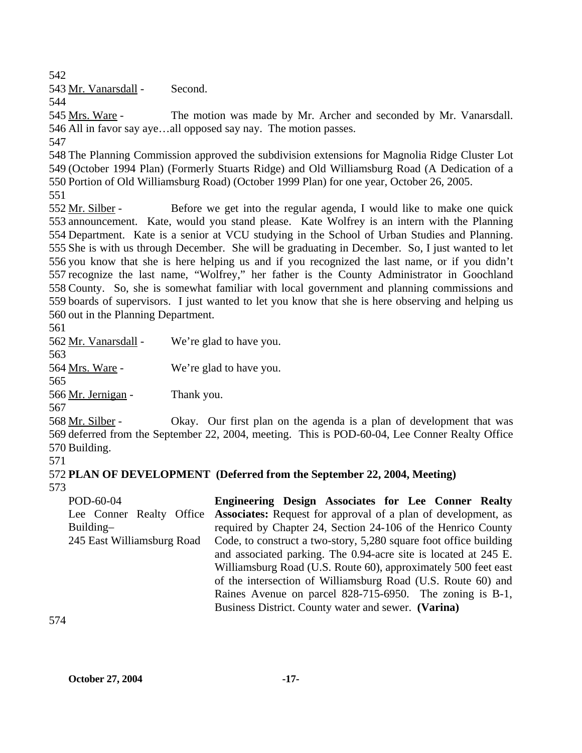542

543 Mr. Vanarsdall - Second.

544

545 Mrs. Ware - The motion was made by Mr. Archer and seconded by Mr. Vanarsdall.
546 All in favor say aye…all opposed say nay. The motion passes.

547

548 The Planning Commission approved the subdivision extensions for Magnolia Ridge Cluster Lot
549 (October 1994 Plan) (Formerly Stuarts Ridge) and Old Williamsburg Road (A Dedication of a
550 Portion of Old Williamsburg Road) (October 1999 Plan) for one year, October 26, 2005.

551

552 Mr. Silber - Before we get into the regular agenda, I would like to make one quick
553 announcement. Kate, would you stand please. Kate Wolfrey is an intern with the Planning
554 Department. Kate is a senior at VCU studying in the School of Urban Studies and Planning.
555 She is with us through December. She will be graduating in December. So, I just wanted to let
556 you know that she is here helping us and if you recognized the last name, or if you didn't
557 recognize the last name, "Wolfrey," her father is the County Administrator in Goochland
558 County. So, she is somewhat familiar with local government and planning commissions and
559 boards of supervisors. I just wanted to let you know that she is here observing and helping us
560 out in the Planning Department.

561

562 Mr. Vanarsdall - We're glad to have you.

563

564 Mrs. Ware - We're glad to have you.

565

566 Mr. Jernigan - Thank you.

567

568 Mr. Silber - Okay. Our first plan on the agenda is a plan of development that was
569 deferred from the September 22, 2004, meeting. This is POD-60-04, Lee Conner Realty Office
570 Building.

571

572 **PLAN OF DEVELOPMENT (Deferred from the September 22, 2004, Meeting)**

573

| | |
|---|---|
| POD-60-04<br>Lee Conner Realty Office Building–<br>245 East Williamsburg Road | **Engineering Design Associates for Lee Conner Realty Associates:** Request for approval of a plan of development, as required by Chapter 24, Section 24-106 of the Henrico County Code, to construct a two-story, 5,280 square foot office building and associated parking. The 0.94-acre site is located at 245 E. Williamsburg Road (U.S. Route 60), approximately 500 feet east of the intersection of Williamsburg Road (U.S. Route 60) and Raines Avenue on parcel 828-715-6950. The zoning is B-1, Business District. County water and sewer. **(Varina)** |

574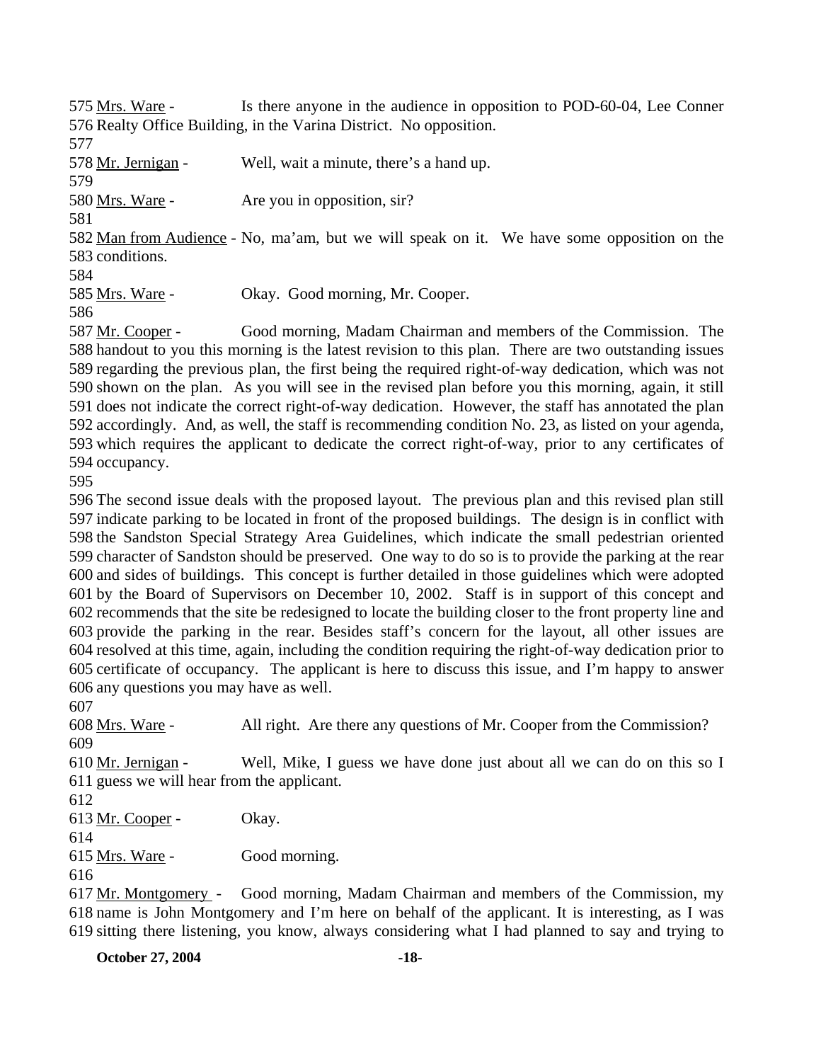575 Mrs. Ware - Is there anyone in the audience in opposition to POD-60-04, Lee Conner
576 Realty Office Building, in the Varina District. No opposition.
577
578 Mr. Jernigan - Well, wait a minute, there's a hand up.
579
580 Mrs. Ware - Are you in opposition, sir?
581
582 Man from Audience - No, ma'am, but we will speak on it. We have some opposition on the
583 conditions.
584
585 Mrs. Ware - Okay. Good morning, Mr. Cooper.
586
587 Mr. Cooper - Good morning, Madam Chairman and members of the Commission. The
588 handout to you this morning is the latest revision to this plan. There are two outstanding issues
589 regarding the previous plan, the first being the required right-of-way dedication, which was not
590 shown on the plan. As you will see in the revised plan before you this morning, again, it still
591 does not indicate the correct right-of-way dedication. However, the staff has annotated the plan
592 accordingly. And, as well, the staff is recommending condition No. 23, as listed on your agenda,
593 which requires the applicant to dedicate the correct right-of-way, prior to any certificates of
594 occupancy.
595
596 The second issue deals with the proposed layout. The previous plan and this revised plan still
597 indicate parking to be located in front of the proposed buildings. The design is in conflict with
598 the Sandston Special Strategy Area Guidelines, which indicate the small pedestrian oriented
599 character of Sandston should be preserved. One way to do so is to provide the parking at the rear
600 and sides of buildings. This concept is further detailed in those guidelines which were adopted
601 by the Board of Supervisors on December 10, 2002. Staff is in support of this concept and
602 recommends that the site be redesigned to locate the building closer to the front property line and
603 provide the parking in the rear. Besides staff's concern for the layout, all other issues are
604 resolved at this time, again, including the condition requiring the right-of-way dedication prior to
605 certificate of occupancy. The applicant is here to discuss this issue, and I'm happy to answer
606 any questions you may have as well.
607
608 Mrs. Ware - All right. Are there any questions of Mr. Cooper from the Commission?
609
610 Mr. Jernigan - Well, Mike, I guess we have done just about all we can do on this so I
611 guess we will hear from the applicant.
612
613 Mr. Cooper - Okay.
614
615 Mrs. Ware - Good morning.
616
617 Mr. Montgomery - Good morning, Madam Chairman and members of the Commission, my
618 name is John Montgomery and I'm here on behalf of the applicant. It is interesting, as I was
619 sitting there listening, you know, always considering what I had planned to say and trying to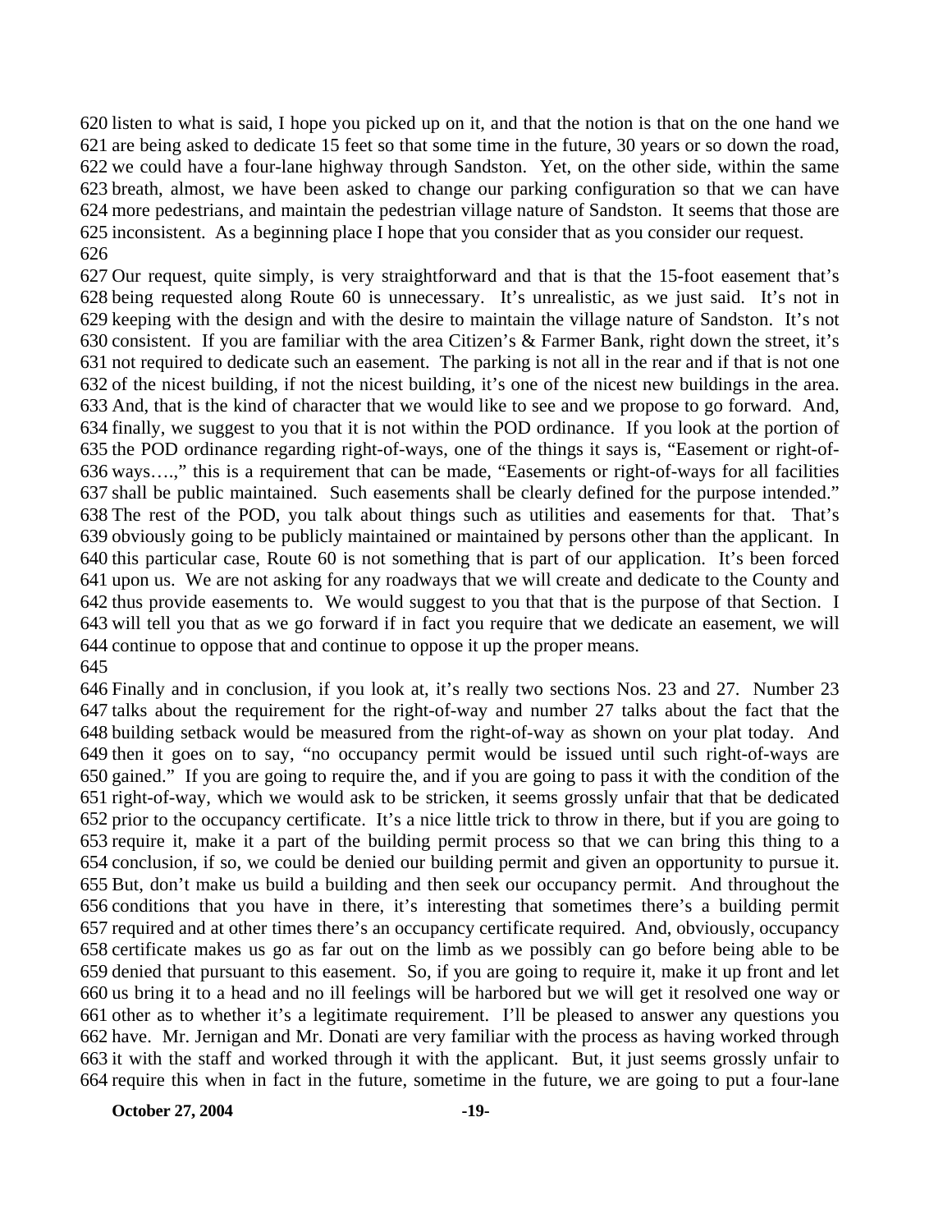620 listen to what is said, I hope you picked up on it, and that the notion is that on the one hand we
621 are being asked to dedicate 15 feet so that some time in the future, 30 years or so down the road,
622 we could have a four-lane highway through Sandston. Yet, on the other side, within the same
623 breath, almost, we have been asked to change our parking configuration so that we can have
624 more pedestrians, and maintain the pedestrian village nature of Sandston. It seems that those are
625 inconsistent. As a beginning place I hope that you consider that as you consider our request.
626
627 Our request, quite simply, is very straightforward and that is that the 15-foot easement that's
628 being requested along Route 60 is unnecessary. It's unrealistic, as we just said. It's not in
629 keeping with the design and with the desire to maintain the village nature of Sandston. It's not
630 consistent. If you are familiar with the area Citizen's & Farmer Bank, right down the street, it's
631 not required to dedicate such an easement. The parking is not all in the rear and if that is not one
632 of the nicest building, if not the nicest building, it's one of the nicest new buildings in the area.
633 And, that is the kind of character that we would like to see and we propose to go forward. And,
634 finally, we suggest to you that it is not within the POD ordinance. If you look at the portion of
635 the POD ordinance regarding right-of-ways, one of the things it says is, "Easement or right-of-
636 ways….," this is a requirement that can be made, "Easements or right-of-ways for all facilities
637 shall be public maintained. Such easements shall be clearly defined for the purpose intended."
638 The rest of the POD, you talk about things such as utilities and easements for that. That's
639 obviously going to be publicly maintained or maintained by persons other than the applicant. In
640 this particular case, Route 60 is not something that is part of our application. It's been forced
641 upon us. We are not asking for any roadways that we will create and dedicate to the County and
642 thus provide easements to. We would suggest to you that that is the purpose of that Section. I
643 will tell you that as we go forward if in fact you require that we dedicate an easement, we will
644 continue to oppose that and continue to oppose it up the proper means.
645
646 Finally and in conclusion, if you look at, it's really two sections Nos. 23 and 27. Number 23
647 talks about the requirement for the right-of-way and number 27 talks about the fact that the
648 building setback would be measured from the right-of-way as shown on your plat today. And
649 then it goes on to say, "no occupancy permit would be issued until such right-of-ways are
650 gained." If you are going to require the, and if you are going to pass it with the condition of the
651 right-of-way, which we would ask to be stricken, it seems grossly unfair that that be dedicated
652 prior to the occupancy certificate. It's a nice little trick to throw in there, but if you are going to
653 require it, make it a part of the building permit process so that we can bring this thing to a
654 conclusion, if so, we could be denied our building permit and given an opportunity to pursue it.
655 But, don't make us build a building and then seek our occupancy permit. And throughout the
656 conditions that you have in there, it's interesting that sometimes there's a building permit
657 required and at other times there's an occupancy certificate required. And, obviously, occupancy
658 certificate makes us go as far out on the limb as we possibly can go before being able to be
659 denied that pursuant to this easement. So, if you are going to require it, make it up front and let
660 us bring it to a head and no ill feelings will be harbored but we will get it resolved one way or
661 other as to whether it's a legitimate requirement. I'll be pleased to answer any questions you
662 have. Mr. Jernigan and Mr. Donati are very familiar with the process as having worked through
663 it with the staff and worked through it with the applicant. But, it just seems grossly unfair to
664 require this when in fact in the future, sometime in the future, we are going to put a four-lane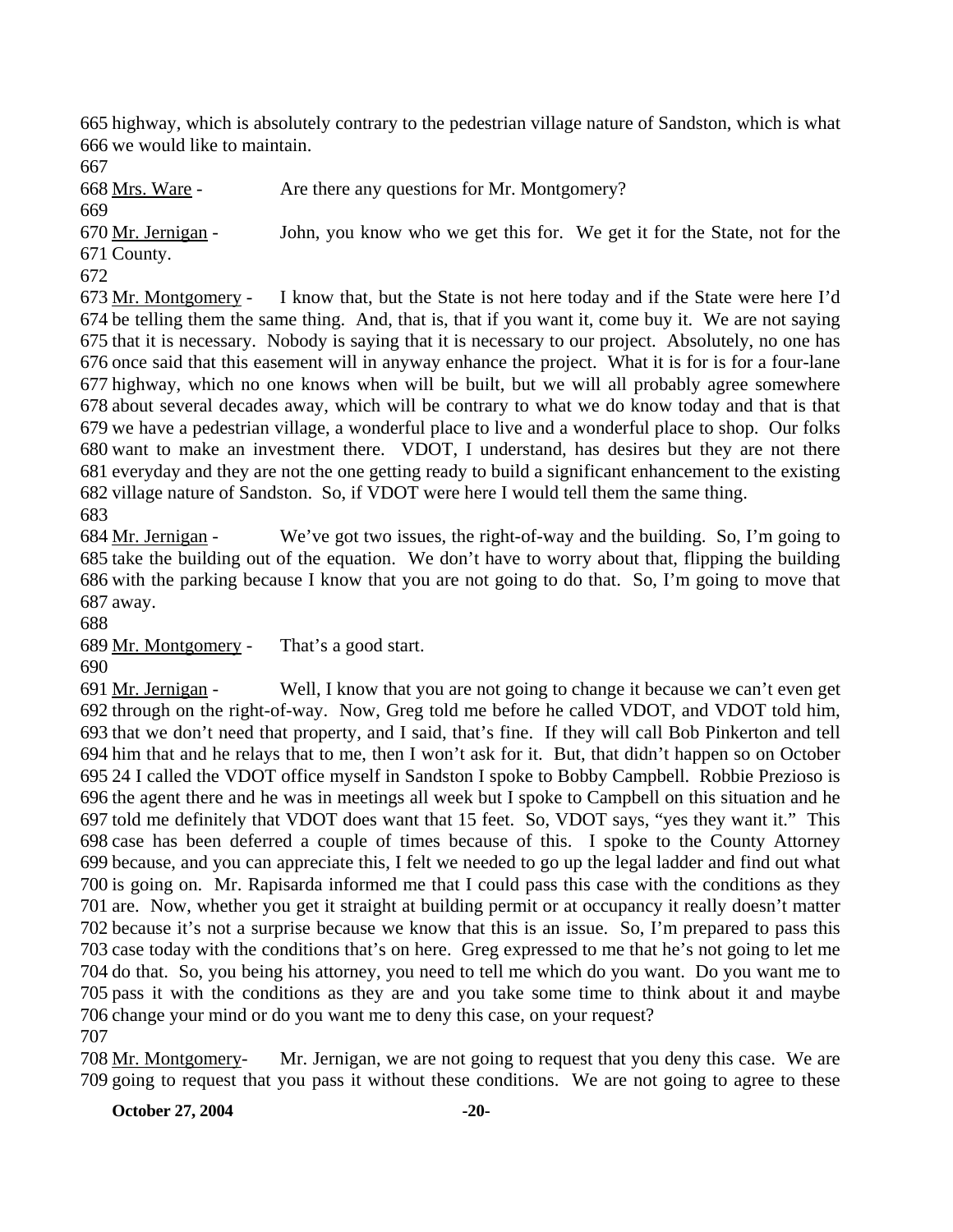665 highway, which is absolutely contrary to the pedestrian village nature of Sandston, which is what 666 we would like to maintain.

667

668 Mrs. Ware - Are there any questions for Mr. Montgomery?

669

670 Mr. Jernigan - John, you know who we get this for. We get it for the State, not for the 671 County.

672

673 Mr. Montgomery - I know that, but the State is not here today and if the State were here I'd 674 be telling them the same thing. And, that is, that if you want it, come buy it. We are not saying 675 that it is necessary. Nobody is saying that it is necessary to our project. Absolutely, no one has 676 once said that this easement will in anyway enhance the project. What it is for is for a four-lane 677 highway, which no one knows when will be built, but we will all probably agree somewhere 678 about several decades away, which will be contrary to what we do know today and that is that 679 we have a pedestrian village, a wonderful place to live and a wonderful place to shop. Our folks 680 want to make an investment there. VDOT, I understand, has desires but they are not there 681 everyday and they are not the one getting ready to build a significant enhancement to the existing 682 village nature of Sandston. So, if VDOT were here I would tell them the same thing.

683

684 Mr. Jernigan - We've got two issues, the right-of-way and the building. So, I'm going to 685 take the building out of the equation. We don't have to worry about that, flipping the building 686 with the parking because I know that you are not going to do that. So, I'm going to move that 687 away.

688

689 Mr. Montgomery - That's a good start.

690

691 Mr. Jernigan - Well, I know that you are not going to change it because we can't even get 692 through on the right-of-way. Now, Greg told me before he called VDOT, and VDOT told him, 693 that we don't need that property, and I said, that's fine. If they will call Bob Pinkerton and tell 694 him that and he relays that to me, then I won't ask for it. But, that didn't happen so on October 695 24 I called the VDOT office myself in Sandston I spoke to Bobby Campbell. Robbie Prezioso is 696 the agent there and he was in meetings all week but I spoke to Campbell on this situation and he 697 told me definitely that VDOT does want that 15 feet. So, VDOT says, "yes they want it." This 698 case has been deferred a couple of times because of this. I spoke to the County Attorney 699 because, and you can appreciate this, I felt we needed to go up the legal ladder and find out what 700 is going on. Mr. Rapisarda informed me that I could pass this case with the conditions as they 701 are. Now, whether you get it straight at building permit or at occupancy it really doesn't matter 702 because it's not a surprise because we know that this is an issue. So, I'm prepared to pass this 703 case today with the conditions that's on here. Greg expressed to me that he's not going to let me 704 do that. So, you being his attorney, you need to tell me which do you want. Do you want me to 705 pass it with the conditions as they are and you take some time to think about it and maybe 706 change your mind or do you want me to deny this case, on your request?

707

708 Mr. Montgomery- Mr. Jernigan, we are not going to request that you deny this case. We are 709 going to request that you pass it without these conditions. We are not going to agree to these

**October 27, 2004**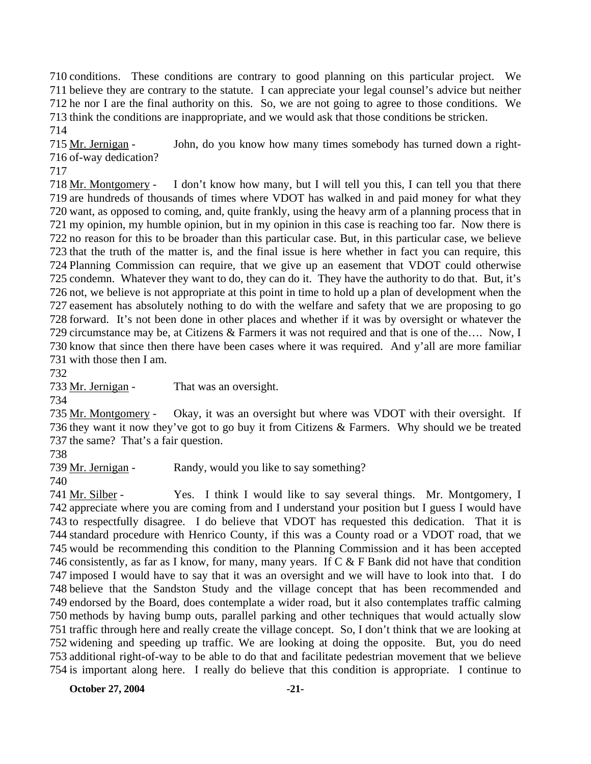710 conditions. These conditions are contrary to good planning on this particular project. We
711 believe they are contrary to the statute. I can appreciate your legal counsel's advice but neither
712 he nor I are the final authority on this. So, we are not going to agree to those conditions. We
713 think the conditions are inappropriate, and we would ask that those conditions be stricken.
714
715 Mr. Jernigan - John, do you know how many times somebody has turned down a right-
716 of-way dedication?
717
718 Mr. Montgomery - I don't know how many, but I will tell you this, I can tell you that there
719 are hundreds of thousands of times where VDOT has walked in and paid money for what they
720 want, as opposed to coming, and, quite frankly, using the heavy arm of a planning process that in
721 my opinion, my humble opinion, but in my opinion in this case is reaching too far. Now there is
722 no reason for this to be broader than this particular case. But, in this particular case, we believe
723 that the truth of the matter is, and the final issue is here whether in fact you can require, this
724 Planning Commission can require, that we give up an easement that VDOT could otherwise
725 condemn. Whatever they want to do, they can do it. They have the authority to do that. But, it's
726 not, we believe is not appropriate at this point in time to hold up a plan of development when the
727 easement has absolutely nothing to do with the welfare and safety that we are proposing to go
728 forward. It's not been done in other places and whether if it was by oversight or whatever the
729 circumstance may be, at Citizens & Farmers it was not required and that is one of the…. Now, I
730 know that since then there have been cases where it was required. And y'all are more familiar
731 with those then I am.
732
733 Mr. Jernigan - That was an oversight.
734
735 Mr. Montgomery - Okay, it was an oversight but where was VDOT with their oversight. If
736 they want it now they've got to go buy it from Citizens & Farmers. Why should we be treated
737 the same? That's a fair question.
738
739 Mr. Jernigan - Randy, would you like to say something?
740
741 Mr. Silber - Yes. I think I would like to say several things. Mr. Montgomery, I
742 appreciate where you are coming from and I understand your position but I guess I would have
743 to respectfully disagree. I do believe that VDOT has requested this dedication. That it is
744 standard procedure with Henrico County, if this was a County road or a VDOT road, that we
745 would be recommending this condition to the Planning Commission and it has been accepted
746 consistently, as far as I know, for many, many years. If C & F Bank did not have that condition
747 imposed I would have to say that it was an oversight and we will have to look into that. I do
748 believe that the Sandston Study and the village concept that has been recommended and
749 endorsed by the Board, does contemplate a wider road, but it also contemplates traffic calming
750 methods by having bump outs, parallel parking and other techniques that would actually slow
751 traffic through here and really create the village concept. So, I don't think that we are looking at
752 widening and speeding up traffic. We are looking at doing the opposite. But, you do need
753 additional right-of-way to be able to do that and facilitate pedestrian movement that we believe
754 is important along here. I really do believe that this condition is appropriate. I continue to

**October 27, 2004**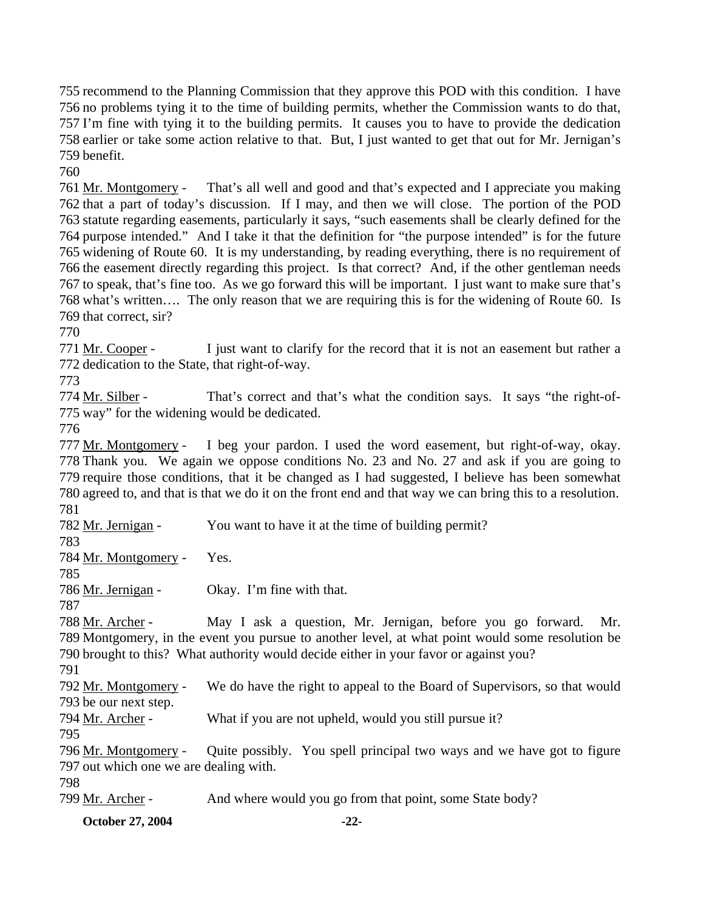755 recommend to the Planning Commission that they approve this POD with this condition. I have
756 no problems tying it to the time of building permits, whether the Commission wants to do that,
757 I'm fine with tying it to the building permits. It causes you to have to provide the dedication
758 earlier or take some action relative to that. But, I just wanted to get that out for Mr. Jernigan's
759 benefit.
760
761 Mr. Montgomery - That's all well and good and that's expected and I appreciate you making
762 that a part of today's discussion. If I may, and then we will close. The portion of the POD
763 statute regarding easements, particularly it says, "such easements shall be clearly defined for the
764 purpose intended." And I take it that the definition for "the purpose intended" is for the future
765 widening of Route 60. It is my understanding, by reading everything, there is no requirement of
766 the easement directly regarding this project. Is that correct? And, if the other gentleman needs
767 to speak, that's fine too. As we go forward this will be important. I just want to make sure that's
768 what's written…. The only reason that we are requiring this is for the widening of Route 60. Is
769 that correct, sir?
770
771 Mr. Cooper - I just want to clarify for the record that it is not an easement but rather a
772 dedication to the State, that right-of-way.
773
774 Mr. Silber - That's correct and that's what the condition says. It says "the right-of-
775 way" for the widening would be dedicated.
776
777 Mr. Montgomery - I beg your pardon. I used the word easement, but right-of-way, okay.
778 Thank you. We again we oppose conditions No. 23 and No. 27 and ask if you are going to
779 require those conditions, that it be changed as I had suggested, I believe has been somewhat
780 agreed to, and that is that we do it on the front end and that way we can bring this to a resolution.
781
782 Mr. Jernigan - You want to have it at the time of building permit?
783
784 Mr. Montgomery - Yes.
785
786 Mr. Jernigan - Okay. I'm fine with that.
787
788 Mr. Archer - May I ask a question, Mr. Jernigan, before you go forward. Mr.
789 Montgomery, in the event you pursue to another level, at what point would some resolution be
790 brought to this? What authority would decide either in your favor or against you?
791
792 Mr. Montgomery - We do have the right to appeal to the Board of Supervisors, so that would
793 be our next step.
794 Mr. Archer - What if you are not upheld, would you still pursue it?
795
796 Mr. Montgomery - Quite possibly. You spell principal two ways and we have got to figure
797 out which one we are dealing with.
798
799 Mr. Archer - And where would you go from that point, some State body?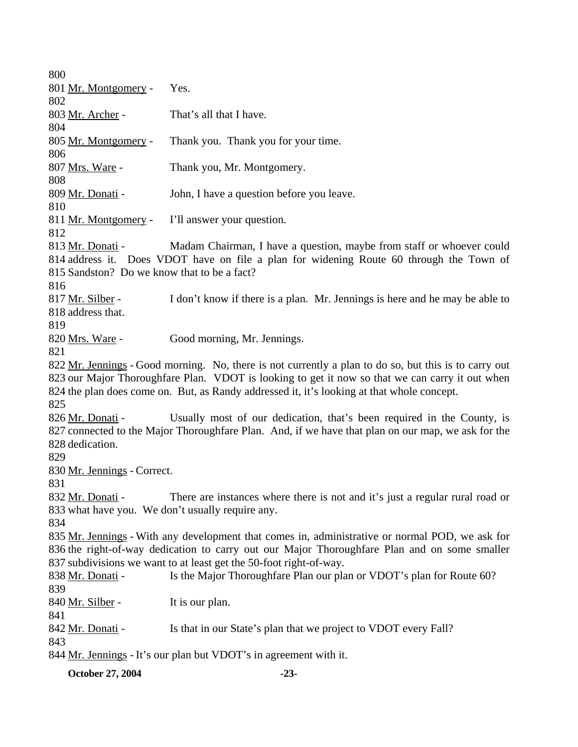800

801 Mr. Montgomery - Yes.

802

803 Mr. Archer - That's all that I have.

804

805 Mr. Montgomery - Thank you. Thank you for your time.

806

807 Mrs. Ware - Thank you, Mr. Montgomery.

808

809 Mr. Donati - John, I have a question before you leave.

810

811 Mr. Montgomery - I'll answer your question.

812

813 Mr. Donati - Madam Chairman, I have a question, maybe from staff or whoever could
814 address it. Does VDOT have on file a plan for widening Route 60 through the Town of
815 Sandston? Do we know that to be a fact?

816

817 Mr. Silber - I don't know if there is a plan. Mr. Jennings is here and he may be able to
818 address that.

819

820 Mrs. Ware - Good morning, Mr. Jennings.

821

822 Mr. Jennings - Good morning. No, there is not currently a plan to do so, but this is to carry out
823 our Major Thoroughfare Plan. VDOT is looking to get it now so that we can carry it out when
824 the plan does come on. But, as Randy addressed it, it's looking at that whole concept.

825

826 Mr. Donati - Usually most of our dedication, that's been required in the County, is
827 connected to the Major Thoroughfare Plan. And, if we have that plan on our map, we ask for the
828 dedication.

829

830 Mr. Jennings - Correct.

831

832 Mr. Donati - There are instances where there is not and it's just a regular rural road or
833 what have you. We don't usually require any.

834

835 Mr. Jennings - With any development that comes in, administrative or normal POD, we ask for
836 the right-of-way dedication to carry out our Major Thoroughfare Plan and on some smaller
837 subdivisions we want to at least get the 50-foot right-of-way.

838 Mr. Donati - Is the Major Thoroughfare Plan our plan or VDOT's plan for Route 60?

839

840 Mr. Silber - It is our plan.

841

842 Mr. Donati - Is that in our State's plan that we project to VDOT every Fall?

843

844 Mr. Jennings - It's our plan but VDOT's in agreement with it.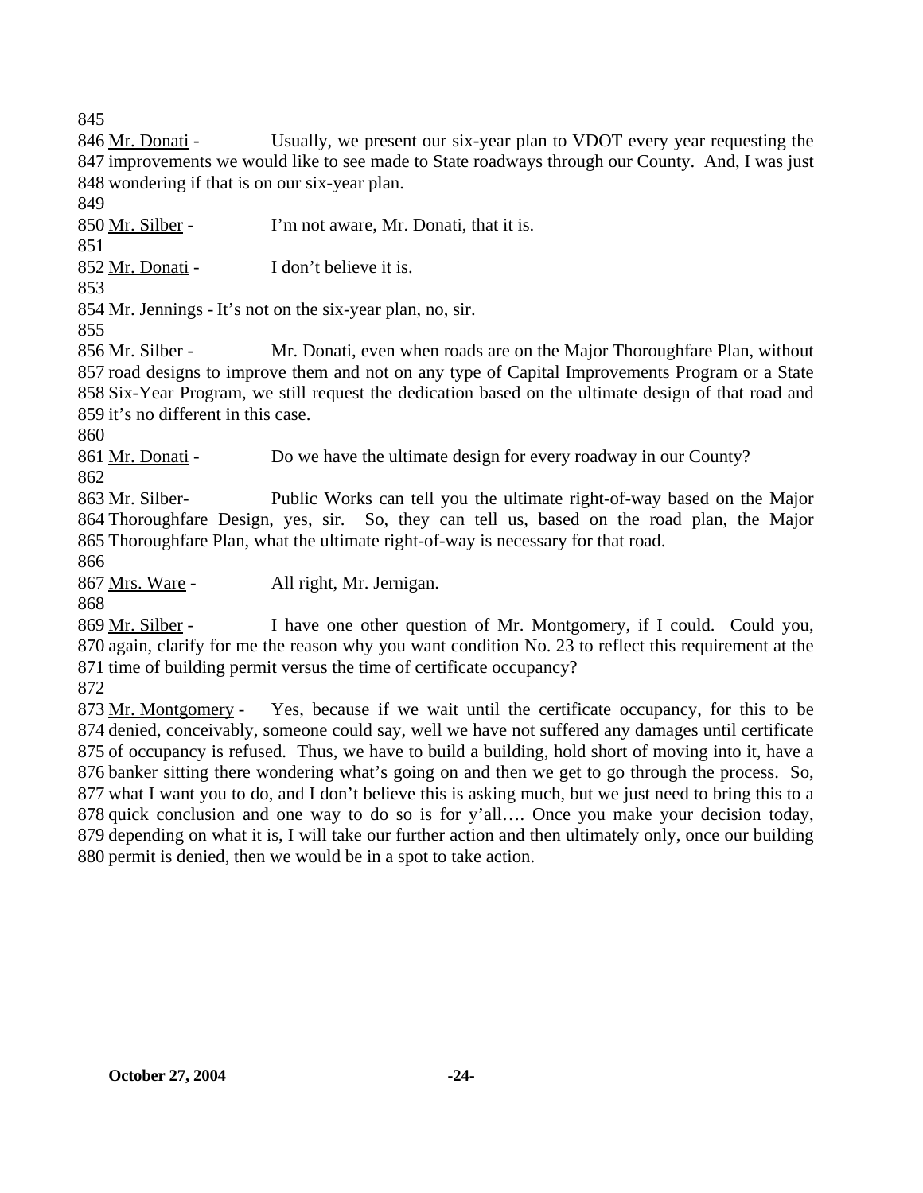845

846 Mr. Donati - Usually, we present our six-year plan to VDOT every year requesting the 847 improvements we would like to see made to State roadways through our County. And, I was just 848 wondering if that is on our six-year plan.

849

850 Mr. Silber - I'm not aware, Mr. Donati, that it is.

851

852 Mr. Donati - I don't believe it is.

853

854 Mr. Jennings - It's not on the six-year plan, no, sir.

855

856 Mr. Silber - Mr. Donati, even when roads are on the Major Thoroughfare Plan, without 857 road designs to improve them and not on any type of Capital Improvements Program or a State 858 Six-Year Program, we still request the dedication based on the ultimate design of that road and 859 it's no different in this case.

860

861 Mr. Donati - Do we have the ultimate design for every roadway in our County?

862

863 Mr. Silber- Public Works can tell you the ultimate right-of-way based on the Major 864 Thoroughfare Design, yes, sir. So, they can tell us, based on the road plan, the Major 865 Thoroughfare Plan, what the ultimate right-of-way is necessary for that road.

866

867 Mrs. Ware - All right, Mr. Jernigan.

868

869 Mr. Silber - I have one other question of Mr. Montgomery, if I could. Could you, 870 again, clarify for me the reason why you want condition No. 23 to reflect this requirement at the 871 time of building permit versus the time of certificate occupancy?

872

873 Mr. Montgomery - Yes, because if we wait until the certificate occupancy, for this to be 874 denied, conceivably, someone could say, well we have not suffered any damages until certificate 875 of occupancy is refused. Thus, we have to build a building, hold short of moving into it, have a 876 banker sitting there wondering what's going on and then we get to go through the process. So, 877 what I want you to do, and I don't believe this is asking much, but we just need to bring this to a 878 quick conclusion and one way to do so is for y'all…. Once you make your decision today, 879 depending on what it is, I will take our further action and then ultimately only, once our building 880 permit is denied, then we would be in a spot to take action.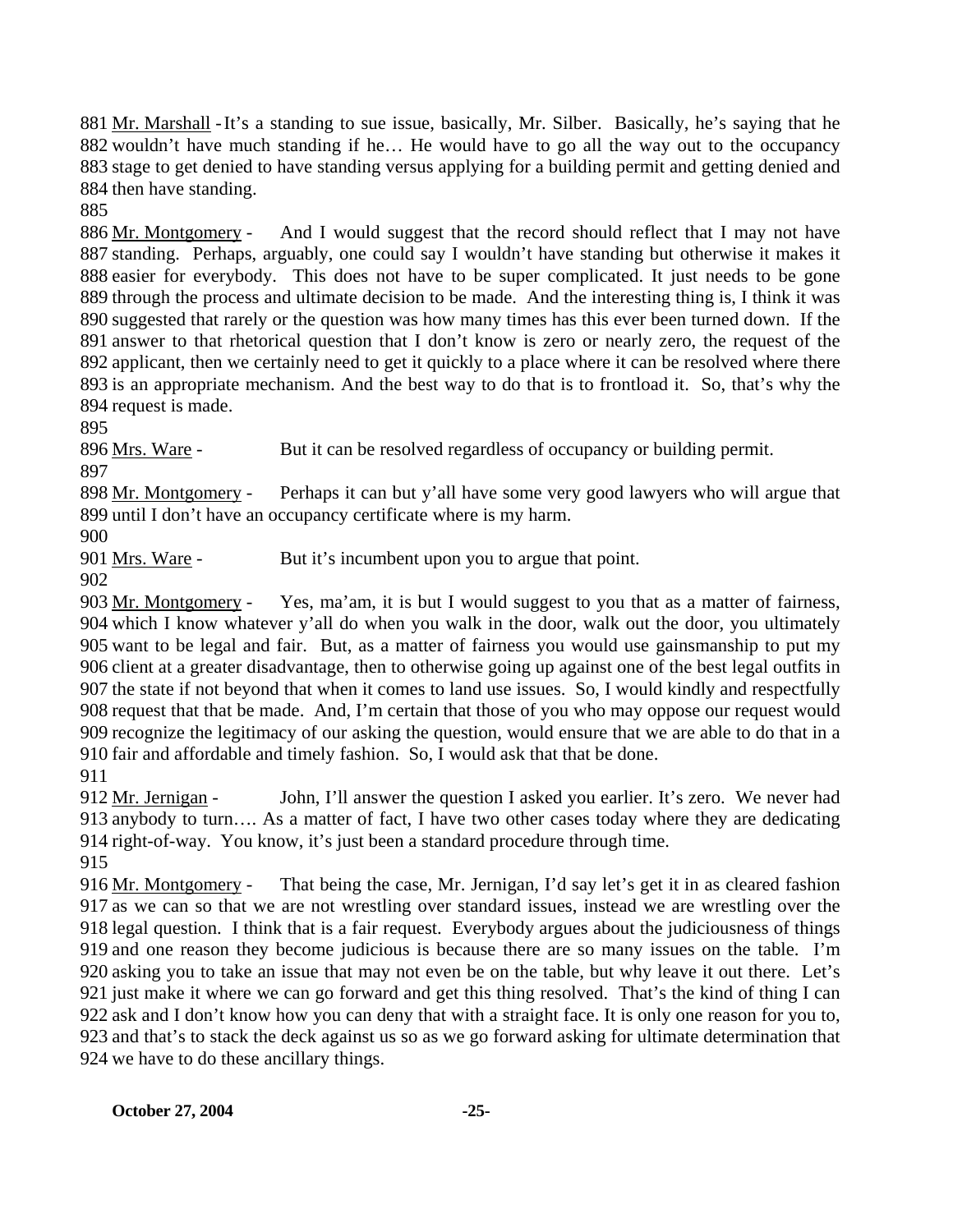881 Mr. Marshall - It's a standing to sue issue, basically, Mr. Silber. Basically, he's saying that he
882 wouldn't have much standing if he… He would have to go all the way out to the occupancy
883 stage to get denied to have standing versus applying for a building permit and getting denied and
884 then have standing.
885
886 Mr. Montgomery - And I would suggest that the record should reflect that I may not have
887 standing. Perhaps, arguably, one could say I wouldn't have standing but otherwise it makes it
888 easier for everybody. This does not have to be super complicated. It just needs to be gone
889 through the process and ultimate decision to be made. And the interesting thing is, I think it was
890 suggested that rarely or the question was how many times has this ever been turned down. If the
891 answer to that rhetorical question that I don't know is zero or nearly zero, the request of the
892 applicant, then we certainly need to get it quickly to a place where it can be resolved where there
893 is an appropriate mechanism. And the best way to do that is to frontload it. So, that's why the
894 request is made.
895
896 Mrs. Ware - But it can be resolved regardless of occupancy or building permit.
897
898 Mr. Montgomery - Perhaps it can but y'all have some very good lawyers who will argue that
899 until I don't have an occupancy certificate where is my harm.
900
901 Mrs. Ware - But it's incumbent upon you to argue that point.
902
903 Mr. Montgomery - Yes, ma'am, it is but I would suggest to you that as a matter of fairness,
904 which I know whatever y'all do when you walk in the door, walk out the door, you ultimately
905 want to be legal and fair. But, as a matter of fairness you would use gainsmanship to put my
906 client at a greater disadvantage, then to otherwise going up against one of the best legal outfits in
907 the state if not beyond that when it comes to land use issues. So, I would kindly and respectfully
908 request that that be made. And, I'm certain that those of you who may oppose our request would
909 recognize the legitimacy of our asking the question, would ensure that we are able to do that in a
910 fair and affordable and timely fashion. So, I would ask that that be done.
911
912 Mr. Jernigan - John, I'll answer the question I asked you earlier. It's zero. We never had
913 anybody to turn…. As a matter of fact, I have two other cases today where they are dedicating
914 right-of-way. You know, it's just been a standard procedure through time.
915
916 Mr. Montgomery - That being the case, Mr. Jernigan, I'd say let's get it in as cleared fashion
917 as we can so that we are not wrestling over standard issues, instead we are wrestling over the
918 legal question. I think that is a fair request. Everybody argues about the judiciousness of things
919 and one reason they become judicious is because there are so many issues on the table. I'm
920 asking you to take an issue that may not even be on the table, but why leave it out there. Let's
921 just make it where we can go forward and get this thing resolved. That's the kind of thing I can
922 ask and I don't know how you can deny that with a straight face. It is only one reason for you to,
923 and that's to stack the deck against us so as we go forward asking for ultimate determination that
924 we have to do these ancillary things.

**October 27, 2004**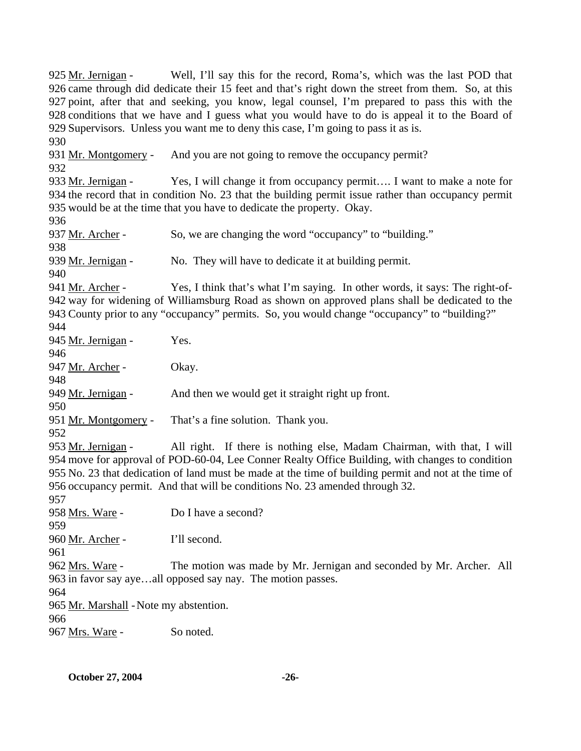925 Mr. Jernigan - Well, I'll say this for the record, Roma's, which was the last POD that 926 came through did dedicate their 15 feet and that's right down the street from them. So, at this 927 point, after that and seeking, you know, legal counsel, I'm prepared to pass this with the 928 conditions that we have and I guess what you would have to do is appeal it to the Board of 929 Supervisors. Unless you want me to deny this case, I'm going to pass it as is.

930

931 Mr. Montgomery - And you are not going to remove the occupancy permit?

932

933 Mr. Jernigan - Yes, I will change it from occupancy permit…. I want to make a note for 934 the record that in condition No. 23 that the building permit issue rather than occupancy permit 935 would be at the time that you have to dedicate the property. Okay.

936

937 Mr. Archer - So, we are changing the word "occupancy" to "building."

938

939 Mr. Jernigan - No. They will have to dedicate it at building permit.

940

941 Mr. Archer - Yes, I think that's what I'm saying. In other words, it says: The right-of-942 way for widening of Williamsburg Road as shown on approved plans shall be dedicated to the 943 County prior to any "occupancy" permits. So, you would change "occupancy" to "building?"

944

945 Mr. Jernigan - Yes.

946

947 Mr. Archer - Okay.

948

949 Mr. Jernigan - And then we would get it straight right up front.

950

951 Mr. Montgomery - That's a fine solution. Thank you.

952

953 Mr. Jernigan - All right. If there is nothing else, Madam Chairman, with that, I will 954 move for approval of POD-60-04, Lee Conner Realty Office Building, with changes to condition 955 No. 23 that dedication of land must be made at the time of building permit and not at the time of 956 occupancy permit. And that will be conditions No. 23 amended through 32.

957

958 Mrs. Ware - Do I have a second?

959

960 Mr. Archer - I'll second.

961

962 Mrs. Ware - The motion was made by Mr. Jernigan and seconded by Mr. Archer. All 963 in favor say aye…all opposed say nay. The motion passes.

964

965 Mr. Marshall - Note my abstention.

966

967 Mrs. Ware - So noted.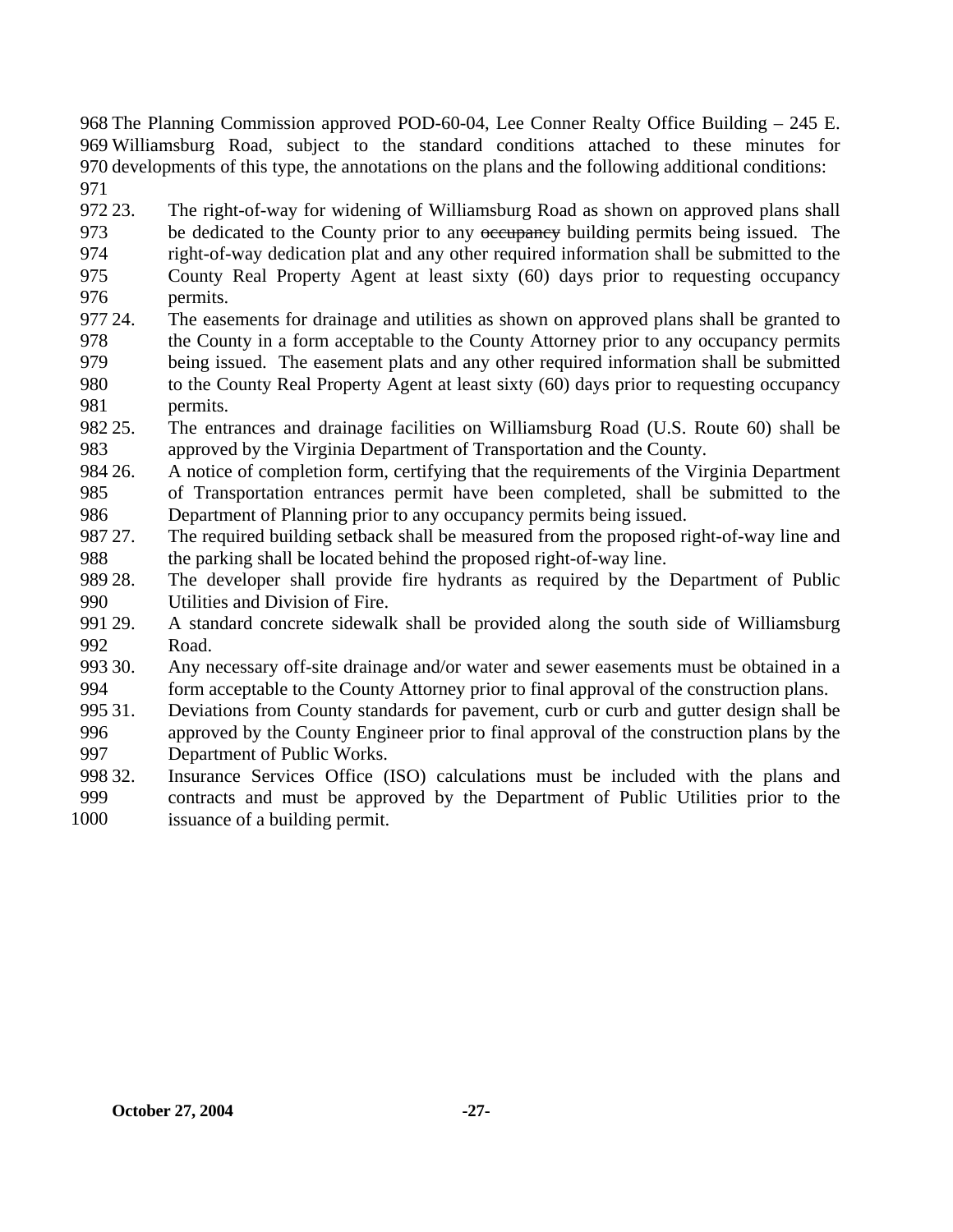The Planning Commission approved POD-60-04, Lee Conner Realty Office Building – 245 E. Williamsburg Road, subject to the standard conditions attached to these minutes for developments of this type, the annotations on the plans and the following additional conditions:

23. The right-of-way for widening of Williamsburg Road as shown on approved plans shall be dedicated to the County prior to any ~~occupancy~~ building permits being issued. The right-of-way dedication plat and any other required information shall be submitted to the County Real Property Agent at least sixty (60) days prior to requesting occupancy permits.
24. The easements for drainage and utilities as shown on approved plans shall be granted to the County in a form acceptable to the County Attorney prior to any occupancy permits being issued. The easement plats and any other required information shall be submitted to the County Real Property Agent at least sixty (60) days prior to requesting occupancy permits.
25. The entrances and drainage facilities on Williamsburg Road (U.S. Route 60) shall be approved by the Virginia Department of Transportation and the County.
26. A notice of completion form, certifying that the requirements of the Virginia Department of Transportation entrances permit have been completed, shall be submitted to the Department of Planning prior to any occupancy permits being issued.
27. The required building setback shall be measured from the proposed right-of-way line and the parking shall be located behind the proposed right-of-way line.
28. The developer shall provide fire hydrants as required by the Department of Public Utilities and Division of Fire.
29. A standard concrete sidewalk shall be provided along the south side of Williamsburg Road.
30. Any necessary off-site drainage and/or water and sewer easements must be obtained in a form acceptable to the County Attorney prior to final approval of the construction plans.
31. Deviations from County standards for pavement, curb or curb and gutter design shall be approved by the County Engineer prior to final approval of the construction plans by the Department of Public Works.
32. Insurance Services Office (ISO) calculations must be included with the plans and contracts and must be approved by the Department of Public Utilities prior to the issuance of a building permit.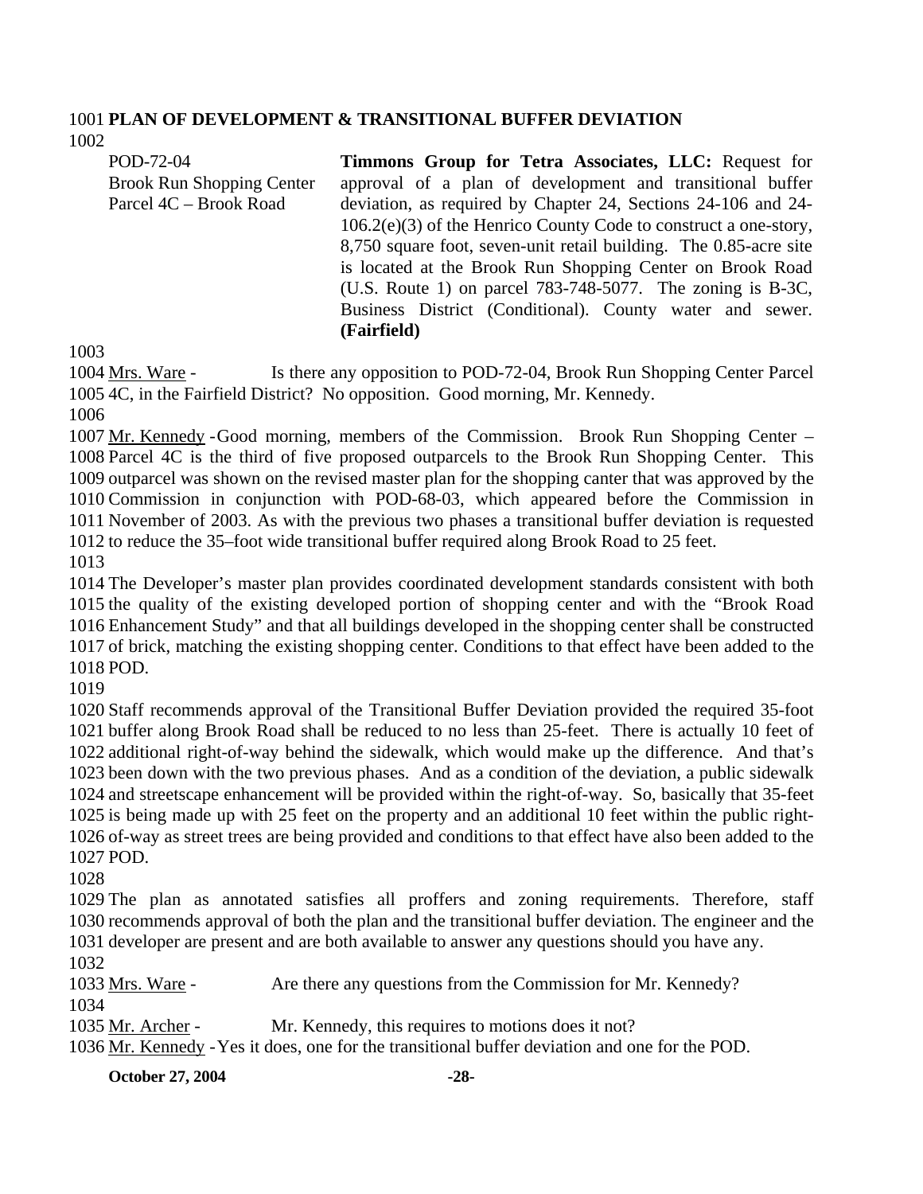1001 **PLAN OF DEVELOPMENT & TRANSITIONAL BUFFER DEVIATION**
1002

POD-72-04
Brook Run Shopping Center
Parcel 4C – Brook Road

**Timmons Group for Tetra Associates, LLC:** Request for approval of a plan of development and transitional buffer deviation, as required by Chapter 24, Sections 24-106 and 24-106.2(e)(3) of the Henrico County Code to construct a one-story, 8,750 square foot, seven-unit retail building. The 0.85-acre site is located at the Brook Run Shopping Center on Brook Road (U.S. Route 1) on parcel 783-748-5077. The zoning is B-3C, Business District (Conditional). County water and sewer. **(Fairfield)**

1003
1004 Mrs. Ware - Is there any opposition to POD-72-04, Brook Run Shopping Center Parcel
1005 4C, in the Fairfield District? No opposition. Good morning, Mr. Kennedy.
1006
1007 Mr. Kennedy - Good morning, members of the Commission. Brook Run Shopping Center –
1008 Parcel 4C is the third of five proposed outparcels to the Brook Run Shopping Center. This
1009 outparcel was shown on the revised master plan for the shopping canter that was approved by the
1010 Commission in conjunction with POD-68-03, which appeared before the Commission in
1011 November of 2003. As with the previous two phases a transitional buffer deviation is requested
1012 to reduce the 35–foot wide transitional buffer required along Brook Road to 25 feet.
1013
1014 The Developer's master plan provides coordinated development standards consistent with both
1015 the quality of the existing developed portion of shopping center and with the "Brook Road
1016 Enhancement Study" and that all buildings developed in the shopping center shall be constructed
1017 of brick, matching the existing shopping center. Conditions to that effect have been added to the
1018 POD.
1019
1020 Staff recommends approval of the Transitional Buffer Deviation provided the required 35-foot
1021 buffer along Brook Road shall be reduced to no less than 25-feet. There is actually 10 feet of
1022 additional right-of-way behind the sidewalk, which would make up the difference. And that's
1023 been down with the two previous phases. And as a condition of the deviation, a public sidewalk
1024 and streetscape enhancement will be provided within the right-of-way. So, basically that 35-feet
1025 is being made up with 25 feet on the property and an additional 10 feet within the public right-
1026 of-way as street trees are being provided and conditions to that effect have also been added to the
1027 POD.
1028
1029 The plan as annotated satisfies all proffers and zoning requirements. Therefore, staff
1030 recommends approval of both the plan and the transitional buffer deviation. The engineer and the
1031 developer are present and are both available to answer any questions should you have any.
1032
1033 Mrs. Ware - Are there any questions from the Commission for Mr. Kennedy?
1034
1035 Mr. Archer - Mr. Kennedy, this requires to motions does it not?
1036 Mr. Kennedy - Yes it does, one for the transitional buffer deviation and one for the POD.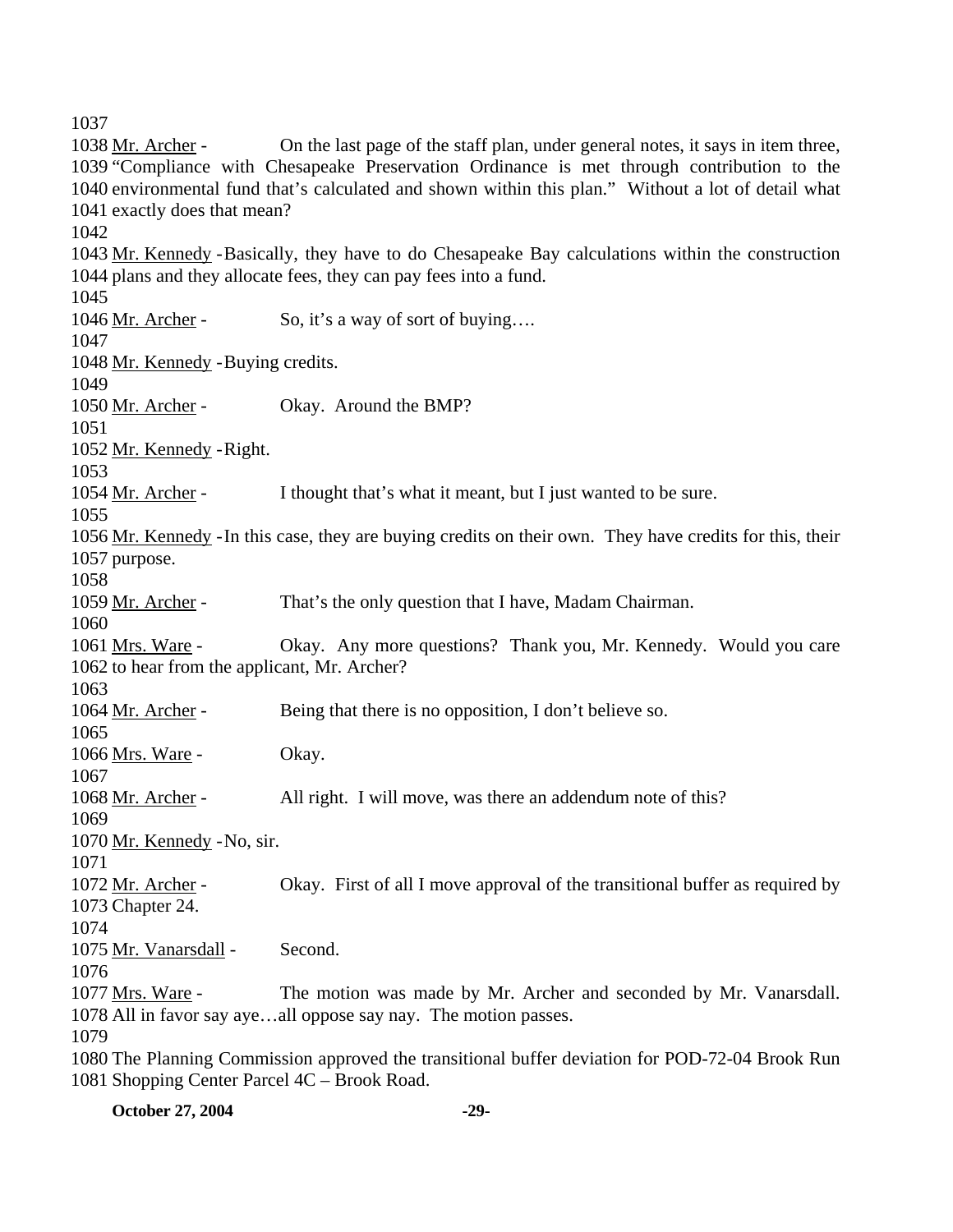1037
1038 Mr. Archer - On the last page of the staff plan, under general notes, it says in item three, 1039 "Compliance with Chesapeake Preservation Ordinance is met through contribution to the 1040 environmental fund that's calculated and shown within this plan." Without a lot of detail what 1041 exactly does that mean?
1042
1043 Mr. Kennedy - Basically, they have to do Chesapeake Bay calculations within the construction 1044 plans and they allocate fees, they can pay fees into a fund.
1045
1046 Mr. Archer - So, it's a way of sort of buying….
1047
1048 Mr. Kennedy - Buying credits.
1049
1050 Mr. Archer - Okay. Around the BMP?
1051
1052 Mr. Kennedy - Right.
1053
1054 Mr. Archer - I thought that's what it meant, but I just wanted to be sure.
1055
1056 Mr. Kennedy - In this case, they are buying credits on their own. They have credits for this, their 1057 purpose.
1058
1059 Mr. Archer - That's the only question that I have, Madam Chairman.
1060
1061 Mrs. Ware - Okay. Any more questions? Thank you, Mr. Kennedy. Would you care 1062 to hear from the applicant, Mr. Archer?
1063
1064 Mr. Archer - Being that there is no opposition, I don't believe so.
1065
1066 Mrs. Ware - Okay.
1067
1068 Mr. Archer - All right. I will move, was there an addendum note of this?
1069
1070 Mr. Kennedy - No, sir.
1071
1072 Mr. Archer - Okay. First of all I move approval of the transitional buffer as required by 1073 Chapter 24.
1074
1075 Mr. Vanarsdall - Second.
1076
1077 Mrs. Ware - The motion was made by Mr. Archer and seconded by Mr. Vanarsdall. 1078 All in favor say aye…all oppose say nay. The motion passes.
1079
1080 The Planning Commission approved the transitional buffer deviation for POD-72-04 Brook Run 1081 Shopping Center Parcel 4C – Brook Road.

**October 27, 2004**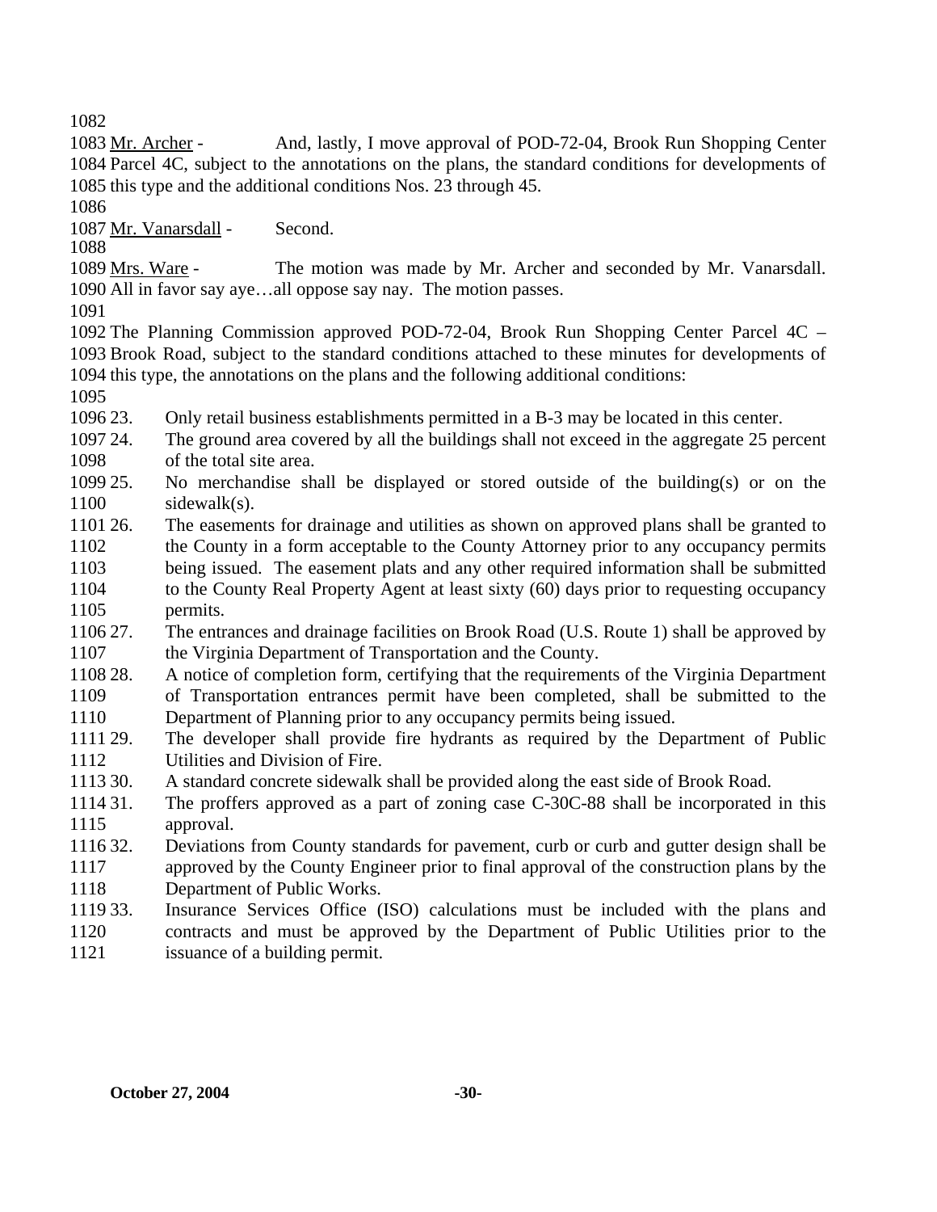Mr. Archer - And, lastly, I move approval of POD-72-04, Brook Run Shopping Center Parcel 4C, subject to the annotations on the plans, the standard conditions for developments of this type and the additional conditions Nos. 23 through 45.

Mr. Vanarsdall - Second.

Mrs. Ware - The motion was made by Mr. Archer and seconded by Mr. Vanarsdall. All in favor say aye…all oppose say nay. The motion passes.

The Planning Commission approved POD-72-04, Brook Run Shopping Center Parcel 4C – Brook Road, subject to the standard conditions attached to these minutes for developments of this type, the annotations on the plans and the following additional conditions:

23. Only retail business establishments permitted in a B-3 may be located in this center.
24. The ground area covered by all the buildings shall not exceed in the aggregate 25 percent of the total site area.
25. No merchandise shall be displayed or stored outside of the building(s) or on the sidewalk(s).
26. The easements for drainage and utilities as shown on approved plans shall be granted to the County in a form acceptable to the County Attorney prior to any occupancy permits being issued. The easement plats and any other required information shall be submitted to the County Real Property Agent at least sixty (60) days prior to requesting occupancy permits.
27. The entrances and drainage facilities on Brook Road (U.S. Route 1) shall be approved by the Virginia Department of Transportation and the County.
28. A notice of completion form, certifying that the requirements of the Virginia Department of Transportation entrances permit have been completed, shall be submitted to the Department of Planning prior to any occupancy permits being issued.
29. The developer shall provide fire hydrants as required by the Department of Public Utilities and Division of Fire.
30. A standard concrete sidewalk shall be provided along the east side of Brook Road.
31. The proffers approved as a part of zoning case C-30C-88 shall be incorporated in this approval.
32. Deviations from County standards for pavement, curb or curb and gutter design shall be approved by the County Engineer prior to final approval of the construction plans by the Department of Public Works.
33. Insurance Services Office (ISO) calculations must be included with the plans and contracts and must be approved by the Department of Public Utilities prior to the issuance of a building permit.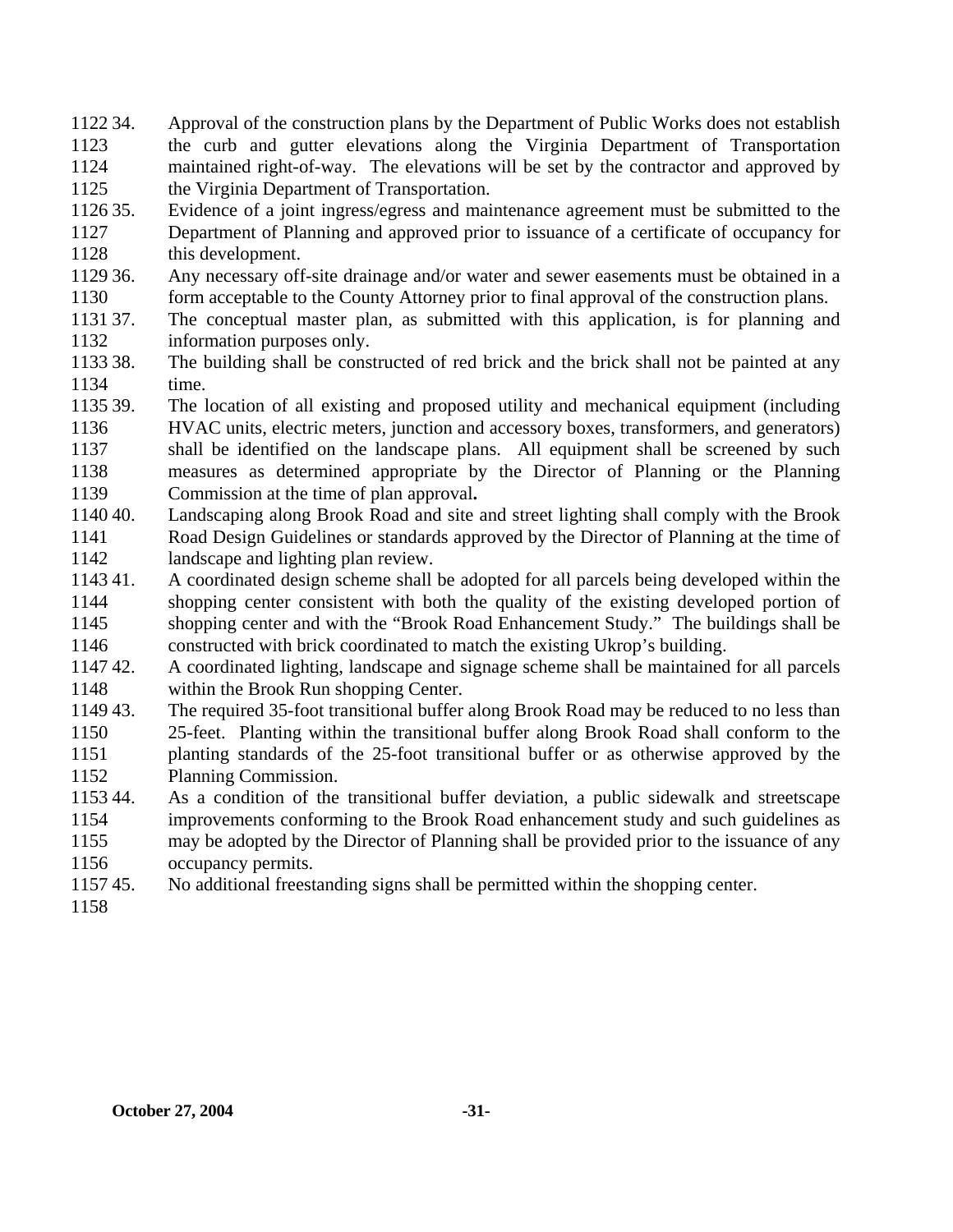34. Approval of the construction plans by the Department of Public Works does not establish the curb and gutter elevations along the Virginia Department of Transportation maintained right-of-way. The elevations will be set by the contractor and approved by the Virginia Department of Transportation.

35. Evidence of a joint ingress/egress and maintenance agreement must be submitted to the Department of Planning and approved prior to issuance of a certificate of occupancy for this development.

36. Any necessary off-site drainage and/or water and sewer easements must be obtained in a form acceptable to the County Attorney prior to final approval of the construction plans.

37. The conceptual master plan, as submitted with this application, is for planning and information purposes only.

38. The building shall be constructed of red brick and the brick shall not be painted at any time.

39. The location of all existing and proposed utility and mechanical equipment (including HVAC units, electric meters, junction and accessory boxes, transformers, and generators) shall be identified on the landscape plans. All equipment shall be screened by such measures as determined appropriate by the Director of Planning or the Planning Commission at the time of plan approval**.**

40. Landscaping along Brook Road and site and street lighting shall comply with the Brook Road Design Guidelines or standards approved by the Director of Planning at the time of landscape and lighting plan review.

41. A coordinated design scheme shall be adopted for all parcels being developed within the shopping center consistent with both the quality of the existing developed portion of shopping center and with the "Brook Road Enhancement Study." The buildings shall be constructed with brick coordinated to match the existing Ukrop's building.

42. A coordinated lighting, landscape and signage scheme shall be maintained for all parcels within the Brook Run shopping Center.

43. The required 35-foot transitional buffer along Brook Road may be reduced to no less than 25-feet. Planting within the transitional buffer along Brook Road shall conform to the planting standards of the 25-foot transitional buffer or as otherwise approved by the Planning Commission.

44. As a condition of the transitional buffer deviation, a public sidewalk and streetscape improvements conforming to the Brook Road enhancement study and such guidelines as may be adopted by the Director of Planning shall be provided prior to the issuance of any occupancy permits.

45. No additional freestanding signs shall be permitted within the shopping center.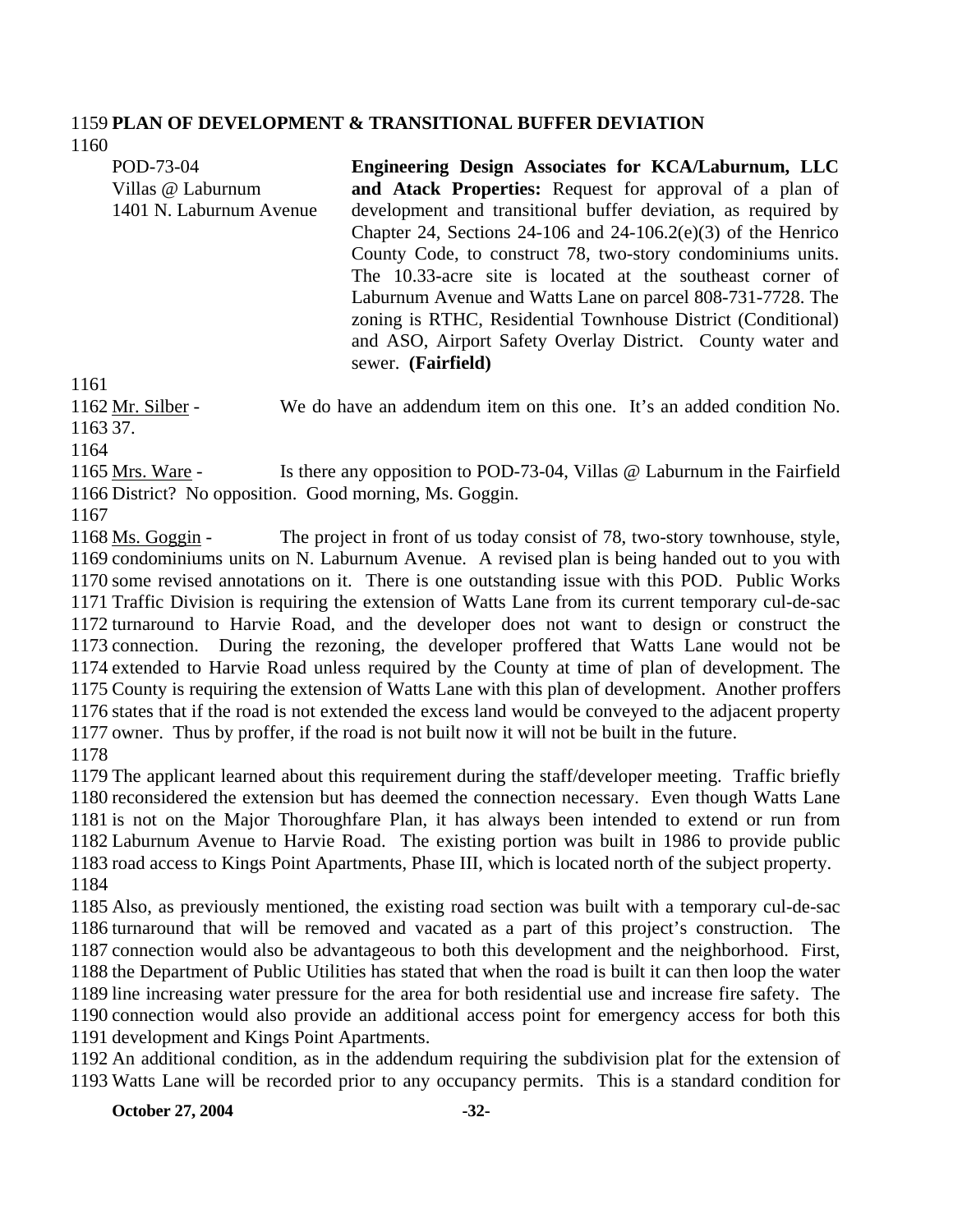1159 **PLAN OF DEVELOPMENT & TRANSITIONAL BUFFER DEVIATION**

1160

POD-73-04
Villas @ Laburnum
1401 N. Laburnum Avenue

**Engineering Design Associates for KCA/Laburnum, LLC and Atack Properties:** Request for approval of a plan of development and transitional buffer deviation, as required by Chapter 24, Sections 24-106 and 24-106.2(e)(3) of the Henrico County Code, to construct 78, two-story condominiums units. The 10.33-acre site is located at the southeast corner of Laburnum Avenue and Watts Lane on parcel 808-731-7728. The zoning is RTHC, Residential Townhouse District (Conditional) and ASO, Airport Safety Overlay District. County water and sewer. **(Fairfield)**

1161

1162 Mr. Silber - We do have an addendum item on this one. It's an added condition No.
1163 37.

1164

1165 Mrs. Ware - Is there any opposition to POD-73-04, Villas @ Laburnum in the Fairfield
1166 District? No opposition. Good morning, Ms. Goggin.

1167

1168 Ms. Goggin - The project in front of us today consist of 78, two-story townhouse, style,
1169 condominiums units on N. Laburnum Avenue. A revised plan is being handed out to you with
1170 some revised annotations on it. There is one outstanding issue with this POD. Public Works
1171 Traffic Division is requiring the extension of Watts Lane from its current temporary cul-de-sac
1172 turnaround to Harvie Road, and the developer does not want to design or construct the
1173 connection. During the rezoning, the developer proffered that Watts Lane would not be
1174 extended to Harvie Road unless required by the County at time of plan of development. The
1175 County is requiring the extension of Watts Lane with this plan of development. Another proffers
1176 states that if the road is not extended the excess land would be conveyed to the adjacent property
1177 owner. Thus by proffer, if the road is not built now it will not be built in the future.

1178

1179 The applicant learned about this requirement during the staff/developer meeting. Traffic briefly
1180 reconsidered the extension but has deemed the connection necessary. Even though Watts Lane
1181 is not on the Major Thoroughfare Plan, it has always been intended to extend or run from
1182 Laburnum Avenue to Harvie Road. The existing portion was built in 1986 to provide public
1183 road access to Kings Point Apartments, Phase III, which is located north of the subject property.

1184

1185 Also, as previously mentioned, the existing road section was built with a temporary cul-de-sac
1186 turnaround that will be removed and vacated as a part of this project's construction. The
1187 connection would also be advantageous to both this development and the neighborhood. First,
1188 the Department of Public Utilities has stated that when the road is built it can then loop the water
1189 line increasing water pressure for the area for both residential use and increase fire safety. The
1190 connection would also provide an additional access point for emergency access for both this
1191 development and Kings Point Apartments.
1192 An additional condition, as in the addendum requiring the subdivision plat for the extension of
1193 Watts Lane will be recorded prior to any occupancy permits. This is a standard condition for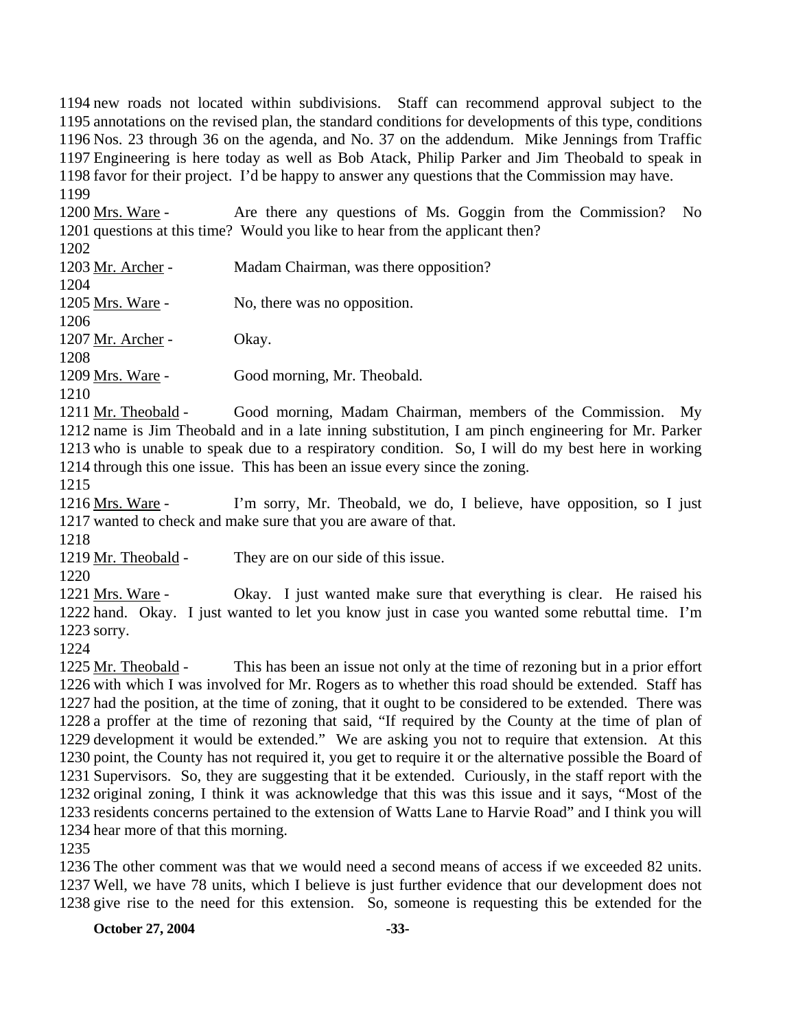1194 new roads not located within subdivisions. Staff can recommend approval subject to the
1195 annotations on the revised plan, the standard conditions for developments of this type, conditions
1196 Nos. 23 through 36 on the agenda, and No. 37 on the addendum. Mike Jennings from Traffic
1197 Engineering is here today as well as Bob Atack, Philip Parker and Jim Theobald to speak in
1198 favor for their project. I'd be happy to answer any questions that the Commission may have.
1199
1200 Mrs. Ware - Are there any questions of Ms. Goggin from the Commission? No
1201 questions at this time? Would you like to hear from the applicant then?
1202
1203 Mr. Archer - Madam Chairman, was there opposition?
1204
1205 Mrs. Ware - No, there was no opposition.
1206
1207 Mr. Archer - Okay.
1208
1209 Mrs. Ware - Good morning, Mr. Theobald.
1210
1211 Mr. Theobald - Good morning, Madam Chairman, members of the Commission. My
1212 name is Jim Theobald and in a late inning substitution, I am pinch engineering for Mr. Parker
1213 who is unable to speak due to a respiratory condition. So, I will do my best here in working
1214 through this one issue. This has been an issue every since the zoning.
1215
1216 Mrs. Ware - I'm sorry, Mr. Theobald, we do, I believe, have opposition, so I just
1217 wanted to check and make sure that you are aware of that.
1218
1219 Mr. Theobald - They are on our side of this issue.
1220
1221 Mrs. Ware - Okay. I just wanted make sure that everything is clear. He raised his
1222 hand. Okay. I just wanted to let you know just in case you wanted some rebuttal time. I'm
1223 sorry.
1224
1225 Mr. Theobald - This has been an issue not only at the time of rezoning but in a prior effort
1226 with which I was involved for Mr. Rogers as to whether this road should be extended. Staff has
1227 had the position, at the time of zoning, that it ought to be considered to be extended. There was
1228 a proffer at the time of rezoning that said, "If required by the County at the time of plan of
1229 development it would be extended." We are asking you not to require that extension. At this
1230 point, the County has not required it, you get to require it or the alternative possible the Board of
1231 Supervisors. So, they are suggesting that it be extended. Curiously, in the staff report with the
1232 original zoning, I think it was acknowledge that this was this issue and it says, "Most of the
1233 residents concerns pertained to the extension of Watts Lane to Harvie Road" and I think you will
1234 hear more of that this morning.
1235
1236 The other comment was that we would need a second means of access if we exceeded 82 units.
1237 Well, we have 78 units, which I believe is just further evidence that our development does not
1238 give rise to the need for this extension. So, someone is requesting this be extended for the

**October 27, 2004**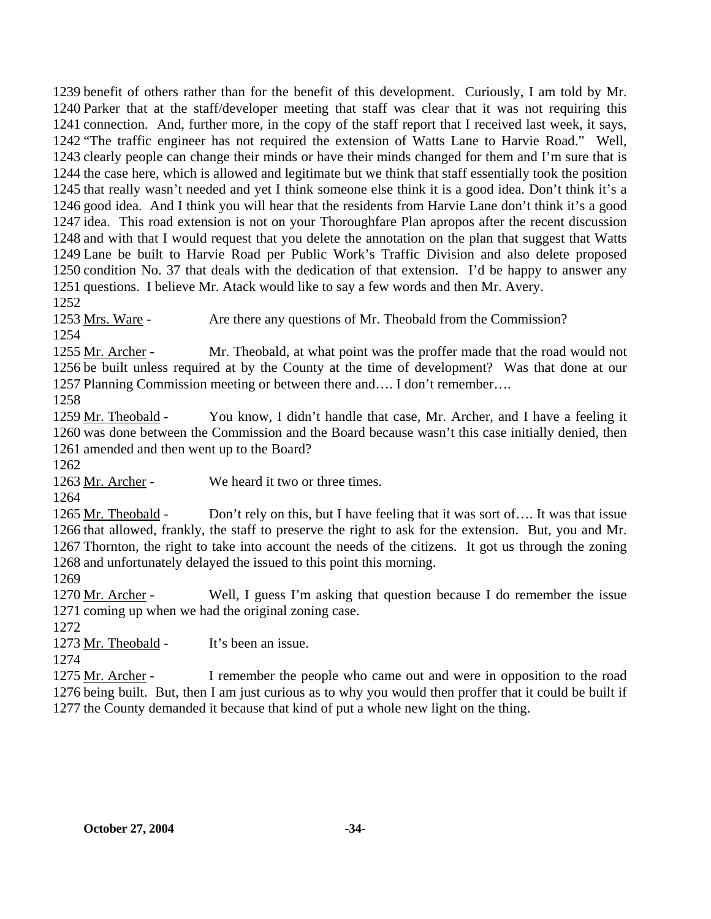1239 benefit of others rather than for the benefit of this development. Curiously, I am told by Mr.
1240 Parker that at the staff/developer meeting that staff was clear that it was not requiring this
1241 connection. And, further more, in the copy of the staff report that I received last week, it says,
1242 "The traffic engineer has not required the extension of Watts Lane to Harvie Road." Well,
1243 clearly people can change their minds or have their minds changed for them and I'm sure that is
1244 the case here, which is allowed and legitimate but we think that staff essentially took the position
1245 that really wasn't needed and yet I think someone else think it is a good idea. Don't think it's a
1246 good idea. And I think you will hear that the residents from Harvie Lane don't think it's a good
1247 idea. This road extension is not on your Thoroughfare Plan apropos after the recent discussion
1248 and with that I would request that you delete the annotation on the plan that suggest that Watts
1249 Lane be built to Harvie Road per Public Work's Traffic Division and also delete proposed
1250 condition No. 37 that deals with the dedication of that extension. I'd be happy to answer any
1251 questions. I believe Mr. Atack would like to say a few words and then Mr. Avery.
1252
1253 Mrs. Ware - Are there any questions of Mr. Theobald from the Commission?
1254
1255 Mr. Archer - Mr. Theobald, at what point was the proffer made that the road would not
1256 be built unless required at by the County at the time of development? Was that done at our
1257 Planning Commission meeting or between there and…. I don't remember….
1258
1259 Mr. Theobald - You know, I didn't handle that case, Mr. Archer, and I have a feeling it
1260 was done between the Commission and the Board because wasn't this case initially denied, then
1261 amended and then went up to the Board?
1262
1263 Mr. Archer - We heard it two or three times.
1264
1265 Mr. Theobald - Don't rely on this, but I have feeling that it was sort of…. It was that issue
1266 that allowed, frankly, the staff to preserve the right to ask for the extension. But, you and Mr.
1267 Thornton, the right to take into account the needs of the citizens. It got us through the zoning
1268 and unfortunately delayed the issued to this point this morning.
1269
1270 Mr. Archer - Well, I guess I'm asking that question because I do remember the issue
1271 coming up when we had the original zoning case.
1272
1273 Mr. Theobald - It's been an issue.
1274
1275 Mr. Archer - I remember the people who came out and were in opposition to the road
1276 being built. But, then I am just curious as to why you would then proffer that it could be built if
1277 the County demanded it because that kind of put a whole new light on the thing.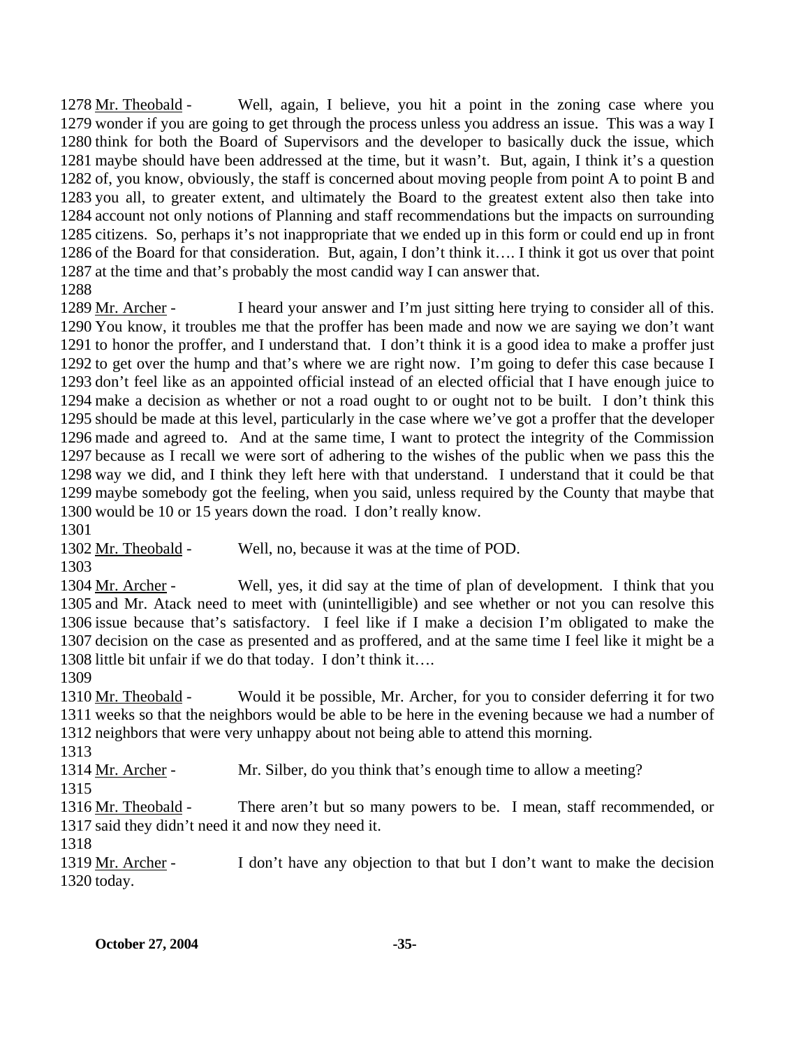1278 Mr. Theobald - Well, again, I believe, you hit a point in the zoning case where you 1279 wonder if you are going to get through the process unless you address an issue. This was a way I 1280 think for both the Board of Supervisors and the developer to basically duck the issue, which 1281 maybe should have been addressed at the time, but it wasn't. But, again, I think it's a question 1282 of, you know, obviously, the staff is concerned about moving people from point A to point B and 1283 you all, to greater extent, and ultimately the Board to the greatest extent also then take into 1284 account not only notions of Planning and staff recommendations but the impacts on surrounding 1285 citizens. So, perhaps it's not inappropriate that we ended up in this form or could end up in front 1286 of the Board for that consideration. But, again, I don't think it…. I think it got us over that point 1287 at the time and that's probably the most candid way I can answer that.

1288

1289 Mr. Archer - I heard your answer and I'm just sitting here trying to consider all of this. 1290 You know, it troubles me that the proffer has been made and now we are saying we don't want 1291 to honor the proffer, and I understand that. I don't think it is a good idea to make a proffer just 1292 to get over the hump and that's where we are right now. I'm going to defer this case because I 1293 don't feel like as an appointed official instead of an elected official that I have enough juice to 1294 make a decision as whether or not a road ought to or ought not to be built. I don't think this 1295 should be made at this level, particularly in the case where we've got a proffer that the developer 1296 made and agreed to. And at the same time, I want to protect the integrity of the Commission 1297 because as I recall we were sort of adhering to the wishes of the public when we pass this the 1298 way we did, and I think they left here with that understand. I understand that it could be that 1299 maybe somebody got the feeling, when you said, unless required by the County that maybe that 1300 would be 10 or 15 years down the road. I don't really know.

1301

1302 Mr. Theobald - Well, no, because it was at the time of POD.

1303

1304 Mr. Archer - Well, yes, it did say at the time of plan of development. I think that you 1305 and Mr. Atack need to meet with (unintelligible) and see whether or not you can resolve this 1306 issue because that's satisfactory. I feel like if I make a decision I'm obligated to make the 1307 decision on the case as presented and as proffered, and at the same time I feel like it might be a 1308 little bit unfair if we do that today. I don't think it….

1309

1310 Mr. Theobald - Would it be possible, Mr. Archer, for you to consider deferring it for two 1311 weeks so that the neighbors would be able to be here in the evening because we had a number of 1312 neighbors that were very unhappy about not being able to attend this morning.

1313

1314 Mr. Archer - Mr. Silber, do you think that's enough time to allow a meeting?

1315

1316 Mr. Theobald - There aren't but so many powers to be. I mean, staff recommended, or 1317 said they didn't need it and now they need it.

1318

1319 Mr. Archer - I don't have any objection to that but I don't want to make the decision 1320 today.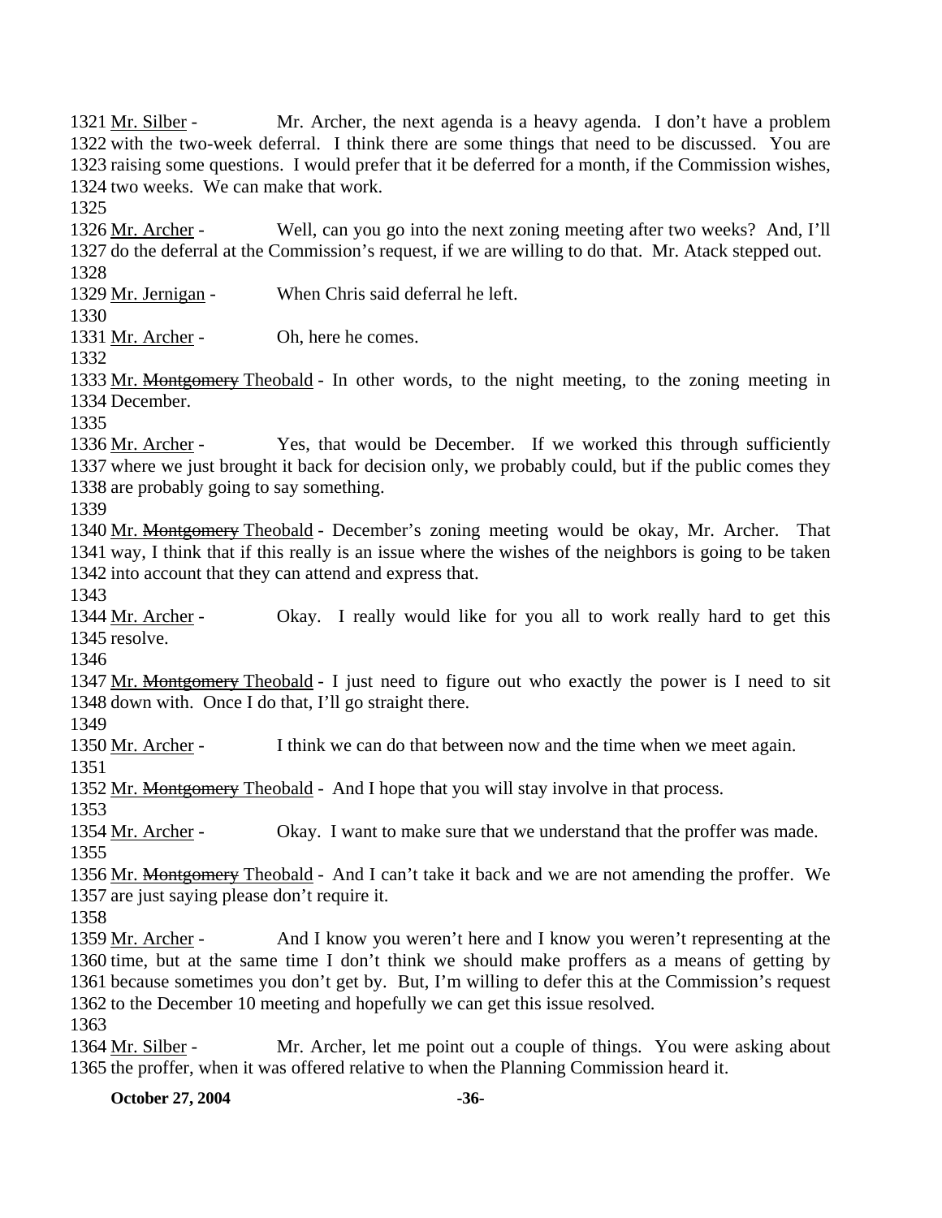1321 Mr. Silber - Mr. Archer, the next agenda is a heavy agenda. I don't have a problem 1322 with the two-week deferral. I think there are some things that need to be discussed. You are 1323 raising some questions. I would prefer that it be deferred for a month, if the Commission wishes, 1324 two weeks. We can make that work.

1325

1326 Mr. Archer - Well, can you go into the next zoning meeting after two weeks? And, I'll 1327 do the deferral at the Commission's request, if we are willing to do that. Mr. Atack stepped out.

1328

1329 Mr. Jernigan - When Chris said deferral he left.

1330

1331 Mr. Archer - Oh, here he comes.

1332

1333 Mr. ~~Montgomery~~ Theobald - In other words, to the night meeting, to the zoning meeting in 1334 December.

1335

1336 Mr. Archer - Yes, that would be December. If we worked this through sufficiently 1337 where we just brought it back for decision only, we probably could, but if the public comes they 1338 are probably going to say something.

1339

1340 Mr. ~~Montgomery~~ Theobald - December's zoning meeting would be okay, Mr. Archer. That 1341 way, I think that if this really is an issue where the wishes of the neighbors is going to be taken 1342 into account that they can attend and express that.

1343

1344 Mr. Archer - Okay. I really would like for you all to work really hard to get this 1345 resolve.

1346

1347 Mr. ~~Montgomery~~ Theobald - I just need to figure out who exactly the power is I need to sit 1348 down with. Once I do that, I'll go straight there.

1349

1350 Mr. Archer - I think we can do that between now and the time when we meet again.

1351

1352 Mr. ~~Montgomery~~ Theobald - And I hope that you will stay involve in that process.

1353

1354 Mr. Archer - Okay. I want to make sure that we understand that the proffer was made.

1355

1356 Mr. ~~Montgomery~~ Theobald - And I can't take it back and we are not amending the proffer. We 1357 are just saying please don't require it.

1358

1359 Mr. Archer - And I know you weren't here and I know you weren't representing at the 1360 time, but at the same time I don't think we should make proffers as a means of getting by 1361 because sometimes you don't get by. But, I'm willing to defer this at the Commission's request 1362 to the December 10 meeting and hopefully we can get this issue resolved.

1363

1364 Mr. Silber - Mr. Archer, let me point out a couple of things. You were asking about 1365 the proffer, when it was offered relative to when the Planning Commission heard it.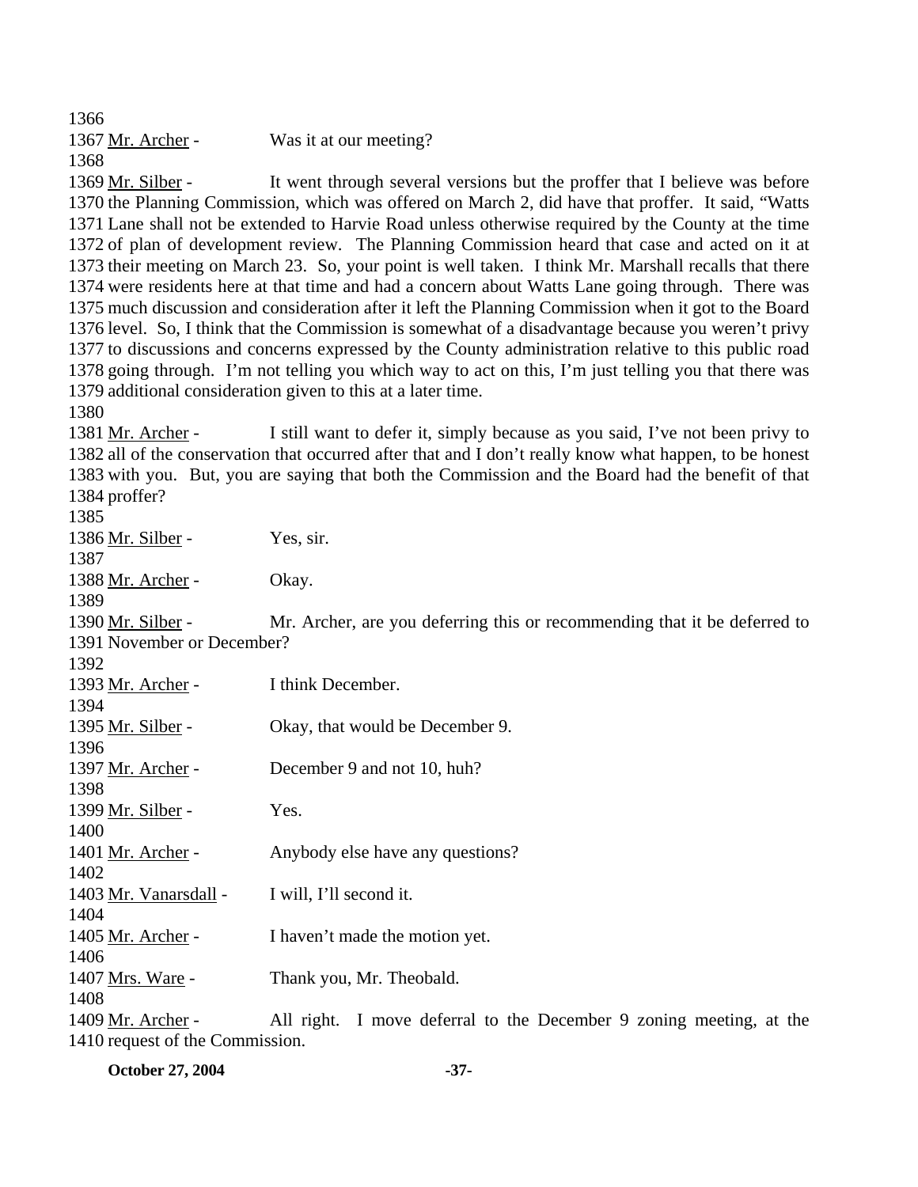1366

1367 Mr. Archer - Was it at our meeting?

1368

1369 Mr. Silber - It went through several versions but the proffer that I believe was before
1370 the Planning Commission, which was offered on March 2, did have that proffer. It said, "Watts
1371 Lane shall not be extended to Harvie Road unless otherwise required by the County at the time
1372 of plan of development review. The Planning Commission heard that case and acted on it at
1373 their meeting on March 23. So, your point is well taken. I think Mr. Marshall recalls that there
1374 were residents here at that time and had a concern about Watts Lane going through. There was
1375 much discussion and consideration after it left the Planning Commission when it got to the Board
1376 level. So, I think that the Commission is somewhat of a disadvantage because you weren't privy
1377 to discussions and concerns expressed by the County administration relative to this public road
1378 going through. I'm not telling you which way to act on this, I'm just telling you that there was
1379 additional consideration given to this at a later time.

1380

1381 Mr. Archer - I still want to defer it, simply because as you said, I've not been privy to
1382 all of the conservation that occurred after that and I don't really know what happen, to be honest
1383 with you. But, you are saying that both the Commission and the Board had the benefit of that
1384 proffer?

1385

1386 Mr. Silber - Yes, sir.

1387

1388 Mr. Archer - Okay.

1389

1390 Mr. Silber - Mr. Archer, are you deferring this or recommending that it be deferred to
1391 November or December?

1392

1393 Mr. Archer - I think December.

1394

1395 Mr. Silber - Okay, that would be December 9.

1396

1397 Mr. Archer - December 9 and not 10, huh?

1398

1399 Mr. Silber - Yes.

1400

1401 Mr. Archer - Anybody else have any questions?

1402

1403 Mr. Vanarsdall - I will, I'll second it.

1404

1405 Mr. Archer - I haven't made the motion yet.

1406

1407 Mrs. Ware - Thank you, Mr. Theobald.

1408

1409 Mr. Archer - All right. I move deferral to the December 9 zoning meeting, at the
1410 request of the Commission.

**October 27, 2004**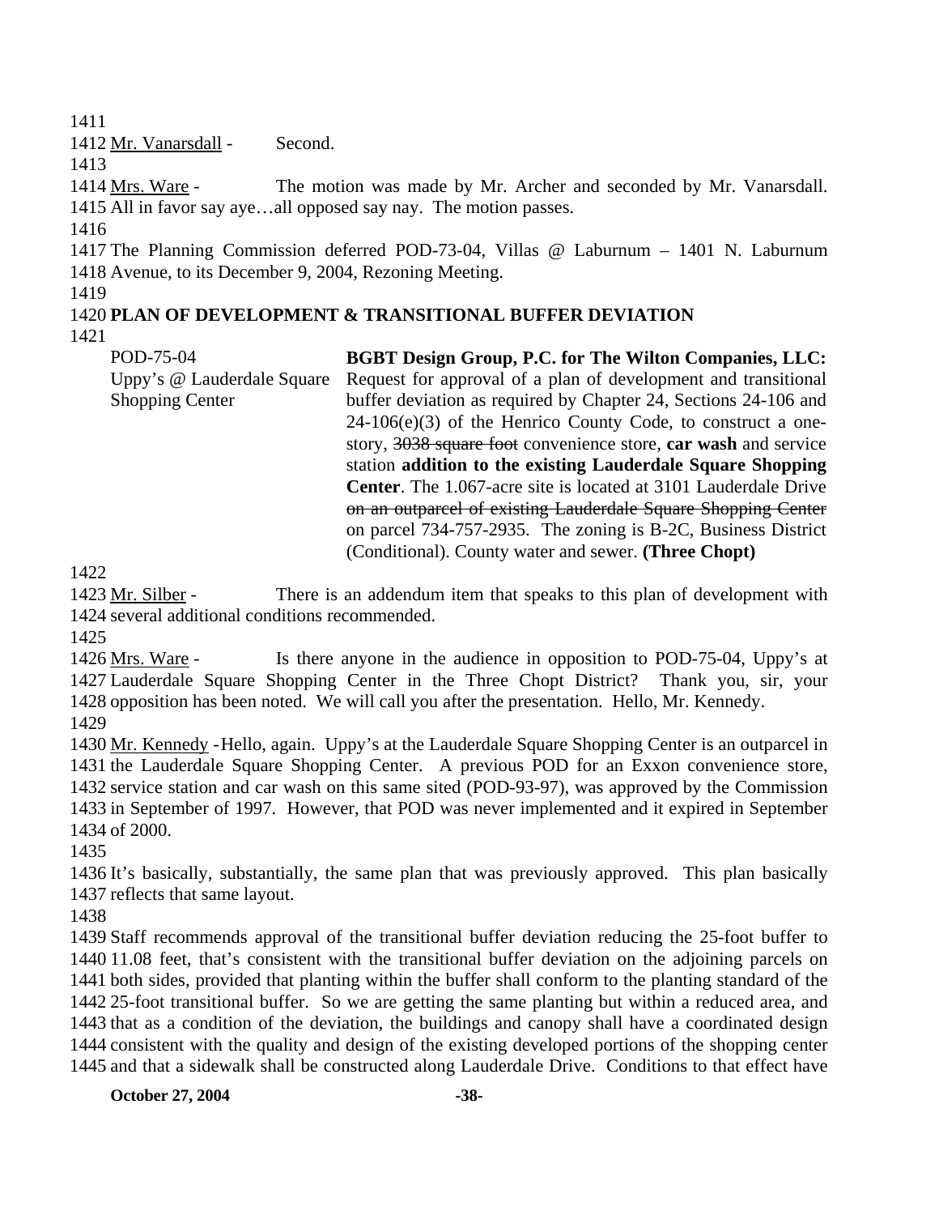1411

1412 Mr. Vanarsdall - Second.

1413

1414 Mrs. Ware - The motion was made by Mr. Archer and seconded by Mr. Vanarsdall.
1415 All in favor say aye…all opposed say nay. The motion passes.

1416

1417 The Planning Commission deferred POD-73-04, Villas @ Laburnum – 1401 N. Laburnum
1418 Avenue, to its December 9, 2004, Rezoning Meeting.

1419

1420 **PLAN OF DEVELOPMENT & TRANSITIONAL BUFFER DEVIATION**

1421

POD-75-04
Uppy's @ Lauderdale Square Shopping Center

**BGBT Design Group, P.C. for The Wilton Companies, LLC:** Request for approval of a plan of development and transitional buffer deviation as required by Chapter 24, Sections 24-106 and 24-106(e)(3) of the Henrico County Code, to construct a one-story, ~~3038 square foot~~ convenience store, **car wash** and service station **addition to the existing Lauderdale Square Shopping Center**. The 1.067-acre site is located at 3101 Lauderdale Drive ~~on an outparcel of existing Lauderdale Square Shopping Center~~ on parcel 734-757-2935. The zoning is B-2C, Business District (Conditional). County water and sewer. **(Three Chopt)**

1422

1423 Mr. Silber - There is an addendum item that speaks to this plan of development with
1424 several additional conditions recommended.

1425

1426 Mrs. Ware - Is there anyone in the audience in opposition to POD-75-04, Uppy's at
1427 Lauderdale Square Shopping Center in the Three Chopt District? Thank you, sir, your
1428 opposition has been noted. We will call you after the presentation. Hello, Mr. Kennedy.

1429

1430 Mr. Kennedy - Hello, again. Uppy's at the Lauderdale Square Shopping Center is an outparcel in
1431 the Lauderdale Square Shopping Center. A previous POD for an Exxon convenience store,
1432 service station and car wash on this same sited (POD-93-97), was approved by the Commission
1433 in September of 1997. However, that POD was never implemented and it expired in September
1434 of 2000.

1435

1436 It's basically, substantially, the same plan that was previously approved. This plan basically
1437 reflects that same layout.

1438

1439 Staff recommends approval of the transitional buffer deviation reducing the 25-foot buffer to
1440 11.08 feet, that's consistent with the transitional buffer deviation on the adjoining parcels on
1441 both sides, provided that planting within the buffer shall conform to the planting standard of the
1442 25-foot transitional buffer. So we are getting the same planting but within a reduced area, and
1443 that as a condition of the deviation, the buildings and canopy shall have a coordinated design
1444 consistent with the quality and design of the existing developed portions of the shopping center
1445 and that a sidewalk shall be constructed along Lauderdale Drive. Conditions to that effect have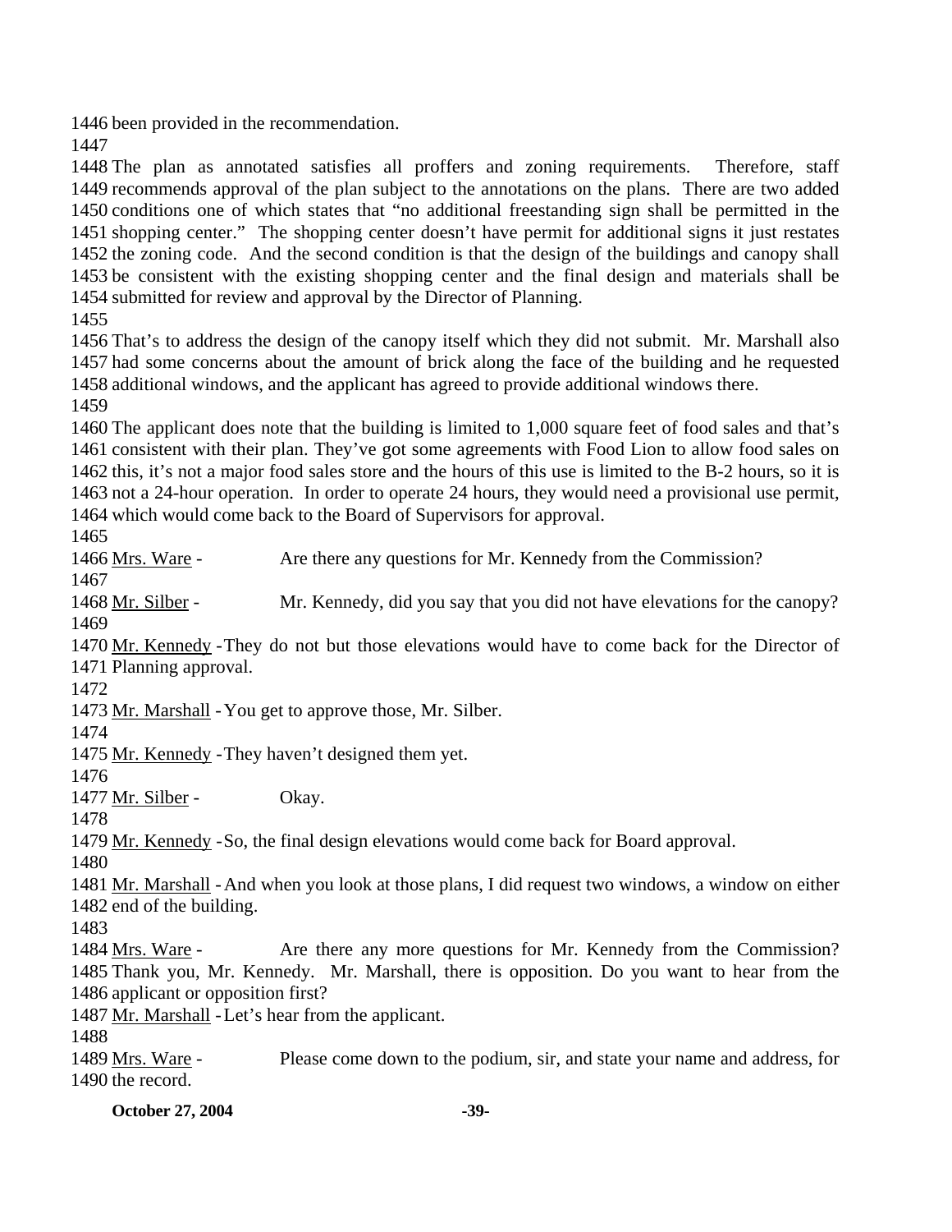1446 been provided in the recommendation.
1447
1448 The plan as annotated satisfies all proffers and zoning requirements. Therefore, staff
1449 recommends approval of the plan subject to the annotations on the plans. There are two added
1450 conditions one of which states that "no additional freestanding sign shall be permitted in the
1451 shopping center." The shopping center doesn't have permit for additional signs it just restates
1452 the zoning code. And the second condition is that the design of the buildings and canopy shall
1453 be consistent with the existing shopping center and the final design and materials shall be
1454 submitted for review and approval by the Director of Planning.
1455
1456 That's to address the design of the canopy itself which they did not submit. Mr. Marshall also
1457 had some concerns about the amount of brick along the face of the building and he requested
1458 additional windows, and the applicant has agreed to provide additional windows there.
1459
1460 The applicant does note that the building is limited to 1,000 square feet of food sales and that's
1461 consistent with their plan. They've got some agreements with Food Lion to allow food sales on
1462 this, it's not a major food sales store and the hours of this use is limited to the B-2 hours, so it is
1463 not a 24-hour operation. In order to operate 24 hours, they would need a provisional use permit,
1464 which would come back to the Board of Supervisors for approval.
1465
1466 Mrs. Ware - Are there any questions for Mr. Kennedy from the Commission?
1467
1468 Mr. Silber - Mr. Kennedy, did you say that you did not have elevations for the canopy?
1469
1470 Mr. Kennedy - They do not but those elevations would have to come back for the Director of
1471 Planning approval.
1472
1473 Mr. Marshall - You get to approve those, Mr. Silber.
1474
1475 Mr. Kennedy - They haven't designed them yet.
1476
1477 Mr. Silber - Okay.
1478
1479 Mr. Kennedy - So, the final design elevations would come back for Board approval.
1480
1481 Mr. Marshall - And when you look at those plans, I did request two windows, a window on either
1482 end of the building.
1483
1484 Mrs. Ware - Are there any more questions for Mr. Kennedy from the Commission?
1485 Thank you, Mr. Kennedy. Mr. Marshall, there is opposition. Do you want to hear from the
1486 applicant or opposition first?
1487 Mr. Marshall - Let's hear from the applicant.
1488
1489 Mrs. Ware - Please come down to the podium, sir, and state your name and address, for
1490 the record.

**October 27, 2004**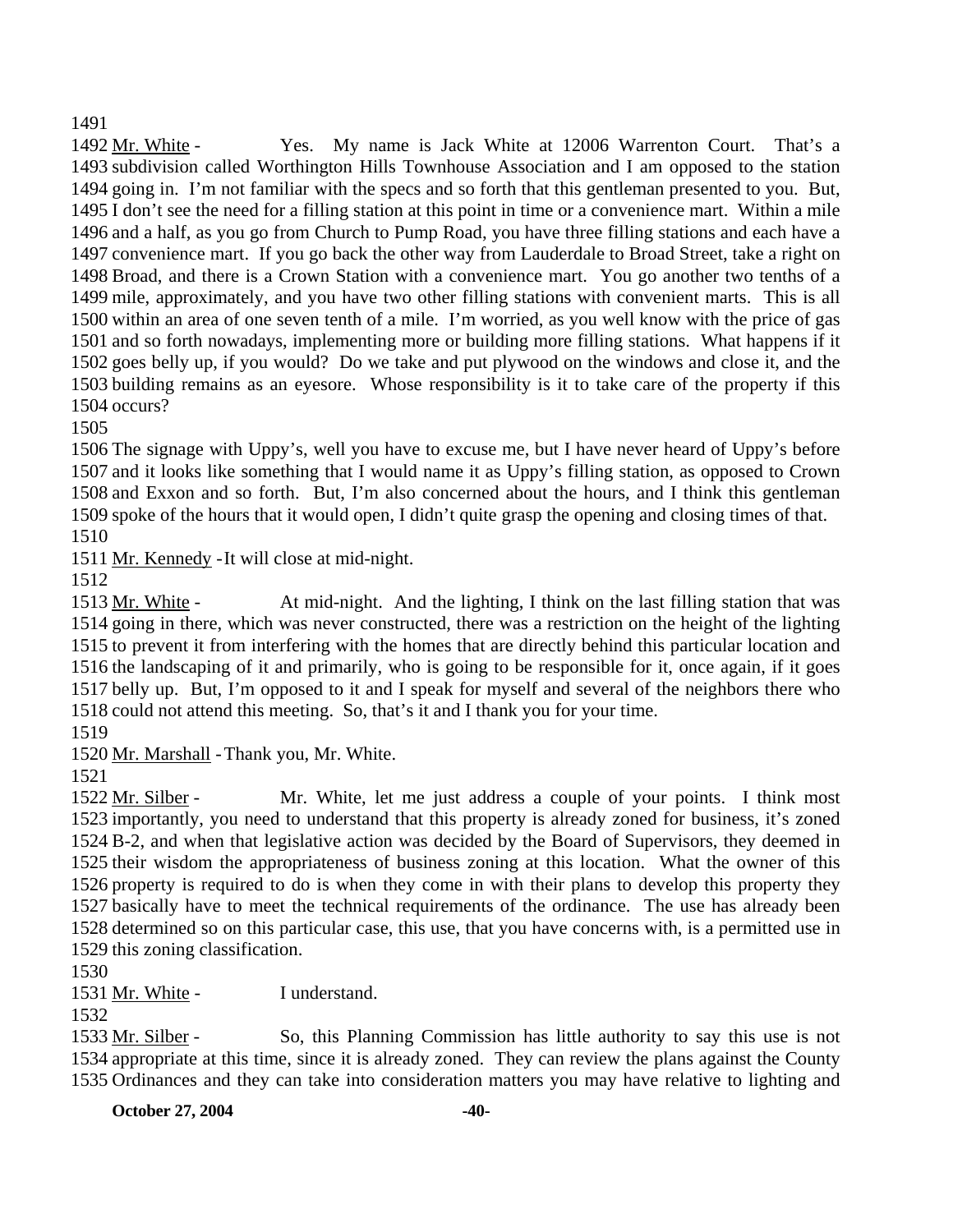1491

1492 Mr. White - Yes. My name is Jack White at 12006 Warrenton Court. That's a
1493 subdivision called Worthington Hills Townhouse Association and I am opposed to the station
1494 going in. I'm not familiar with the specs and so forth that this gentleman presented to you. But,
1495 I don't see the need for a filling station at this point in time or a convenience mart. Within a mile
1496 and a half, as you go from Church to Pump Road, you have three filling stations and each have a
1497 convenience mart. If you go back the other way from Lauderdale to Broad Street, take a right on
1498 Broad, and there is a Crown Station with a convenience mart. You go another two tenths of a
1499 mile, approximately, and you have two other filling stations with convenient marts. This is all
1500 within an area of one seven tenth of a mile. I'm worried, as you well know with the price of gas
1501 and so forth nowadays, implementing more or building more filling stations. What happens if it
1502 goes belly up, if you would? Do we take and put plywood on the windows and close it, and the
1503 building remains as an eyesore. Whose responsibility is it to take care of the property if this
1504 occurs?

1505

1506 The signage with Uppy's, well you have to excuse me, but I have never heard of Uppy's before
1507 and it looks like something that I would name it as Uppy's filling station, as opposed to Crown
1508 and Exxon and so forth. But, I'm also concerned about the hours, and I think this gentleman
1509 spoke of the hours that it would open, I didn't quite grasp the opening and closing times of that.

1510

1511 Mr. Kennedy - It will close at mid-night.

1512

1513 Mr. White - At mid-night. And the lighting, I think on the last filling station that was
1514 going in there, which was never constructed, there was a restriction on the height of the lighting
1515 to prevent it from interfering with the homes that are directly behind this particular location and
1516 the landscaping of it and primarily, who is going to be responsible for it, once again, if it goes
1517 belly up. But, I'm opposed to it and I speak for myself and several of the neighbors there who
1518 could not attend this meeting. So, that's it and I thank you for your time.

1519

1520 Mr. Marshall - Thank you, Mr. White.

1521

1522 Mr. Silber - Mr. White, let me just address a couple of your points. I think most
1523 importantly, you need to understand that this property is already zoned for business, it's zoned
1524 B-2, and when that legislative action was decided by the Board of Supervisors, they deemed in
1525 their wisdom the appropriateness of business zoning at this location. What the owner of this
1526 property is required to do is when they come in with their plans to develop this property they
1527 basically have to meet the technical requirements of the ordinance. The use has already been
1528 determined so on this particular case, this use, that you have concerns with, is a permitted use in
1529 this zoning classification.

1530

1531 Mr. White - I understand.

1532

1533 Mr. Silber - So, this Planning Commission has little authority to say this use is not
1534 appropriate at this time, since it is already zoned. They can review the plans against the County
1535 Ordinances and they can take into consideration matters you may have relative to lighting and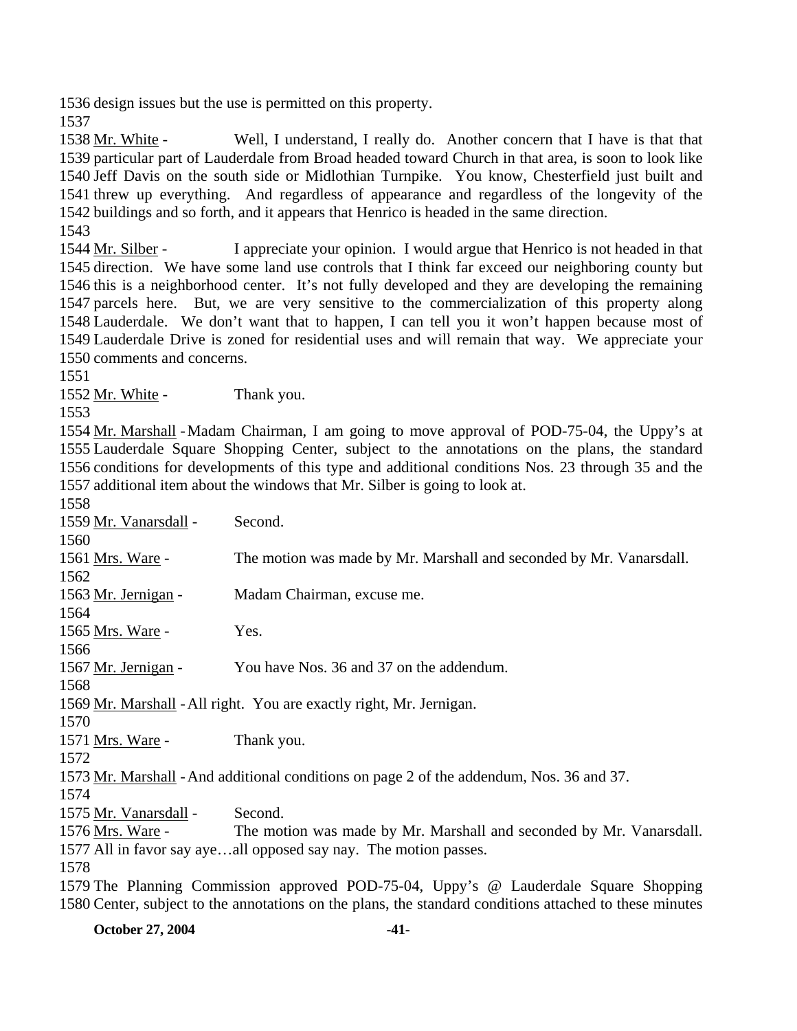design issues but the use is permitted on this property.

Mr. White - Well, I understand, I really do. Another concern that I have is that that particular part of Lauderdale from Broad headed toward Church in that area, is soon to look like Jeff Davis on the south side or Midlothian Turnpike. You know, Chesterfield just built and threw up everything. And regardless of appearance and regardless of the longevity of the buildings and so forth, and it appears that Henrico is headed in the same direction.

Mr. Silber - I appreciate your opinion. I would argue that Henrico is not headed in that direction. We have some land use controls that I think far exceed our neighboring county but this is a neighborhood center. It's not fully developed and they are developing the remaining parcels here. But, we are very sensitive to the commercialization of this property along Lauderdale. We don't want that to happen, I can tell you it won't happen because most of Lauderdale Drive is zoned for residential uses and will remain that way. We appreciate your comments and concerns.

Mr. White - Thank you.

Mr. Marshall - Madam Chairman, I am going to move approval of POD-75-04, the Uppy's at Lauderdale Square Shopping Center, subject to the annotations on the plans, the standard conditions for developments of this type and additional conditions Nos. 23 through 35 and the additional item about the windows that Mr. Silber is going to look at.

Mr. Vanarsdall - Second.

Mrs. Ware - The motion was made by Mr. Marshall and seconded by Mr. Vanarsdall.

Mr. Jernigan - Madam Chairman, excuse me.

Mrs. Ware - Yes.

Mr. Jernigan - You have Nos. 36 and 37 on the addendum.

Mr. Marshall - All right. You are exactly right, Mr. Jernigan.

Mrs. Ware - Thank you.

Mr. Marshall - And additional conditions on page 2 of the addendum, Nos. 36 and 37.

Mr. Vanarsdall - Second.

Mrs. Ware - The motion was made by Mr. Marshall and seconded by Mr. Vanarsdall. All in favor say aye…all opposed say nay. The motion passes.

The Planning Commission approved POD-75-04, Uppy's @ Lauderdale Square Shopping Center, subject to the annotations on the plans, the standard conditions attached to these minutes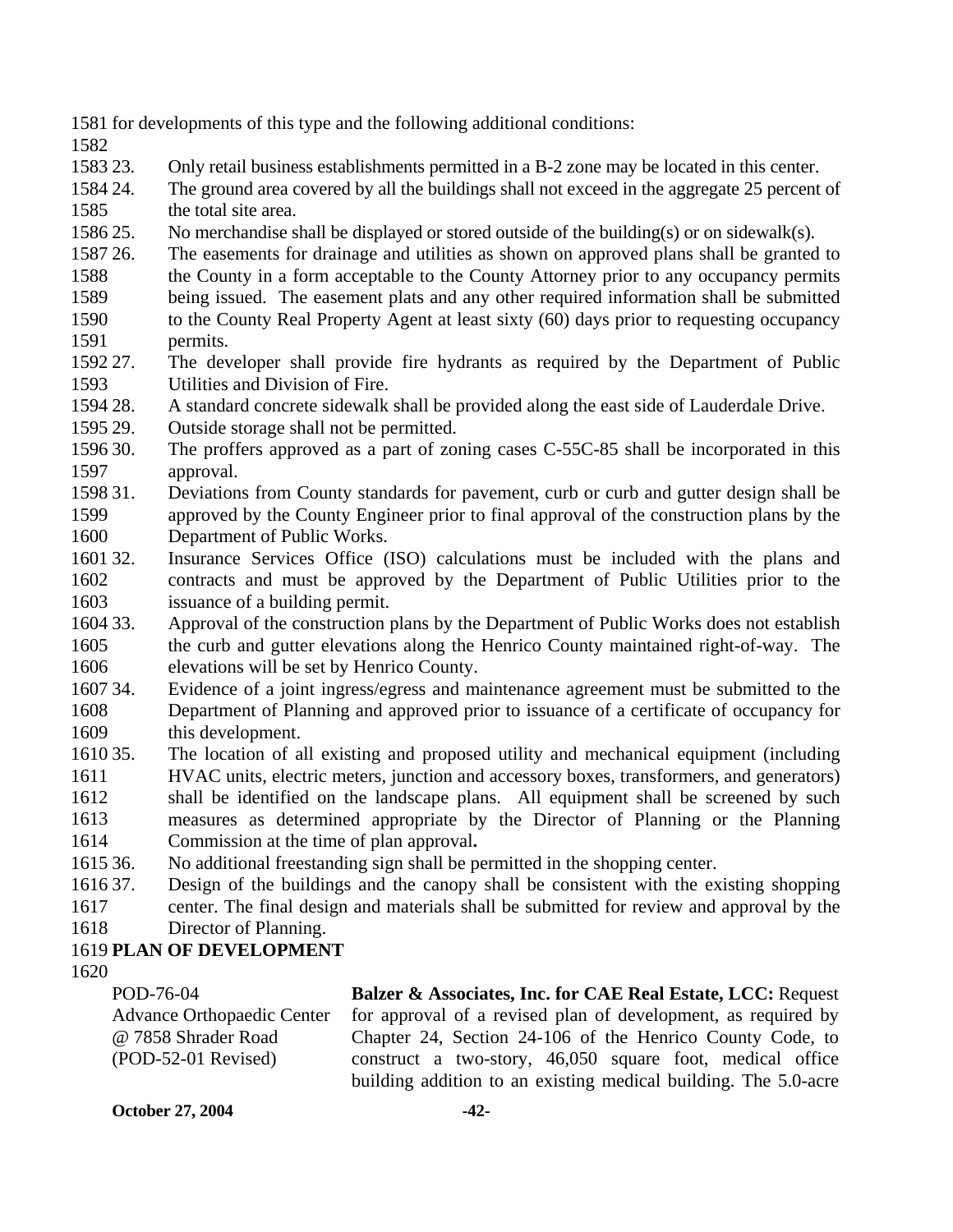1581 for developments of this type and the following additional conditions:

1582

1583 23. Only retail business establishments permitted in a B-2 zone may be located in this center.

1584 24. The ground area covered by all the buildings shall not exceed in the aggregate 25 percent of
1585 the total site area.

1586 25. No merchandise shall be displayed or stored outside of the building(s) or on sidewalk(s).

1587 26. The easements for drainage and utilities as shown on approved plans shall be granted to
1588 the County in a form acceptable to the County Attorney prior to any occupancy permits
1589 being issued. The easement plats and any other required information shall be submitted
1590 to the County Real Property Agent at least sixty (60) days prior to requesting occupancy
1591 permits.

1592 27. The developer shall provide fire hydrants as required by the Department of Public
1593 Utilities and Division of Fire.

1594 28. A standard concrete sidewalk shall be provided along the east side of Lauderdale Drive.

1595 29. Outside storage shall not be permitted.

1596 30. The proffers approved as a part of zoning cases C-55C-85 shall be incorporated in this
1597 approval.

1598 31. Deviations from County standards for pavement, curb or curb and gutter design shall be
1599 approved by the County Engineer prior to final approval of the construction plans by the
1600 Department of Public Works.

1601 32. Insurance Services Office (ISO) calculations must be included with the plans and
1602 contracts and must be approved by the Department of Public Utilities prior to the
1603 issuance of a building permit.

1604 33. Approval of the construction plans by the Department of Public Works does not establish
1605 the curb and gutter elevations along the Henrico County maintained right-of-way. The
1606 elevations will be set by Henrico County.

1607 34. Evidence of a joint ingress/egress and maintenance agreement must be submitted to the
1608 Department of Planning and approved prior to issuance of a certificate of occupancy for
1609 this development.

1610 35. The location of all existing and proposed utility and mechanical equipment (including
1611 HVAC units, electric meters, junction and accessory boxes, transformers, and generators)
1612 shall be identified on the landscape plans. All equipment shall be screened by such
1613 measures as determined appropriate by the Director of Planning or the Planning
1614 Commission at the time of plan approval**.**

1615 36. No additional freestanding sign shall be permitted in the shopping center.

1616 37. Design of the buildings and the canopy shall be consistent with the existing shopping
1617 center. The final design and materials shall be submitted for review and approval by the
1618 Director of Planning.

1619 **PLAN OF DEVELOPMENT**

1620

POD-76-04
Advance Orthopaedic Center
@ 7858 Shrader Road
(POD-52-01 Revised)

**Balzer & Associates, Inc. for CAE Real Estate, LCC:** Request for approval of a revised plan of development, as required by Chapter 24, Section 24-106 of the Henrico County Code, to construct a two-story, 46,050 square foot, medical office building addition to an existing medical building. The 5.0-acre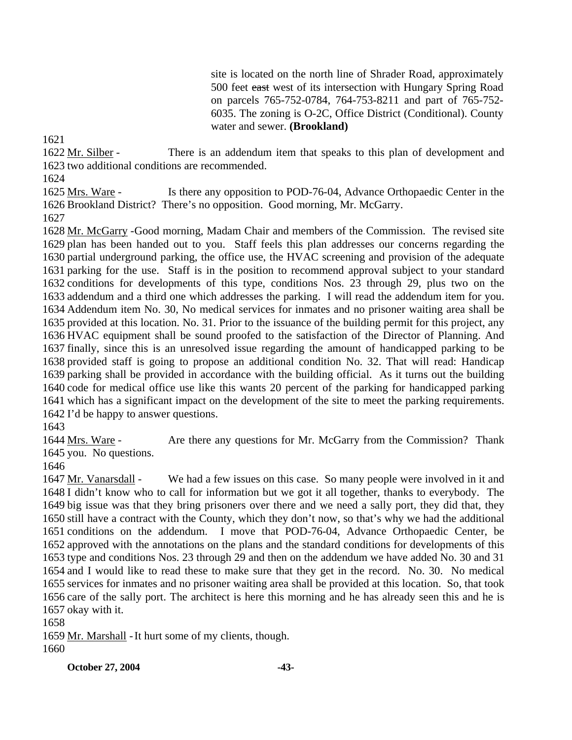site is located on the north line of Shrader Road, approximately 500 feet ~~east~~ west of its intersection with Hungary Spring Road on parcels 765-752-0784, 764-753-8211 and part of 765-752-6035. The zoning is O-2C, Office District (Conditional). County water and sewer. **(Brookland)**

1621

1622 Mr. Silber - There is an addendum item that speaks to this plan of development and
1623 two additional conditions are recommended.

1624

1625 Mrs. Ware - Is there any opposition to POD-76-04, Advance Orthopaedic Center in the
1626 Brookland District? There's no opposition. Good morning, Mr. McGarry.

1627

1628 Mr. McGarry -Good morning, Madam Chair and members of the Commission. The revised site
1629 plan has been handed out to you. Staff feels this plan addresses our concerns regarding the
1630 partial underground parking, the office use, the HVAC screening and provision of the adequate
1631 parking for the use. Staff is in the position to recommend approval subject to your standard
1632 conditions for developments of this type, conditions Nos. 23 through 29, plus two on the
1633 addendum and a third one which addresses the parking. I will read the addendum item for you.
1634 Addendum item No. 30, No medical services for inmates and no prisoner waiting area shall be
1635 provided at this location. No. 31. Prior to the issuance of the building permit for this project, any
1636 HVAC equipment shall be sound proofed to the satisfaction of the Director of Planning. And
1637 finally, since this is an unresolved issue regarding the amount of handicapped parking to be
1638 provided staff is going to propose an additional condition No. 32. That will read: Handicap
1639 parking shall be provided in accordance with the building official. As it turns out the building
1640 code for medical office use like this wants 20 percent of the parking for handicapped parking
1641 which has a significant impact on the development of the site to meet the parking requirements.
1642 I'd be happy to answer questions.

1643

1644 Mrs. Ware - Are there any questions for Mr. McGarry from the Commission? Thank
1645 you. No questions.

1646

1647 Mr. Vanarsdall - We had a few issues on this case. So many people were involved in it and
1648 I didn't know who to call for information but we got it all together, thanks to everybody. The
1649 big issue was that they bring prisoners over there and we need a sally port, they did that, they
1650 still have a contract with the County, which they don't now, so that's why we had the additional
1651 conditions on the addendum. I move that POD-76-04, Advance Orthopaedic Center, be
1652 approved with the annotations on the plans and the standard conditions for developments of this
1653 type and conditions Nos. 23 through 29 and then on the addendum we have added No. 30 and 31
1654 and I would like to read these to make sure that they get in the record. No. 30. No medical
1655 services for inmates and no prisoner waiting area shall be provided at this location. So, that took
1656 care of the sally port. The architect is here this morning and he has already seen this and he is
1657 okay with it.

1658

1659 Mr. Marshall - It hurt some of my clients, though.

1660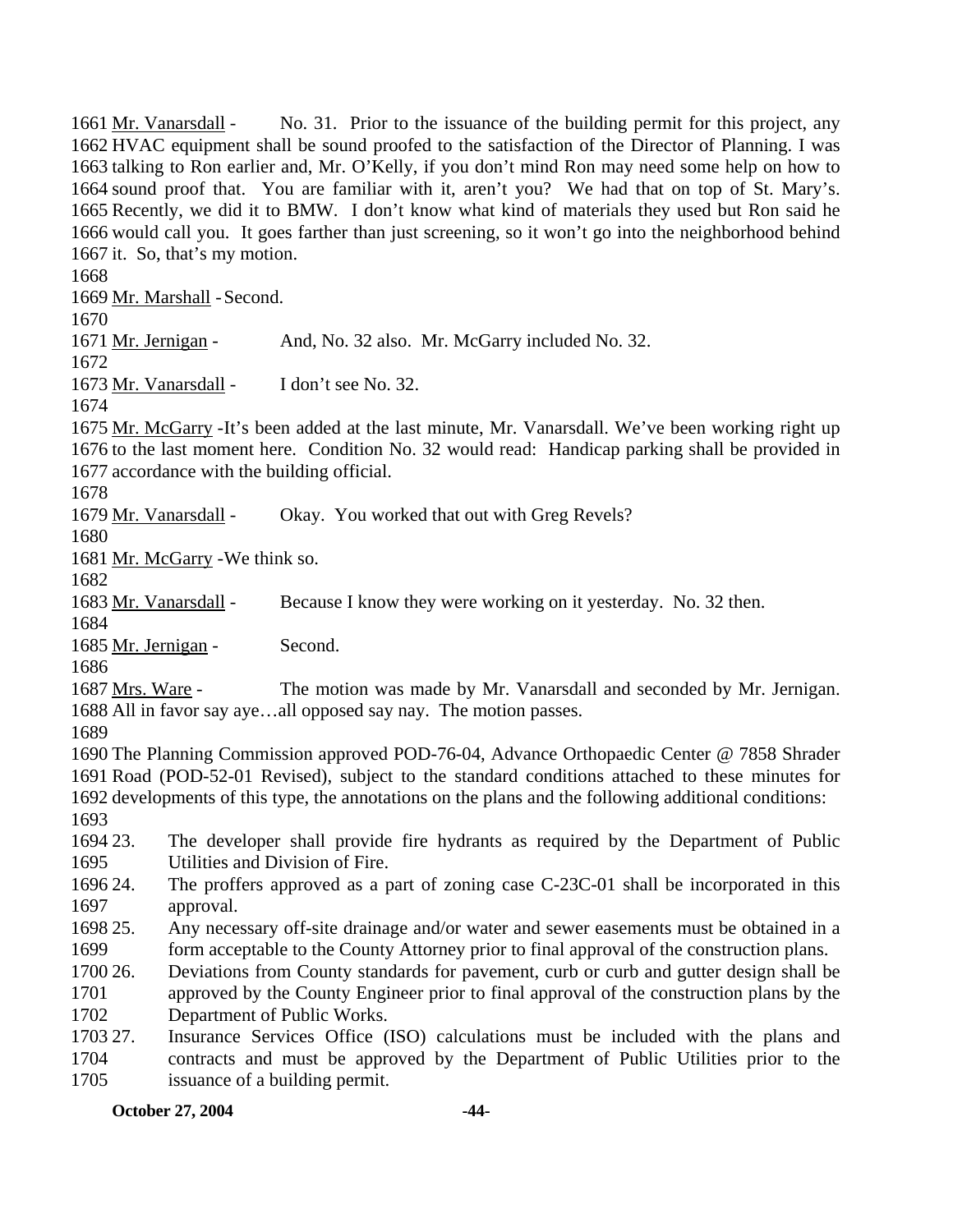Mr. Vanarsdall - No. 31. Prior to the issuance of the building permit for this project, any HVAC equipment shall be sound proofed to the satisfaction of the Director of Planning. I was talking to Ron earlier and, Mr. O'Kelly, if you don't mind Ron may need some help on how to sound proof that. You are familiar with it, aren't you? We had that on top of St. Mary's. Recently, we did it to BMW. I don't know what kind of materials they used but Ron said he would call you. It goes farther than just screening, so it won't go into the neighborhood behind it. So, that's my motion.

Mr. Marshall - Second.

Mr. Jernigan - And, No. 32 also. Mr. McGarry included No. 32.

Mr. Vanarsdall - I don't see No. 32.

Mr. McGarry - It's been added at the last minute, Mr. Vanarsdall. We've been working right up to the last moment here. Condition No. 32 would read: Handicap parking shall be provided in accordance with the building official.

Mr. Vanarsdall - Okay. You worked that out with Greg Revels?

Mr. McGarry - We think so.

Mr. Vanarsdall - Because I know they were working on it yesterday. No. 32 then.

Mr. Jernigan - Second.

Mrs. Ware - The motion was made by Mr. Vanarsdall and seconded by Mr. Jernigan. All in favor say aye…all opposed say nay. The motion passes.

The Planning Commission approved POD-76-04, Advance Orthopaedic Center @ 7858 Shrader Road (POD-52-01 Revised), subject to the standard conditions attached to these minutes for developments of this type, the annotations on the plans and the following additional conditions:

23. The developer shall provide fire hydrants as required by the Department of Public Utilities and Division of Fire.
24. The proffers approved as a part of zoning case C-23C-01 shall be incorporated in this approval.
25. Any necessary off-site drainage and/or water and sewer easements must be obtained in a form acceptable to the County Attorney prior to final approval of the construction plans.
26. Deviations from County standards for pavement, curb or curb and gutter design shall be approved by the County Engineer prior to final approval of the construction plans by the Department of Public Works.
27. Insurance Services Office (ISO) calculations must be included with the plans and contracts and must be approved by the Department of Public Utilities prior to the issuance of a building permit.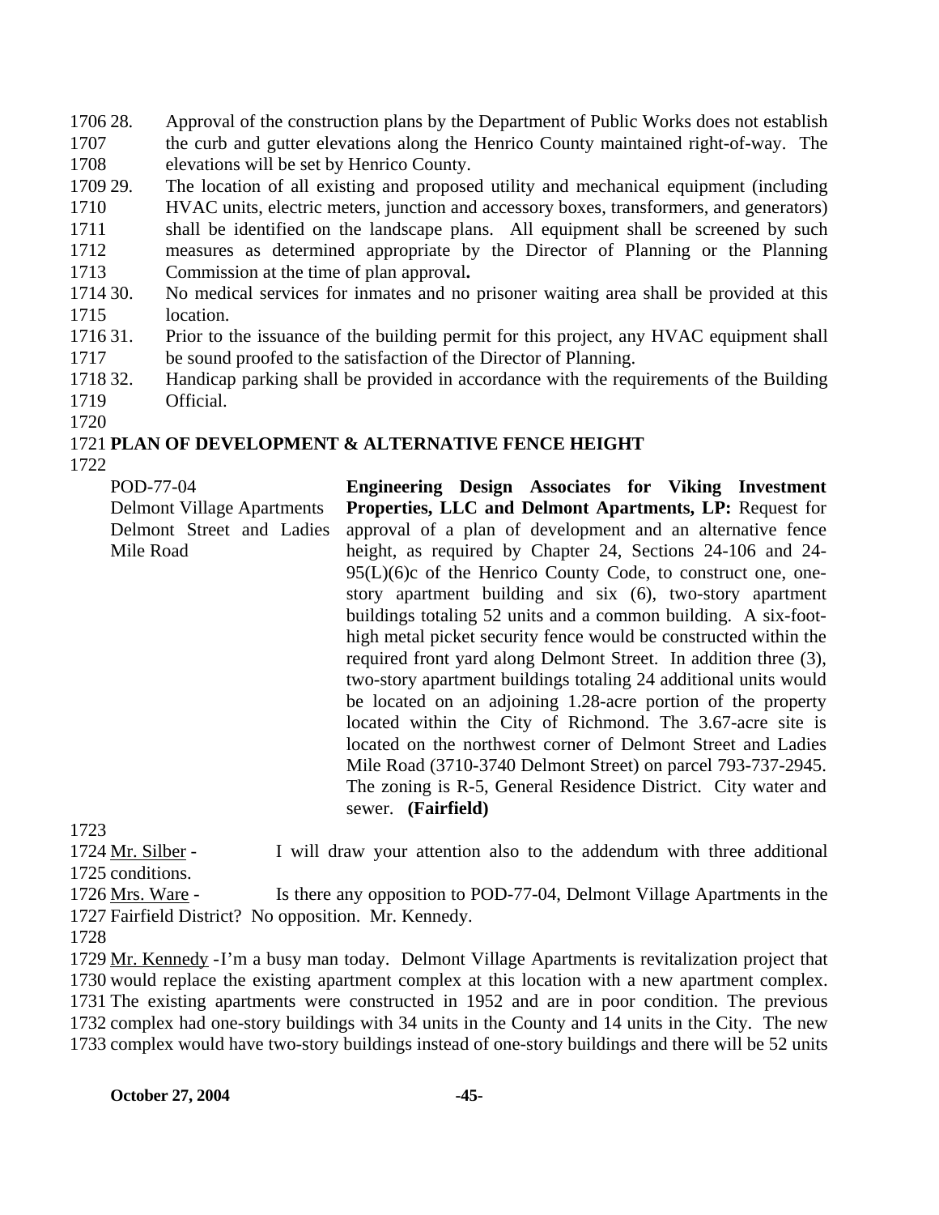28. Approval of the construction plans by the Department of Public Works does not establish the curb and gutter elevations along the Henrico County maintained right-of-way. The elevations will be set by Henrico County.

29. The location of all existing and proposed utility and mechanical equipment (including HVAC units, electric meters, junction and accessory boxes, transformers, and generators) shall be identified on the landscape plans. All equipment shall be screened by such measures as determined appropriate by the Director of Planning or the Planning Commission at the time of plan approval**.**

30. No medical services for inmates and no prisoner waiting area shall be provided at this location.

31. Prior to the issuance of the building permit for this project, any HVAC equipment shall be sound proofed to the satisfaction of the Director of Planning.

32. Handicap parking shall be provided in accordance with the requirements of the Building Official.

## PLAN OF DEVELOPMENT & ALTERNATIVE FENCE HEIGHT

POD-77-04
Delmont Village Apartments
Delmont Street and Ladies Mile Road

**Engineering Design Associates for Viking Investment Properties, LLC and Delmont Apartments, LP:** Request for approval of a plan of development and an alternative fence height, as required by Chapter 24, Sections 24-106 and 24-95(L)(6)c of the Henrico County Code, to construct one, one-story apartment building and six (6), two-story apartment buildings totaling 52 units and a common building. A six-foot-high metal picket security fence would be constructed within the required front yard along Delmont Street. In addition three (3), two-story apartment buildings totaling 24 additional units would be located on an adjoining 1.28-acre portion of the property located within the City of Richmond. The 3.67-acre site is located on the northwest corner of Delmont Street and Ladies Mile Road (3710-3740 Delmont Street) on parcel 793-737-2945. The zoning is R-5, General Residence District. City water and sewer. **(Fairfield)**

Mr. Silber - I will draw your attention also to the addendum with three additional conditions.

Mrs. Ware - Is there any opposition to POD-77-04, Delmont Village Apartments in the Fairfield District? No opposition. Mr. Kennedy.

Mr. Kennedy - I'm a busy man today. Delmont Village Apartments is revitalization project that would replace the existing apartment complex at this location with a new apartment complex. The existing apartments were constructed in 1952 and are in poor condition. The previous complex had one-story buildings with 34 units in the County and 14 units in the City. The new complex would have two-story buildings instead of one-story buildings and there will be 52 units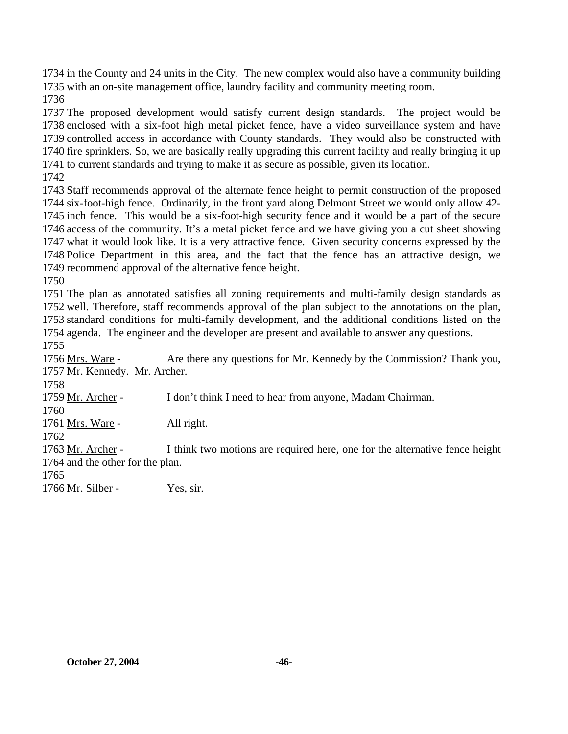1734 in the County and 24 units in the City. The new complex would also have a community building
1735 with an on-site management office, laundry facility and community meeting room.
1736
1737 The proposed development would satisfy current design standards. The project would be
1738 enclosed with a six-foot high metal picket fence, have a video surveillance system and have
1739 controlled access in accordance with County standards. They would also be constructed with
1740 fire sprinklers. So, we are basically really upgrading this current facility and really bringing it up
1741 to current standards and trying to make it as secure as possible, given its location.
1742
1743 Staff recommends approval of the alternate fence height to permit construction of the proposed
1744 six-foot-high fence. Ordinarily, in the front yard along Delmont Street we would only allow 42-
1745 inch fence. This would be a six-foot-high security fence and it would be a part of the secure
1746 access of the community. It's a metal picket fence and we have giving you a cut sheet showing
1747 what it would look like. It is a very attractive fence. Given security concerns expressed by the
1748 Police Department in this area, and the fact that the fence has an attractive design, we
1749 recommend approval of the alternative fence height.
1750
1751 The plan as annotated satisfies all zoning requirements and multi-family design standards as
1752 well. Therefore, staff recommends approval of the plan subject to the annotations on the plan,
1753 standard conditions for multi-family development, and the additional conditions listed on the
1754 agenda. The engineer and the developer are present and available to answer any questions.
1755
1756 Mrs. Ware - Are there any questions for Mr. Kennedy by the Commission? Thank you,
1757 Mr. Kennedy. Mr. Archer.
1758
1759 Mr. Archer - I don't think I need to hear from anyone, Madam Chairman.
1760
1761 Mrs. Ware - All right.
1762
1763 Mr. Archer - I think two motions are required here, one for the alternative fence height
1764 and the other for the plan.
1765
1766 Mr. Silber - Yes, sir.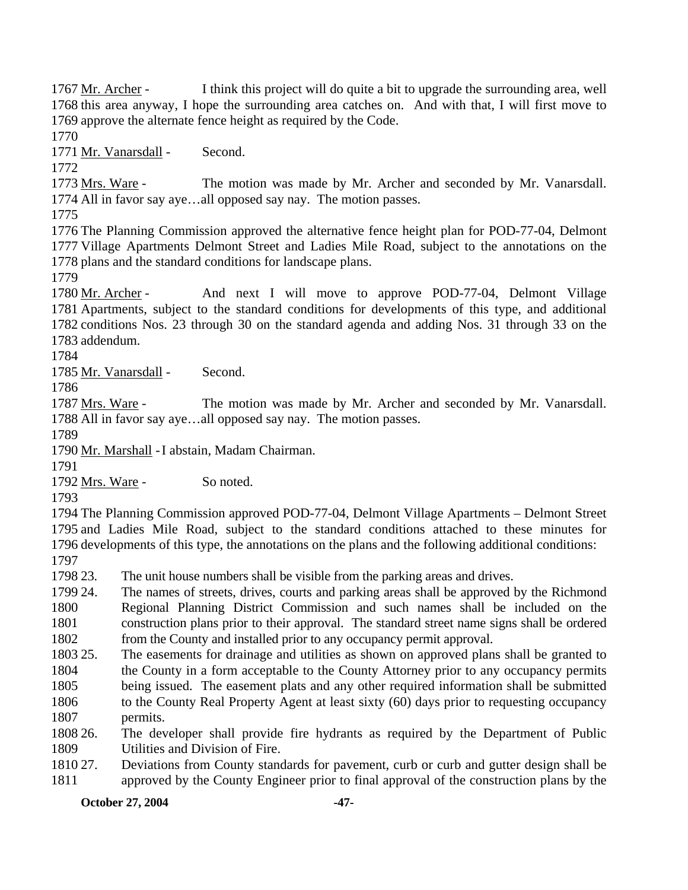1767 Mr. Archer - I think this project will do quite a bit to upgrade the surrounding area, well
1768 this area anyway, I hope the surrounding area catches on. And with that, I will first move to
1769 approve the alternate fence height as required by the Code.

1770

1771 Mr. Vanarsdall - Second.

1772

1773 Mrs. Ware - The motion was made by Mr. Archer and seconded by Mr. Vanarsdall.
1774 All in favor say aye…all opposed say nay. The motion passes.

1775

1776 The Planning Commission approved the alternative fence height plan for POD-77-04, Delmont
1777 Village Apartments Delmont Street and Ladies Mile Road, subject to the annotations on the
1778 plans and the standard conditions for landscape plans.

1779

1780 Mr. Archer - And next I will move to approve POD-77-04, Delmont Village
1781 Apartments, subject to the standard conditions for developments of this type, and additional
1782 conditions Nos. 23 through 30 on the standard agenda and adding Nos. 31 through 33 on the
1783 addendum.

1784

1785 Mr. Vanarsdall - Second.

1786

1787 Mrs. Ware - The motion was made by Mr. Archer and seconded by Mr. Vanarsdall.
1788 All in favor say aye…all opposed say nay. The motion passes.

1789

1790 Mr. Marshall - I abstain, Madam Chairman.

1791

1792 Mrs. Ware - So noted.

1793

1794 The Planning Commission approved POD-77-04, Delmont Village Apartments – Delmont Street
1795 and Ladies Mile Road, subject to the standard conditions attached to these minutes for
1796 developments of this type, the annotations on the plans and the following additional conditions:

1797

1798 23. The unit house numbers shall be visible from the parking areas and drives.
1799 24. The names of streets, drives, courts and parking areas shall be approved by the Richmond
1800 Regional Planning District Commission and such names shall be included on the
1801 construction plans prior to their approval. The standard street name signs shall be ordered
1802 from the County and installed prior to any occupancy permit approval.
1803 25. The easements for drainage and utilities as shown on approved plans shall be granted to
1804 the County in a form acceptable to the County Attorney prior to any occupancy permits
1805 being issued. The easement plats and any other required information shall be submitted
1806 to the County Real Property Agent at least sixty (60) days prior to requesting occupancy
1807 permits.
1808 26. The developer shall provide fire hydrants as required by the Department of Public
1809 Utilities and Division of Fire.
1810 27. Deviations from County standards for pavement, curb or curb and gutter design shall be
1811 approved by the County Engineer prior to final approval of the construction plans by the

**October 27, 2004**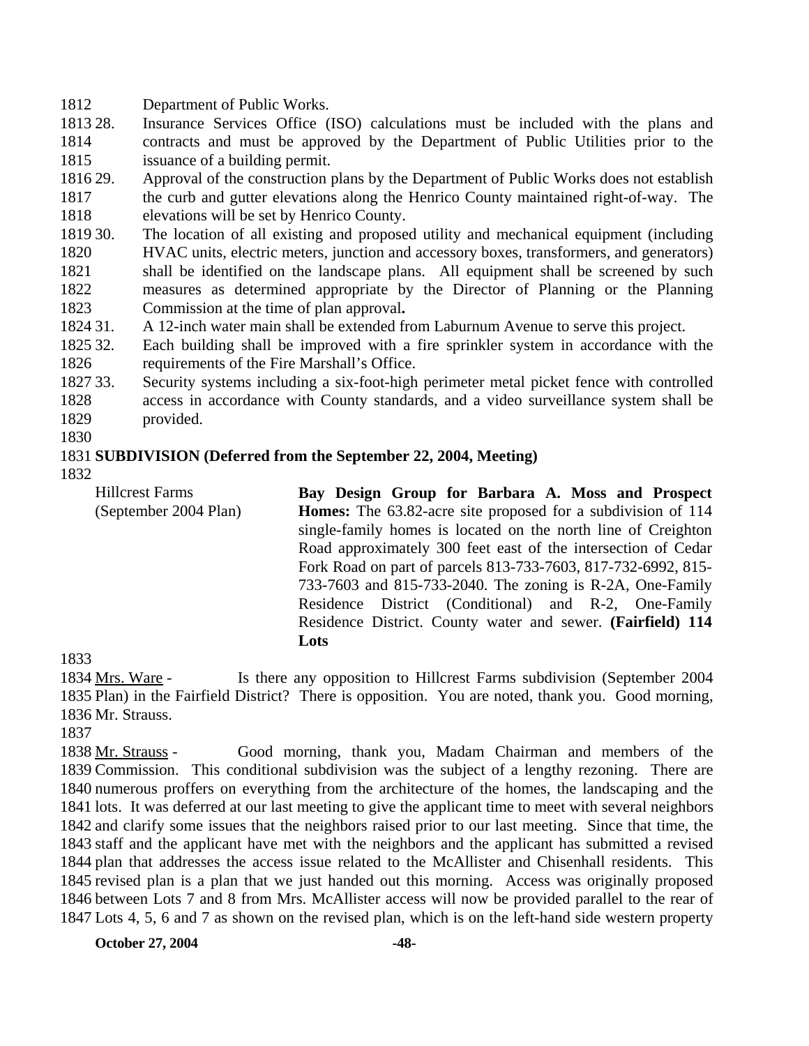1812 Department of Public Works.

1813 28. Insurance Services Office (ISO) calculations must be included with the plans and
1814 contracts and must be approved by the Department of Public Utilities prior to the
1815 issuance of a building permit.

1816 29. Approval of the construction plans by the Department of Public Works does not establish
1817 the curb and gutter elevations along the Henrico County maintained right-of-way. The
1818 elevations will be set by Henrico County.

1819 30. The location of all existing and proposed utility and mechanical equipment (including
1820 HVAC units, electric meters, junction and accessory boxes, transformers, and generators)
1821 shall be identified on the landscape plans. All equipment shall be screened by such
1822 measures as determined appropriate by the Director of Planning or the Planning
1823 Commission at the time of plan approval**.**

1824 31. A 12-inch water main shall be extended from Laburnum Avenue to serve this project.

1825 32. Each building shall be improved with a fire sprinkler system in accordance with the
1826 requirements of the Fire Marshall's Office.

1827 33. Security systems including a six-foot-high perimeter metal picket fence with controlled
1828 access in accordance with County standards, and a video surveillance system shall be
1829 provided.

1830

1831 **SUBDIVISION (Deferred from the September 22, 2004, Meeting)**

1832

Hillcrest Farms
(September 2004 Plan)

**Bay Design Group for Barbara A. Moss and Prospect Homes:** The 63.82-acre site proposed for a subdivision of 114 single-family homes is located on the north line of Creighton Road approximately 300 feet east of the intersection of Cedar Fork Road on part of parcels 813-733-7603, 817-732-6992, 815-733-7603 and 815-733-2040. The zoning is R-2A, One-Family Residence District (Conditional) and R-2, One-Family Residence District. County water and sewer. **(Fairfield) 114 Lots**

1833

1834 Mrs. Ware - Is there any opposition to Hillcrest Farms subdivision (September 2004
1835 Plan) in the Fairfield District? There is opposition. You are noted, thank you. Good morning,
1836 Mr. Strauss.

1837

1838 Mr. Strauss - Good morning, thank you, Madam Chairman and members of the
1839 Commission. This conditional subdivision was the subject of a lengthy rezoning. There are
1840 numerous proffers on everything from the architecture of the homes, the landscaping and the
1841 lots. It was deferred at our last meeting to give the applicant time to meet with several neighbors
1842 and clarify some issues that the neighbors raised prior to our last meeting. Since that time, the
1843 staff and the applicant have met with the neighbors and the applicant has submitted a revised
1844 plan that addresses the access issue related to the McAllister and Chisenhall residents. This
1845 revised plan is a plan that we just handed out this morning. Access was originally proposed
1846 between Lots 7 and 8 from Mrs. McAllister access will now be provided parallel to the rear of
1847 Lots 4, 5, 6 and 7 as shown on the revised plan, which is on the left-hand side western property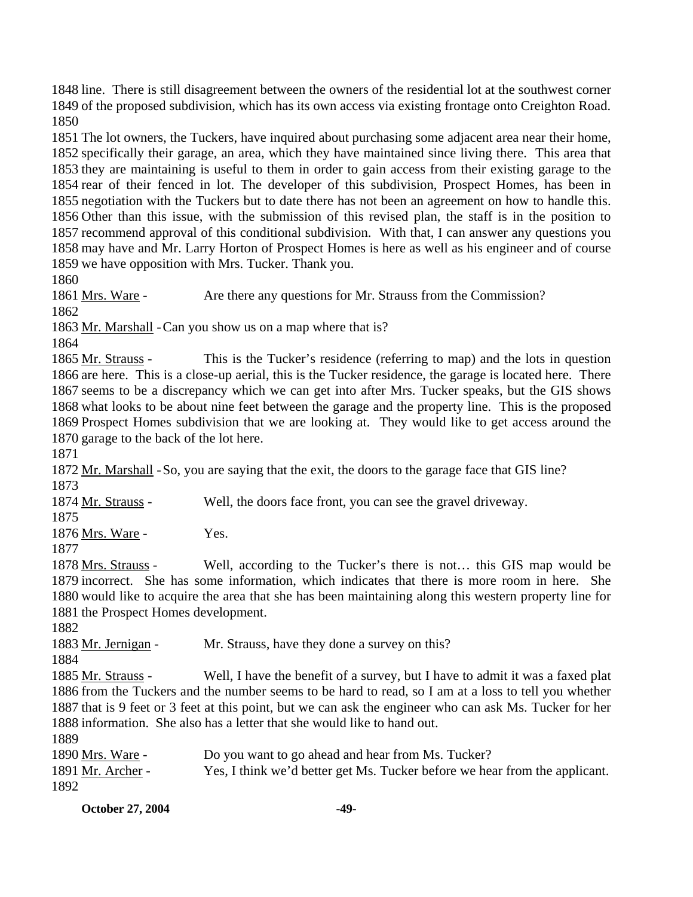1848 line. There is still disagreement between the owners of the residential lot at the southwest corner
1849 of the proposed subdivision, which has its own access via existing frontage onto Creighton Road.
1850
1851 The lot owners, the Tuckers, have inquired about purchasing some adjacent area near their home,
1852 specifically their garage, an area, which they have maintained since living there. This area that
1853 they are maintaining is useful to them in order to gain access from their existing garage to the
1854 rear of their fenced in lot. The developer of this subdivision, Prospect Homes, has been in
1855 negotiation with the Tuckers but to date there has not been an agreement on how to handle this.
1856 Other than this issue, with the submission of this revised plan, the staff is in the position to
1857 recommend approval of this conditional subdivision. With that, I can answer any questions you
1858 may have and Mr. Larry Horton of Prospect Homes is here as well as his engineer and of course
1859 we have opposition with Mrs. Tucker. Thank you.
1860
1861 <u>Mrs. Ware</u> - Are there any questions for Mr. Strauss from the Commission?
1862
1863 <u>Mr. Marshall</u> - Can you show us on a map where that is?
1864
1865 <u>Mr. Strauss</u> - This is the Tucker's residence (referring to map) and the lots in question
1866 are here. This is a close-up aerial, this is the Tucker residence, the garage is located here. There
1867 seems to be a discrepancy which we can get into after Mrs. Tucker speaks, but the GIS shows
1868 what looks to be about nine feet between the garage and the property line. This is the proposed
1869 Prospect Homes subdivision that we are looking at. They would like to get access around the
1870 garage to the back of the lot here.
1871
1872 <u>Mr. Marshall</u> - So, you are saying that the exit, the doors to the garage face that GIS line?
1873
1874 <u>Mr. Strauss</u> - Well, the doors face front, you can see the gravel driveway.
1875
1876 <u>Mrs. Ware</u> - Yes.
1877
1878 <u>Mrs. Strauss</u> - Well, according to the Tucker's there is not… this GIS map would be
1879 incorrect. She has some information, which indicates that there is more room in here. She
1880 would like to acquire the area that she has been maintaining along this western property line for
1881 the Prospect Homes development.
1882
1883 <u>Mr. Jernigan</u> - Mr. Strauss, have they done a survey on this?
1884
1885 <u>Mr. Strauss</u> - Well, I have the benefit of a survey, but I have to admit it was a faxed plat
1886 from the Tuckers and the number seems to be hard to read, so I am at a loss to tell you whether
1887 that is 9 feet or 3 feet at this point, but we can ask the engineer who can ask Ms. Tucker for her
1888 information. She also has a letter that she would like to hand out.
1889
1890 <u>Mrs. Ware</u> - Do you want to go ahead and hear from Ms. Tucker?
1891 <u>Mr. Archer</u> - Yes, I think we'd better get Ms. Tucker before we hear from the applicant.
1892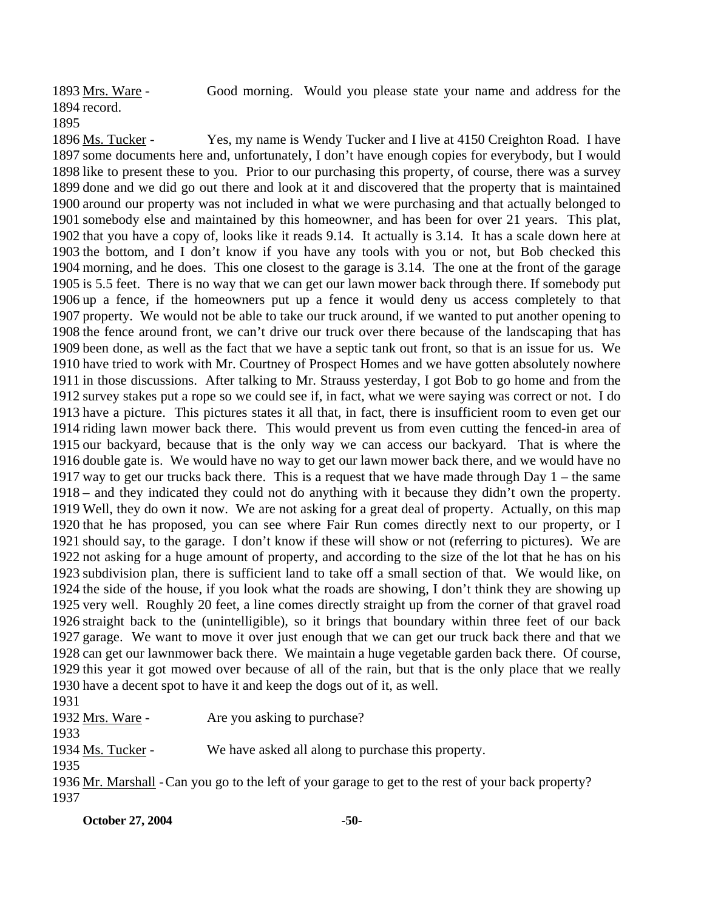1893 Mrs. Ware - Good morning. Would you please state your name and address for the
1894 record.
1895
1896 Ms. Tucker - Yes, my name is Wendy Tucker and I live at 4150 Creighton Road. I have
1897 some documents here and, unfortunately, I don't have enough copies for everybody, but I would
1898 like to present these to you. Prior to our purchasing this property, of course, there was a survey
1899 done and we did go out there and look at it and discovered that the property that is maintained
1900 around our property was not included in what we were purchasing and that actually belonged to
1901 somebody else and maintained by this homeowner, and has been for over 21 years. This plat,
1902 that you have a copy of, looks like it reads 9.14. It actually is 3.14. It has a scale down here at
1903 the bottom, and I don't know if you have any tools with you or not, but Bob checked this
1904 morning, and he does. This one closest to the garage is 3.14. The one at the front of the garage
1905 is 5.5 feet. There is no way that we can get our lawn mower back through there. If somebody put
1906 up a fence, if the homeowners put up a fence it would deny us access completely to that
1907 property. We would not be able to take our truck around, if we wanted to put another opening to
1908 the fence around front, we can't drive our truck over there because of the landscaping that has
1909 been done, as well as the fact that we have a septic tank out front, so that is an issue for us. We
1910 have tried to work with Mr. Courtney of Prospect Homes and we have gotten absolutely nowhere
1911 in those discussions. After talking to Mr. Strauss yesterday, I got Bob to go home and from the
1912 survey stakes put a rope so we could see if, in fact, what we were saying was correct or not. I do
1913 have a picture. This pictures states it all that, in fact, there is insufficient room to even get our
1914 riding lawn mower back there. This would prevent us from even cutting the fenced-in area of
1915 our backyard, because that is the only way we can access our backyard. That is where the
1916 double gate is. We would have no way to get our lawn mower back there, and we would have no
1917 way to get our trucks back there. This is a request that we have made through Day 1 – the same
1918 – and they indicated they could not do anything with it because they didn't own the property.
1919 Well, they do own it now. We are not asking for a great deal of property. Actually, on this map
1920 that he has proposed, you can see where Fair Run comes directly next to our property, or I
1921 should say, to the garage. I don't know if these will show or not (referring to pictures). We are
1922 not asking for a huge amount of property, and according to the size of the lot that he has on his
1923 subdivision plan, there is sufficient land to take off a small section of that. We would like, on
1924 the side of the house, if you look what the roads are showing, I don't think they are showing up
1925 very well. Roughly 20 feet, a line comes directly straight up from the corner of that gravel road
1926 straight back to the (unintelligible), so it brings that boundary within three feet of our back
1927 garage. We want to move it over just enough that we can get our truck back there and that we
1928 can get our lawnmower back there. We maintain a huge vegetable garden back there. Of course,
1929 this year it got mowed over because of all of the rain, but that is the only place that we really
1930 have a decent spot to have it and keep the dogs out of it, as well.
1931
1932 Mrs. Ware - Are you asking to purchase?
1933
1934 Ms. Tucker - We have asked all along to purchase this property.
1935
1936 Mr. Marshall - Can you go to the left of your garage to get to the rest of your back property?
1937

**October 27, 2004**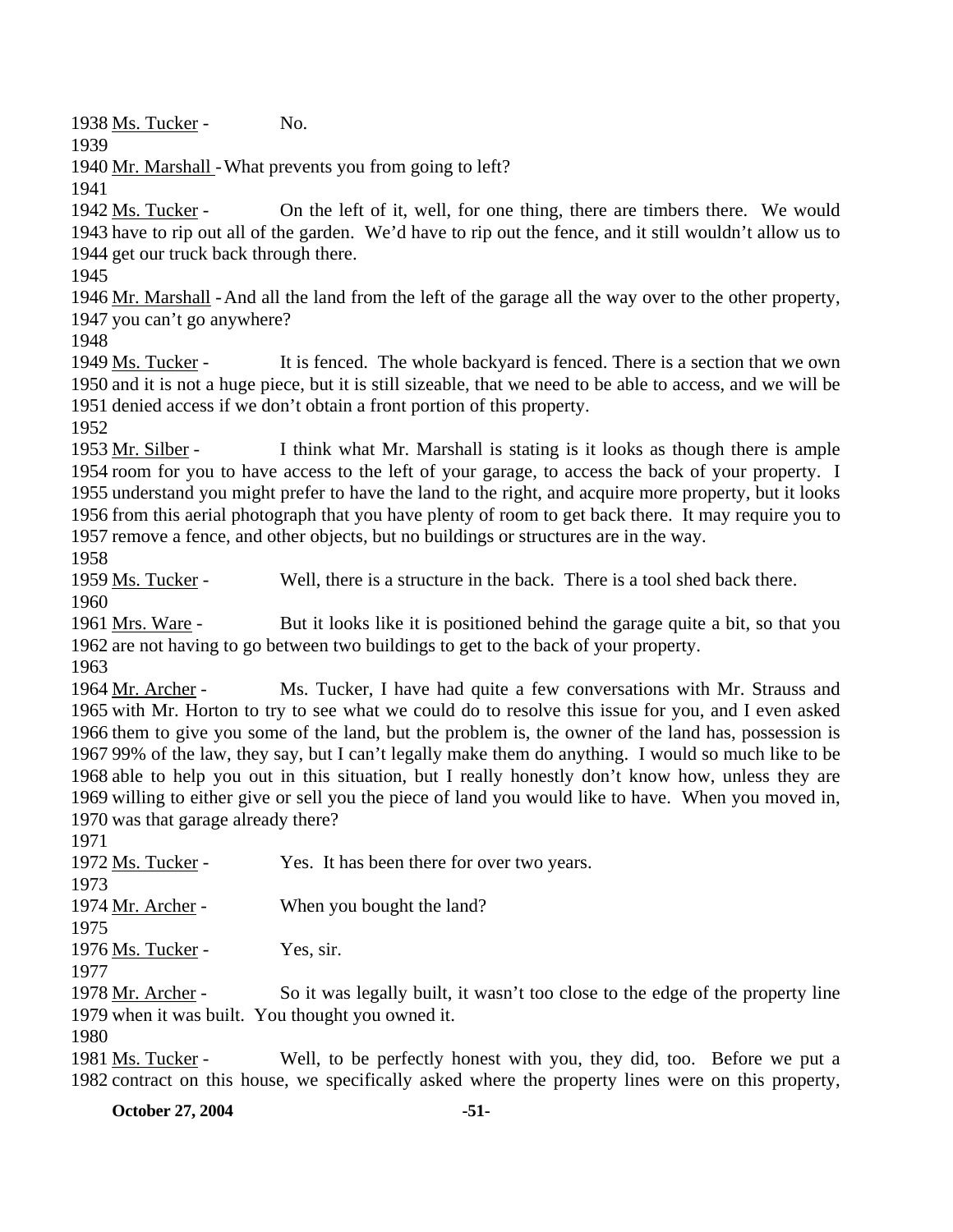1938 Ms. Tucker - No.

1939

1940 Mr. Marshall - What prevents you from going to left?

1941

1942 Ms. Tucker - On the left of it, well, for one thing, there are timbers there. We would 1943 have to rip out all of the garden. We'd have to rip out the fence, and it still wouldn't allow us to 1944 get our truck back through there.

1945

1946 Mr. Marshall - And all the land from the left of the garage all the way over to the other property, 1947 you can't go anywhere?

1948

1949 Ms. Tucker - It is fenced. The whole backyard is fenced. There is a section that we own 1950 and it is not a huge piece, but it is still sizeable, that we need to be able to access, and we will be 1951 denied access if we don't obtain a front portion of this property.

1952

1953 Mr. Silber - I think what Mr. Marshall is stating is it looks as though there is ample 1954 room for you to have access to the left of your garage, to access the back of your property. I 1955 understand you might prefer to have the land to the right, and acquire more property, but it looks 1956 from this aerial photograph that you have plenty of room to get back there. It may require you to 1957 remove a fence, and other objects, but no buildings or structures are in the way.

1958

1959 Ms. Tucker - Well, there is a structure in the back. There is a tool shed back there.

1960

1961 Mrs. Ware - But it looks like it is positioned behind the garage quite a bit, so that you 1962 are not having to go between two buildings to get to the back of your property.

1963

1964 Mr. Archer - Ms. Tucker, I have had quite a few conversations with Mr. Strauss and 1965 with Mr. Horton to try to see what we could do to resolve this issue for you, and I even asked 1966 them to give you some of the land, but the problem is, the owner of the land has, possession is 1967 99% of the law, they say, but I can't legally make them do anything. I would so much like to be 1968 able to help you out in this situation, but I really honestly don't know how, unless they are 1969 willing to either give or sell you the piece of land you would like to have. When you moved in, 1970 was that garage already there?

1971

1972 Ms. Tucker - Yes. It has been there for over two years.

1973

1974 Mr. Archer - When you bought the land?

1975

1976 Ms. Tucker - Yes, sir.

1977

1978 Mr. Archer - So it was legally built, it wasn't too close to the edge of the property line 1979 when it was built. You thought you owned it.

1980

1981 Ms. Tucker - Well, to be perfectly honest with you, they did, too. Before we put a 1982 contract on this house, we specifically asked where the property lines were on this property,

**October 27, 2004**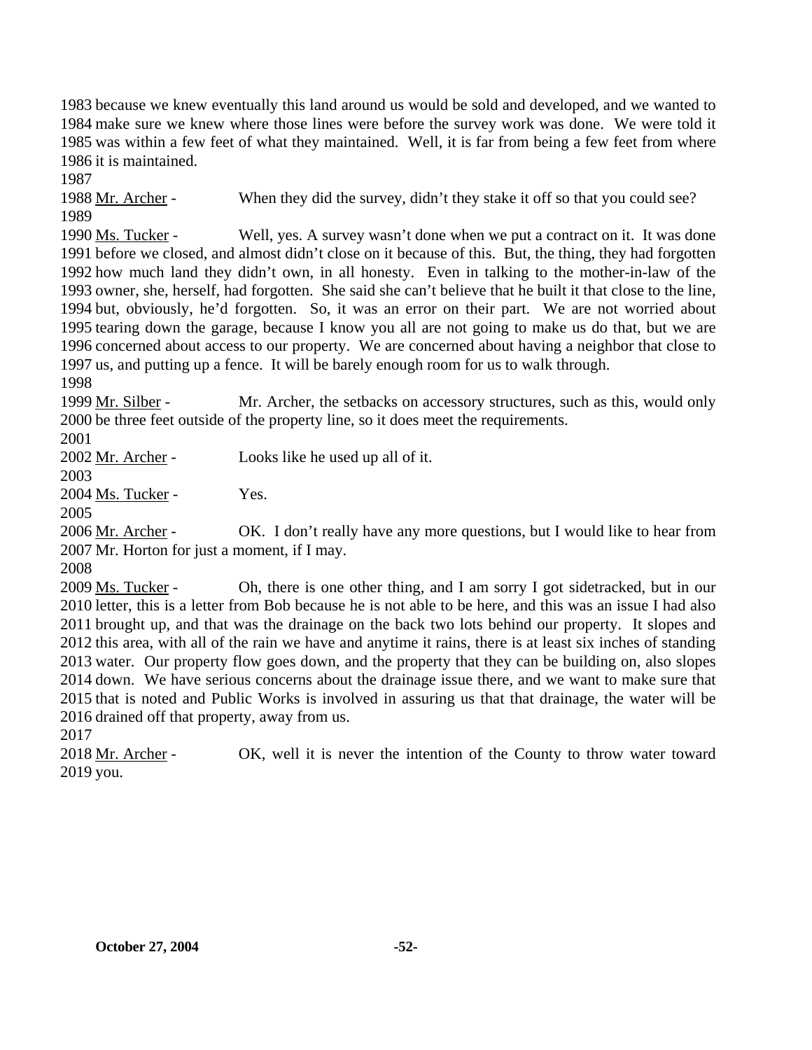1983 because we knew eventually this land around us would be sold and developed, and we wanted to
1984 make sure we knew where those lines were before the survey work was done. We were told it
1985 was within a few feet of what they maintained. Well, it is far from being a few feet from where
1986 it is maintained.
1987
1988 Mr. Archer - When they did the survey, didn't they stake it off so that you could see?
1989
1990 Ms. Tucker - Well, yes. A survey wasn't done when we put a contract on it. It was done
1991 before we closed, and almost didn't close on it because of this. But, the thing, they had forgotten
1992 how much land they didn't own, in all honesty. Even in talking to the mother-in-law of the
1993 owner, she, herself, had forgotten. She said she can't believe that he built it that close to the line,
1994 but, obviously, he'd forgotten. So, it was an error on their part. We are not worried about
1995 tearing down the garage, because I know you all are not going to make us do that, but we are
1996 concerned about access to our property. We are concerned about having a neighbor that close to
1997 us, and putting up a fence. It will be barely enough room for us to walk through.
1998
1999 Mr. Silber - Mr. Archer, the setbacks on accessory structures, such as this, would only
2000 be three feet outside of the property line, so it does meet the requirements.
2001
2002 Mr. Archer - Looks like he used up all of it.
2003
2004 Ms. Tucker - Yes.
2005
2006 Mr. Archer - OK. I don't really have any more questions, but I would like to hear from
2007 Mr. Horton for just a moment, if I may.
2008
2009 Ms. Tucker - Oh, there is one other thing, and I am sorry I got sidetracked, but in our
2010 letter, this is a letter from Bob because he is not able to be here, and this was an issue I had also
2011 brought up, and that was the drainage on the back two lots behind our property. It slopes and
2012 this area, with all of the rain we have and anytime it rains, there is at least six inches of standing
2013 water. Our property flow goes down, and the property that they can be building on, also slopes
2014 down. We have serious concerns about the drainage issue there, and we want to make sure that
2015 that is noted and Public Works is involved in assuring us that that drainage, the water will be
2016 drained off that property, away from us.
2017
2018 Mr. Archer - OK, well it is never the intention of the County to throw water toward
2019 you.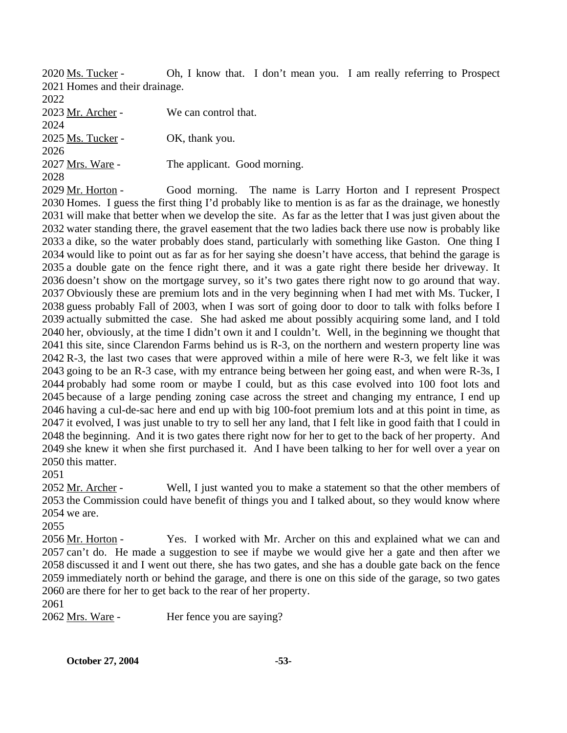2020 Ms. Tucker - Oh, I know that. I don't mean you. I am really referring to Prospect
2021 Homes and their drainage.
2022
2023 Mr. Archer - We can control that.
2024
2025 Ms. Tucker - OK, thank you.
2026
2027 Mrs. Ware - The applicant. Good morning.
2028
2029 Mr. Horton - Good morning. The name is Larry Horton and I represent Prospect
2030 Homes. I guess the first thing I'd probably like to mention is as far as the drainage, we honestly
2031 will make that better when we develop the site. As far as the letter that I was just given about the
2032 water standing there, the gravel easement that the two ladies back there use now is probably like
2033 a dike, so the water probably does stand, particularly with something like Gaston. One thing I
2034 would like to point out as far as for her saying she doesn't have access, that behind the garage is
2035 a double gate on the fence right there, and it was a gate right there beside her driveway. It
2036 doesn't show on the mortgage survey, so it's two gates there right now to go around that way.
2037 Obviously these are premium lots and in the very beginning when I had met with Ms. Tucker, I
2038 guess probably Fall of 2003, when I was sort of going door to door to talk with folks before I
2039 actually submitted the case. She had asked me about possibly acquiring some land, and I told
2040 her, obviously, at the time I didn't own it and I couldn't. Well, in the beginning we thought that
2041 this site, since Clarendon Farms behind us is R-3, on the northern and western property line was
2042 R-3, the last two cases that were approved within a mile of here were R-3, we felt like it was
2043 going to be an R-3 case, with my entrance being between her going east, and when were R-3s, I
2044 probably had some room or maybe I could, but as this case evolved into 100 foot lots and
2045 because of a large pending zoning case across the street and changing my entrance, I end up
2046 having a cul-de-sac here and end up with big 100-foot premium lots and at this point in time, as
2047 it evolved, I was just unable to try to sell her any land, that I felt like in good faith that I could in
2048 the beginning. And it is two gates there right now for her to get to the back of her property. And
2049 she knew it when she first purchased it. And I have been talking to her for well over a year on
2050 this matter.
2051
2052 Mr. Archer - Well, I just wanted you to make a statement so that the other members of
2053 the Commission could have benefit of things you and I talked about, so they would know where
2054 we are.
2055
2056 Mr. Horton - Yes. I worked with Mr. Archer on this and explained what we can and
2057 can't do. He made a suggestion to see if maybe we would give her a gate and then after we
2058 discussed it and I went out there, she has two gates, and she has a double gate back on the fence
2059 immediately north or behind the garage, and there is one on this side of the garage, so two gates
2060 are there for her to get back to the rear of her property.
2061
2062 Mrs. Ware - Her fence you are saying?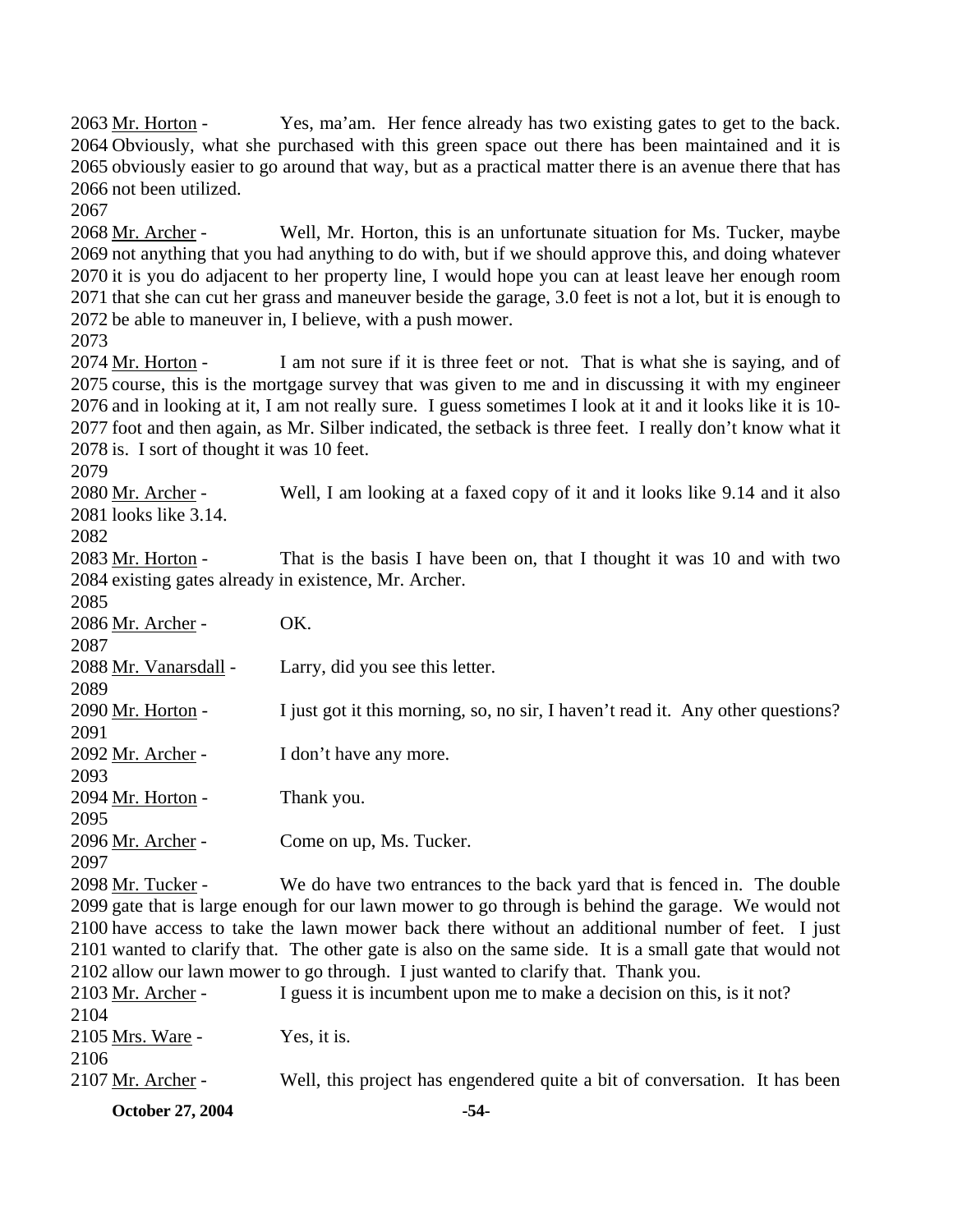2063 Mr. Horton - Yes, ma'am. Her fence already has two existing gates to get to the back. 2064 Obviously, what she purchased with this green space out there has been maintained and it is 2065 obviously easier to go around that way, but as a practical matter there is an avenue there that has 2066 not been utilized.

2067

2068 Mr. Archer - Well, Mr. Horton, this is an unfortunate situation for Ms. Tucker, maybe 2069 not anything that you had anything to do with, but if we should approve this, and doing whatever 2070 it is you do adjacent to her property line, I would hope you can at least leave her enough room 2071 that she can cut her grass and maneuver beside the garage, 3.0 feet is not a lot, but it is enough to 2072 be able to maneuver in, I believe, with a push mower.

2073

2074 Mr. Horton - I am not sure if it is three feet or not. That is what she is saying, and of 2075 course, this is the mortgage survey that was given to me and in discussing it with my engineer 2076 and in looking at it, I am not really sure. I guess sometimes I look at it and it looks like it is 10- 2077 foot and then again, as Mr. Silber indicated, the setback is three feet. I really don't know what it 2078 is. I sort of thought it was 10 feet.

2079

2080 Mr. Archer - Well, I am looking at a faxed copy of it and it looks like 9.14 and it also 2081 looks like 3.14.

2082

2083 Mr. Horton - That is the basis I have been on, that I thought it was 10 and with two 2084 existing gates already in existence, Mr. Archer.

2085

2086 Mr. Archer - OK.

2087

2088 Mr. Vanarsdall - Larry, did you see this letter.

2089

2090 Mr. Horton - I just got it this morning, so, no sir, I haven't read it. Any other questions?

2091

2092 Mr. Archer - I don't have any more.

2093

2094 Mr. Horton - Thank you.

2095

2096 Mr. Archer - Come on up, Ms. Tucker.

2097

2098 Mr. Tucker - We do have two entrances to the back yard that is fenced in. The double 2099 gate that is large enough for our lawn mower to go through is behind the garage. We would not 2100 have access to take the lawn mower back there without an additional number of feet. I just 2101 wanted to clarify that. The other gate is also on the same side. It is a small gate that would not 2102 allow our lawn mower to go through. I just wanted to clarify that. Thank you.

2103 Mr. Archer - I guess it is incumbent upon me to make a decision on this, is it not?

2104

2105 Mrs. Ware - Yes, it is.

2106

2107 Mr. Archer - Well, this project has engendered quite a bit of conversation. It has been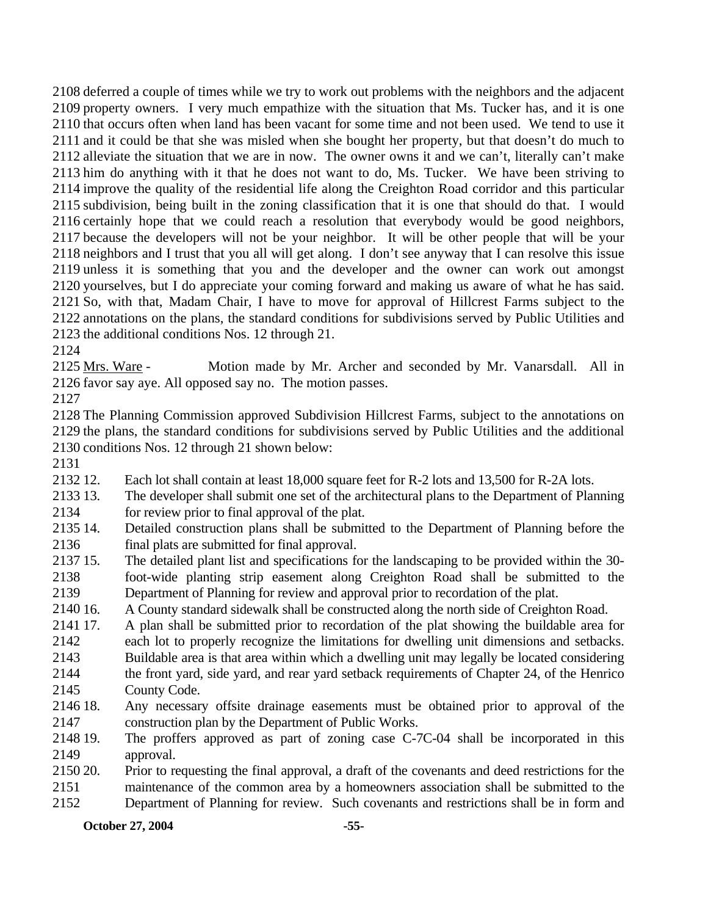2108 deferred a couple of times while we try to work out problems with the neighbors and the adjacent 2109 property owners. I very much empathize with the situation that Ms. Tucker has, and it is one 2110 that occurs often when land has been vacant for some time and not been used. We tend to use it 2111 and it could be that she was misled when she bought her property, but that doesn't do much to 2112 alleviate the situation that we are in now. The owner owns it and we can't, literally can't make 2113 him do anything with it that he does not want to do, Ms. Tucker. We have been striving to 2114 improve the quality of the residential life along the Creighton Road corridor and this particular 2115 subdivision, being built in the zoning classification that it is one that should do that. I would 2116 certainly hope that we could reach a resolution that everybody would be good neighbors, 2117 because the developers will not be your neighbor. It will be other people that will be your 2118 neighbors and I trust that you all will get along. I don't see anyway that I can resolve this issue 2119 unless it is something that you and the developer and the owner can work out amongst 2120 yourselves, but I do appreciate your coming forward and making us aware of what he has said. 2121 So, with that, Madam Chair, I have to move for approval of Hillcrest Farms subject to the 2122 annotations on the plans, the standard conditions for subdivisions served by Public Utilities and 2123 the additional conditions Nos. 12 through 21.

2124

2125 Mrs. Ware - Motion made by Mr. Archer and seconded by Mr. Vanarsdall. All in 2126 favor say aye. All opposed say no. The motion passes.

2127

2128 The Planning Commission approved Subdivision Hillcrest Farms, subject to the annotations on 2129 the plans, the standard conditions for subdivisions served by Public Utilities and the additional 2130 conditions Nos. 12 through 21 shown below:

2131

2132 12. Each lot shall contain at least 18,000 square feet for R-2 lots and 13,500 for R-2A lots.

2133 13. The developer shall submit one set of the architectural plans to the Department of Planning 2134 for review prior to final approval of the plat.

2135 14. Detailed construction plans shall be submitted to the Department of Planning before the 2136 final plats are submitted for final approval.

2137 15. The detailed plant list and specifications for the landscaping to be provided within the 30- 2138 foot-wide planting strip easement along Creighton Road shall be submitted to the 2139 Department of Planning for review and approval prior to recordation of the plat.

2140 16. A County standard sidewalk shall be constructed along the north side of Creighton Road.

2141 17. A plan shall be submitted prior to recordation of the plat showing the buildable area for 2142 each lot to properly recognize the limitations for dwelling unit dimensions and setbacks. 2143 Buildable area is that area within which a dwelling unit may legally be located considering 2144 the front yard, side yard, and rear yard setback requirements of Chapter 24, of the Henrico 2145 County Code.

2146 18. Any necessary offsite drainage easements must be obtained prior to approval of the 2147 construction plan by the Department of Public Works.

2148 19. The proffers approved as part of zoning case C-7C-04 shall be incorporated in this 2149 approval.

2150 20. Prior to requesting the final approval, a draft of the covenants and deed restrictions for the 2151 maintenance of the common area by a homeowners association shall be submitted to the 2152 Department of Planning for review. Such covenants and restrictions shall be in form and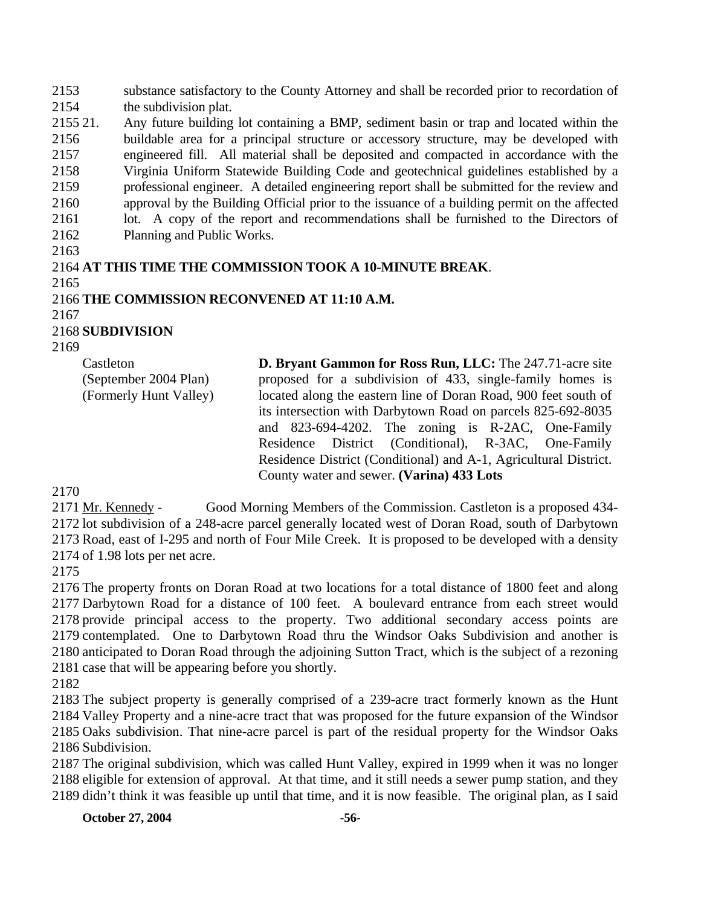2153 substance satisfactory to the County Attorney and shall be recorded prior to recordation of
2154 the subdivision plat.

2155 21. Any future building lot containing a BMP, sediment basin or trap and located within the
2156 buildable area for a principal structure or accessory structure, may be developed with
2157 engineered fill. All material shall be deposited and compacted in accordance with the
2158 Virginia Uniform Statewide Building Code and geotechnical guidelines established by a
2159 professional engineer. A detailed engineering report shall be submitted for the review and
2160 approval by the Building Official prior to the issuance of a building permit on the affected
2161 lot. A copy of the report and recommendations shall be furnished to the Directors of
2162 Planning and Public Works.

2163

2164 **AT THIS TIME THE COMMISSION TOOK A 10-MINUTE BREAK**.

2165

2166 **THE COMMISSION RECONVENED AT 11:10 A.M.**

2167

2168 **SUBDIVISION**

2169

| | |
|---|---|
| Castleton (September 2004 Plan) (Formerly Hunt Valley) | **D. Bryant Gammon for Ross Run, LLC:** The 247.71-acre site proposed for a subdivision of 433, single-family homes is located along the eastern line of Doran Road, 900 feet south of its intersection with Darbytown Road on parcels 825-692-8035 and 823-694-4202. The zoning is R-2AC, One-Family Residence District (Conditional), R-3AC, One-Family Residence District (Conditional) and A-1, Agricultural District. County water and sewer. **(Varina) 433 Lots** |

2170

2171 Mr. Kennedy - Good Morning Members of the Commission. Castleton is a proposed 434-
2172 lot subdivision of a 248-acre parcel generally located west of Doran Road, south of Darbytown
2173 Road, east of I-295 and north of Four Mile Creek. It is proposed to be developed with a density
2174 of 1.98 lots per net acre.

2175

2176 The property fronts on Doran Road at two locations for a total distance of 1800 feet and along
2177 Darbytown Road for a distance of 100 feet. A boulevard entrance from each street would
2178 provide principal access to the property. Two additional secondary access points are
2179 contemplated. One to Darbytown Road thru the Windsor Oaks Subdivision and another is
2180 anticipated to Doran Road through the adjoining Sutton Tract, which is the subject of a rezoning
2181 case that will be appearing before you shortly.

2182

2183 The subject property is generally comprised of a 239-acre tract formerly known as the Hunt
2184 Valley Property and a nine-acre tract that was proposed for the future expansion of the Windsor
2185 Oaks subdivision. That nine-acre parcel is part of the residual property for the Windsor Oaks
2186 Subdivision.

2187 The original subdivision, which was called Hunt Valley, expired in 1999 when it was no longer
2188 eligible for extension of approval. At that time, and it still needs a sewer pump station, and they
2189 didn't think it was feasible up until that time, and it is now feasible. The original plan, as I said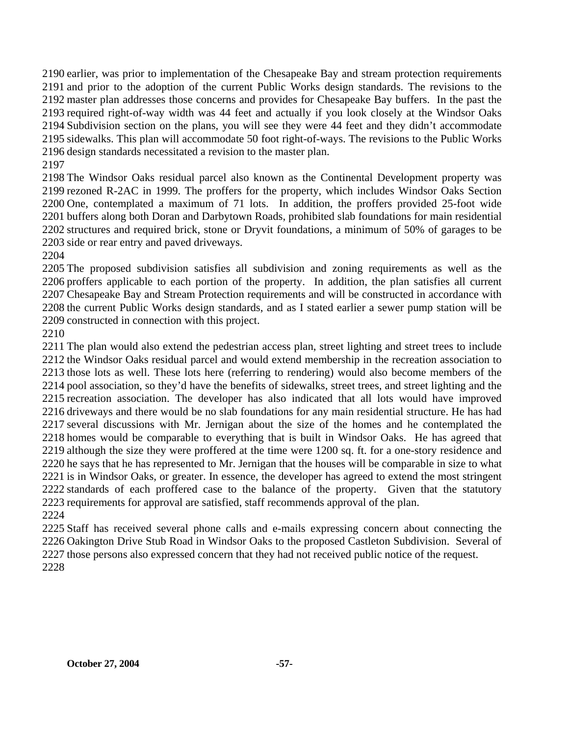earlier, was prior to implementation of the Chesapeake Bay and stream protection requirements and prior to the adoption of the current Public Works design standards. The revisions to the master plan addresses those concerns and provides for Chesapeake Bay buffers. In the past the required right-of-way width was 44 feet and actually if you look closely at the Windsor Oaks Subdivision section on the plans, you will see they were 44 feet and they didn't accommodate sidewalks. This plan will accommodate 50 foot right-of-ways. The revisions to the Public Works design standards necessitated a revision to the master plan.

The Windsor Oaks residual parcel also known as the Continental Development property was rezoned R-2AC in 1999. The proffers for the property, which includes Windsor Oaks Section One, contemplated a maximum of 71 lots. In addition, the proffers provided 25-foot wide buffers along both Doran and Darbytown Roads, prohibited slab foundations for main residential structures and required brick, stone or Dryvit foundations, a minimum of 50% of garages to be side or rear entry and paved driveways.

The proposed subdivision satisfies all subdivision and zoning requirements as well as the proffers applicable to each portion of the property. In addition, the plan satisfies all current Chesapeake Bay and Stream Protection requirements and will be constructed in accordance with the current Public Works design standards, and as I stated earlier a sewer pump station will be constructed in connection with this project.

The plan would also extend the pedestrian access plan, street lighting and street trees to include the Windsor Oaks residual parcel and would extend membership in the recreation association to those lots as well. These lots here (referring to rendering) would also become members of the pool association, so they'd have the benefits of sidewalks, street trees, and street lighting and the recreation association. The developer has also indicated that all lots would have improved driveways and there would be no slab foundations for any main residential structure. He has had several discussions with Mr. Jernigan about the size of the homes and he contemplated the homes would be comparable to everything that is built in Windsor Oaks. He has agreed that although the size they were proffered at the time were 1200 sq. ft. for a one-story residence and he says that he has represented to Mr. Jernigan that the houses will be comparable in size to what is in Windsor Oaks, or greater. In essence, the developer has agreed to extend the most stringent standards of each proffered case to the balance of the property. Given that the statutory requirements for approval are satisfied, staff recommends approval of the plan.

Staff has received several phone calls and e-mails expressing concern about connecting the Oakington Drive Stub Road in Windsor Oaks to the proposed Castleton Subdivision. Several of those persons also expressed concern that they had not received public notice of the request.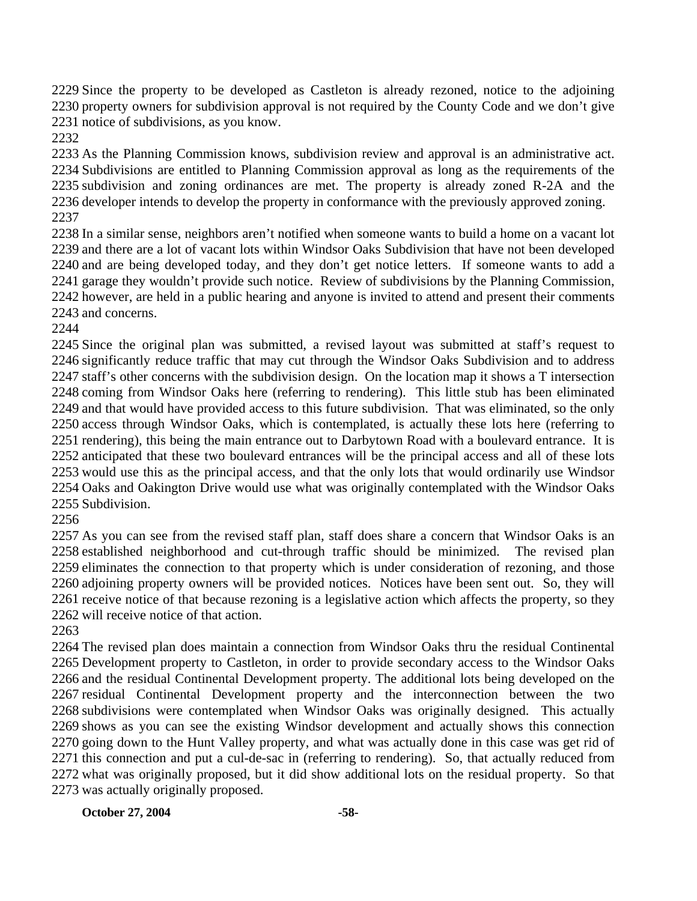Since the property to be developed as Castleton is already rezoned, notice to the adjoining property owners for subdivision approval is not required by the County Code and we don't give notice of subdivisions, as you know.

As the Planning Commission knows, subdivision review and approval is an administrative act. Subdivisions are entitled to Planning Commission approval as long as the requirements of the subdivision and zoning ordinances are met. The property is already zoned R-2A and the developer intends to develop the property in conformance with the previously approved zoning.

In a similar sense, neighbors aren't notified when someone wants to build a home on a vacant lot and there are a lot of vacant lots within Windsor Oaks Subdivision that have not been developed and are being developed today, and they don't get notice letters. If someone wants to add a garage they wouldn't provide such notice. Review of subdivisions by the Planning Commission, however, are held in a public hearing and anyone is invited to attend and present their comments and concerns.

Since the original plan was submitted, a revised layout was submitted at staff's request to significantly reduce traffic that may cut through the Windsor Oaks Subdivision and to address staff's other concerns with the subdivision design. On the location map it shows a T intersection coming from Windsor Oaks here (referring to rendering). This little stub has been eliminated and that would have provided access to this future subdivision. That was eliminated, so the only access through Windsor Oaks, which is contemplated, is actually these lots here (referring to rendering), this being the main entrance out to Darbytown Road with a boulevard entrance. It is anticipated that these two boulevard entrances will be the principal access and all of these lots would use this as the principal access, and that the only lots that would ordinarily use Windsor Oaks and Oakington Drive would use what was originally contemplated with the Windsor Oaks Subdivision.

As you can see from the revised staff plan, staff does share a concern that Windsor Oaks is an established neighborhood and cut-through traffic should be minimized. The revised plan eliminates the connection to that property which is under consideration of rezoning, and those adjoining property owners will be provided notices. Notices have been sent out. So, they will receive notice of that because rezoning is a legislative action which affects the property, so they will receive notice of that action.

The revised plan does maintain a connection from Windsor Oaks thru the residual Continental Development property to Castleton, in order to provide secondary access to the Windsor Oaks and the residual Continental Development property. The additional lots being developed on the residual Continental Development property and the interconnection between the two subdivisions were contemplated when Windsor Oaks was originally designed. This actually shows as you can see the existing Windsor development and actually shows this connection going down to the Hunt Valley property, and what was actually done in this case was get rid of this connection and put a cul-de-sac in (referring to rendering). So, that actually reduced from what was originally proposed, but it did show additional lots on the residual property. So that was actually originally proposed.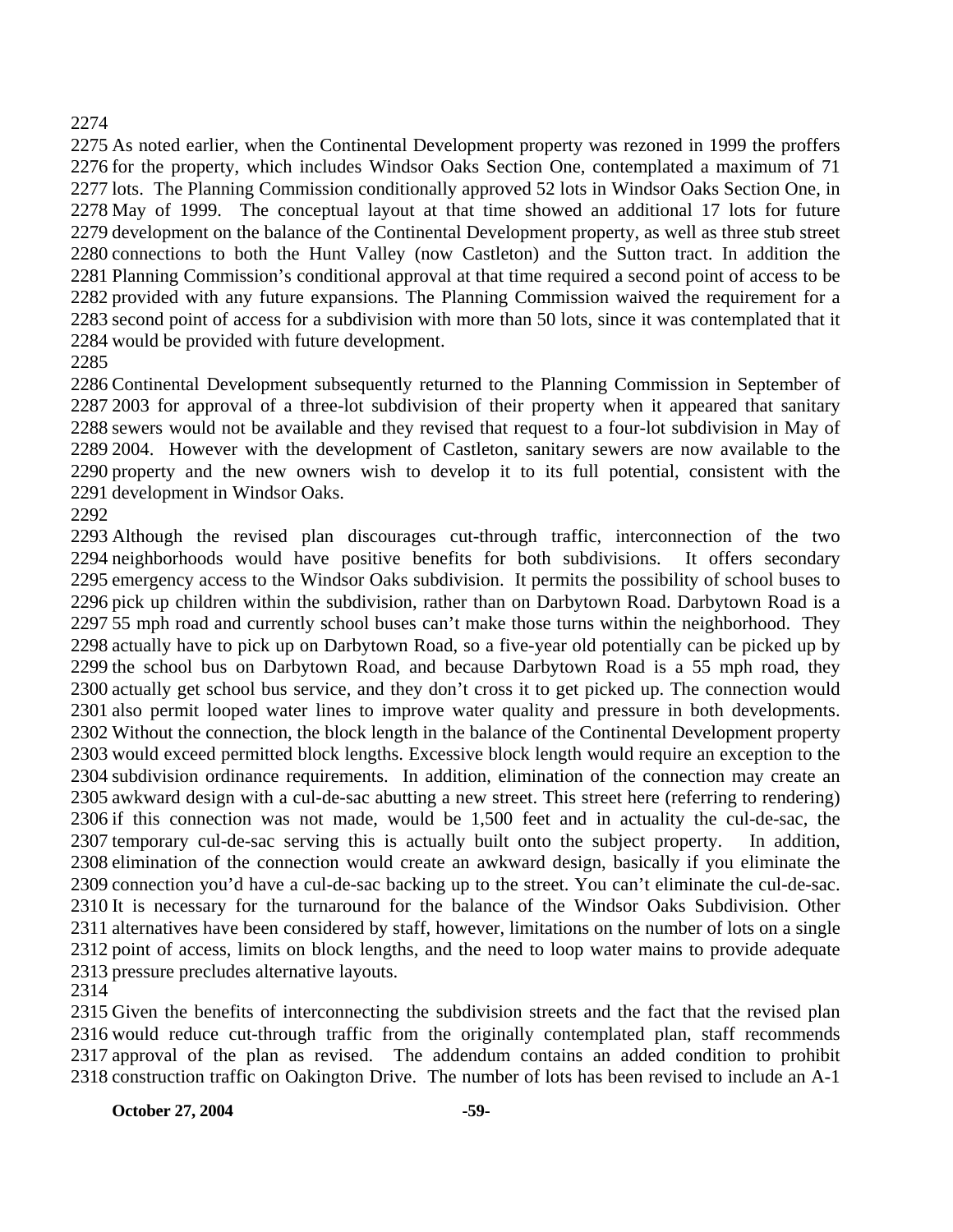As noted earlier, when the Continental Development property was rezoned in 1999 the proffers for the property, which includes Windsor Oaks Section One, contemplated a maximum of 71 lots. The Planning Commission conditionally approved 52 lots in Windsor Oaks Section One, in May of 1999. The conceptual layout at that time showed an additional 17 lots for future development on the balance of the Continental Development property, as well as three stub street connections to both the Hunt Valley (now Castleton) and the Sutton tract. In addition the Planning Commission's conditional approval at that time required a second point of access to be provided with any future expansions. The Planning Commission waived the requirement for a second point of access for a subdivision with more than 50 lots, since it was contemplated that it would be provided with future development.

Continental Development subsequently returned to the Planning Commission in September of 2003 for approval of a three-lot subdivision of their property when it appeared that sanitary sewers would not be available and they revised that request to a four-lot subdivision in May of 2004. However with the development of Castleton, sanitary sewers are now available to the property and the new owners wish to develop it to its full potential, consistent with the development in Windsor Oaks.

Although the revised plan discourages cut-through traffic, interconnection of the two neighborhoods would have positive benefits for both subdivisions. It offers secondary emergency access to the Windsor Oaks subdivision. It permits the possibility of school buses to pick up children within the subdivision, rather than on Darbytown Road. Darbytown Road is a 55 mph road and currently school buses can't make those turns within the neighborhood. They actually have to pick up on Darbytown Road, so a five-year old potentially can be picked up by the school bus on Darbytown Road, and because Darbytown Road is a 55 mph road, they actually get school bus service, and they don't cross it to get picked up. The connection would also permit looped water lines to improve water quality and pressure in both developments. Without the connection, the block length in the balance of the Continental Development property would exceed permitted block lengths. Excessive block length would require an exception to the subdivision ordinance requirements. In addition, elimination of the connection may create an awkward design with a cul-de-sac abutting a new street. This street here (referring to rendering) if this connection was not made, would be 1,500 feet and in actuality the cul-de-sac, the temporary cul-de-sac serving this is actually built onto the subject property. In addition, elimination of the connection would create an awkward design, basically if you eliminate the connection you'd have a cul-de-sac backing up to the street. You can't eliminate the cul-de-sac. It is necessary for the turnaround for the balance of the Windsor Oaks Subdivision. Other alternatives have been considered by staff, however, limitations on the number of lots on a single point of access, limits on block lengths, and the need to loop water mains to provide adequate pressure precludes alternative layouts.

Given the benefits of interconnecting the subdivision streets and the fact that the revised plan would reduce cut-through traffic from the originally contemplated plan, staff recommends approval of the plan as revised. The addendum contains an added condition to prohibit construction traffic on Oakington Drive. The number of lots has been revised to include an A-1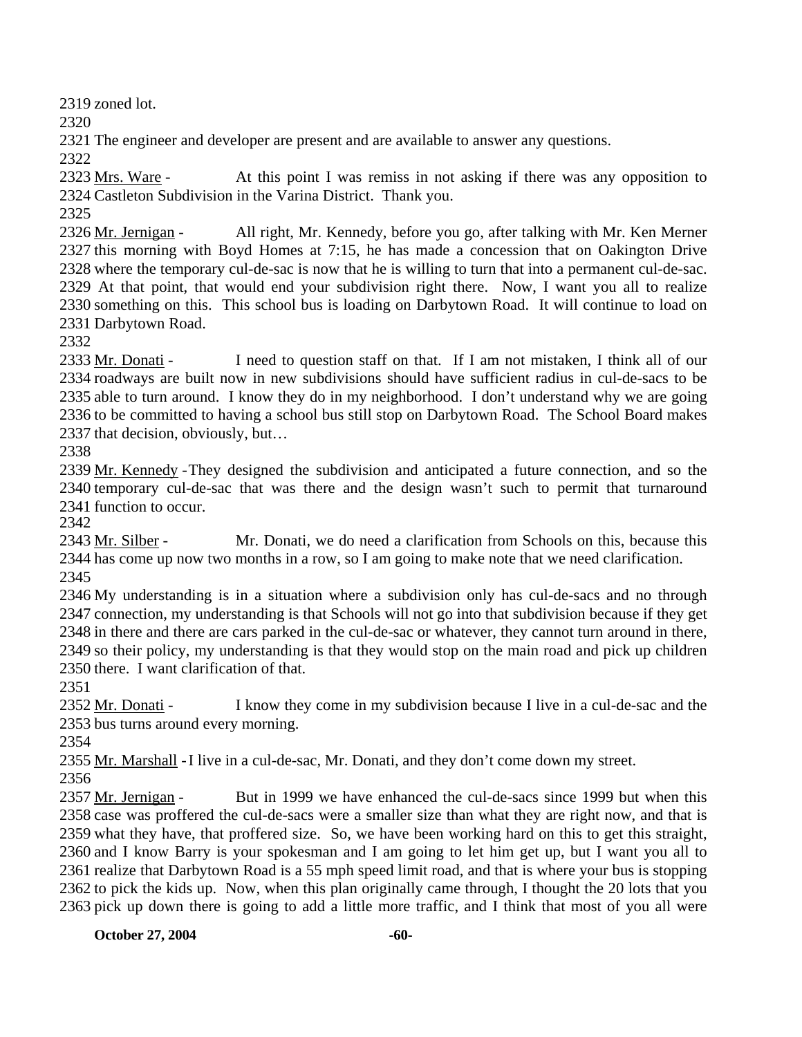2319 zoned lot.

2320

2321 The engineer and developer are present and are available to answer any questions.

2322

2323 Mrs. Ware - At this point I was remiss in not asking if there was any opposition to 2324 Castleton Subdivision in the Varina District. Thank you.

2325

2326 Mr. Jernigan - All right, Mr. Kennedy, before you go, after talking with Mr. Ken Merner 2327 this morning with Boyd Homes at 7:15, he has made a concession that on Oakington Drive 2328 where the temporary cul-de-sac is now that he is willing to turn that into a permanent cul-de-sac. 2329 At that point, that would end your subdivision right there. Now, I want you all to realize 2330 something on this. This school bus is loading on Darbytown Road. It will continue to load on 2331 Darbytown Road.

2332

2333 Mr. Donati - I need to question staff on that. If I am not mistaken, I think all of our 2334 roadways are built now in new subdivisions should have sufficient radius in cul-de-sacs to be 2335 able to turn around. I know they do in my neighborhood. I don't understand why we are going 2336 to be committed to having a school bus still stop on Darbytown Road. The School Board makes 2337 that decision, obviously, but…

2338

2339 Mr. Kennedy - They designed the subdivision and anticipated a future connection, and so the 2340 temporary cul-de-sac that was there and the design wasn't such to permit that turnaround 2341 function to occur.

2342

2343 Mr. Silber - Mr. Donati, we do need a clarification from Schools on this, because this 2344 has come up now two months in a row, so I am going to make note that we need clarification.

2345

2346 My understanding is in a situation where a subdivision only has cul-de-sacs and no through 2347 connection, my understanding is that Schools will not go into that subdivision because if they get 2348 in there and there are cars parked in the cul-de-sac or whatever, they cannot turn around in there, 2349 so their policy, my understanding is that they would stop on the main road and pick up children 2350 there. I want clarification of that.

2351

2352 Mr. Donati - I know they come in my subdivision because I live in a cul-de-sac and the 2353 bus turns around every morning.

2354

2355 Mr. Marshall - I live in a cul-de-sac, Mr. Donati, and they don't come down my street.

2356

2357 Mr. Jernigan - But in 1999 we have enhanced the cul-de-sacs since 1999 but when this 2358 case was proffered the cul-de-sacs were a smaller size than what they are right now, and that is 2359 what they have, that proffered size. So, we have been working hard on this to get this straight, 2360 and I know Barry is your spokesman and I am going to let him get up, but I want you all to 2361 realize that Darbytown Road is a 55 mph speed limit road, and that is where your bus is stopping 2362 to pick the kids up. Now, when this plan originally came through, I thought the 20 lots that you 2363 pick up down there is going to add a little more traffic, and I think that most of you all were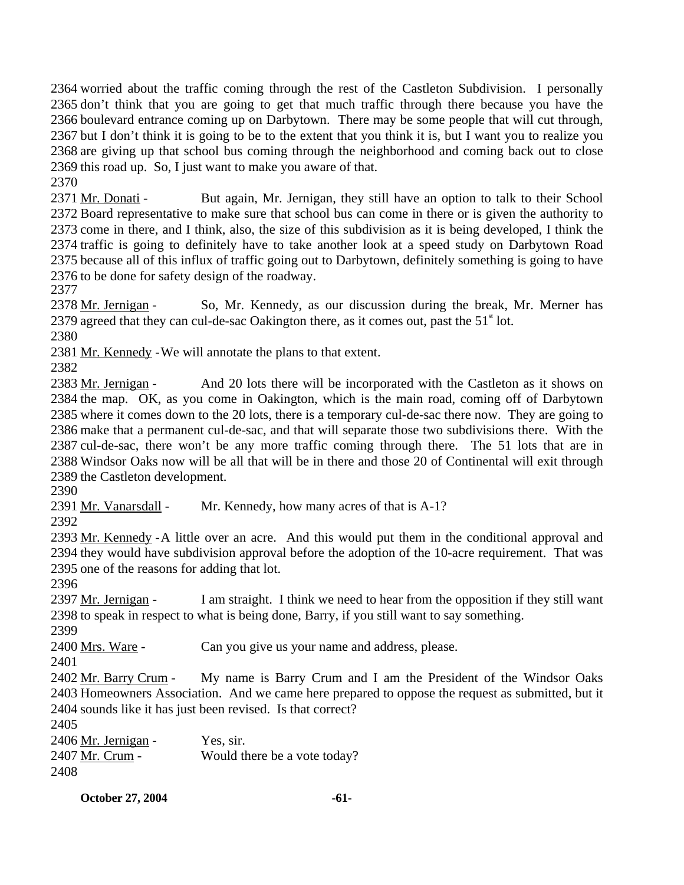2364 worried about the traffic coming through the rest of the Castleton Subdivision. I personally 2365 don't think that you are going to get that much traffic through there because you have the 2366 boulevard entrance coming up on Darbytown. There may be some people that will cut through, 2367 but I don't think it is going to be to the extent that you think it is, but I want you to realize you 2368 are giving up that school bus coming through the neighborhood and coming back out to close 2369 this road up. So, I just want to make you aware of that.
2370
2371 Mr. Donati - But again, Mr. Jernigan, they still have an option to talk to their School 2372 Board representative to make sure that school bus can come in there or is given the authority to 2373 come in there, and I think, also, the size of this subdivision as it is being developed, I think the 2374 traffic is going to definitely have to take another look at a speed study on Darbytown Road 2375 because all of this influx of traffic going out to Darbytown, definitely something is going to have 2376 to be done for safety design of the roadway.
2377
2378 Mr. Jernigan - So, Mr. Kennedy, as our discussion during the break, Mr. Merner has 2379 agreed that they can cul-de-sac Oakington there, as it comes out, past the 51st lot.
2380
2381 Mr. Kennedy - We will annotate the plans to that extent.
2382
2383 Mr. Jernigan - And 20 lots there will be incorporated with the Castleton as it shows on 2384 the map. OK, as you come in Oakington, which is the main road, coming off of Darbytown 2385 where it comes down to the 20 lots, there is a temporary cul-de-sac there now. They are going to 2386 make that a permanent cul-de-sac, and that will separate those two subdivisions there. With the 2387 cul-de-sac, there won't be any more traffic coming through there. The 51 lots that are in 2388 Windsor Oaks now will be all that will be in there and those 20 of Continental will exit through 2389 the Castleton development.
2390
2391 Mr. Vanarsdall - Mr. Kennedy, how many acres of that is A-1?
2392
2393 Mr. Kennedy - A little over an acre. And this would put them in the conditional approval and 2394 they would have subdivision approval before the adoption of the 10-acre requirement. That was 2395 one of the reasons for adding that lot.
2396
2397 Mr. Jernigan - I am straight. I think we need to hear from the opposition if they still want 2398 to speak in respect to what is being done, Barry, if you still want to say something.
2399
2400 Mrs. Ware - Can you give us your name and address, please.
2401
2402 Mr. Barry Crum - My name is Barry Crum and I am the President of the Windsor Oaks 2403 Homeowners Association. And we came here prepared to oppose the request as submitted, but it 2404 sounds like it has just been revised. Is that correct?
2405
2406 Mr. Jernigan - Yes, sir.
2407 Mr. Crum - Would there be a vote today?
2408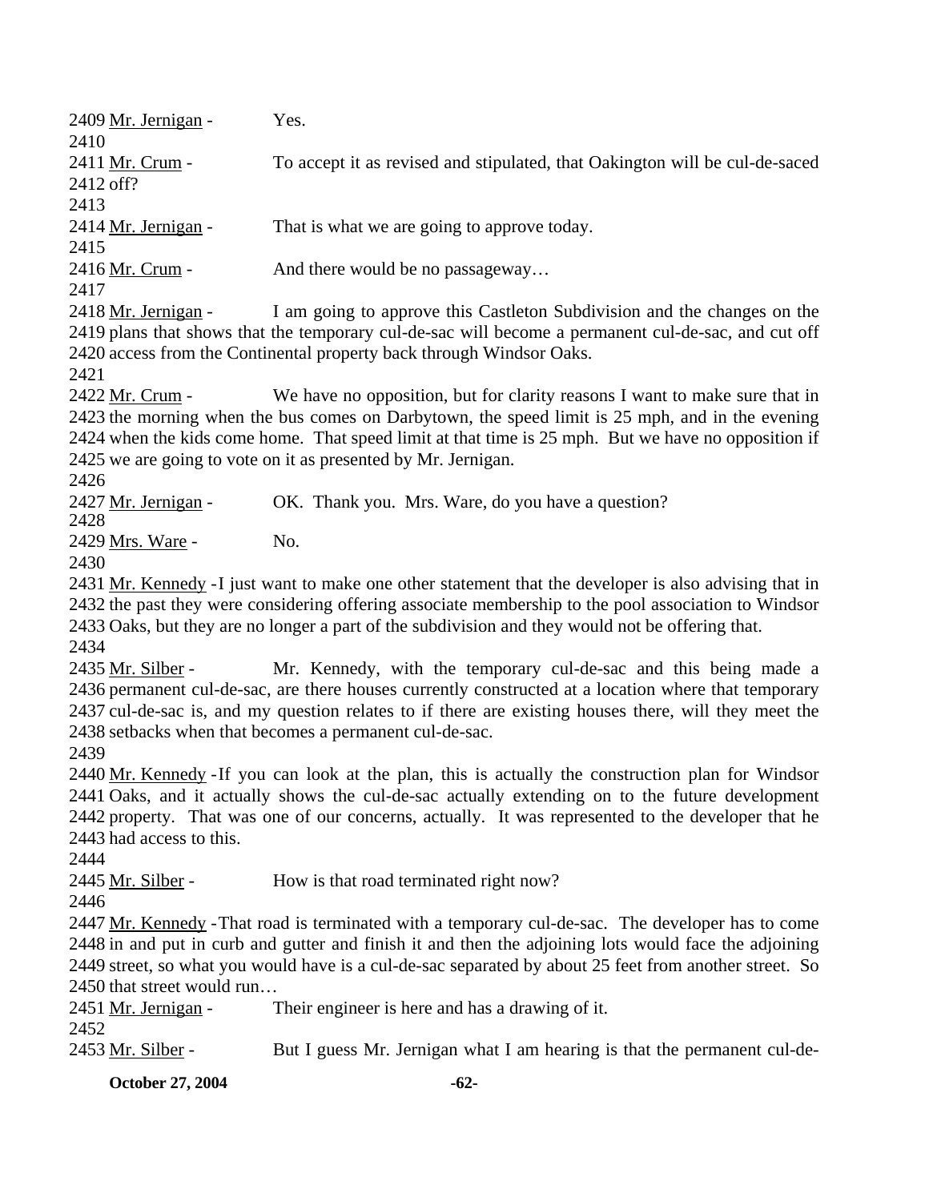2409 Mr. Jernigan - Yes.
2410
2411 Mr. Crum - To accept it as revised and stipulated, that Oakington will be cul-de-saced
2412 off?
2413
2414 Mr. Jernigan - That is what we are going to approve today.
2415
2416 Mr. Crum - And there would be no passageway…
2417
2418 Mr. Jernigan - I am going to approve this Castleton Subdivision and the changes on the
2419 plans that shows that the temporary cul-de-sac will become a permanent cul-de-sac, and cut off
2420 access from the Continental property back through Windsor Oaks.
2421
2422 Mr. Crum - We have no opposition, but for clarity reasons I want to make sure that in
2423 the morning when the bus comes on Darbytown, the speed limit is 25 mph, and in the evening
2424 when the kids come home. That speed limit at that time is 25 mph. But we have no opposition if
2425 we are going to vote on it as presented by Mr. Jernigan.
2426
2427 Mr. Jernigan - OK. Thank you. Mrs. Ware, do you have a question?
2428
2429 Mrs. Ware - No.
2430
2431 Mr. Kennedy - I just want to make one other statement that the developer is also advising that in
2432 the past they were considering offering associate membership to the pool association to Windsor
2433 Oaks, but they are no longer a part of the subdivision and they would not be offering that.
2434
2435 Mr. Silber - Mr. Kennedy, with the temporary cul-de-sac and this being made a
2436 permanent cul-de-sac, are there houses currently constructed at a location where that temporary
2437 cul-de-sac is, and my question relates to if there are existing houses there, will they meet the
2438 setbacks when that becomes a permanent cul-de-sac.
2439
2440 Mr. Kennedy - If you can look at the plan, this is actually the construction plan for Windsor
2441 Oaks, and it actually shows the cul-de-sac actually extending on to the future development
2442 property. That was one of our concerns, actually. It was represented to the developer that he
2443 had access to this.
2444
2445 Mr. Silber - How is that road terminated right now?
2446
2447 Mr. Kennedy - That road is terminated with a temporary cul-de-sac. The developer has to come
2448 in and put in curb and gutter and finish it and then the adjoining lots would face the adjoining
2449 street, so what you would have is a cul-de-sac separated by about 25 feet from another street. So
2450 that street would run…
2451 Mr. Jernigan - Their engineer is here and has a drawing of it.
2452
2453 Mr. Silber - But I guess Mr. Jernigan what I am hearing is that the permanent cul-de-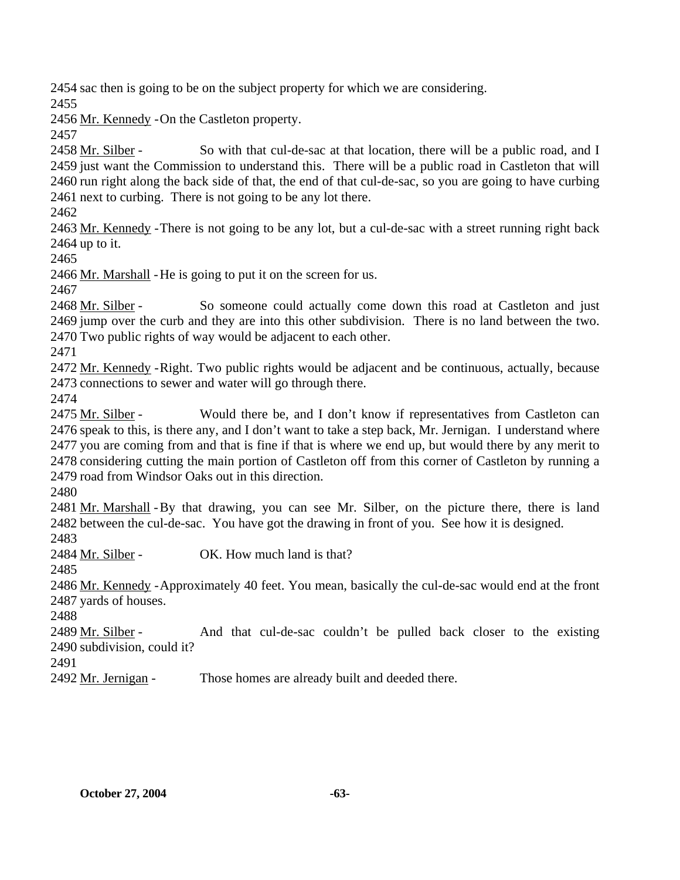2454 sac then is going to be on the subject property for which we are considering.
2455
2456 Mr. Kennedy - On the Castleton property.
2457
2458 Mr. Silber - So with that cul-de-sac at that location, there will be a public road, and I
2459 just want the Commission to understand this. There will be a public road in Castleton that will
2460 run right along the back side of that, the end of that cul-de-sac, so you are going to have curbing
2461 next to curbing. There is not going to be any lot there.
2462
2463 Mr. Kennedy - There is not going to be any lot, but a cul-de-sac with a street running right back
2464 up to it.
2465
2466 Mr. Marshall - He is going to put it on the screen for us.
2467
2468 Mr. Silber - So someone could actually come down this road at Castleton and just
2469 jump over the curb and they are into this other subdivision. There is no land between the two.
2470 Two public rights of way would be adjacent to each other.
2471
2472 Mr. Kennedy - Right. Two public rights would be adjacent and be continuous, actually, because
2473 connections to sewer and water will go through there.
2474
2475 Mr. Silber - Would there be, and I don't know if representatives from Castleton can
2476 speak to this, is there any, and I don't want to take a step back, Mr. Jernigan. I understand where
2477 you are coming from and that is fine if that is where we end up, but would there by any merit to
2478 considering cutting the main portion of Castleton off from this corner of Castleton by running a
2479 road from Windsor Oaks out in this direction.
2480
2481 Mr. Marshall - By that drawing, you can see Mr. Silber, on the picture there, there is land
2482 between the cul-de-sac. You have got the drawing in front of you. See how it is designed.
2483
2484 Mr. Silber - OK. How much land is that?
2485
2486 Mr. Kennedy - Approximately 40 feet. You mean, basically the cul-de-sac would end at the front
2487 yards of houses.
2488
2489 Mr. Silber - And that cul-de-sac couldn't be pulled back closer to the existing
2490 subdivision, could it?
2491
2492 Mr. Jernigan - Those homes are already built and deeded there.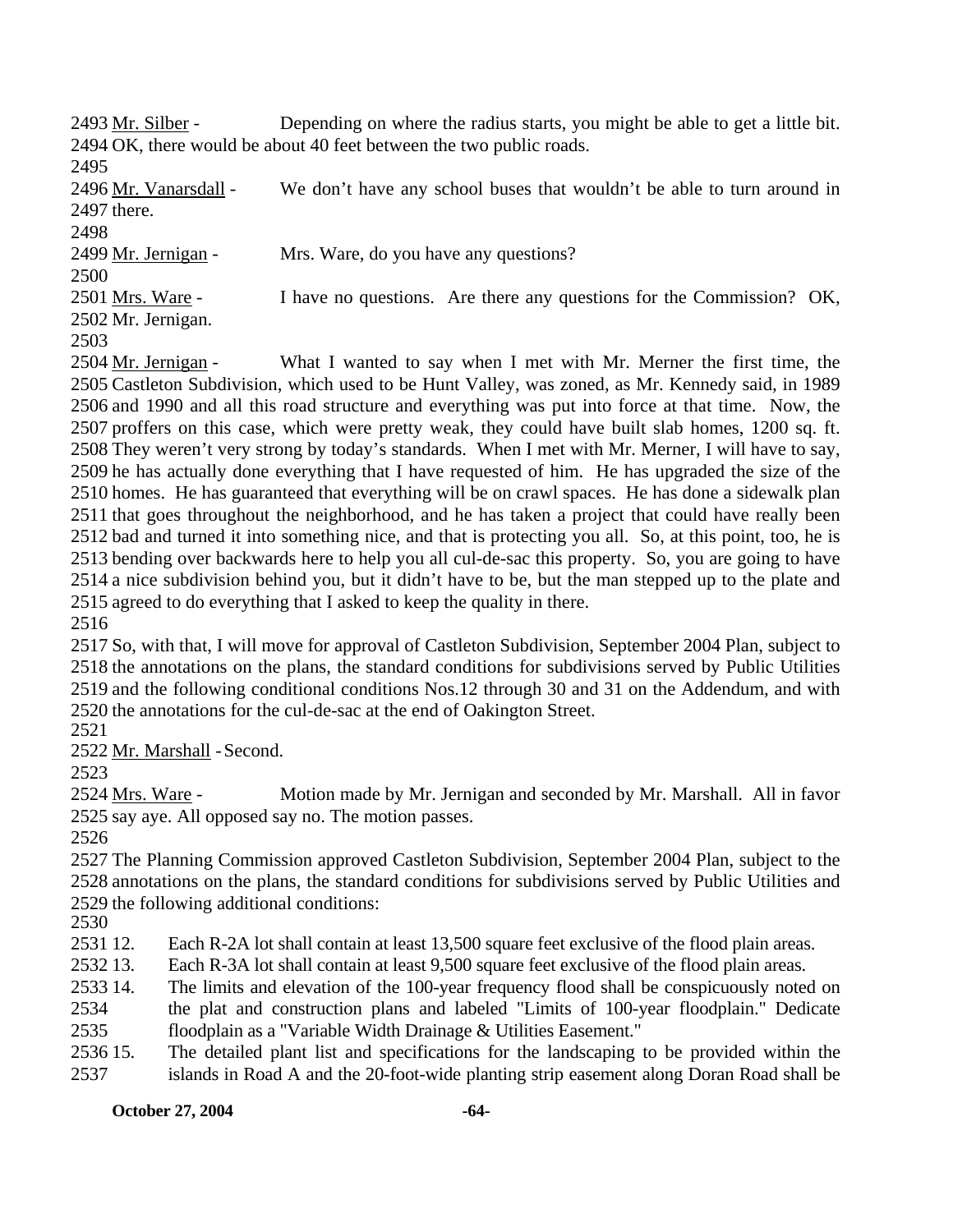2493 Mr. Silber - Depending on where the radius starts, you might be able to get a little bit.
2494 OK, there would be about 40 feet between the two public roads.
2495
2496 Mr. Vanarsdall - We don't have any school buses that wouldn't be able to turn around in
2497 there.
2498
2499 Mr. Jernigan - Mrs. Ware, do you have any questions?
2500
2501 Mrs. Ware - I have no questions. Are there any questions for the Commission? OK,
2502 Mr. Jernigan.
2503
2504 Mr. Jernigan - What I wanted to say when I met with Mr. Merner the first time, the
2505 Castleton Subdivision, which used to be Hunt Valley, was zoned, as Mr. Kennedy said, in 1989
2506 and 1990 and all this road structure and everything was put into force at that time. Now, the
2507 proffers on this case, which were pretty weak, they could have built slab homes, 1200 sq. ft.
2508 They weren't very strong by today's standards. When I met with Mr. Merner, I will have to say,
2509 he has actually done everything that I have requested of him. He has upgraded the size of the
2510 homes. He has guaranteed that everything will be on crawl spaces. He has done a sidewalk plan
2511 that goes throughout the neighborhood, and he has taken a project that could have really been
2512 bad and turned it into something nice, and that is protecting you all. So, at this point, too, he is
2513 bending over backwards here to help you all cul-de-sac this property. So, you are going to have
2514 a nice subdivision behind you, but it didn't have to be, but the man stepped up to the plate and
2515 agreed to do everything that I asked to keep the quality in there.
2516
2517 So, with that, I will move for approval of Castleton Subdivision, September 2004 Plan, subject to
2518 the annotations on the plans, the standard conditions for subdivisions served by Public Utilities
2519 and the following conditional conditions Nos.12 through 30 and 31 on the Addendum, and with
2520 the annotations for the cul-de-sac at the end of Oakington Street.
2521
2522 Mr. Marshall - Second.
2523
2524 Mrs. Ware - Motion made by Mr. Jernigan and seconded by Mr. Marshall. All in favor
2525 say aye. All opposed say no. The motion passes.
2526
2527 The Planning Commission approved Castleton Subdivision, September 2004 Plan, subject to the
2528 annotations on the plans, the standard conditions for subdivisions served by Public Utilities and
2529 the following additional conditions:
2530
2531 12. Each R-2A lot shall contain at least 13,500 square feet exclusive of the flood plain areas.
2532 13. Each R-3A lot shall contain at least 9,500 square feet exclusive of the flood plain areas.
2533 14. The limits and elevation of the 100-year frequency flood shall be conspicuously noted on
2534 the plat and construction plans and labeled "Limits of 100-year floodplain." Dedicate
2535 floodplain as a "Variable Width Drainage & Utilities Easement."
2536 15. The detailed plant list and specifications for the landscaping to be provided within the
2537 islands in Road A and the 20-foot-wide planting strip easement along Doran Road shall be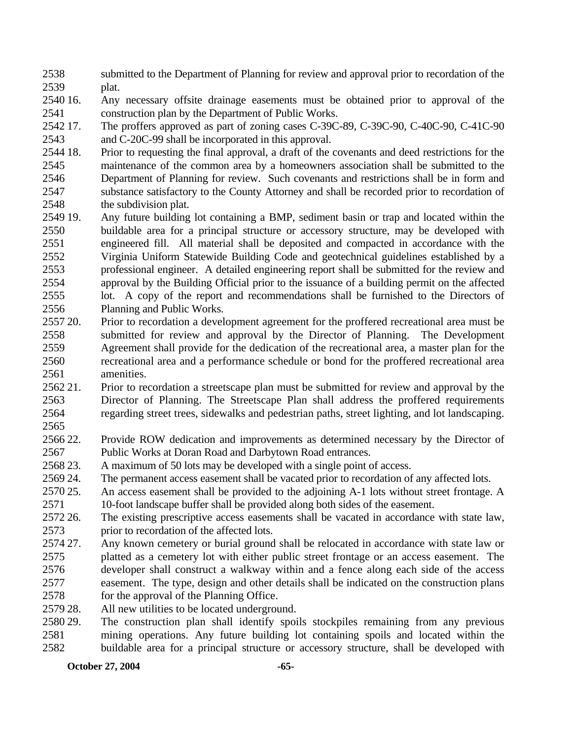submitted to the Department of Planning for review and approval prior to recordation of the plat.

16. Any necessary offsite drainage easements must be obtained prior to approval of the construction plan by the Department of Public Works.

17. The proffers approved as part of zoning cases C-39C-89, C-39C-90, C-40C-90, C-41C-90 and C-20C-99 shall be incorporated in this approval.

18. Prior to requesting the final approval, a draft of the covenants and deed restrictions for the maintenance of the common area by a homeowners association shall be submitted to the Department of Planning for review. Such covenants and restrictions shall be in form and substance satisfactory to the County Attorney and shall be recorded prior to recordation of the subdivision plat.

19. Any future building lot containing a BMP, sediment basin or trap and located within the buildable area for a principal structure or accessory structure, may be developed with engineered fill. All material shall be deposited and compacted in accordance with the Virginia Uniform Statewide Building Code and geotechnical guidelines established by a professional engineer. A detailed engineering report shall be submitted for the review and approval by the Building Official prior to the issuance of a building permit on the affected lot. A copy of the report and recommendations shall be furnished to the Directors of Planning and Public Works.

20. Prior to recordation a development agreement for the proffered recreational area must be submitted for review and approval by the Director of Planning. The Development Agreement shall provide for the dedication of the recreational area, a master plan for the recreational area and a performance schedule or bond for the proffered recreational area amenities.

21. Prior to recordation a streetscape plan must be submitted for review and approval by the Director of Planning. The Streetscape Plan shall address the proffered requirements regarding street trees, sidewalks and pedestrian paths, street lighting, and lot landscaping.

22. Provide ROW dedication and improvements as determined necessary by the Director of Public Works at Doran Road and Darbytown Road entrances.

23. A maximum of 50 lots may be developed with a single point of access.

24. The permanent access easement shall be vacated prior to recordation of any affected lots.

25. An access easement shall be provided to the adjoining A-1 lots without street frontage. A 10-foot landscape buffer shall be provided along both sides of the easement.

26. The existing prescriptive access easements shall be vacated in accordance with state law, prior to recordation of the affected lots.

27. Any known cemetery or burial ground shall be relocated in accordance with state law or platted as a cemetery lot with either public street frontage or an access easement. The developer shall construct a walkway within and a fence along each side of the access easement. The type, design and other details shall be indicated on the construction plans for the approval of the Planning Office.

28. All new utilities to be located underground.

29. The construction plan shall identify spoils stockpiles remaining from any previous mining operations. Any future building lot containing spoils and located within the buildable area for a principal structure or accessory structure, shall be developed with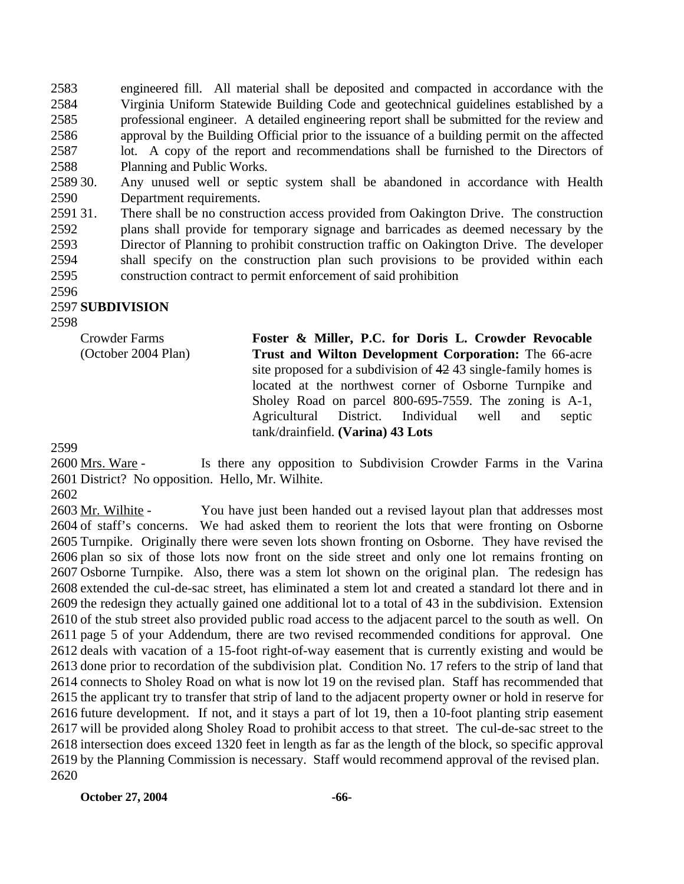engineered fill. All material shall be deposited and compacted in accordance with the Virginia Uniform Statewide Building Code and geotechnical guidelines established by a professional engineer. A detailed engineering report shall be submitted for the review and approval by the Building Official prior to the issuance of a building permit on the affected lot. A copy of the report and recommendations shall be furnished to the Directors of Planning and Public Works.

30. Any unused well or septic system shall be abandoned in accordance with Health Department requirements.

31. There shall be no construction access provided from Oakington Drive. The construction plans shall provide for temporary signage and barricades as deemed necessary by the Director of Planning to prohibit construction traffic on Oakington Drive. The developer shall specify on the construction plan such provisions to be provided within each construction contract to permit enforcement of said prohibition

**SUBDIVISION**

| | |
|---|---|
| Crowder Farms (October 2004 Plan) | **Foster & Miller, P.C. for Doris L. Crowder Revocable Trust and Wilton Development Corporation:** The 66-acre site proposed for a subdivision of ~~42~~ 43 single-family homes is located at the northwest corner of Osborne Turnpike and Sholey Road on parcel 800-695-7559. The zoning is A-1, Agricultural District. Individual well and septic tank/drainfield. **(Varina) 43 Lots** |

Mrs. Ware - Is there any opposition to Subdivision Crowder Farms in the Varina District? No opposition. Hello, Mr. Wilhite.

Mr. Wilhite - You have just been handed out a revised layout plan that addresses most of staff's concerns. We had asked them to reorient the lots that were fronting on Osborne Turnpike. Originally there were seven lots shown fronting on Osborne. They have revised the plan so six of those lots now front on the side street and only one lot remains fronting on Osborne Turnpike. Also, there was a stem lot shown on the original plan. The redesign has extended the cul-de-sac street, has eliminated a stem lot and created a standard lot there and in the redesign they actually gained one additional lot to a total of 43 in the subdivision. Extension of the stub street also provided public road access to the adjacent parcel to the south as well. On page 5 of your Addendum, there are two revised recommended conditions for approval. One deals with vacation of a 15-foot right-of-way easement that is currently existing and would be done prior to recordation of the subdivision plat. Condition No. 17 refers to the strip of land that connects to Sholey Road on what is now lot 19 on the revised plan. Staff has recommended that the applicant try to transfer that strip of land to the adjacent property owner or hold in reserve for future development. If not, and it stays a part of lot 19, then a 10-foot planting strip easement will be provided along Sholey Road to prohibit access to that street. The cul-de-sac street to the intersection does exceed 1320 feet in length as far as the length of the block, so specific approval by the Planning Commission is necessary. Staff would recommend approval of the revised plan.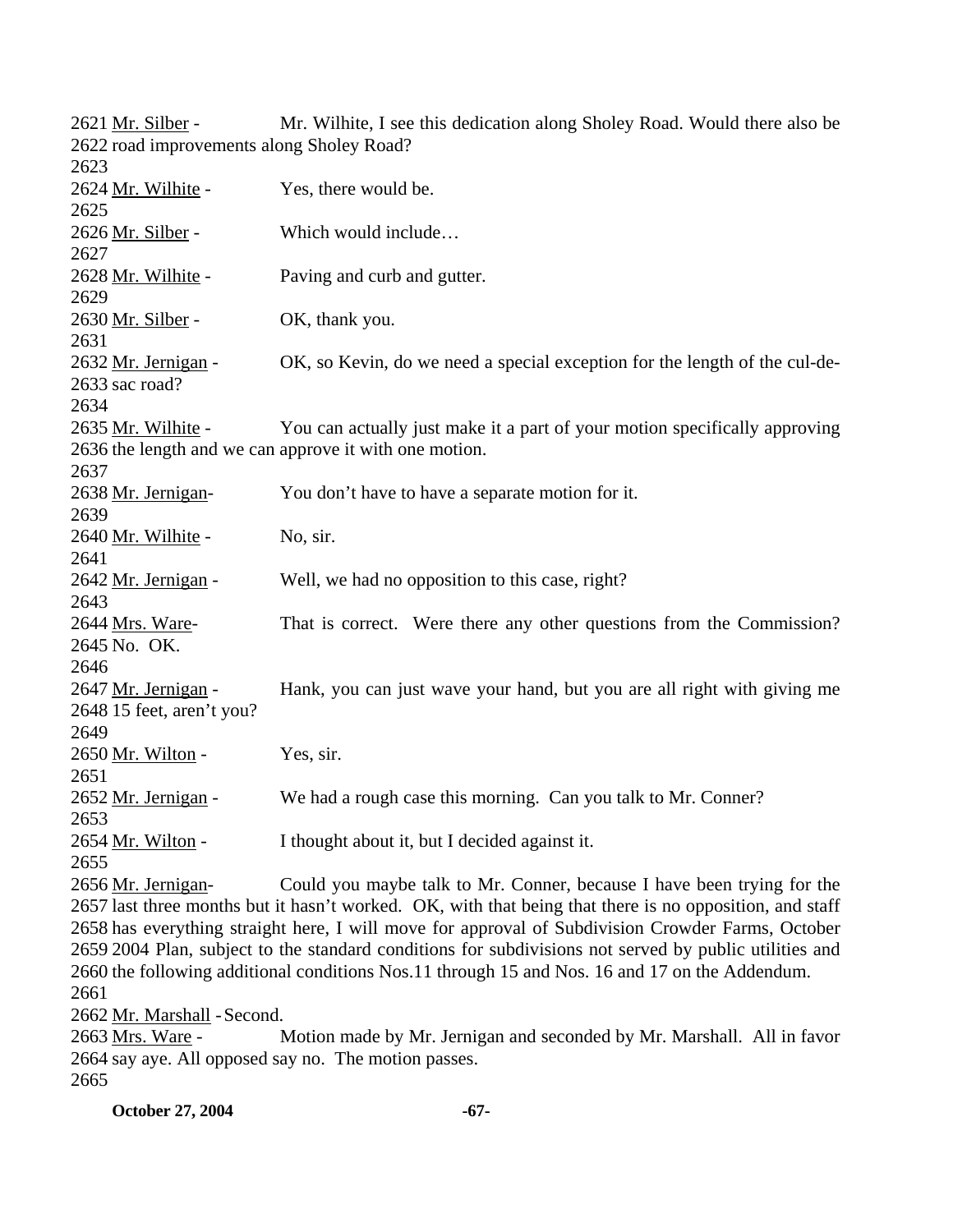2621 Mr. Silber - Mr. Wilhite, I see this dedication along Sholey Road. Would there also be 2622 road improvements along Sholey Road?
2623
2624 Mr. Wilhite - Yes, there would be.
2625
2626 Mr. Silber - Which would include…
2627
2628 Mr. Wilhite - Paving and curb and gutter.
2629
2630 Mr. Silber - OK, thank you.
2631
2632 Mr. Jernigan - OK, so Kevin, do we need a special exception for the length of the cul-de-2633 sac road?
2634
2635 Mr. Wilhite - You can actually just make it a part of your motion specifically approving 2636 the length and we can approve it with one motion.
2637
2638 Mr. Jernigan- You don't have to have a separate motion for it.
2639
2640 Mr. Wilhite - No, sir.
2641
2642 Mr. Jernigan - Well, we had no opposition to this case, right?
2643
2644 Mrs. Ware- That is correct. Were there any other questions from the Commission? 2645 No. OK.
2646
2647 Mr. Jernigan - Hank, you can just wave your hand, but you are all right with giving me 2648 15 feet, aren't you?
2649
2650 Mr. Wilton - Yes, sir.
2651
2652 Mr. Jernigan - We had a rough case this morning. Can you talk to Mr. Conner?
2653
2654 Mr. Wilton - I thought about it, but I decided against it.
2655
2656 Mr. Jernigan- Could you maybe talk to Mr. Conner, because I have been trying for the 2657 last three months but it hasn't worked. OK, with that being that there is no opposition, and staff 2658 has everything straight here, I will move for approval of Subdivision Crowder Farms, October 2659 2004 Plan, subject to the standard conditions for subdivisions not served by public utilities and 2660 the following additional conditions Nos.11 through 15 and Nos. 16 and 17 on the Addendum.
2661
2662 Mr. Marshall - Second.
2663 Mrs. Ware - Motion made by Mr. Jernigan and seconded by Mr. Marshall. All in favor 2664 say aye. All opposed say no. The motion passes.
2665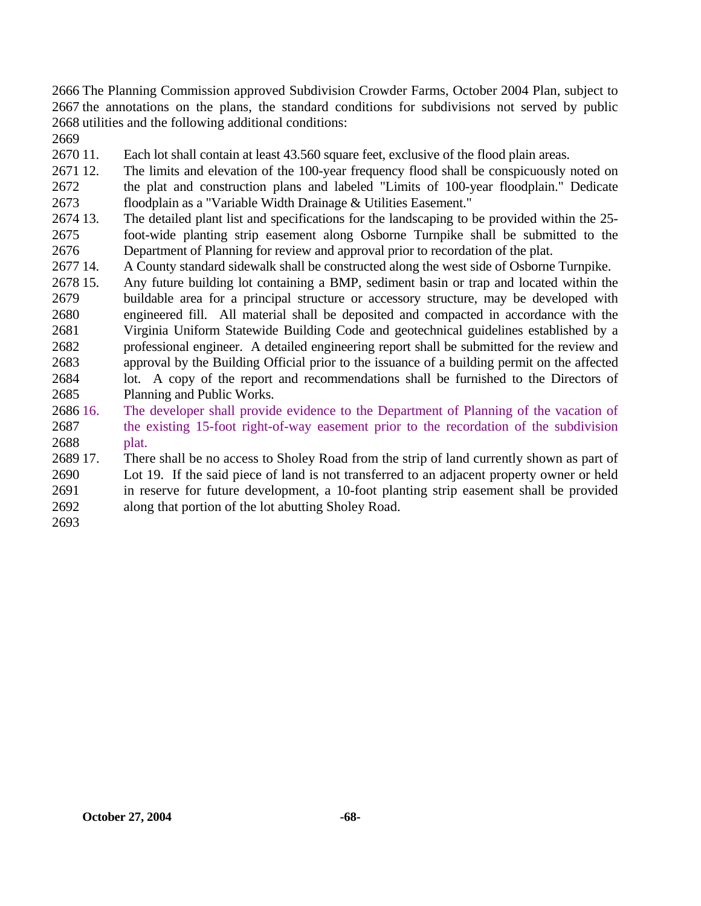The Planning Commission approved Subdivision Crowder Farms, October 2004 Plan, subject to the annotations on the plans, the standard conditions for subdivisions not served by public utilities and the following additional conditions:

11. Each lot shall contain at least 43.560 square feet, exclusive of the flood plain areas.
12. The limits and elevation of the 100-year frequency flood shall be conspicuously noted on the plat and construction plans and labeled "Limits of 100-year floodplain." Dedicate floodplain as a "Variable Width Drainage & Utilities Easement."
13. The detailed plant list and specifications for the landscaping to be provided within the 25-foot-wide planting strip easement along Osborne Turnpike shall be submitted to the Department of Planning for review and approval prior to recordation of the plat.
14. A County standard sidewalk shall be constructed along the west side of Osborne Turnpike.
15. Any future building lot containing a BMP, sediment basin or trap and located within the buildable area for a principal structure or accessory structure, may be developed with engineered fill. All material shall be deposited and compacted in accordance with the Virginia Uniform Statewide Building Code and geotechnical guidelines established by a professional engineer. A detailed engineering report shall be submitted for the review and approval by the Building Official prior to the issuance of a building permit on the affected lot. A copy of the report and recommendations shall be furnished to the Directors of Planning and Public Works.
16. The developer shall provide evidence to the Department of Planning of the vacation of the existing 15-foot right-of-way easement prior to the recordation of the subdivision plat.
17. There shall be no access to Sholey Road from the strip of land currently shown as part of Lot 19. If the said piece of land is not transferred to an adjacent property owner or held in reserve for future development, a 10-foot planting strip easement shall be provided along that portion of the lot abutting Sholey Road.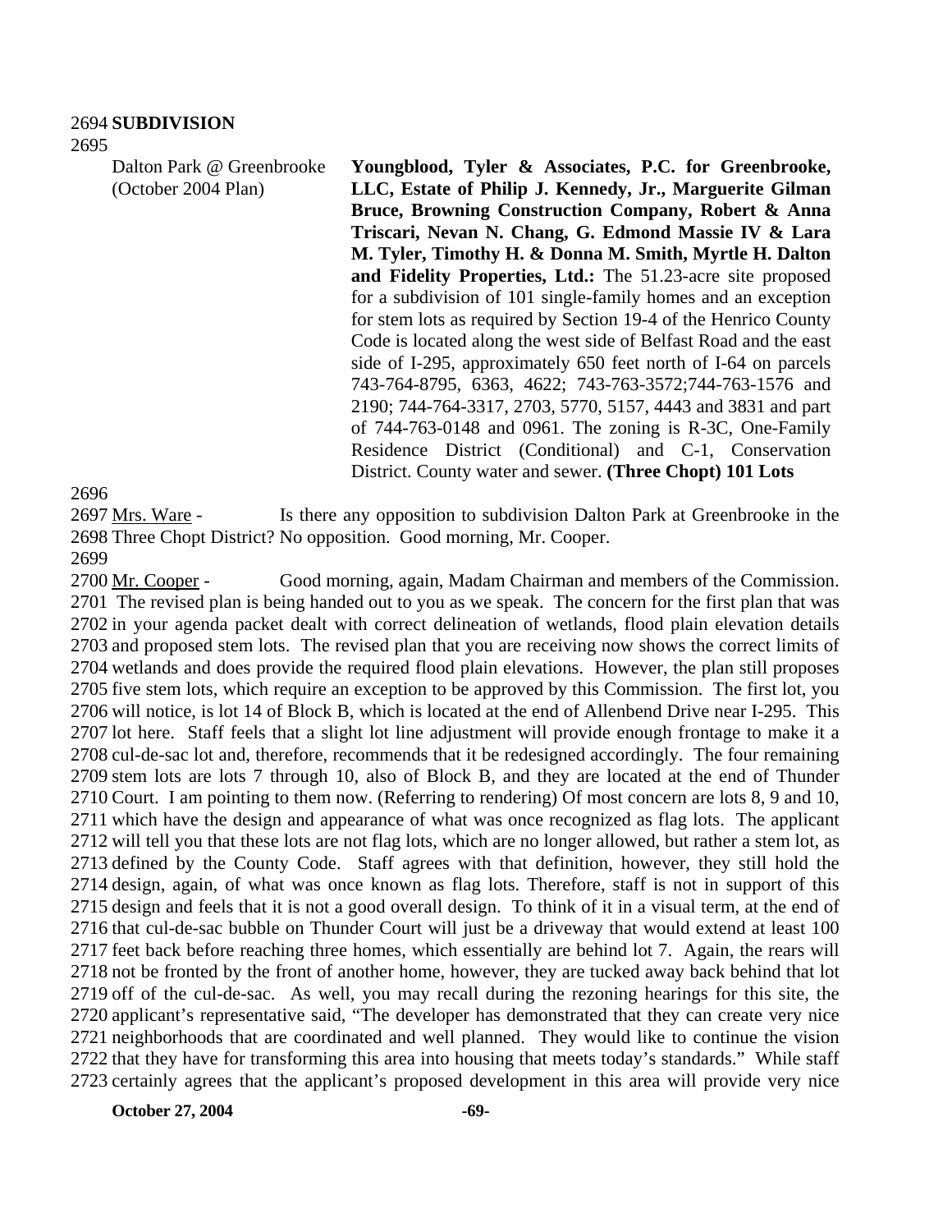**SUBDIVISION**

Dalton Park @ Greenbrooke (October 2004 Plan)

**Youngblood, Tyler & Associates, P.C. for Greenbrooke, LLC, Estate of Philip J. Kennedy, Jr., Marguerite Gilman Bruce, Browning Construction Company, Robert & Anna Triscari, Nevan N. Chang, G. Edmond Massie IV & Lara M. Tyler, Timothy H. & Donna M. Smith, Myrtle H. Dalton and Fidelity Properties, Ltd.:** The 51.23-acre site proposed for a subdivision of 101 single-family homes and an exception for stem lots as required by Section 19-4 of the Henrico County Code is located along the west side of Belfast Road and the east side of I-295, approximately 650 feet north of I-64 on parcels 743-764-8795, 6363, 4622; 743-763-3572;744-763-1576 and 2190; 744-764-3317, 2703, 5770, 5157, 4443 and 3831 and part of 744-763-0148 and 0961. The zoning is R-3C, One-Family Residence District (Conditional) and C-1, Conservation District. County water and sewer. **(Three Chopt) 101 Lots**

Mrs. Ware - Is there any opposition to subdivision Dalton Park at Greenbrooke in the Three Chopt District? No opposition. Good morning, Mr. Cooper.

Mr. Cooper - Good morning, again, Madam Chairman and members of the Commission. The revised plan is being handed out to you as we speak. The concern for the first plan that was in your agenda packet dealt with correct delineation of wetlands, flood plain elevation details and proposed stem lots. The revised plan that you are receiving now shows the correct limits of wetlands and does provide the required flood plain elevations. However, the plan still proposes five stem lots, which require an exception to be approved by this Commission. The first lot, you will notice, is lot 14 of Block B, which is located at the end of Allenbend Drive near I-295. This lot here. Staff feels that a slight lot line adjustment will provide enough frontage to make it a cul-de-sac lot and, therefore, recommends that it be redesigned accordingly. The four remaining stem lots are lots 7 through 10, also of Block B, and they are located at the end of Thunder Court. I am pointing to them now. (Referring to rendering) Of most concern are lots 8, 9 and 10, which have the design and appearance of what was once recognized as flag lots. The applicant will tell you that these lots are not flag lots, which are no longer allowed, but rather a stem lot, as defined by the County Code. Staff agrees with that definition, however, they still hold the design, again, of what was once known as flag lots. Therefore, staff is not in support of this design and feels that it is not a good overall design. To think of it in a visual term, at the end of that cul-de-sac bubble on Thunder Court will just be a driveway that would extend at least 100 feet back before reaching three homes, which essentially are behind lot 7. Again, the rears will not be fronted by the front of another home, however, they are tucked away back behind that lot off of the cul-de-sac. As well, you may recall during the rezoning hearings for this site, the applicant's representative said, "The developer has demonstrated that they can create very nice neighborhoods that are coordinated and well planned. They would like to continue the vision that they have for transforming this area into housing that meets today's standards." While staff certainly agrees that the applicant's proposed development in this area will provide very nice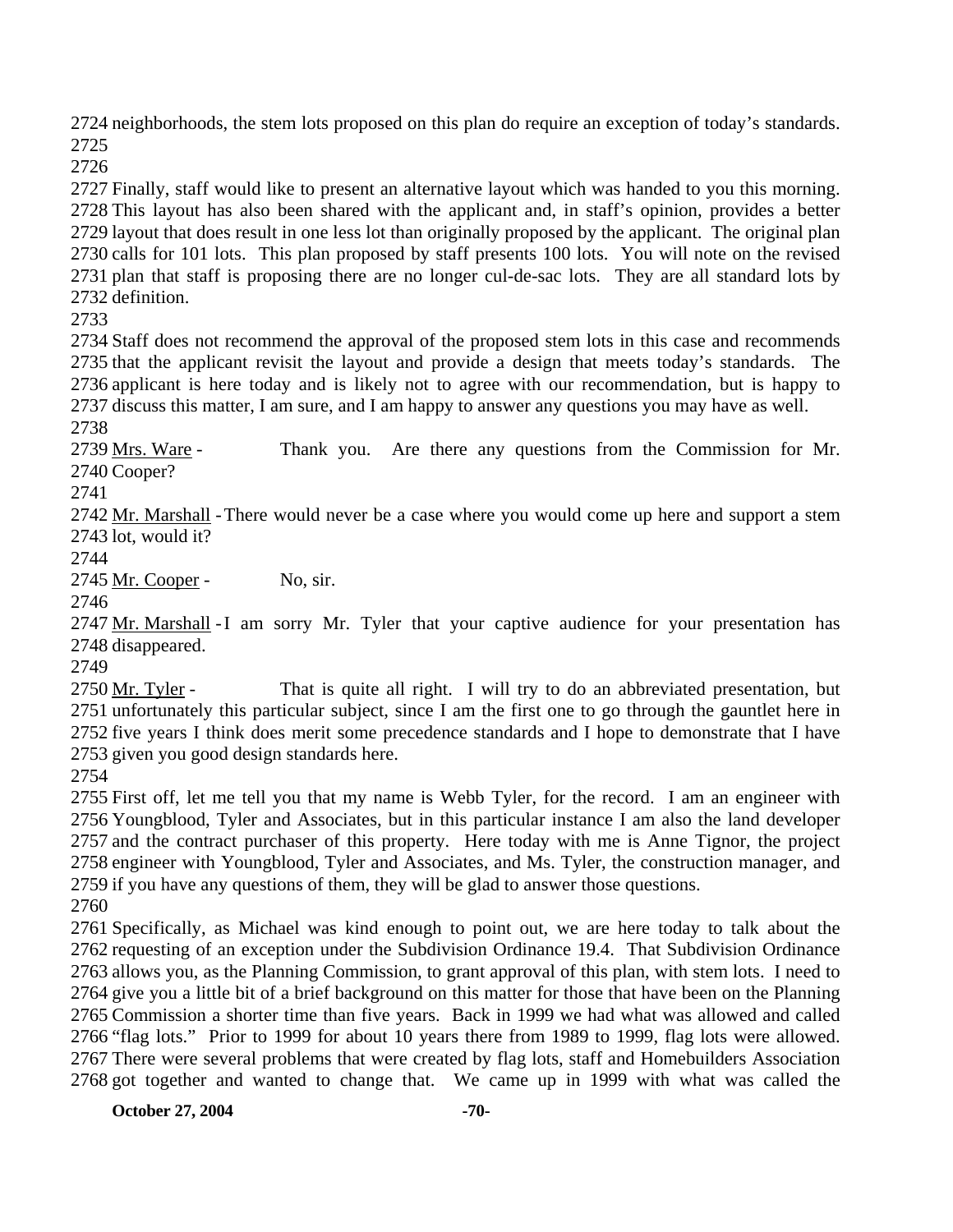2724 neighborhoods, the stem lots proposed on this plan do require an exception of today's standards.
2725
2726
2727 Finally, staff would like to present an alternative layout which was handed to you this morning.
2728 This layout has also been shared with the applicant and, in staff's opinion, provides a better
2729 layout that does result in one less lot than originally proposed by the applicant. The original plan
2730 calls for 101 lots. This plan proposed by staff presents 100 lots. You will note on the revised
2731 plan that staff is proposing there are no longer cul-de-sac lots. They are all standard lots by
2732 definition.
2733
2734 Staff does not recommend the approval of the proposed stem lots in this case and recommends
2735 that the applicant revisit the layout and provide a design that meets today's standards. The
2736 applicant is here today and is likely not to agree with our recommendation, but is happy to
2737 discuss this matter, I am sure, and I am happy to answer any questions you may have as well.
2738
2739 Mrs. Ware - Thank you. Are there any questions from the Commission for Mr.
2740 Cooper?
2741
2742 Mr. Marshall - There would never be a case where you would come up here and support a stem
2743 lot, would it?
2744
2745 Mr. Cooper - No, sir.
2746
2747 Mr. Marshall - I am sorry Mr. Tyler that your captive audience for your presentation has
2748 disappeared.
2749
2750 Mr. Tyler - That is quite all right. I will try to do an abbreviated presentation, but
2751 unfortunately this particular subject, since I am the first one to go through the gauntlet here in
2752 five years I think does merit some precedence standards and I hope to demonstrate that I have
2753 given you good design standards here.
2754
2755 First off, let me tell you that my name is Webb Tyler, for the record. I am an engineer with
2756 Youngblood, Tyler and Associates, but in this particular instance I am also the land developer
2757 and the contract purchaser of this property. Here today with me is Anne Tignor, the project
2758 engineer with Youngblood, Tyler and Associates, and Ms. Tyler, the construction manager, and
2759 if you have any questions of them, they will be glad to answer those questions.
2760
2761 Specifically, as Michael was kind enough to point out, we are here today to talk about the
2762 requesting of an exception under the Subdivision Ordinance 19.4. That Subdivision Ordinance
2763 allows you, as the Planning Commission, to grant approval of this plan, with stem lots. I need to
2764 give you a little bit of a brief background on this matter for those that have been on the Planning
2765 Commission a shorter time than five years. Back in 1999 we had what was allowed and called
2766 "flag lots." Prior to 1999 for about 10 years there from 1989 to 1999, flag lots were allowed.
2767 There were several problems that were created by flag lots, staff and Homebuilders Association
2768 got together and wanted to change that. We came up in 1999 with what was called the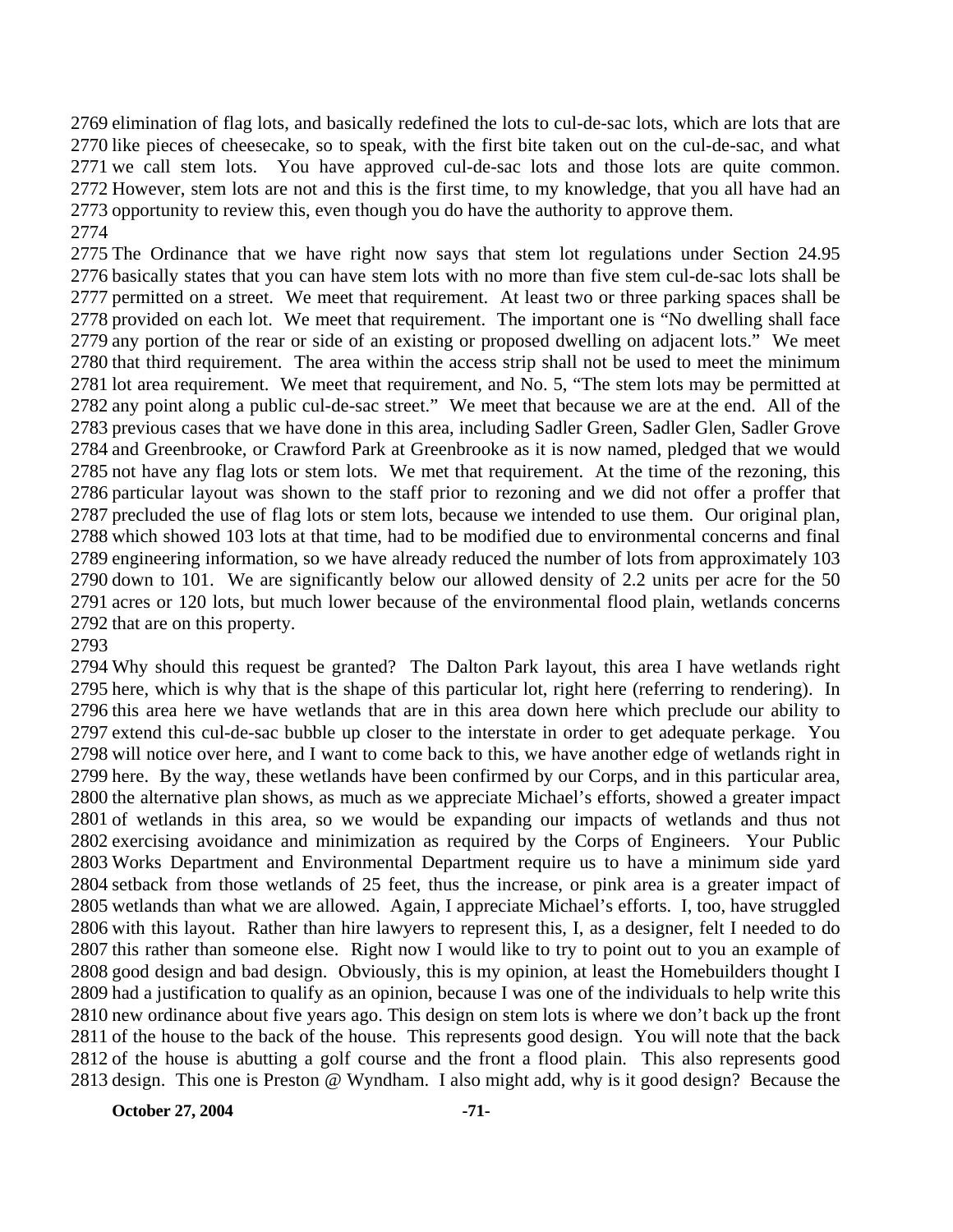2769 elimination of flag lots, and basically redefined the lots to cul-de-sac lots, which are lots that are
2770 like pieces of cheesecake, so to speak, with the first bite taken out on the cul-de-sac, and what
2771 we call stem lots. You have approved cul-de-sac lots and those lots are quite common.
2772 However, stem lots are not and this is the first time, to my knowledge, that you all have had an
2773 opportunity to review this, even though you do have the authority to approve them.
2774
2775 The Ordinance that we have right now says that stem lot regulations under Section 24.95
2776 basically states that you can have stem lots with no more than five stem cul-de-sac lots shall be
2777 permitted on a street. We meet that requirement. At least two or three parking spaces shall be
2778 provided on each lot. We meet that requirement. The important one is "No dwelling shall face
2779 any portion of the rear or side of an existing or proposed dwelling on adjacent lots." We meet
2780 that third requirement. The area within the access strip shall not be used to meet the minimum
2781 lot area requirement. We meet that requirement, and No. 5, "The stem lots may be permitted at
2782 any point along a public cul-de-sac street." We meet that because we are at the end. All of the
2783 previous cases that we have done in this area, including Sadler Green, Sadler Glen, Sadler Grove
2784 and Greenbrooke, or Crawford Park at Greenbrooke as it is now named, pledged that we would
2785 not have any flag lots or stem lots. We met that requirement. At the time of the rezoning, this
2786 particular layout was shown to the staff prior to rezoning and we did not offer a proffer that
2787 precluded the use of flag lots or stem lots, because we intended to use them. Our original plan,
2788 which showed 103 lots at that time, had to be modified due to environmental concerns and final
2789 engineering information, so we have already reduced the number of lots from approximately 103
2790 down to 101. We are significantly below our allowed density of 2.2 units per acre for the 50
2791 acres or 120 lots, but much lower because of the environmental flood plain, wetlands concerns
2792 that are on this property.
2793
2794 Why should this request be granted? The Dalton Park layout, this area I have wetlands right
2795 here, which is why that is the shape of this particular lot, right here (referring to rendering). In
2796 this area here we have wetlands that are in this area down here which preclude our ability to
2797 extend this cul-de-sac bubble up closer to the interstate in order to get adequate perkage. You
2798 will notice over here, and I want to come back to this, we have another edge of wetlands right in
2799 here. By the way, these wetlands have been confirmed by our Corps, and in this particular area,
2800 the alternative plan shows, as much as we appreciate Michael's efforts, showed a greater impact
2801 of wetlands in this area, so we would be expanding our impacts of wetlands and thus not
2802 exercising avoidance and minimization as required by the Corps of Engineers. Your Public
2803 Works Department and Environmental Department require us to have a minimum side yard
2804 setback from those wetlands of 25 feet, thus the increase, or pink area is a greater impact of
2805 wetlands than what we are allowed. Again, I appreciate Michael's efforts. I, too, have struggled
2806 with this layout. Rather than hire lawyers to represent this, I, as a designer, felt I needed to do
2807 this rather than someone else. Right now I would like to try to point out to you an example of
2808 good design and bad design. Obviously, this is my opinion, at least the Homebuilders thought I
2809 had a justification to qualify as an opinion, because I was one of the individuals to help write this
2810 new ordinance about five years ago. This design on stem lots is where we don't back up the front
2811 of the house to the back of the house. This represents good design. You will note that the back
2812 of the house is abutting a golf course and the front a flood plain. This also represents good
2813 design. This one is Preston @ Wyndham. I also might add, why is it good design? Because the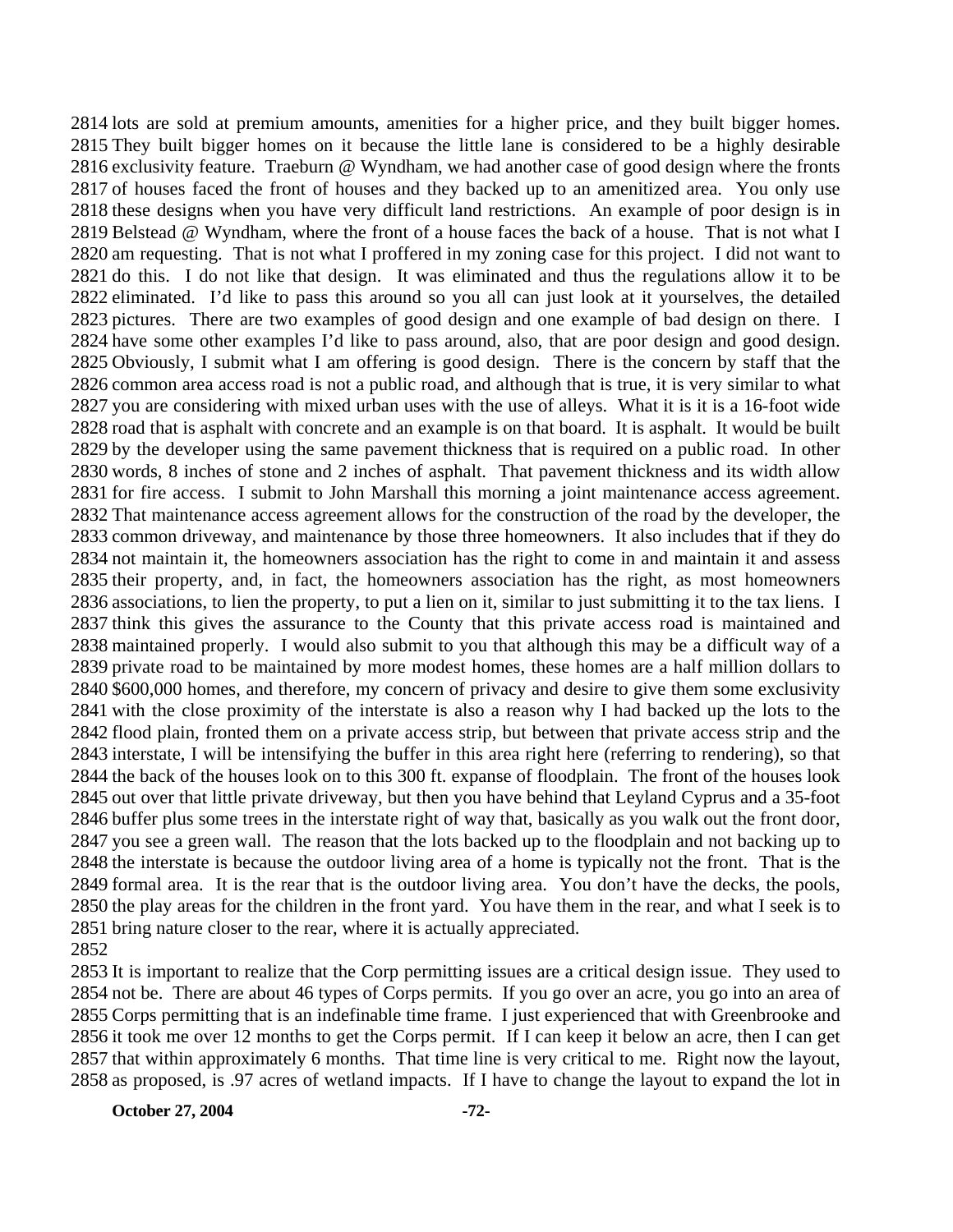2814 lots are sold at premium amounts, amenities for a higher price, and they built bigger homes.
2815 They built bigger homes on it because the little lane is considered to be a highly desirable
2816 exclusivity feature. Traeburn @ Wyndham, we had another case of good design where the fronts
2817 of houses faced the front of houses and they backed up to an amenitized area. You only use
2818 these designs when you have very difficult land restrictions. An example of poor design is in
2819 Belstead @ Wyndham, where the front of a house faces the back of a house. That is not what I
2820 am requesting. That is not what I proffered in my zoning case for this project. I did not want to
2821 do this. I do not like that design. It was eliminated and thus the regulations allow it to be
2822 eliminated. I'd like to pass this around so you all can just look at it yourselves, the detailed
2823 pictures. There are two examples of good design and one example of bad design on there. I
2824 have some other examples I'd like to pass around, also, that are poor design and good design.
2825 Obviously, I submit what I am offering is good design. There is the concern by staff that the
2826 common area access road is not a public road, and although that is true, it is very similar to what
2827 you are considering with mixed urban uses with the use of alleys. What it is it is a 16-foot wide
2828 road that is asphalt with concrete and an example is on that board. It is asphalt. It would be built
2829 by the developer using the same pavement thickness that is required on a public road. In other
2830 words, 8 inches of stone and 2 inches of asphalt. That pavement thickness and its width allow
2831 for fire access. I submit to John Marshall this morning a joint maintenance access agreement.
2832 That maintenance access agreement allows for the construction of the road by the developer, the
2833 common driveway, and maintenance by those three homeowners. It also includes that if they do
2834 not maintain it, the homeowners association has the right to come in and maintain it and assess
2835 their property, and, in fact, the homeowners association has the right, as most homeowners
2836 associations, to lien the property, to put a lien on it, similar to just submitting it to the tax liens. I
2837 think this gives the assurance to the County that this private access road is maintained and
2838 maintained properly. I would also submit to you that although this may be a difficult way of a
2839 private road to be maintained by more modest homes, these homes are a half million dollars to
2840 $600,000 homes, and therefore, my concern of privacy and desire to give them some exclusivity
2841 with the close proximity of the interstate is also a reason why I had backed up the lots to the
2842 flood plain, fronted them on a private access strip, but between that private access strip and the
2843 interstate, I will be intensifying the buffer in this area right here (referring to rendering), so that
2844 the back of the houses look on to this 300 ft. expanse of floodplain. The front of the houses look
2845 out over that little private driveway, but then you have behind that Leyland Cyprus and a 35-foot
2846 buffer plus some trees in the interstate right of way that, basically as you walk out the front door,
2847 you see a green wall. The reason that the lots backed up to the floodplain and not backing up to
2848 the interstate is because the outdoor living area of a home is typically not the front. That is the
2849 formal area. It is the rear that is the outdoor living area. You don't have the decks, the pools,
2850 the play areas for the children in the front yard. You have them in the rear, and what I seek is to
2851 bring nature closer to the rear, where it is actually appreciated.
2852
2853 It is important to realize that the Corp permitting issues are a critical design issue. They used to
2854 not be. There are about 46 types of Corps permits. If you go over an acre, you go into an area of
2855 Corps permitting that is an indefinable time frame. I just experienced that with Greenbrooke and
2856 it took me over 12 months to get the Corps permit. If I can keep it below an acre, then I can get
2857 that within approximately 6 months. That time line is very critical to me. Right now the layout,
2858 as proposed, is .97 acres of wetland impacts. If I have to change the layout to expand the lot in

**October 27, 2004**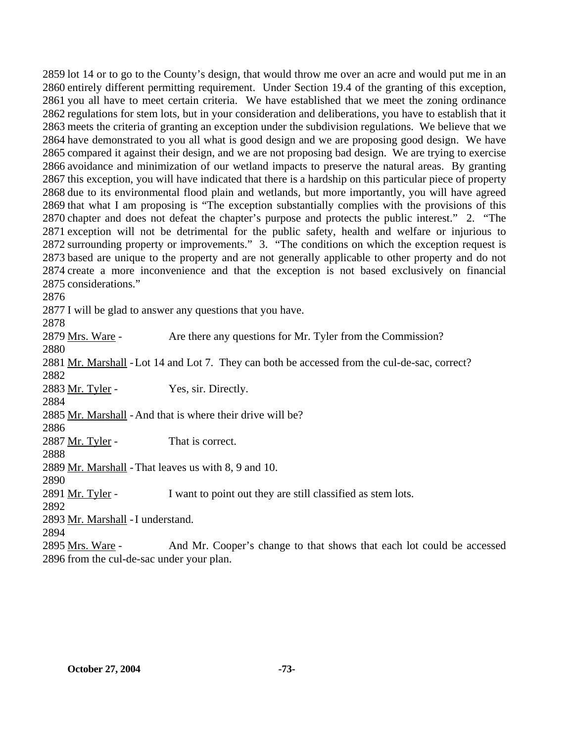2859 lot 14 or to go to the County's design, that would throw me over an acre and would put me in an
2860 entirely different permitting requirement. Under Section 19.4 of the granting of this exception,
2861 you all have to meet certain criteria. We have established that we meet the zoning ordinance
2862 regulations for stem lots, but in your consideration and deliberations, you have to establish that it
2863 meets the criteria of granting an exception under the subdivision regulations. We believe that we
2864 have demonstrated to you all what is good design and we are proposing good design. We have
2865 compared it against their design, and we are not proposing bad design. We are trying to exercise
2866 avoidance and minimization of our wetland impacts to preserve the natural areas. By granting
2867 this exception, you will have indicated that there is a hardship on this particular piece of property
2868 due to its environmental flood plain and wetlands, but more importantly, you will have agreed
2869 that what I am proposing is "The exception substantially complies with the provisions of this
2870 chapter and does not defeat the chapter's purpose and protects the public interest." 2. "The
2871 exception will not be detrimental for the public safety, health and welfare or injurious to
2872 surrounding property or improvements." 3. "The conditions on which the exception request is
2873 based are unique to the property and are not generally applicable to other property and do not
2874 create a more inconvenience and that the exception is not based exclusively on financial
2875 considerations."

2876

2877 I will be glad to answer any questions that you have.

2878

2879 Mrs. Ware - Are there any questions for Mr. Tyler from the Commission?

2880

2881 Mr. Marshall - Lot 14 and Lot 7. They can both be accessed from the cul-de-sac, correct?

2882

2883 Mr. Tyler - Yes, sir. Directly.

2884

2885 Mr. Marshall - And that is where their drive will be?

2886

2887 Mr. Tyler - That is correct.

2888

2889 Mr. Marshall - That leaves us with 8, 9 and 10.

2890

2891 Mr. Tyler - I want to point out they are still classified as stem lots.

2892

2893 Mr. Marshall - I understand.

2894

2895 Mrs. Ware - And Mr. Cooper's change to that shows that each lot could be accessed
2896 from the cul-de-sac under your plan.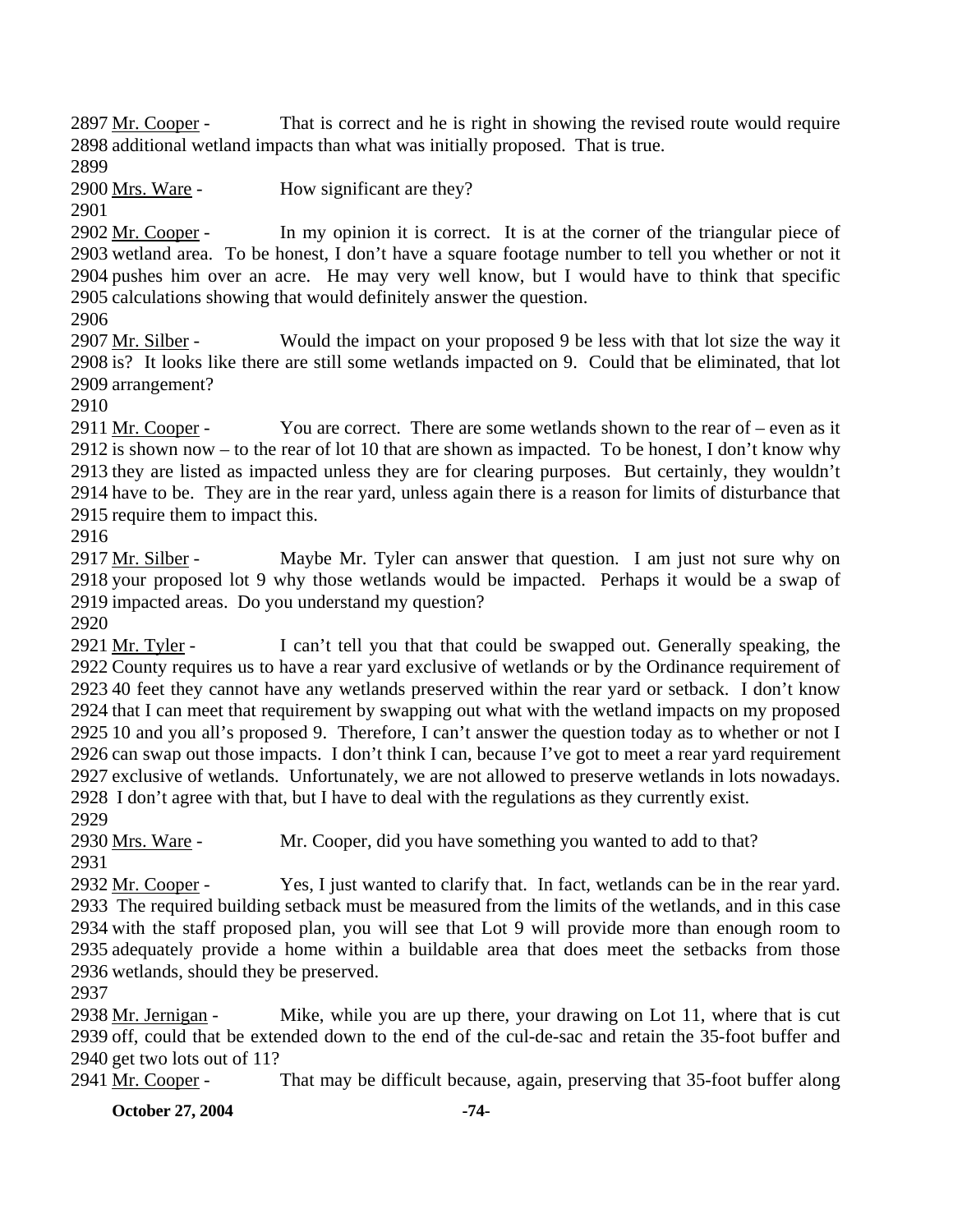2897 Mr. Cooper - That is correct and he is right in showing the revised route would require 2898 additional wetland impacts than what was initially proposed. That is true.
2899
2900 Mrs. Ware - How significant are they?
2901
2902 Mr. Cooper - In my opinion it is correct. It is at the corner of the triangular piece of 2903 wetland area. To be honest, I don't have a square footage number to tell you whether or not it 2904 pushes him over an acre. He may very well know, but I would have to think that specific 2905 calculations showing that would definitely answer the question.
2906
2907 Mr. Silber - Would the impact on your proposed 9 be less with that lot size the way it 2908 is? It looks like there are still some wetlands impacted on 9. Could that be eliminated, that lot 2909 arrangement?
2910
2911 Mr. Cooper - You are correct. There are some wetlands shown to the rear of – even as it 2912 is shown now – to the rear of lot 10 that are shown as impacted. To be honest, I don't know why 2913 they are listed as impacted unless they are for clearing purposes. But certainly, they wouldn't 2914 have to be. They are in the rear yard, unless again there is a reason for limits of disturbance that 2915 require them to impact this.
2916
2917 Mr. Silber - Maybe Mr. Tyler can answer that question. I am just not sure why on 2918 your proposed lot 9 why those wetlands would be impacted. Perhaps it would be a swap of 2919 impacted areas. Do you understand my question?
2920
2921 Mr. Tyler - I can't tell you that that could be swapped out. Generally speaking, the 2922 County requires us to have a rear yard exclusive of wetlands or by the Ordinance requirement of 2923 40 feet they cannot have any wetlands preserved within the rear yard or setback. I don't know 2924 that I can meet that requirement by swapping out what with the wetland impacts on my proposed 2925 10 and you all's proposed 9. Therefore, I can't answer the question today as to whether or not I 2926 can swap out those impacts. I don't think I can, because I've got to meet a rear yard requirement 2927 exclusive of wetlands. Unfortunately, we are not allowed to preserve wetlands in lots nowadays. 2928 I don't agree with that, but I have to deal with the regulations as they currently exist.
2929
2930 Mrs. Ware - Mr. Cooper, did you have something you wanted to add to that?
2931
2932 Mr. Cooper - Yes, I just wanted to clarify that. In fact, wetlands can be in the rear yard. 2933 The required building setback must be measured from the limits of the wetlands, and in this case 2934 with the staff proposed plan, you will see that Lot 9 will provide more than enough room to 2935 adequately provide a home within a buildable area that does meet the setbacks from those 2936 wetlands, should they be preserved.
2937
2938 Mr. Jernigan - Mike, while you are up there, your drawing on Lot 11, where that is cut 2939 off, could that be extended down to the end of the cul-de-sac and retain the 35-foot buffer and 2940 get two lots out of 11?
2941 Mr. Cooper - That may be difficult because, again, preserving that 35-foot buffer along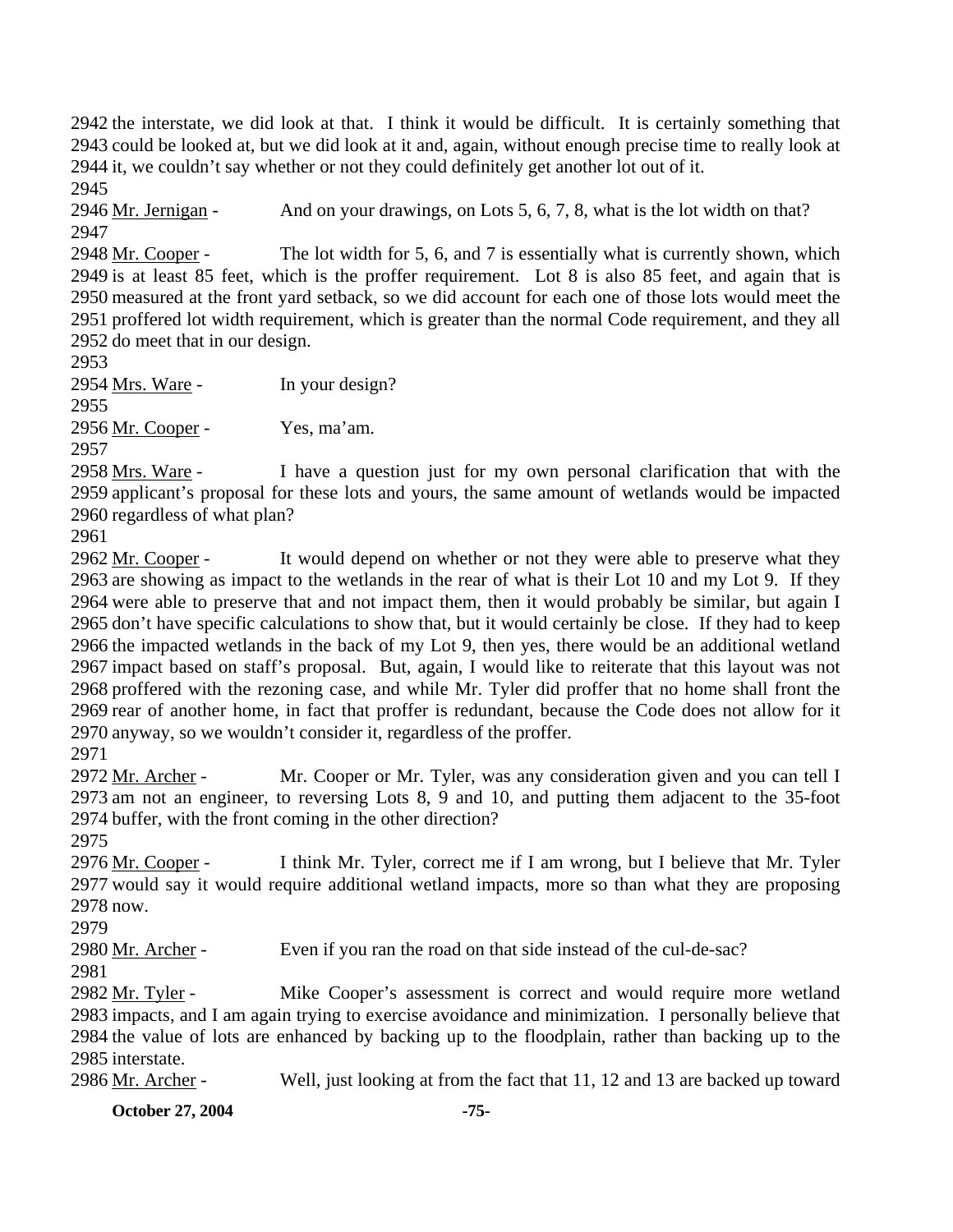2942 the interstate, we did look at that. I think it would be difficult. It is certainly something that
2943 could be looked at, but we did look at it and, again, without enough precise time to really look at
2944 it, we couldn't say whether or not they could definitely get another lot out of it.
2945
2946 Mr. Jernigan - And on your drawings, on Lots 5, 6, 7, 8, what is the lot width on that?
2947
2948 Mr. Cooper - The lot width for 5, 6, and 7 is essentially what is currently shown, which
2949 is at least 85 feet, which is the proffer requirement. Lot 8 is also 85 feet, and again that is
2950 measured at the front yard setback, so we did account for each one of those lots would meet the
2951 proffered lot width requirement, which is greater than the normal Code requirement, and they all
2952 do meet that in our design.
2953
2954 Mrs. Ware - In your design?
2955
2956 Mr. Cooper - Yes, ma'am.
2957
2958 Mrs. Ware - I have a question just for my own personal clarification that with the
2959 applicant's proposal for these lots and yours, the same amount of wetlands would be impacted
2960 regardless of what plan?
2961
2962 Mr. Cooper - It would depend on whether or not they were able to preserve what they
2963 are showing as impact to the wetlands in the rear of what is their Lot 10 and my Lot 9. If they
2964 were able to preserve that and not impact them, then it would probably be similar, but again I
2965 don't have specific calculations to show that, but it would certainly be close. If they had to keep
2966 the impacted wetlands in the back of my Lot 9, then yes, there would be an additional wetland
2967 impact based on staff's proposal. But, again, I would like to reiterate that this layout was not
2968 proffered with the rezoning case, and while Mr. Tyler did proffer that no home shall front the
2969 rear of another home, in fact that proffer is redundant, because the Code does not allow for it
2970 anyway, so we wouldn't consider it, regardless of the proffer.
2971
2972 Mr. Archer - Mr. Cooper or Mr. Tyler, was any consideration given and you can tell I
2973 am not an engineer, to reversing Lots 8, 9 and 10, and putting them adjacent to the 35-foot
2974 buffer, with the front coming in the other direction?
2975
2976 Mr. Cooper - I think Mr. Tyler, correct me if I am wrong, but I believe that Mr. Tyler
2977 would say it would require additional wetland impacts, more so than what they are proposing
2978 now.
2979
2980 Mr. Archer - Even if you ran the road on that side instead of the cul-de-sac?
2981
2982 Mr. Tyler - Mike Cooper's assessment is correct and would require more wetland
2983 impacts, and I am again trying to exercise avoidance and minimization. I personally believe that
2984 the value of lots are enhanced by backing up to the floodplain, rather than backing up to the
2985 interstate.
2986 Mr. Archer - Well, just looking at from the fact that 11, 12 and 13 are backed up toward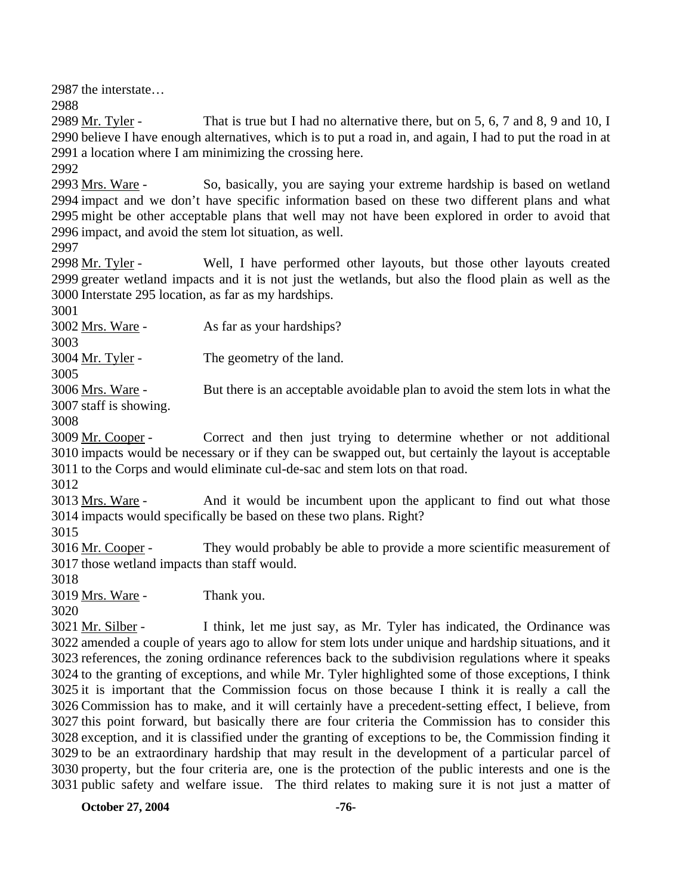2987 the interstate…

2988

2989 Mr. Tyler - That is true but I had no alternative there, but on 5, 6, 7 and 8, 9 and 10, I
2990 believe I have enough alternatives, which is to put a road in, and again, I had to put the road in at
2991 a location where I am minimizing the crossing here.

2992

2993 Mrs. Ware - So, basically, you are saying your extreme hardship is based on wetland
2994 impact and we don't have specific information based on these two different plans and what
2995 might be other acceptable plans that well may not have been explored in order to avoid that
2996 impact, and avoid the stem lot situation, as well.

2997

2998 Mr. Tyler - Well, I have performed other layouts, but those other layouts created
2999 greater wetland impacts and it is not just the wetlands, but also the flood plain as well as the
3000 Interstate 295 location, as far as my hardships.

3001

3002 Mrs. Ware - As far as your hardships?

3003

3004 Mr. Tyler - The geometry of the land.

3005

3006 Mrs. Ware - But there is an acceptable avoidable plan to avoid the stem lots in what the
3007 staff is showing.

3008

3009 Mr. Cooper - Correct and then just trying to determine whether or not additional
3010 impacts would be necessary or if they can be swapped out, but certainly the layout is acceptable
3011 to the Corps and would eliminate cul-de-sac and stem lots on that road.

3012

3013 Mrs. Ware - And it would be incumbent upon the applicant to find out what those
3014 impacts would specifically be based on these two plans. Right?

3015

3016 Mr. Cooper - They would probably be able to provide a more scientific measurement of
3017 those wetland impacts than staff would.

3018

3019 Mrs. Ware - Thank you.

3020

3021 Mr. Silber - I think, let me just say, as Mr. Tyler has indicated, the Ordinance was
3022 amended a couple of years ago to allow for stem lots under unique and hardship situations, and it
3023 references, the zoning ordinance references back to the subdivision regulations where it speaks
3024 to the granting of exceptions, and while Mr. Tyler highlighted some of those exceptions, I think
3025 it is important that the Commission focus on those because I think it is really a call the
3026 Commission has to make, and it will certainly have a precedent-setting effect, I believe, from
3027 this point forward, but basically there are four criteria the Commission has to consider this
3028 exception, and it is classified under the granting of exceptions to be, the Commission finding it
3029 to be an extraordinary hardship that may result in the development of a particular parcel of
3030 property, but the four criteria are, one is the protection of the public interests and one is the
3031 public safety and welfare issue. The third relates to making sure it is not just a matter of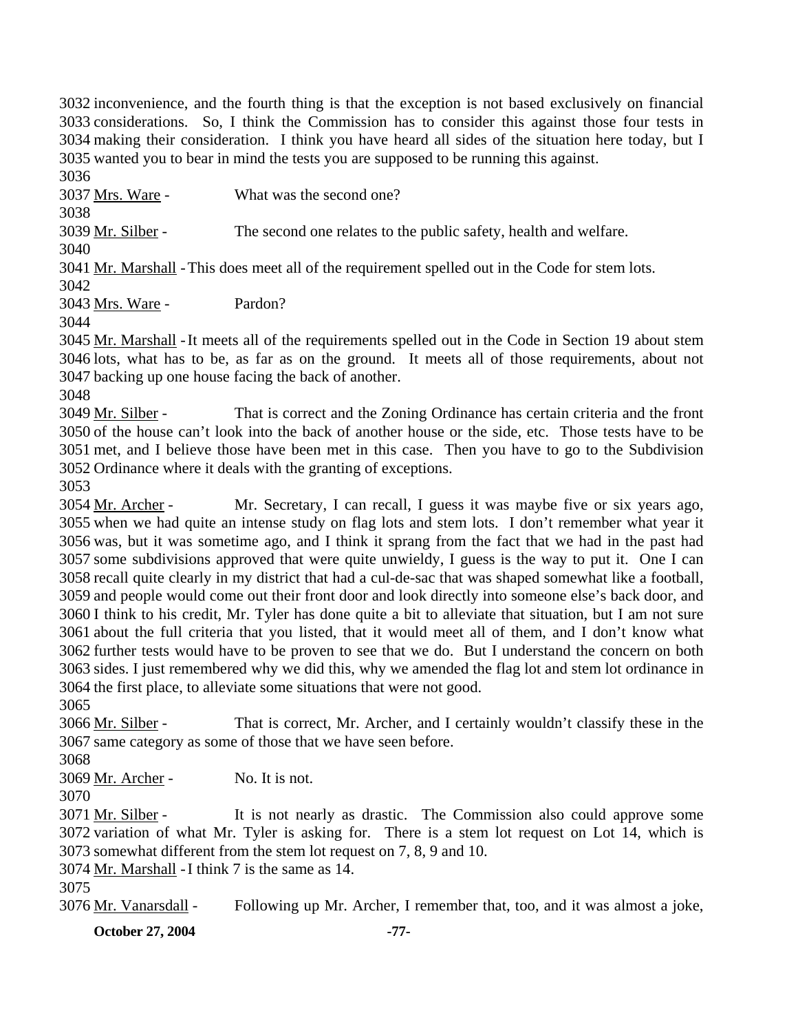3032 inconvenience, and the fourth thing is that the exception is not based exclusively on financial
3033 considerations. So, I think the Commission has to consider this against those four tests in
3034 making their consideration. I think you have heard all sides of the situation here today, but I
3035 wanted you to bear in mind the tests you are supposed to be running this against.
3036
3037 Mrs. Ware - What was the second one?
3038
3039 Mr. Silber - The second one relates to the public safety, health and welfare.
3040
3041 Mr. Marshall - This does meet all of the requirement spelled out in the Code for stem lots.
3042
3043 Mrs. Ware - Pardon?
3044
3045 Mr. Marshall - It meets all of the requirements spelled out in the Code in Section 19 about stem
3046 lots, what has to be, as far as on the ground. It meets all of those requirements, about not
3047 backing up one house facing the back of another.
3048
3049 Mr. Silber - That is correct and the Zoning Ordinance has certain criteria and the front
3050 of the house can't look into the back of another house or the side, etc. Those tests have to be
3051 met, and I believe those have been met in this case. Then you have to go to the Subdivision
3052 Ordinance where it deals with the granting of exceptions.
3053
3054 Mr. Archer - Mr. Secretary, I can recall, I guess it was maybe five or six years ago,
3055 when we had quite an intense study on flag lots and stem lots. I don't remember what year it
3056 was, but it was sometime ago, and I think it sprang from the fact that we had in the past had
3057 some subdivisions approved that were quite unwieldy, I guess is the way to put it. One I can
3058 recall quite clearly in my district that had a cul-de-sac that was shaped somewhat like a football,
3059 and people would come out their front door and look directly into someone else's back door, and
3060 I think to his credit, Mr. Tyler has done quite a bit to alleviate that situation, but I am not sure
3061 about the full criteria that you listed, that it would meet all of them, and I don't know what
3062 further tests would have to be proven to see that we do. But I understand the concern on both
3063 sides. I just remembered why we did this, why we amended the flag lot and stem lot ordinance in
3064 the first place, to alleviate some situations that were not good.
3065
3066 Mr. Silber - That is correct, Mr. Archer, and I certainly wouldn't classify these in the
3067 same category as some of those that we have seen before.
3068
3069 Mr. Archer - No. It is not.
3070
3071 Mr. Silber - It is not nearly as drastic. The Commission also could approve some
3072 variation of what Mr. Tyler is asking for. There is a stem lot request on Lot 14, which is
3073 somewhat different from the stem lot request on 7, 8, 9 and 10.
3074 Mr. Marshall - I think 7 is the same as 14.
3075
3076 Mr. Vanarsdall - Following up Mr. Archer, I remember that, too, and it was almost a joke,

**October 27, 2004**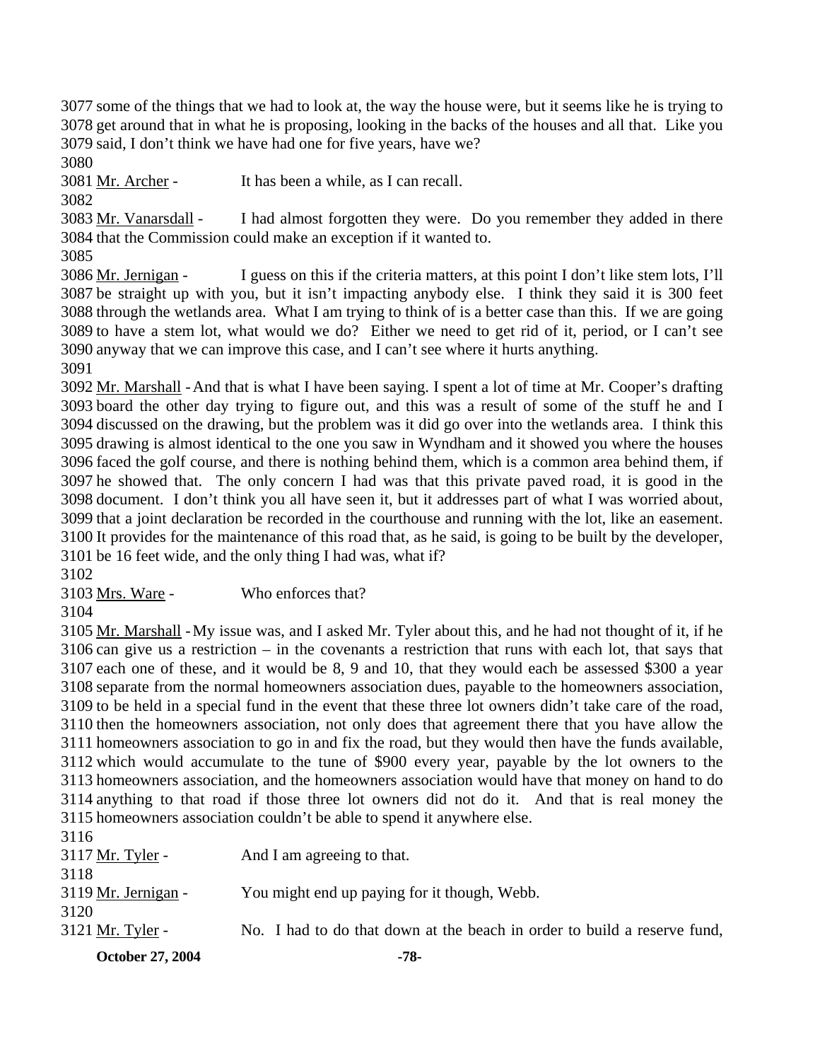3077 some of the things that we had to look at, the way the house were, but it seems like he is trying to 3078 get around that in what he is proposing, looking in the backs of the houses and all that. Like you 3079 said, I don't think we have had one for five years, have we?

3080

3081 Mr. Archer - It has been a while, as I can recall.

3082

3083 Mr. Vanarsdall - I had almost forgotten they were. Do you remember they added in there 3084 that the Commission could make an exception if it wanted to.

3085

3086 Mr. Jernigan - I guess on this if the criteria matters, at this point I don't like stem lots, I'll 3087 be straight up with you, but it isn't impacting anybody else. I think they said it is 300 feet 3088 through the wetlands area. What I am trying to think of is a better case than this. If we are going 3089 to have a stem lot, what would we do? Either we need to get rid of it, period, or I can't see 3090 anyway that we can improve this case, and I can't see where it hurts anything.

3091

3092 Mr. Marshall - And that is what I have been saying. I spent a lot of time at Mr. Cooper's drafting 3093 board the other day trying to figure out, and this was a result of some of the stuff he and I 3094 discussed on the drawing, but the problem was it did go over into the wetlands area. I think this 3095 drawing is almost identical to the one you saw in Wyndham and it showed you where the houses 3096 faced the golf course, and there is nothing behind them, which is a common area behind them, if 3097 he showed that. The only concern I had was that this private paved road, it is good in the 3098 document. I don't think you all have seen it, but it addresses part of what I was worried about, 3099 that a joint declaration be recorded in the courthouse and running with the lot, like an easement. 3100 It provides for the maintenance of this road that, as he said, is going to be built by the developer, 3101 be 16 feet wide, and the only thing I had was, what if?

3102

3103 Mrs. Ware - Who enforces that?

3104

3105 Mr. Marshall - My issue was, and I asked Mr. Tyler about this, and he had not thought of it, if he 3106 can give us a restriction – in the covenants a restriction that runs with each lot, that says that 3107 each one of these, and it would be 8, 9 and 10, that they would each be assessed $300 a year 3108 separate from the normal homeowners association dues, payable to the homeowners association, 3109 to be held in a special fund in the event that these three lot owners didn't take care of the road, 3110 then the homeowners association, not only does that agreement there that you have allow the 3111 homeowners association to go in and fix the road, but they would then have the funds available, 3112 which would accumulate to the tune of $900 every year, payable by the lot owners to the 3113 homeowners association, and the homeowners association would have that money on hand to do 3114 anything to that road if those three lot owners did not do it. And that is real money the 3115 homeowners association couldn't be able to spend it anywhere else.

3116

3117 Mr. Tyler - And I am agreeing to that.

3118

3119 Mr. Jernigan - You might end up paying for it though, Webb.

3120

3121 Mr. Tyler - No. I had to do that down at the beach in order to build a reserve fund,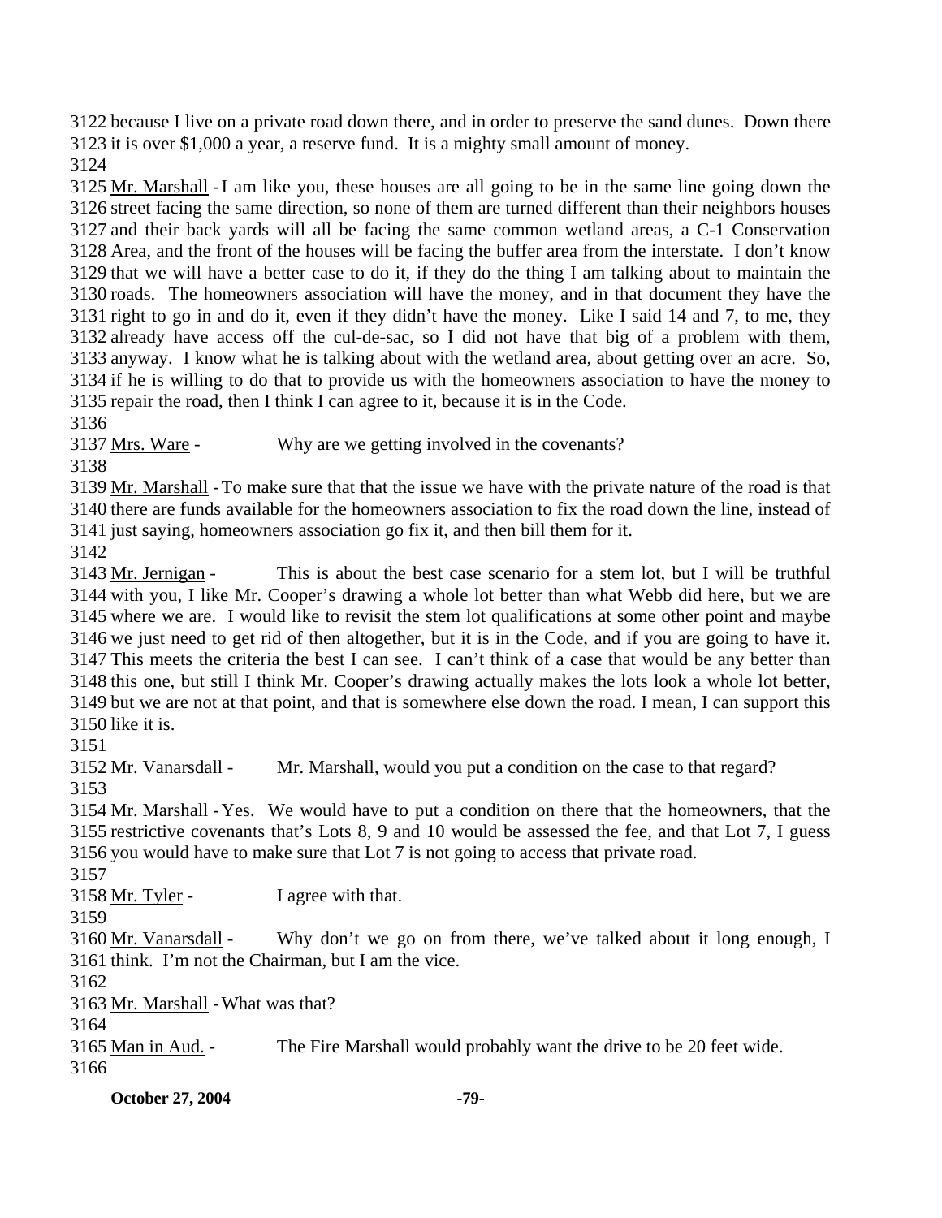3122 because I live on a private road down there, and in order to preserve the sand dunes. Down there
3123 it is over $1,000 a year, a reserve fund. It is a mighty small amount of money.
3124
3125 Mr. Marshall - I am like you, these houses are all going to be in the same line going down the
3126 street facing the same direction, so none of them are turned different than their neighbors houses
3127 and their back yards will all be facing the same common wetland areas, a C-1 Conservation
3128 Area, and the front of the houses will be facing the buffer area from the interstate. I don't know
3129 that we will have a better case to do it, if they do the thing I am talking about to maintain the
3130 roads. The homeowners association will have the money, and in that document they have the
3131 right to go in and do it, even if they didn't have the money. Like I said 14 and 7, to me, they
3132 already have access off the cul-de-sac, so I did not have that big of a problem with them,
3133 anyway. I know what he is talking about with the wetland area, about getting over an acre. So,
3134 if he is willing to do that to provide us with the homeowners association to have the money to
3135 repair the road, then I think I can agree to it, because it is in the Code.
3136
3137 Mrs. Ware - Why are we getting involved in the covenants?
3138
3139 Mr. Marshall - To make sure that that the issue we have with the private nature of the road is that
3140 there are funds available for the homeowners association to fix the road down the line, instead of
3141 just saying, homeowners association go fix it, and then bill them for it.
3142
3143 Mr. Jernigan - This is about the best case scenario for a stem lot, but I will be truthful
3144 with you, I like Mr. Cooper's drawing a whole lot better than what Webb did here, but we are
3145 where we are. I would like to revisit the stem lot qualifications at some other point and maybe
3146 we just need to get rid of then altogether, but it is in the Code, and if you are going to have it.
3147 This meets the criteria the best I can see. I can't think of a case that would be any better than
3148 this one, but still I think Mr. Cooper's drawing actually makes the lots look a whole lot better,
3149 but we are not at that point, and that is somewhere else down the road. I mean, I can support this
3150 like it is.
3151
3152 Mr. Vanarsdall - Mr. Marshall, would you put a condition on the case to that regard?
3153
3154 Mr. Marshall - Yes. We would have to put a condition on there that the homeowners, that the
3155 restrictive covenants that's Lots 8, 9 and 10 would be assessed the fee, and that Lot 7, I guess
3156 you would have to make sure that Lot 7 is not going to access that private road.
3157
3158 Mr. Tyler - I agree with that.
3159
3160 Mr. Vanarsdall - Why don't we go on from there, we've talked about it long enough, I
3161 think. I'm not the Chairman, but I am the vice.
3162
3163 Mr. Marshall - What was that?
3164
3165 Man in Aud. - The Fire Marshall would probably want the drive to be 20 feet wide.
3166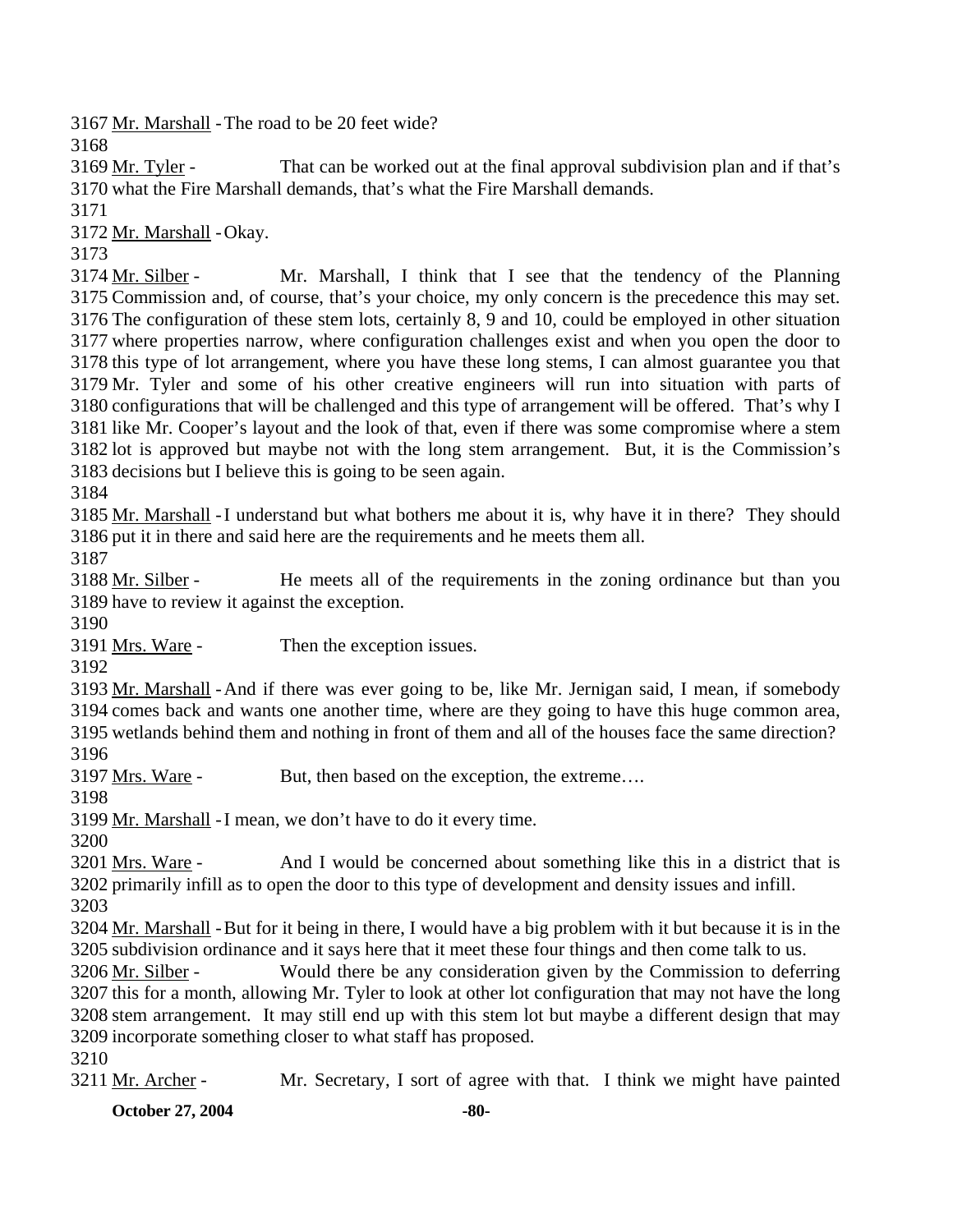3167 Mr. Marshall - The road to be 20 feet wide?

3168

3169 Mr. Tyler - That can be worked out at the final approval subdivision plan and if that's 3170 what the Fire Marshall demands, that's what the Fire Marshall demands.

3171

3172 Mr. Marshall - Okay.

3173

3174 Mr. Silber - Mr. Marshall, I think that I see that the tendency of the Planning 3175 Commission and, of course, that's your choice, my only concern is the precedence this may set. 3176 The configuration of these stem lots, certainly 8, 9 and 10, could be employed in other situation 3177 where properties narrow, where configuration challenges exist and when you open the door to 3178 this type of lot arrangement, where you have these long stems, I can almost guarantee you that 3179 Mr. Tyler and some of his other creative engineers will run into situation with parts of 3180 configurations that will be challenged and this type of arrangement will be offered. That's why I 3181 like Mr. Cooper's layout and the look of that, even if there was some compromise where a stem 3182 lot is approved but maybe not with the long stem arrangement. But, it is the Commission's 3183 decisions but I believe this is going to be seen again.

3184

3185 Mr. Marshall - I understand but what bothers me about it is, why have it in there? They should 3186 put it in there and said here are the requirements and he meets them all.

3187

3188 Mr. Silber - He meets all of the requirements in the zoning ordinance but than you 3189 have to review it against the exception.

3190

3191 Mrs. Ware - Then the exception issues.

3192

3193 Mr. Marshall - And if there was ever going to be, like Mr. Jernigan said, I mean, if somebody 3194 comes back and wants one another time, where are they going to have this huge common area, 3195 wetlands behind them and nothing in front of them and all of the houses face the same direction?

3196

3197 Mrs. Ware - But, then based on the exception, the extreme….

3198

3199 Mr. Marshall - I mean, we don't have to do it every time.

3200

3201 Mrs. Ware - And I would be concerned about something like this in a district that is 3202 primarily infill as to open the door to this type of development and density issues and infill.

3203

3204 Mr. Marshall - But for it being in there, I would have a big problem with it but because it is in the 3205 subdivision ordinance and it says here that it meet these four things and then come talk to us.

3206 Mr. Silber - Would there be any consideration given by the Commission to deferring 3207 this for a month, allowing Mr. Tyler to look at other lot configuration that may not have the long 3208 stem arrangement. It may still end up with this stem lot but maybe a different design that may 3209 incorporate something closer to what staff has proposed.

3210

3211 Mr. Archer - Mr. Secretary, I sort of agree with that. I think we might have painted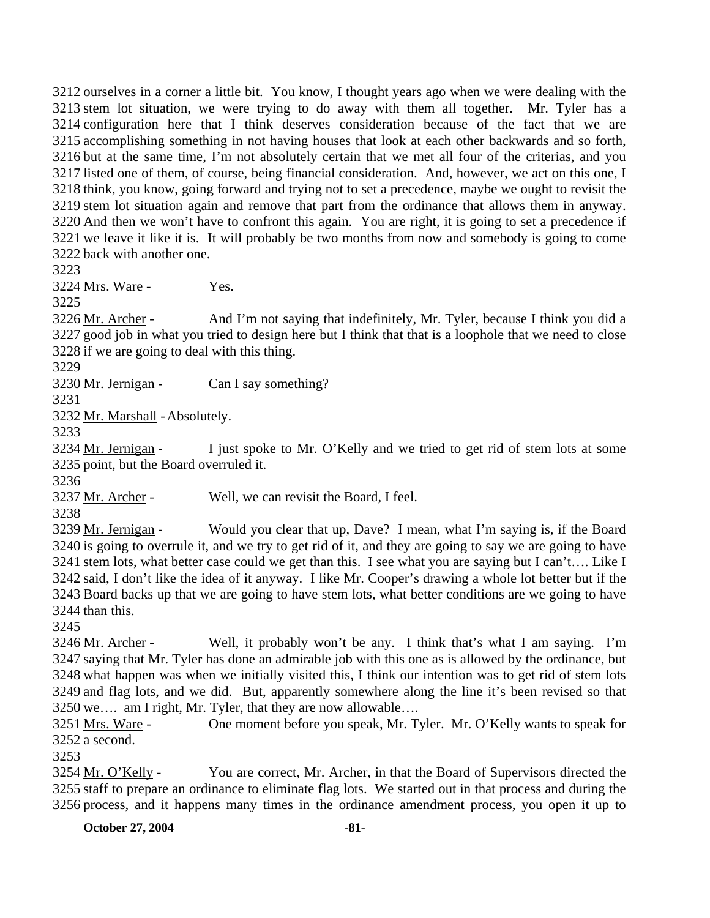3212 ourselves in a corner a little bit. You know, I thought years ago when we were dealing with the 3213 stem lot situation, we were trying to do away with them all together. Mr. Tyler has a 3214 configuration here that I think deserves consideration because of the fact that we are 3215 accomplishing something in not having houses that look at each other backwards and so forth, 3216 but at the same time, I'm not absolutely certain that we met all four of the criterias, and you 3217 listed one of them, of course, being financial consideration. And, however, we act on this one, I 3218 think, you know, going forward and trying not to set a precedence, maybe we ought to revisit the 3219 stem lot situation again and remove that part from the ordinance that allows them in anyway. 3220 And then we won't have to confront this again. You are right, it is going to set a precedence if 3221 we leave it like it is. It will probably be two months from now and somebody is going to come 3222 back with another one.

3223

3224 Mrs. Ware - Yes.

3225

3226 Mr. Archer - And I'm not saying that indefinitely, Mr. Tyler, because I think you did a 3227 good job in what you tried to design here but I think that that is a loophole that we need to close 3228 if we are going to deal with this thing.

3229

3230 Mr. Jernigan - Can I say something?

3231

3232 Mr. Marshall - Absolutely.

3233

3234 Mr. Jernigan - I just spoke to Mr. O'Kelly and we tried to get rid of stem lots at some 3235 point, but the Board overruled it.

3236

3237 Mr. Archer - Well, we can revisit the Board, I feel.

3238

3239 Mr. Jernigan - Would you clear that up, Dave? I mean, what I'm saying is, if the Board 3240 is going to overrule it, and we try to get rid of it, and they are going to say we are going to have 3241 stem lots, what better case could we get than this. I see what you are saying but I can't…. Like I 3242 said, I don't like the idea of it anyway. I like Mr. Cooper's drawing a whole lot better but if the 3243 Board backs up that we are going to have stem lots, what better conditions are we going to have 3244 than this.

3245

3246 Mr. Archer - Well, it probably won't be any. I think that's what I am saying. I'm 3247 saying that Mr. Tyler has done an admirable job with this one as is allowed by the ordinance, but 3248 what happen was when we initially visited this, I think our intention was to get rid of stem lots 3249 and flag lots, and we did. But, apparently somewhere along the line it's been revised so that 3250 we…. am I right, Mr. Tyler, that they are now allowable….

3251 Mrs. Ware - One moment before you speak, Mr. Tyler. Mr. O'Kelly wants to speak for 3252 a second.

3253

3254 Mr. O'Kelly - You are correct, Mr. Archer, in that the Board of Supervisors directed the 3255 staff to prepare an ordinance to eliminate flag lots. We started out in that process and during the 3256 process, and it happens many times in the ordinance amendment process, you open it up to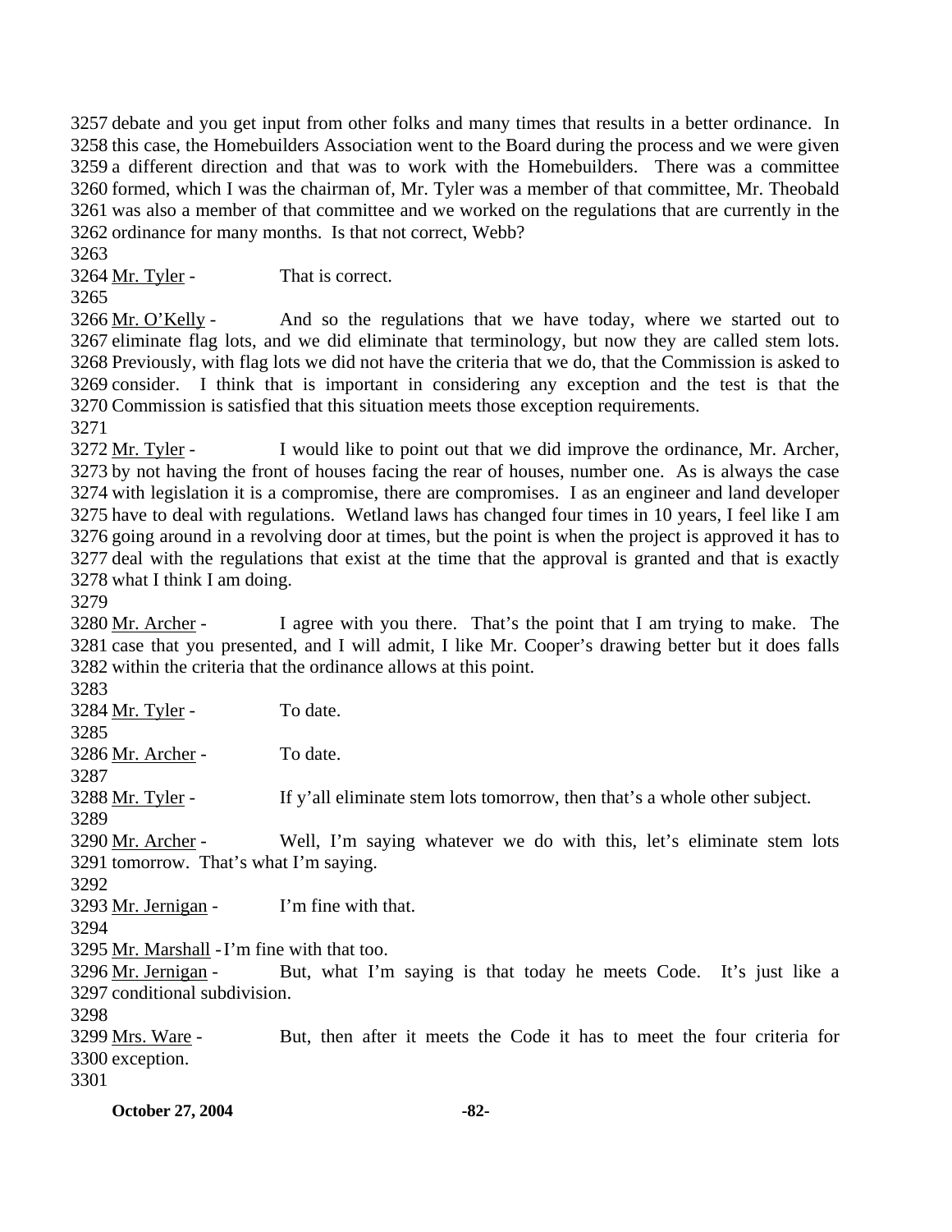3257 debate and you get input from other folks and many times that results in a better ordinance. In 3258 this case, the Homebuilders Association went to the Board during the process and we were given 3259 a different direction and that was to work with the Homebuilders. There was a committee 3260 formed, which I was the chairman of, Mr. Tyler was a member of that committee, Mr. Theobald 3261 was also a member of that committee and we worked on the regulations that are currently in the 3262 ordinance for many months. Is that not correct, Webb?

3263

3264 Mr. Tyler - That is correct.

3265

3266 Mr. O'Kelly - And so the regulations that we have today, where we started out to 3267 eliminate flag lots, and we did eliminate that terminology, but now they are called stem lots. 3268 Previously, with flag lots we did not have the criteria that we do, that the Commission is asked to 3269 consider. I think that is important in considering any exception and the test is that the 3270 Commission is satisfied that this situation meets those exception requirements.

3271

3272 Mr. Tyler - I would like to point out that we did improve the ordinance, Mr. Archer, 3273 by not having the front of houses facing the rear of houses, number one. As is always the case 3274 with legislation it is a compromise, there are compromises. I as an engineer and land developer 3275 have to deal with regulations. Wetland laws has changed four times in 10 years, I feel like I am 3276 going around in a revolving door at times, but the point is when the project is approved it has to 3277 deal with the regulations that exist at the time that the approval is granted and that is exactly 3278 what I think I am doing.

3279

3280 Mr. Archer - I agree with you there. That's the point that I am trying to make. The 3281 case that you presented, and I will admit, I like Mr. Cooper's drawing better but it does falls 3282 within the criteria that the ordinance allows at this point.

3283

3284 Mr. Tyler - To date.

3285

3286 Mr. Archer - To date.

3287

3288 Mr. Tyler - If y'all eliminate stem lots tomorrow, then that's a whole other subject.

3289

3290 Mr. Archer - Well, I'm saying whatever we do with this, let's eliminate stem lots 3291 tomorrow. That's what I'm saying.

3292

3293 Mr. Jernigan - I'm fine with that.

3294

3295 Mr. Marshall - I'm fine with that too.

3296 Mr. Jernigan - But, what I'm saying is that today he meets Code. It's just like a 3297 conditional subdivision.

3298

3299 Mrs. Ware - But, then after it meets the Code it has to meet the four criteria for 3300 exception.

3301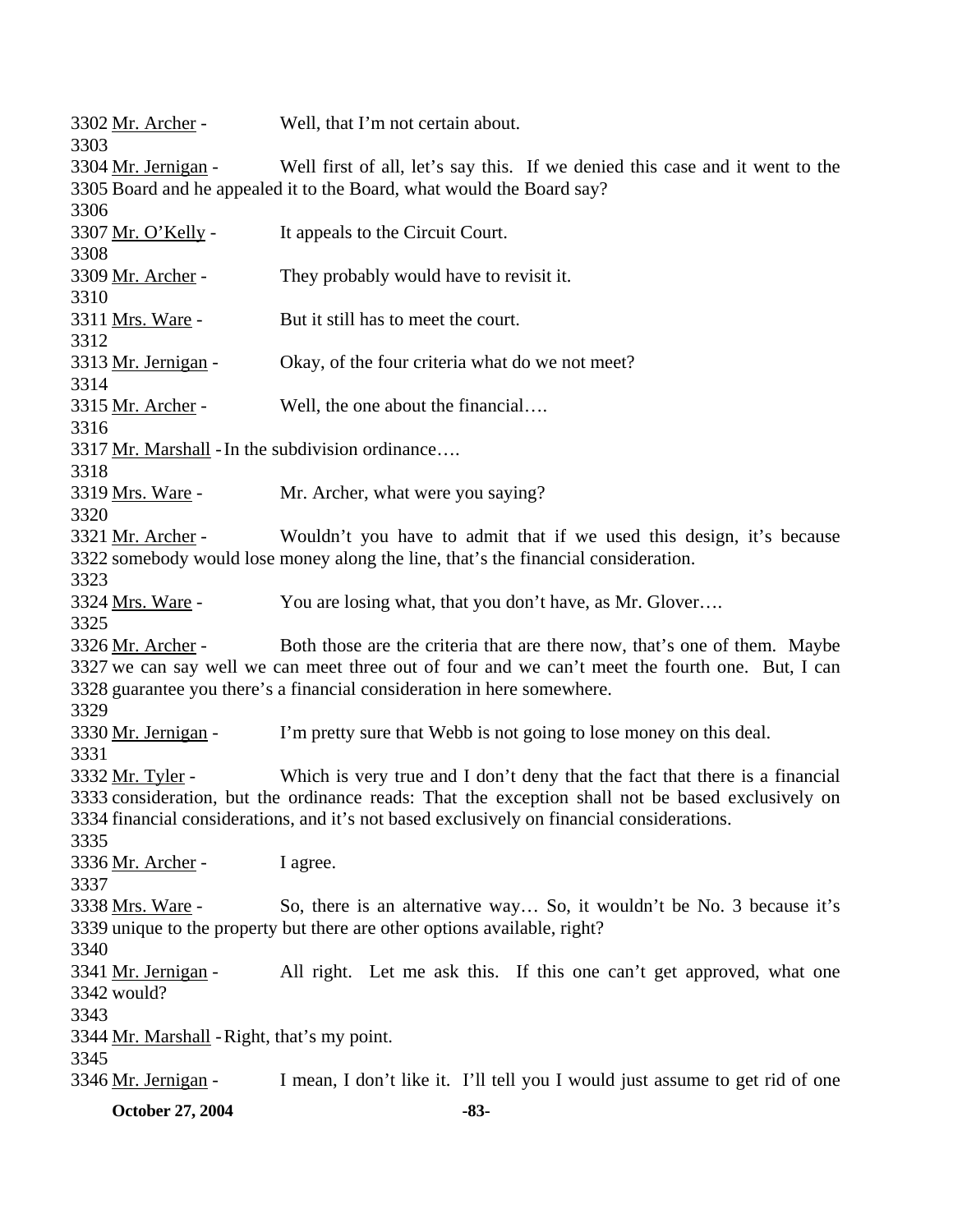3302 Mr. Archer - Well, that I'm not certain about.
3303
3304 Mr. Jernigan - Well first of all, let's say this. If we denied this case and it went to the
3305 Board and he appealed it to the Board, what would the Board say?
3306
3307 Mr. O'Kelly - It appeals to the Circuit Court.
3308
3309 Mr. Archer - They probably would have to revisit it.
3310
3311 Mrs. Ware - But it still has to meet the court.
3312
3313 Mr. Jernigan - Okay, of the four criteria what do we not meet?
3314
3315 Mr. Archer - Well, the one about the financial….
3316
3317 Mr. Marshall - In the subdivision ordinance….
3318
3319 Mrs. Ware - Mr. Archer, what were you saying?
3320
3321 Mr. Archer - Wouldn't you have to admit that if we used this design, it's because
3322 somebody would lose money along the line, that's the financial consideration.
3323
3324 Mrs. Ware - You are losing what, that you don't have, as Mr. Glover….
3325
3326 Mr. Archer - Both those are the criteria that are there now, that's one of them. Maybe
3327 we can say well we can meet three out of four and we can't meet the fourth one. But, I can
3328 guarantee you there's a financial consideration in here somewhere.
3329
3330 Mr. Jernigan - I'm pretty sure that Webb is not going to lose money on this deal.
3331
3332 Mr. Tyler - Which is very true and I don't deny that the fact that there is a financial
3333 consideration, but the ordinance reads: That the exception shall not be based exclusively on
3334 financial considerations, and it's not based exclusively on financial considerations.
3335
3336 Mr. Archer - I agree.
3337
3338 Mrs. Ware - So, there is an alternative way… So, it wouldn't be No. 3 because it's
3339 unique to the property but there are other options available, right?
3340
3341 Mr. Jernigan - All right. Let me ask this. If this one can't get approved, what one
3342 would?
3343
3344 Mr. Marshall - Right, that's my point.
3345
3346 Mr. Jernigan - I mean, I don't like it. I'll tell you I would just assume to get rid of one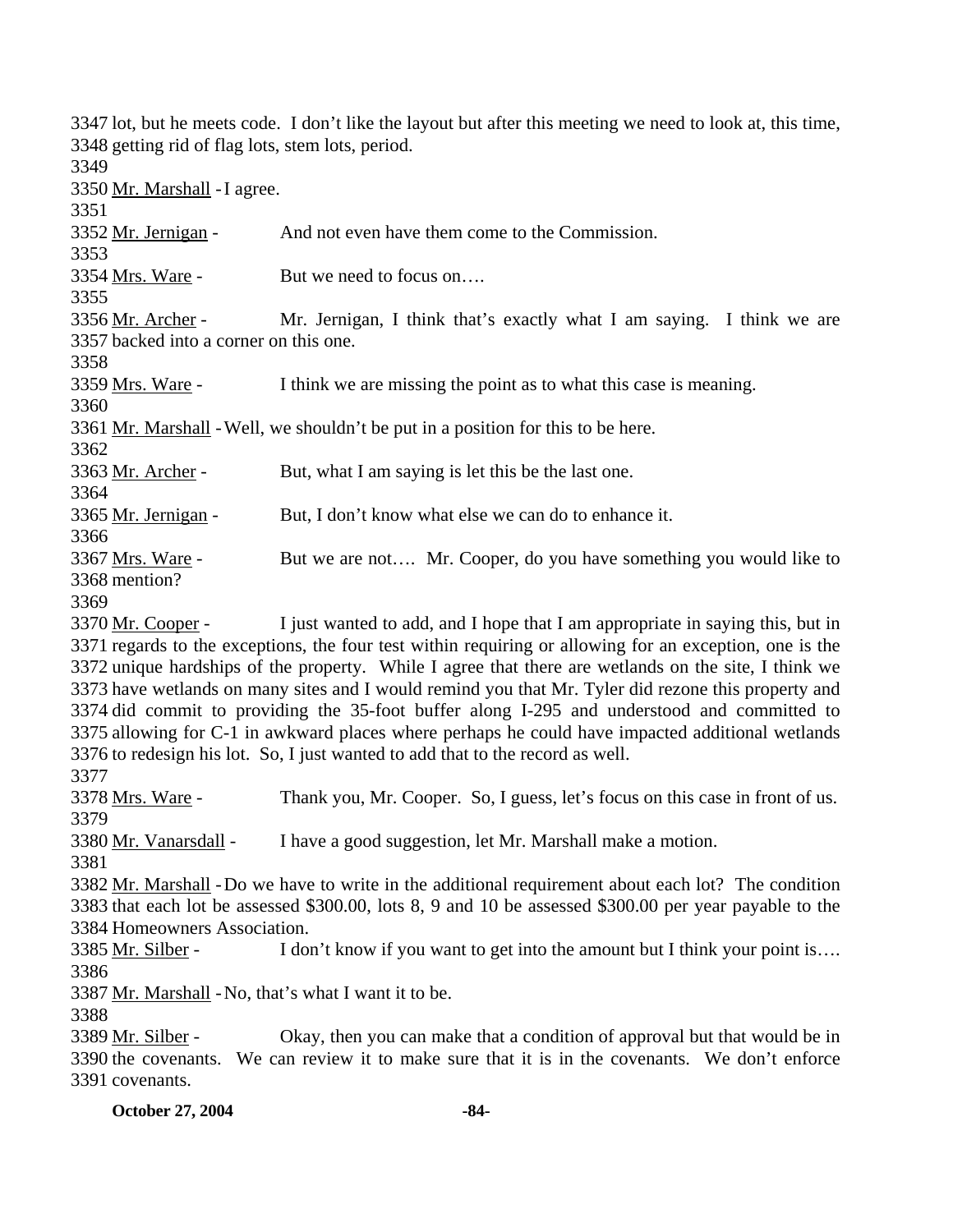3347 lot, but he meets code. I don't like the layout but after this meeting we need to look at, this time,
3348 getting rid of flag lots, stem lots, period.
3349
3350 Mr. Marshall - I agree.
3351
3352 Mr. Jernigan - And not even have them come to the Commission.
3353
3354 Mrs. Ware - But we need to focus on….
3355
3356 Mr. Archer - Mr. Jernigan, I think that's exactly what I am saying. I think we are
3357 backed into a corner on this one.
3358
3359 Mrs. Ware - I think we are missing the point as to what this case is meaning.
3360
3361 Mr. Marshall - Well, we shouldn't be put in a position for this to be here.
3362
3363 Mr. Archer - But, what I am saying is let this be the last one.
3364
3365 Mr. Jernigan - But, I don't know what else we can do to enhance it.
3366
3367 Mrs. Ware - But we are not…. Mr. Cooper, do you have something you would like to
3368 mention?
3369
3370 Mr. Cooper - I just wanted to add, and I hope that I am appropriate in saying this, but in
3371 regards to the exceptions, the four test within requiring or allowing for an exception, one is the
3372 unique hardships of the property. While I agree that there are wetlands on the site, I think we
3373 have wetlands on many sites and I would remind you that Mr. Tyler did rezone this property and
3374 did commit to providing the 35-foot buffer along I-295 and understood and committed to
3375 allowing for C-1 in awkward places where perhaps he could have impacted additional wetlands
3376 to redesign his lot. So, I just wanted to add that to the record as well.
3377
3378 Mrs. Ware - Thank you, Mr. Cooper. So, I guess, let's focus on this case in front of us.
3379
3380 Mr. Vanarsdall - I have a good suggestion, let Mr. Marshall make a motion.
3381
3382 Mr. Marshall - Do we have to write in the additional requirement about each lot? The condition
3383 that each lot be assessed $300.00, lots 8, 9 and 10 be assessed $300.00 per year payable to the
3384 Homeowners Association.
3385 Mr. Silber - I don't know if you want to get into the amount but I think your point is….
3386
3387 Mr. Marshall - No, that's what I want it to be.
3388
3389 Mr. Silber - Okay, then you can make that a condition of approval but that would be in
3390 the covenants. We can review it to make sure that it is in the covenants. We don't enforce
3391 covenants.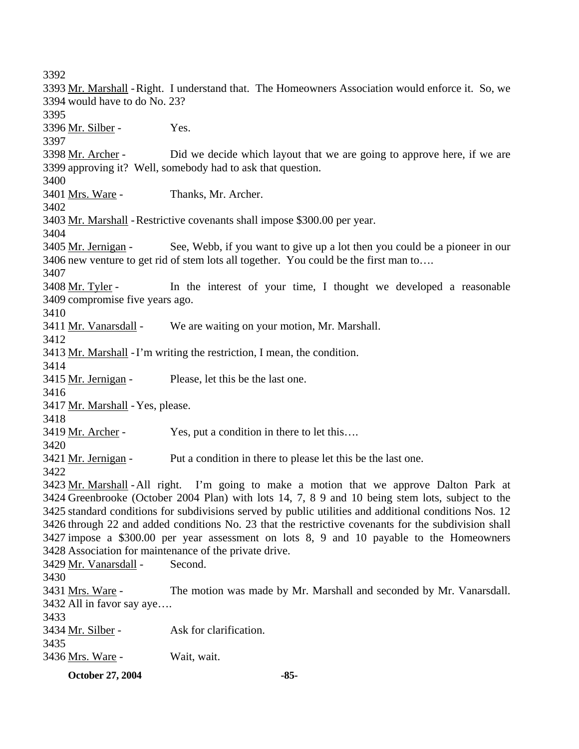3392

3393 Mr. Marshall - Right. I understand that. The Homeowners Association would enforce it. So, we 3394 would have to do No. 23?

3395

3396 Mr. Silber - Yes.

3397

3398 Mr. Archer - Did we decide which layout that we are going to approve here, if we are 3399 approving it? Well, somebody had to ask that question.

3400

3401 Mrs. Ware - Thanks, Mr. Archer.

3402

3403 Mr. Marshall - Restrictive covenants shall impose $300.00 per year.

3404

3405 Mr. Jernigan - See, Webb, if you want to give up a lot then you could be a pioneer in our 3406 new venture to get rid of stem lots all together. You could be the first man to….

3407

3408 Mr. Tyler - In the interest of your time, I thought we developed a reasonable 3409 compromise five years ago.

3410

3411 Mr. Vanarsdall - We are waiting on your motion, Mr. Marshall.

3412

3413 Mr. Marshall - I'm writing the restriction, I mean, the condition.

3414

3415 Mr. Jernigan - Please, let this be the last one.

3416

3417 Mr. Marshall - Yes, please.

3418

3419 Mr. Archer - Yes, put a condition in there to let this….

3420

3421 Mr. Jernigan - Put a condition in there to please let this be the last one.

3422

3423 Mr. Marshall - All right. I'm going to make a motion that we approve Dalton Park at 3424 Greenbrooke (October 2004 Plan) with lots 14, 7, 8 9 and 10 being stem lots, subject to the 3425 standard conditions for subdivisions served by public utilities and additional conditions Nos. 12 3426 through 22 and added conditions No. 23 that the restrictive covenants for the subdivision shall 3427 impose a $300.00 per year assessment on lots 8, 9 and 10 payable to the Homeowners 3428 Association for maintenance of the private drive.

3429 Mr. Vanarsdall - Second.

3430

3431 Mrs. Ware - The motion was made by Mr. Marshall and seconded by Mr. Vanarsdall. 3432 All in favor say aye….

3433

3434 Mr. Silber - Ask for clarification.

3435

3436 Mrs. Ware - Wait, wait.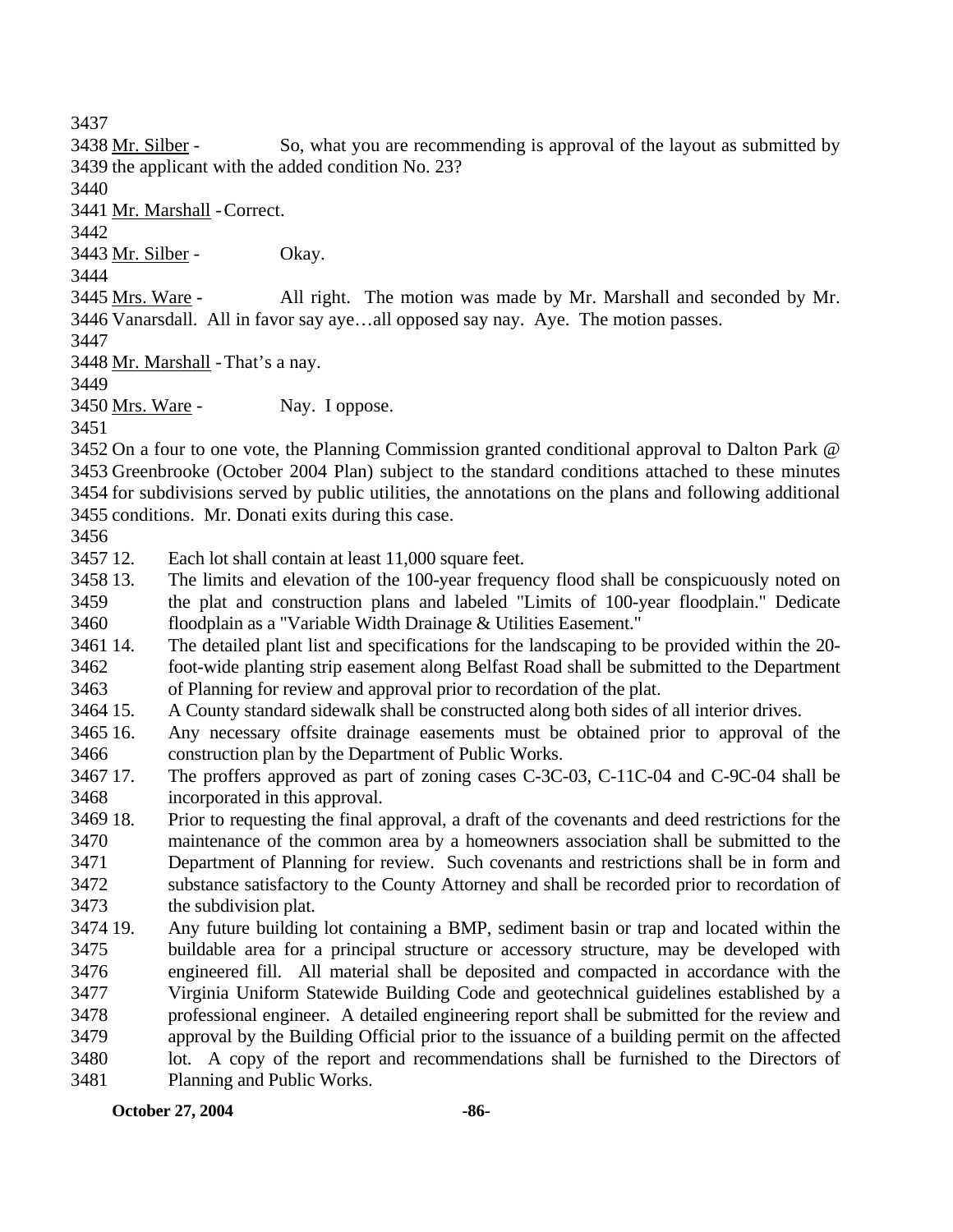3437

3438 Mr. Silber - So, what you are recommending is approval of the layout as submitted by 3439 the applicant with the added condition No. 23?

3440

3441 Mr. Marshall - Correct.

3442

3443 Mr. Silber - Okay.

3444

3445 Mrs. Ware - All right. The motion was made by Mr. Marshall and seconded by Mr. 3446 Vanarsdall. All in favor say aye…all opposed say nay. Aye. The motion passes.

3447

3448 Mr. Marshall - That's a nay.

3449

3450 Mrs. Ware - Nay. I oppose.

3451

3452 On a four to one vote, the Planning Commission granted conditional approval to Dalton Park @ 3453 Greenbrooke (October 2004 Plan) subject to the standard conditions attached to these minutes 3454 for subdivisions served by public utilities, the annotations on the plans and following additional 3455 conditions. Mr. Donati exits during this case.

3456

3457 12. Each lot shall contain at least 11,000 square feet.

3458 13. The limits and elevation of the 100-year frequency flood shall be conspicuously noted on 3459 the plat and construction plans and labeled "Limits of 100-year floodplain." Dedicate 3460 floodplain as a "Variable Width Drainage & Utilities Easement."

3461 14. The detailed plant list and specifications for the landscaping to be provided within the 20- 3462 foot-wide planting strip easement along Belfast Road shall be submitted to the Department 3463 of Planning for review and approval prior to recordation of the plat.

3464 15. A County standard sidewalk shall be constructed along both sides of all interior drives.

3465 16. Any necessary offsite drainage easements must be obtained prior to approval of the 3466 construction plan by the Department of Public Works.

3467 17. The proffers approved as part of zoning cases C-3C-03, C-11C-04 and C-9C-04 shall be 3468 incorporated in this approval.

3469 18. Prior to requesting the final approval, a draft of the covenants and deed restrictions for the 3470 maintenance of the common area by a homeowners association shall be submitted to the 3471 Department of Planning for review. Such covenants and restrictions shall be in form and 3472 substance satisfactory to the County Attorney and shall be recorded prior to recordation of 3473 the subdivision plat.

3474 19. Any future building lot containing a BMP, sediment basin or trap and located within the 3475 buildable area for a principal structure or accessory structure, may be developed with 3476 engineered fill. All material shall be deposited and compacted in accordance with the 3477 Virginia Uniform Statewide Building Code and geotechnical guidelines established by a 3478 professional engineer. A detailed engineering report shall be submitted for the review and 3479 approval by the Building Official prior to the issuance of a building permit on the affected 3480 lot. A copy of the report and recommendations shall be furnished to the Directors of 3481 Planning and Public Works.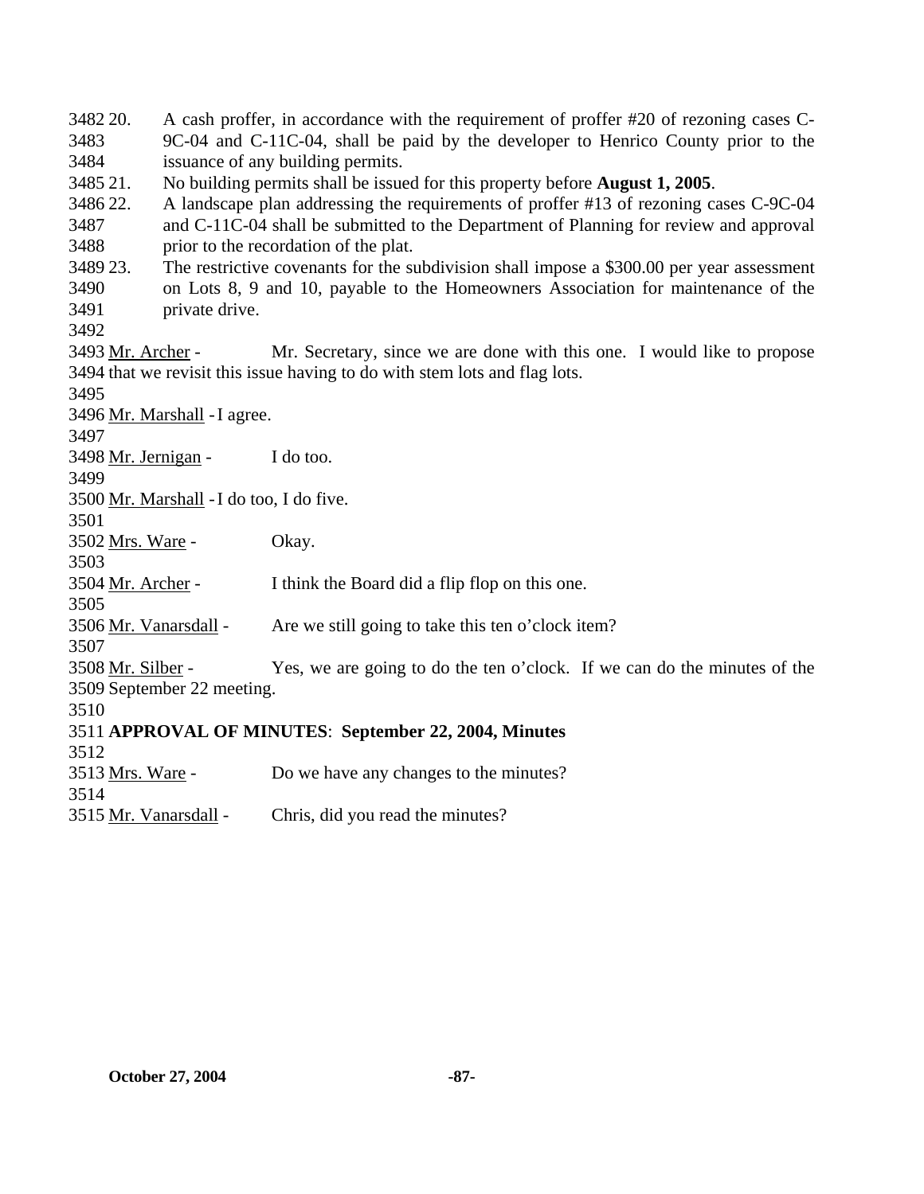3482 20. A cash proffer, in accordance with the requirement of proffer #20 of rezoning cases C-
3483 9C-04 and C-11C-04, shall be paid by the developer to Henrico County prior to the
3484 issuance of any building permits.
3485 21. No building permits shall be issued for this property before **August 1, 2005**.
3486 22. A landscape plan addressing the requirements of proffer #13 of rezoning cases C-9C-04
3487 and C-11C-04 shall be submitted to the Department of Planning for review and approval
3488 prior to the recordation of the plat.
3489 23. The restrictive covenants for the subdivision shall impose a $300.00 per year assessment
3490 on Lots 8, 9 and 10, payable to the Homeowners Association for maintenance of the
3491 private drive.
3492
3493 Mr. Archer - Mr. Secretary, since we are done with this one. I would like to propose
3494 that we revisit this issue having to do with stem lots and flag lots.
3495
3496 Mr. Marshall - I agree.
3497
3498 Mr. Jernigan - I do too.
3499
3500 Mr. Marshall - I do too, I do five.
3501
3502 Mrs. Ware - Okay.
3503
3504 Mr. Archer - I think the Board did a flip flop on this one.
3505
3506 Mr. Vanarsdall - Are we still going to take this ten o'clock item?
3507
3508 Mr. Silber - Yes, we are going to do the ten o'clock. If we can do the minutes of the
3509 September 22 meeting.
3510
3511 **APPROVAL OF MINUTES**: **September 22, 2004, Minutes**
3512
3513 Mrs. Ware - Do we have any changes to the minutes?
3514
3515 Mr. Vanarsdall - Chris, did you read the minutes?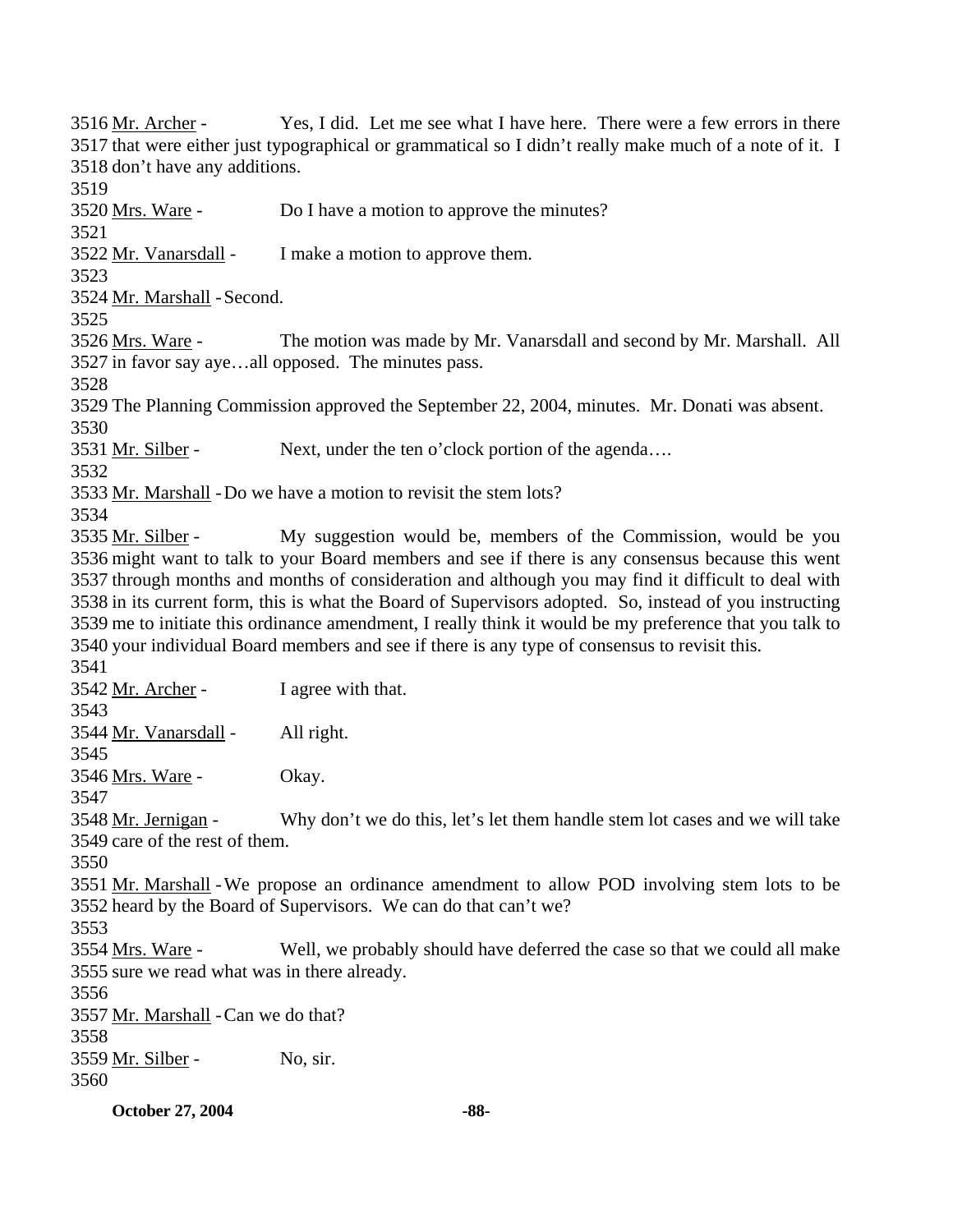3516 Mr. Archer - Yes, I did. Let me see what I have here. There were a few errors in there 3517 that were either just typographical or grammatical so I didn't really make much of a note of it. I 3518 don't have any additions.

3519

3520 Mrs. Ware - Do I have a motion to approve the minutes?

3521

3522 Mr. Vanarsdall - I make a motion to approve them.

3523

3524 Mr. Marshall - Second.

3525

3526 Mrs. Ware - The motion was made by Mr. Vanarsdall and second by Mr. Marshall. All 3527 in favor say aye…all opposed. The minutes pass.

3528

3529 The Planning Commission approved the September 22, 2004, minutes. Mr. Donati was absent.

3530

3531 Mr. Silber - Next, under the ten o'clock portion of the agenda….

3532

3533 Mr. Marshall - Do we have a motion to revisit the stem lots?

3534

3535 Mr. Silber - My suggestion would be, members of the Commission, would be you 3536 might want to talk to your Board members and see if there is any consensus because this went 3537 through months and months of consideration and although you may find it difficult to deal with 3538 in its current form, this is what the Board of Supervisors adopted. So, instead of you instructing 3539 me to initiate this ordinance amendment, I really think it would be my preference that you talk to 3540 your individual Board members and see if there is any type of consensus to revisit this.

3541

3542 Mr. Archer - I agree with that.

3543

3544 Mr. Vanarsdall - All right.

3545

3546 Mrs. Ware - Okay.

3547

3548 Mr. Jernigan - Why don't we do this, let's let them handle stem lot cases and we will take 3549 care of the rest of them.

3550

3551 Mr. Marshall - We propose an ordinance amendment to allow POD involving stem lots to be 3552 heard by the Board of Supervisors. We can do that can't we?

3553

3554 Mrs. Ware - Well, we probably should have deferred the case so that we could all make 3555 sure we read what was in there already.

3556

3557 Mr. Marshall - Can we do that?

3558

3559 Mr. Silber - No, sir.

3560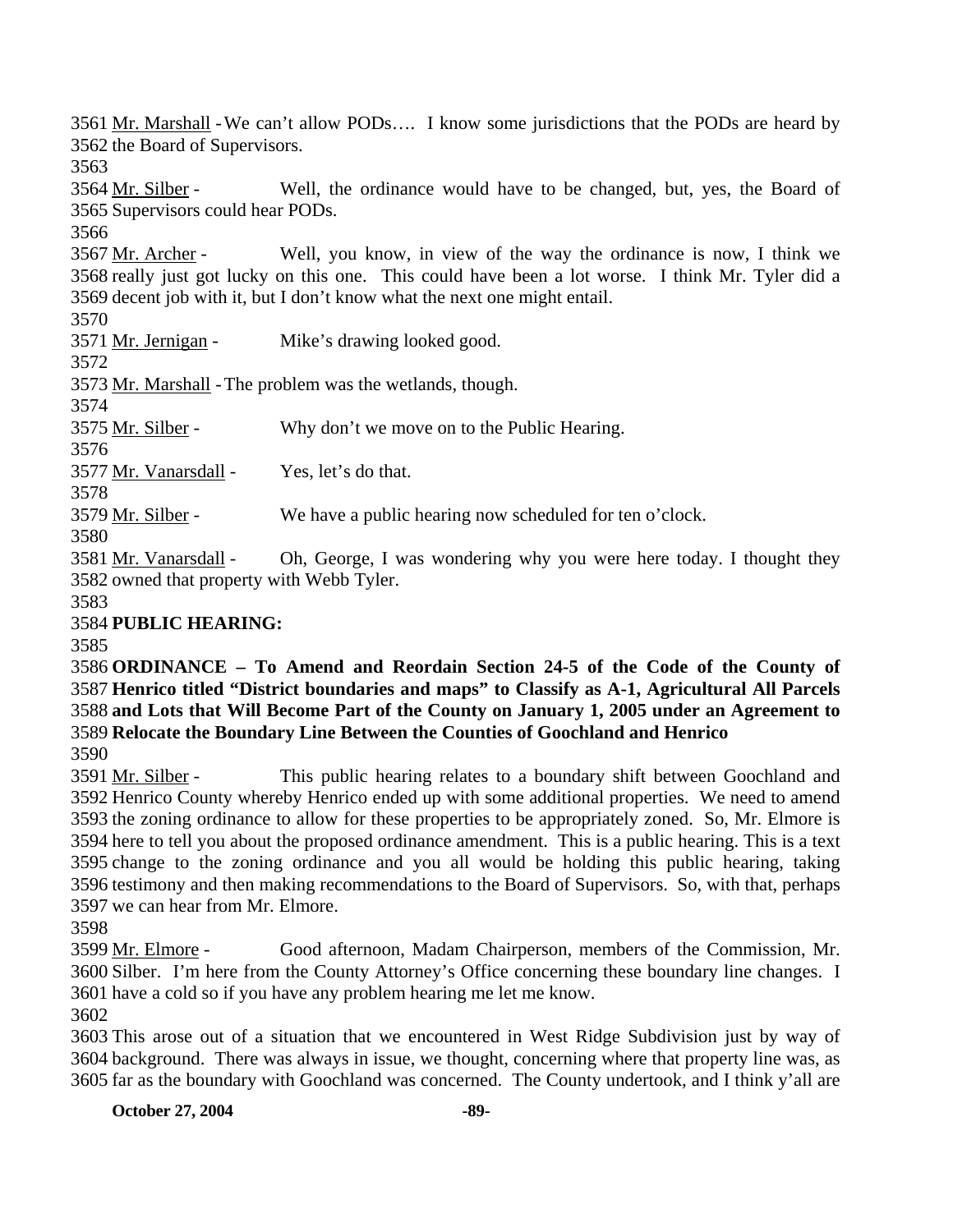3561 Mr. Marshall - We can't allow PODs…. I know some jurisdictions that the PODs are heard by
3562 the Board of Supervisors.
3563
3564 Mr. Silber - Well, the ordinance would have to be changed, but, yes, the Board of
3565 Supervisors could hear PODs.
3566
3567 Mr. Archer - Well, you know, in view of the way the ordinance is now, I think we
3568 really just got lucky on this one. This could have been a lot worse. I think Mr. Tyler did a
3569 decent job with it, but I don't know what the next one might entail.
3570
3571 Mr. Jernigan - Mike's drawing looked good.
3572
3573 Mr. Marshall - The problem was the wetlands, though.
3574
3575 Mr. Silber - Why don't we move on to the Public Hearing.
3576
3577 Mr. Vanarsdall - Yes, let's do that.
3578
3579 Mr. Silber - We have a public hearing now scheduled for ten o'clock.
3580
3581 Mr. Vanarsdall - Oh, George, I was wondering why you were here today. I thought they
3582 owned that property with Webb Tyler.
3583
3584 **PUBLIC HEARING:**
3585
3586 **ORDINANCE – To Amend and Reordain Section 24-5 of the Code of the County of**
3587 **Henrico titled "District boundaries and maps" to Classify as A-1, Agricultural All Parcels**
3588 **and Lots that Will Become Part of the County on January 1, 2005 under an Agreement to**
3589 **Relocate the Boundary Line Between the Counties of Goochland and Henrico**
3590
3591 Mr. Silber - This public hearing relates to a boundary shift between Goochland and
3592 Henrico County whereby Henrico ended up with some additional properties. We need to amend
3593 the zoning ordinance to allow for these properties to be appropriately zoned. So, Mr. Elmore is
3594 here to tell you about the proposed ordinance amendment. This is a public hearing. This is a text
3595 change to the zoning ordinance and you all would be holding this public hearing, taking
3596 testimony and then making recommendations to the Board of Supervisors. So, with that, perhaps
3597 we can hear from Mr. Elmore.
3598
3599 Mr. Elmore - Good afternoon, Madam Chairperson, members of the Commission, Mr.
3600 Silber. I'm here from the County Attorney's Office concerning these boundary line changes. I
3601 have a cold so if you have any problem hearing me let me know.
3602
3603 This arose out of a situation that we encountered in West Ridge Subdivision just by way of
3604 background. There was always in issue, we thought, concerning where that property line was, as
3605 far as the boundary with Goochland was concerned. The County undertook, and I think y'all are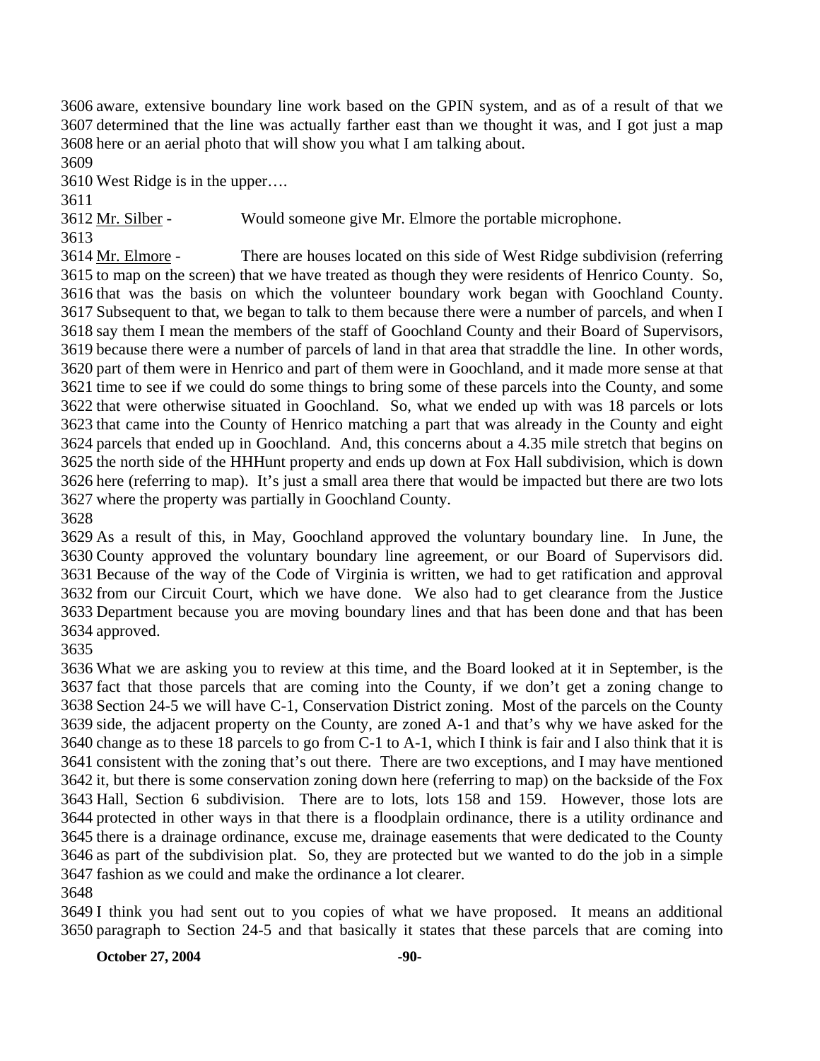3606 aware, extensive boundary line work based on the GPIN system, and as of a result of that we
3607 determined that the line was actually farther east than we thought it was, and I got just a map
3608 here or an aerial photo that will show you what I am talking about.
3609
3610 West Ridge is in the upper….
3611
3612 Mr. Silber - Would someone give Mr. Elmore the portable microphone.
3613
3614 Mr. Elmore - There are houses located on this side of West Ridge subdivision (referring
3615 to map on the screen) that we have treated as though they were residents of Henrico County. So,
3616 that was the basis on which the volunteer boundary work began with Goochland County.
3617 Subsequent to that, we began to talk to them because there were a number of parcels, and when I
3618 say them I mean the members of the staff of Goochland County and their Board of Supervisors,
3619 because there were a number of parcels of land in that area that straddle the line. In other words,
3620 part of them were in Henrico and part of them were in Goochland, and it made more sense at that
3621 time to see if we could do some things to bring some of these parcels into the County, and some
3622 that were otherwise situated in Goochland. So, what we ended up with was 18 parcels or lots
3623 that came into the County of Henrico matching a part that was already in the County and eight
3624 parcels that ended up in Goochland. And, this concerns about a 4.35 mile stretch that begins on
3625 the north side of the HHHunt property and ends up down at Fox Hall subdivision, which is down
3626 here (referring to map). It's just a small area there that would be impacted but there are two lots
3627 where the property was partially in Goochland County.
3628
3629 As a result of this, in May, Goochland approved the voluntary boundary line. In June, the
3630 County approved the voluntary boundary line agreement, or our Board of Supervisors did.
3631 Because of the way of the Code of Virginia is written, we had to get ratification and approval
3632 from our Circuit Court, which we have done. We also had to get clearance from the Justice
3633 Department because you are moving boundary lines and that has been done and that has been
3634 approved.
3635
3636 What we are asking you to review at this time, and the Board looked at it in September, is the
3637 fact that those parcels that are coming into the County, if we don't get a zoning change to
3638 Section 24-5 we will have C-1, Conservation District zoning. Most of the parcels on the County
3639 side, the adjacent property on the County, are zoned A-1 and that's why we have asked for the
3640 change as to these 18 parcels to go from C-1 to A-1, which I think is fair and I also think that it is
3641 consistent with the zoning that's out there. There are two exceptions, and I may have mentioned
3642 it, but there is some conservation zoning down here (referring to map) on the backside of the Fox
3643 Hall, Section 6 subdivision. There are to lots, lots 158 and 159. However, those lots are
3644 protected in other ways in that there is a floodplain ordinance, there is a utility ordinance and
3645 there is a drainage ordinance, excuse me, drainage easements that were dedicated to the County
3646 as part of the subdivision plat. So, they are protected but we wanted to do the job in a simple
3647 fashion as we could and make the ordinance a lot clearer.
3648
3649 I think you had sent out to you copies of what we have proposed. It means an additional
3650 paragraph to Section 24-5 and that basically it states that these parcels that are coming into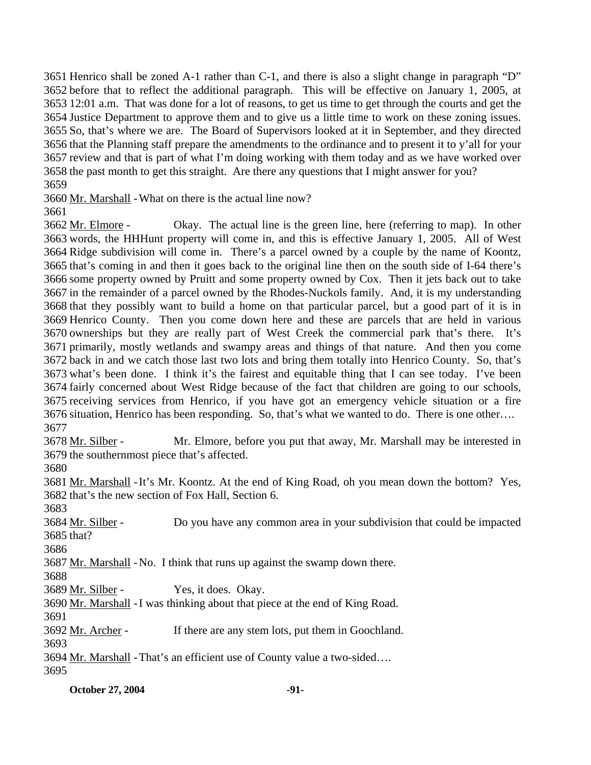3651 Henrico shall be zoned A-1 rather than C-1, and there is also a slight change in paragraph "D" 3652 before that to reflect the additional paragraph. This will be effective on January 1, 2005, at 3653 12:01 a.m. That was done for a lot of reasons, to get us time to get through the courts and get the 3654 Justice Department to approve them and to give us a little time to work on these zoning issues. 3655 So, that's where we are. The Board of Supervisors looked at it in September, and they directed 3656 that the Planning staff prepare the amendments to the ordinance and to present it to y'all for your 3657 review and that is part of what I'm doing working with them today and as we have worked over 3658 the past month to get this straight. Are there any questions that I might answer for you?

3659

3660 Mr. Marshall - What on there is the actual line now?

3661

3662 Mr. Elmore - Okay. The actual line is the green line, here (referring to map). In other 3663 words, the HHHunt property will come in, and this is effective January 1, 2005. All of West 3664 Ridge subdivision will come in. There's a parcel owned by a couple by the name of Koontz, 3665 that's coming in and then it goes back to the original line then on the south side of I-64 there's 3666 some property owned by Pruitt and some property owned by Cox. Then it jets back out to take 3667 in the remainder of a parcel owned by the Rhodes-Nuckols family. And, it is my understanding 3668 that they possibly want to build a home on that particular parcel, but a good part of it is in 3669 Henrico County. Then you come down here and these are parcels that are held in various 3670 ownerships but they are really part of West Creek the commercial park that's there. It's 3671 primarily, mostly wetlands and swampy areas and things of that nature. And then you come 3672 back in and we catch those last two lots and bring them totally into Henrico County. So, that's 3673 what's been done. I think it's the fairest and equitable thing that I can see today. I've been 3674 fairly concerned about West Ridge because of the fact that children are going to our schools, 3675 receiving services from Henrico, if you have got an emergency vehicle situation or a fire 3676 situation, Henrico has been responding. So, that's what we wanted to do. There is one other….

3677

3678 Mr. Silber - Mr. Elmore, before you put that away, Mr. Marshall may be interested in 3679 the southernmost piece that's affected.

3680

3681 Mr. Marshall - It's Mr. Koontz. At the end of King Road, oh you mean down the bottom? Yes, 3682 that's the new section of Fox Hall, Section 6.

3683

3684 Mr. Silber - Do you have any common area in your subdivision that could be impacted 3685 that?

3686

3687 Mr. Marshall - No. I think that runs up against the swamp down there.

3688

3689 Mr. Silber - Yes, it does. Okay.

3690 Mr. Marshall - I was thinking about that piece at the end of King Road.

3691

3692 Mr. Archer - If there are any stem lots, put them in Goochland.

3693

3694 Mr. Marshall - That's an efficient use of County value a two-sided….

3695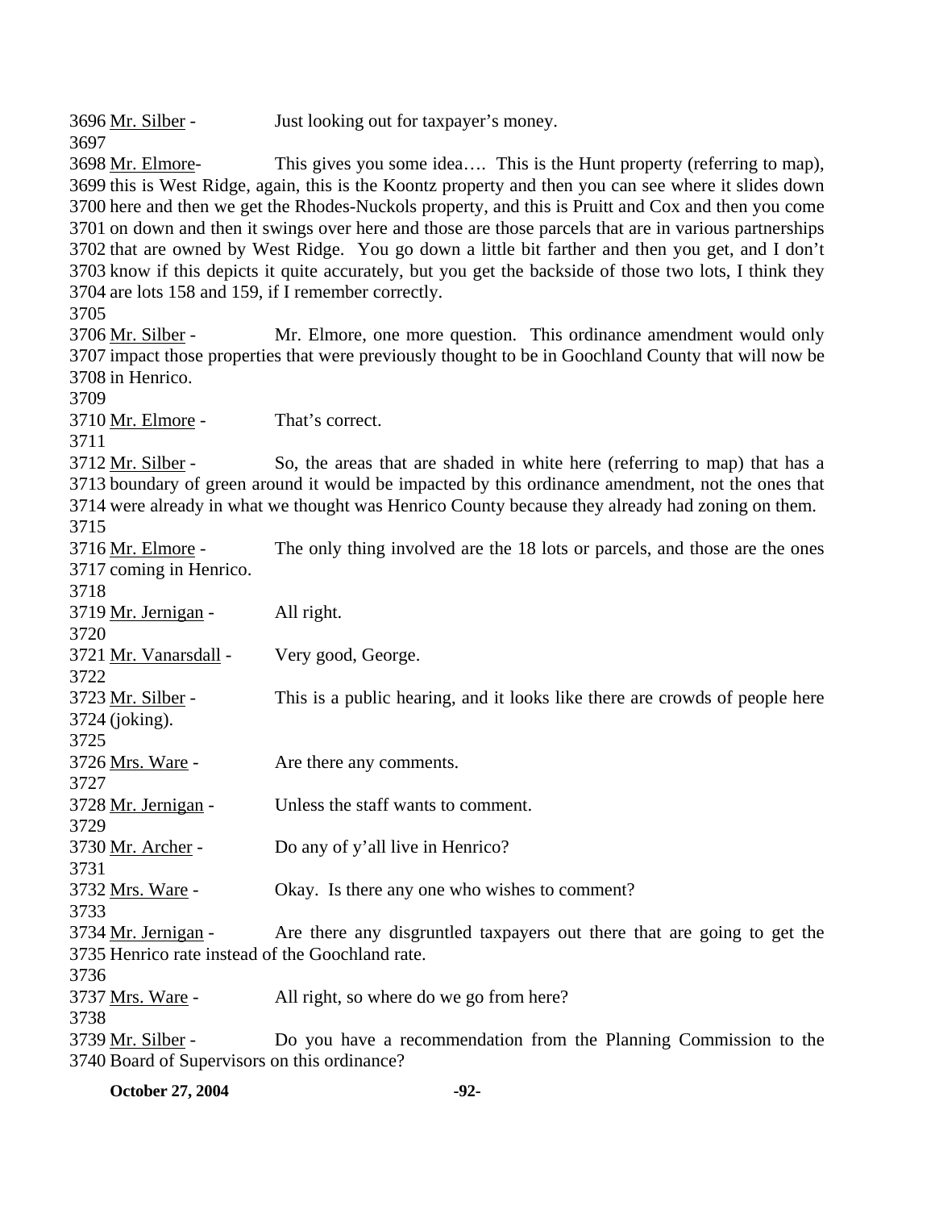3696 Mr. Silber - Just looking out for taxpayer's money.

3697

3698 Mr. Elmore- This gives you some idea…. This is the Hunt property (referring to map), 3699 this is West Ridge, again, this is the Koontz property and then you can see where it slides down 3700 here and then we get the Rhodes-Nuckols property, and this is Pruitt and Cox and then you come 3701 on down and then it swings over here and those are those parcels that are in various partnerships 3702 that are owned by West Ridge. You go down a little bit farther and then you get, and I don't 3703 know if this depicts it quite accurately, but you get the backside of those two lots, I think they 3704 are lots 158 and 159, if I remember correctly.

3705

3706 Mr. Silber - Mr. Elmore, one more question. This ordinance amendment would only 3707 impact those properties that were previously thought to be in Goochland County that will now be 3708 in Henrico.

3709

3710 Mr. Elmore - That's correct.

3711

3712 Mr. Silber - So, the areas that are shaded in white here (referring to map) that has a 3713 boundary of green around it would be impacted by this ordinance amendment, not the ones that 3714 were already in what we thought was Henrico County because they already had zoning on them.

3715

3716 Mr. Elmore - The only thing involved are the 18 lots or parcels, and those are the ones 3717 coming in Henrico.

3718

3719 Mr. Jernigan - All right.

3720

3721 Mr. Vanarsdall - Very good, George.

3722

3723 Mr. Silber - This is a public hearing, and it looks like there are crowds of people here 3724 (joking).

3725

3726 Mrs. Ware - Are there any comments.

3727

3728 Mr. Jernigan - Unless the staff wants to comment.

3729

3730 Mr. Archer - Do any of y'all live in Henrico?

3731

3732 Mrs. Ware - Okay. Is there any one who wishes to comment?

3733

3734 Mr. Jernigan - Are there any disgruntled taxpayers out there that are going to get the 3735 Henrico rate instead of the Goochland rate.

3736

3737 Mrs. Ware - All right, so where do we go from here?

3738

3739 Mr. Silber - Do you have a recommendation from the Planning Commission to the 3740 Board of Supervisors on this ordinance?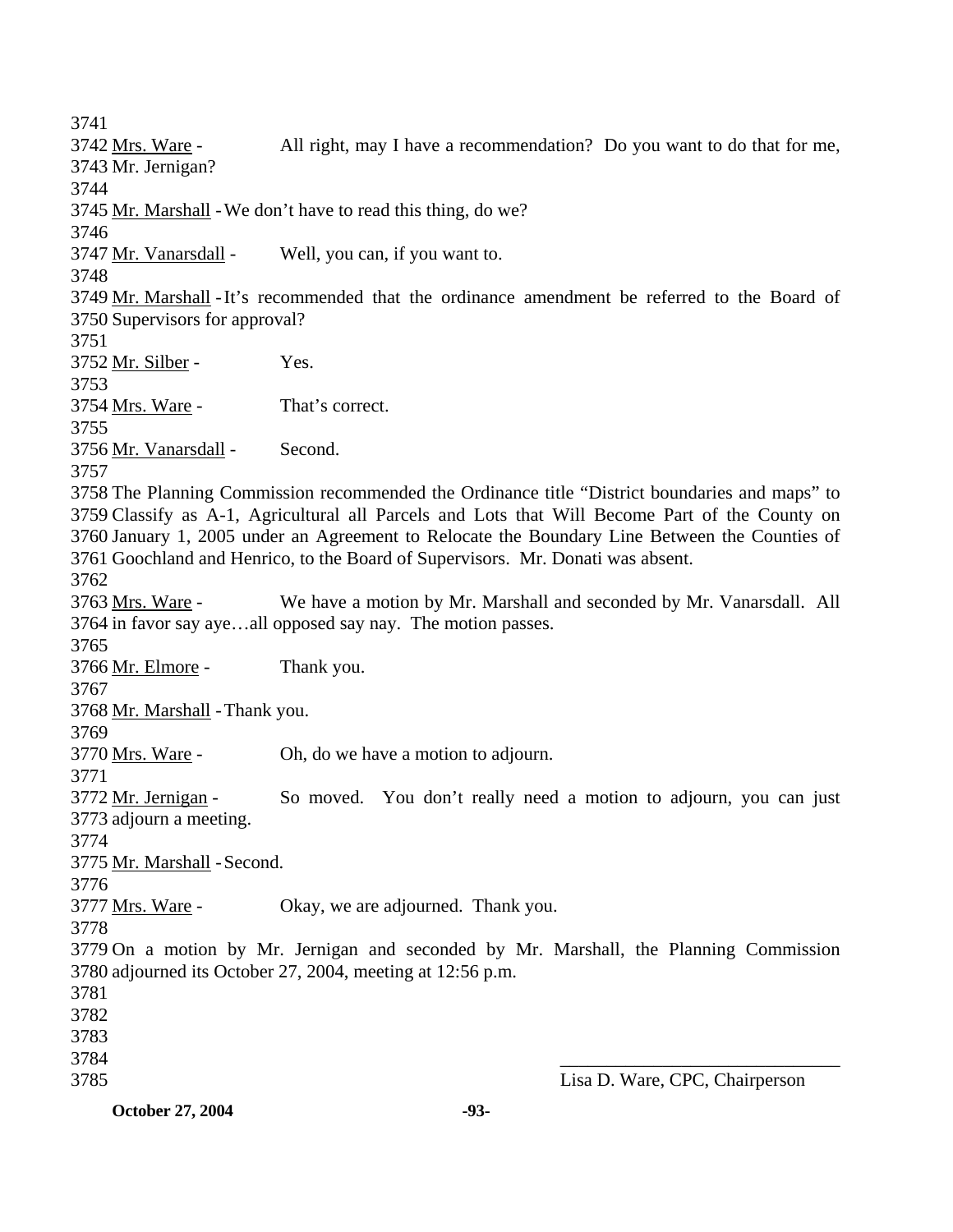3741
3742 Mrs. Ware - All right, may I have a recommendation? Do you want to do that for me,
3743 Mr. Jernigan?
3744
3745 Mr. Marshall - We don't have to read this thing, do we?
3746
3747 Mr. Vanarsdall - Well, you can, if you want to.
3748
3749 Mr. Marshall - It's recommended that the ordinance amendment be referred to the Board of
3750 Supervisors for approval?
3751
3752 Mr. Silber - Yes.
3753
3754 Mrs. Ware - That's correct.
3755
3756 Mr. Vanarsdall - Second.
3757
3758 The Planning Commission recommended the Ordinance title "District boundaries and maps" to
3759 Classify as A-1, Agricultural all Parcels and Lots that Will Become Part of the County on
3760 January 1, 2005 under an Agreement to Relocate the Boundary Line Between the Counties of
3761 Goochland and Henrico, to the Board of Supervisors. Mr. Donati was absent.
3762
3763 Mrs. Ware - We have a motion by Mr. Marshall and seconded by Mr. Vanarsdall. All
3764 in favor say aye…all opposed say nay. The motion passes.
3765
3766 Mr. Elmore - Thank you.
3767
3768 Mr. Marshall - Thank you.
3769
3770 Mrs. Ware - Oh, do we have a motion to adjourn.
3771
3772 Mr. Jernigan - So moved. You don't really need a motion to adjourn, you can just
3773 adjourn a meeting.
3774
3775 Mr. Marshall - Second.
3776
3777 Mrs. Ware - Okay, we are adjourned. Thank you.
3778
3779 On a motion by Mr. Jernigan and seconded by Mr. Marshall, the Planning Commission
3780 adjourned its October 27, 2004, meeting at 12:56 p.m.
3781
3782
3783
3784 _______________________________
3785 Lisa D. Ware, CPC, Chairperson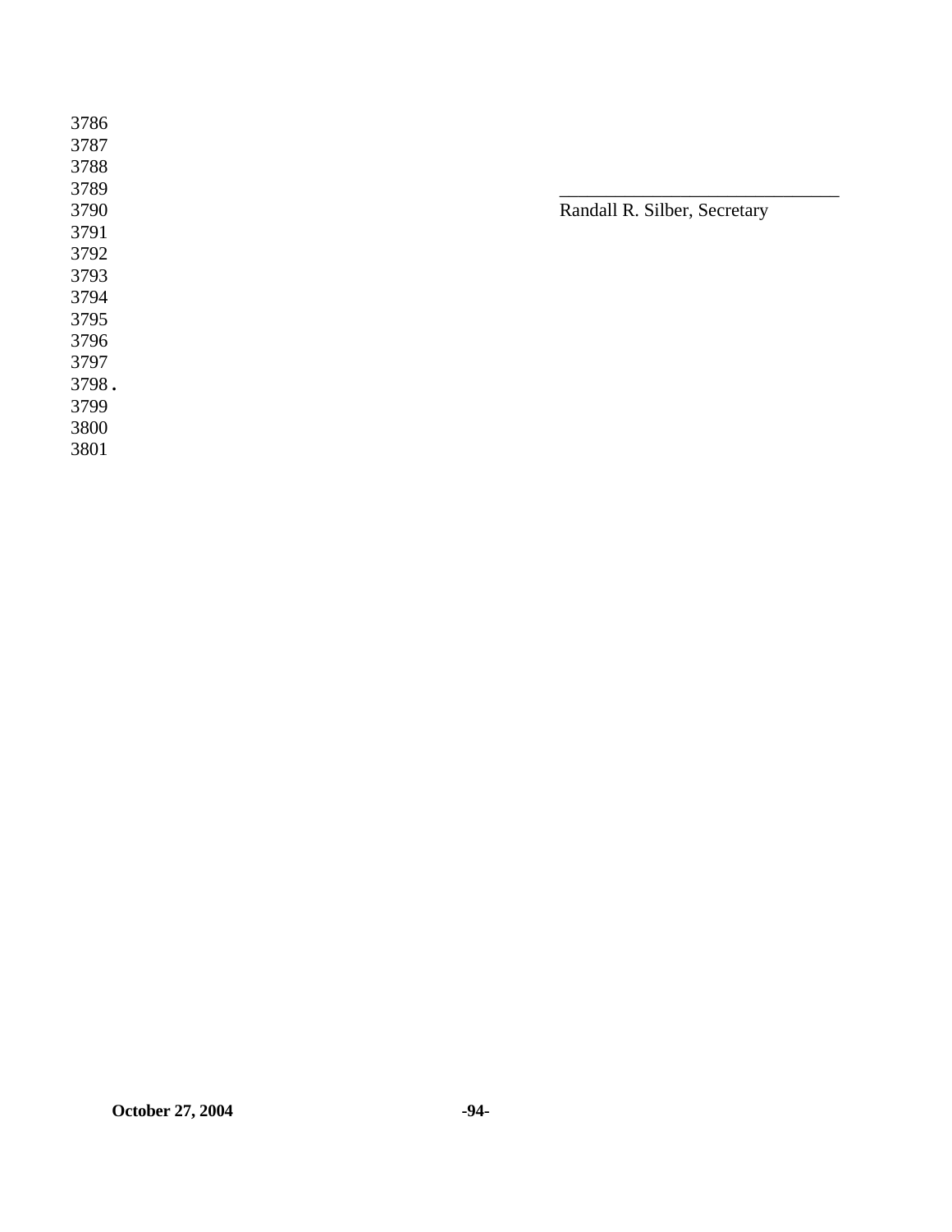\_\_\_\_\_\_\_\_\_\_\_\_\_\_\_\_\_\_\_\_\_\_\_\_\_\_\_\_\_\_\_\_\_

Randall R. Silber, Secretary